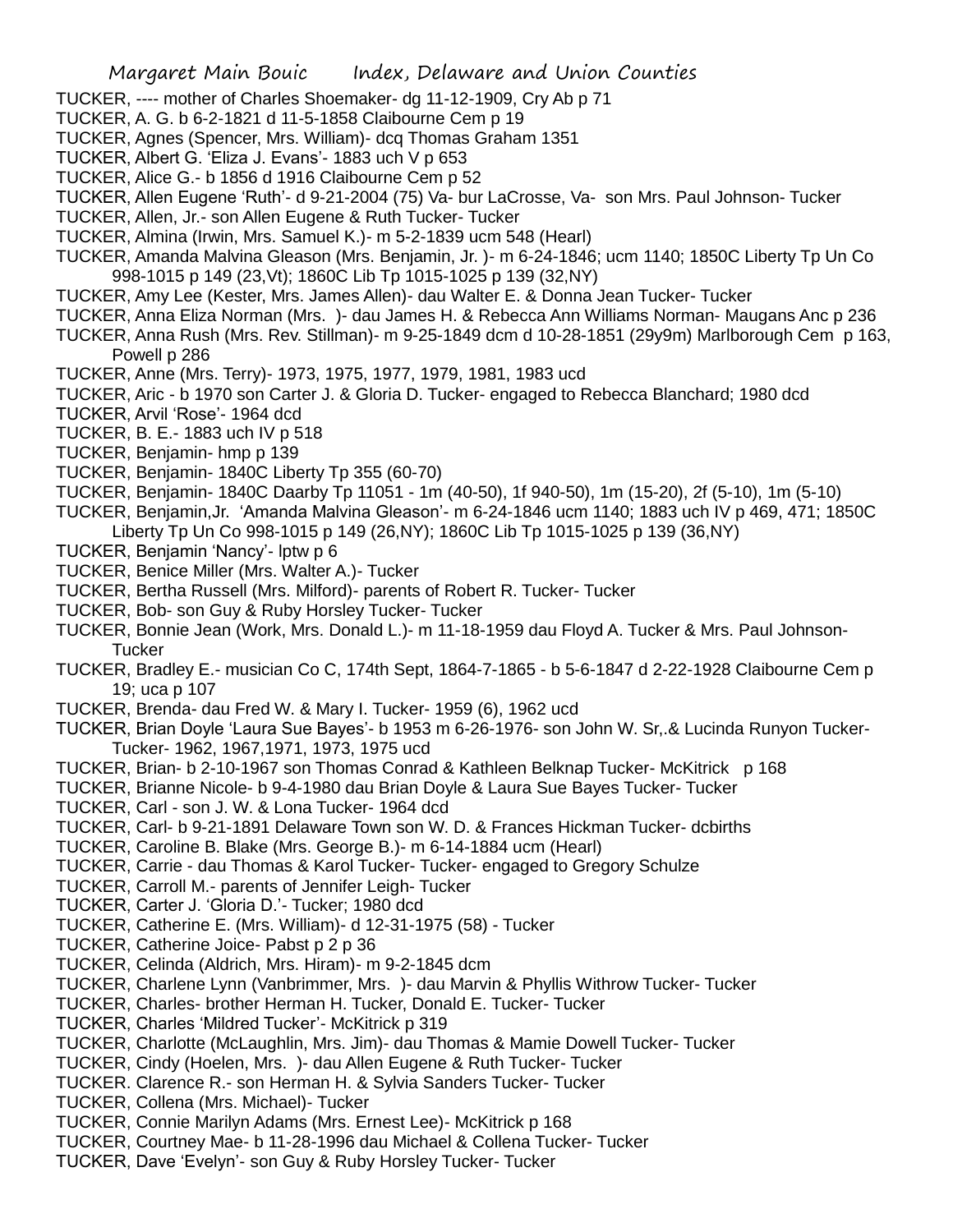TUCKER, ---- mother of Charles Shoemaker- dg 11-12-1909, Cry Ab p 71
TUCKER, A. G. b 6-2-1821 d 11-5-1858 Claibourne Cem p 19
TUCKER, Agnes (Spencer, Mrs. William)- dcq Thomas Graham 1351
TUCKER, Albert G. 'Eliza J. Evans'- 1883 uch V p 653
TUCKER, Alice G.- b 1856 d 1916 Claibourne Cem p 52
TUCKER, Allen Eugene 'Ruth'- d 9-21-2004 (75) Va- bur LaCrosse, Va- son Mrs. Paul Johnson- Tucker
TUCKER, Allen, Jr.- son Allen Eugene & Ruth Tucker- Tucker
TUCKER, Almina (Irwin, Mrs. Samuel K.)- m 5-2-1839 ucm 548 (Hearl)
TUCKER, Amanda Malvina Gleason (Mrs. Benjamin, Jr. )- m 6-24-1846; ucm 1140; 1850C Liberty Tp Un Co 998-1015 p 149 (23,Vt); 1860C Lib Tp 1015-1025 p 139 (32,NY)
TUCKER, Amy Lee (Kester, Mrs. James Allen)- dau Walter E. & Donna Jean Tucker- Tucker
TUCKER, Anna Eliza Norman (Mrs. )- dau James H. & Rebecca Ann Williams Norman- Maugans Anc p 236
TUCKER, Anna Rush (Mrs. Rev. Stillman)- m 9-25-1849 dcm d 10-28-1851 (29y9m) Marlborough Cem p 163, Powell p 286
TUCKER, Anne (Mrs. Terry)- 1973, 1975, 1977, 1979, 1981, 1983 ucd
TUCKER, Aric - b 1970 son Carter J. & Gloria D. Tucker- engaged to Rebecca Blanchard; 1980 dcd
TUCKER, Arvil 'Rose'- 1964 dcd
TUCKER, B. E.- 1883 uch IV p 518
TUCKER, Benjamin- hmp p 139
TUCKER, Benjamin- 1840C Liberty Tp 355 (60-70)
TUCKER, Benjamin- 1840C Daarby Tp 11051 - 1m (40-50), 1f 940-50), 1m (15-20), 2f (5-10), 1m (5-10)
TUCKER, Benjamin,Jr. 'Amanda Malvina Gleason'- m 6-24-1846 ucm 1140; 1883 uch IV p 469, 471; 1850C Liberty Tp Un Co 998-1015 p 149 (26,NY); 1860C Lib Tp 1015-1025 p 139 (36,NY)
TUCKER, Benjamin 'Nancy'- lptw p 6
TUCKER, Benice Miller (Mrs. Walter A.)- Tucker
TUCKER, Bertha Russell (Mrs. Milford)- parents of Robert R. Tucker- Tucker
TUCKER, Bob- son Guy & Ruby Horsley Tucker- Tucker
TUCKER, Bonnie Jean (Work, Mrs. Donald L.)- m 11-18-1959 dau Floyd A. Tucker & Mrs. Paul Johnson- Tucker
TUCKER, Bradley E.- musician Co C, 174th Sept, 1864-7-1865 - b 5-6-1847 d 2-22-1928 Claibourne Cem p 19; uca p 107
TUCKER, Brenda- dau Fred W. & Mary I. Tucker- 1959 (6), 1962 ucd
TUCKER, Brian Doyle 'Laura Sue Bayes'- b 1953 m 6-26-1976- son John W. Sr,.& Lucinda Runyon Tucker- Tucker- 1962, 1967,1971, 1973, 1975 ucd
TUCKER, Brian- b 2-10-1967 son Thomas Conrad & Kathleen Belknap Tucker- McKitrick p 168
TUCKER, Brianne Nicole- b 9-4-1980 dau Brian Doyle & Laura Sue Bayes Tucker- Tucker
TUCKER, Carl - son J. W. & Lona Tucker- 1964 dcd
TUCKER, Carl- b 9-21-1891 Delaware Town son W. D. & Frances Hickman Tucker- dcbirths
TUCKER, Caroline B. Blake (Mrs. George B.)- m 6-14-1884 ucm (Hearl)
TUCKER, Carrie - dau Thomas & Karol Tucker- Tucker- engaged to Gregory Schulze
TUCKER, Carroll M.- parents of Jennifer Leigh- Tucker
TUCKER, Carter J. 'Gloria D.'- Tucker; 1980 dcd
TUCKER, Catherine E. (Mrs. William)- d 12-31-1975 (58) - Tucker
TUCKER, Catherine Joice- Pabst p 2 p 36
TUCKER, Celinda (Aldrich, Mrs. Hiram)- m 9-2-1845 dcm
TUCKER, Charlene Lynn (Vanbrimmer, Mrs. )- dau Marvin & Phyllis Withrow Tucker- Tucker
TUCKER, Charles- brother Herman H. Tucker, Donald E. Tucker- Tucker
TUCKER, Charles 'Mildred Tucker'- McKitrick p 319
TUCKER, Charlotte (McLaughlin, Mrs. Jim)- dau Thomas & Mamie Dowell Tucker- Tucker
TUCKER, Cindy (Hoelen, Mrs. )- dau Allen Eugene & Ruth Tucker- Tucker
TUCKER. Clarence R.- son Herman H. & Sylvia Sanders Tucker- Tucker
TUCKER, Collena (Mrs. Michael)- Tucker
TUCKER, Connie Marilyn Adams (Mrs. Ernest Lee)- McKitrick p 168
TUCKER, Courtney Mae- b 11-28-1996 dau Michael & Collena Tucker- Tucker
TUCKER, Dave 'Evelyn'- son Guy & Ruby Horsley Tucker- Tucker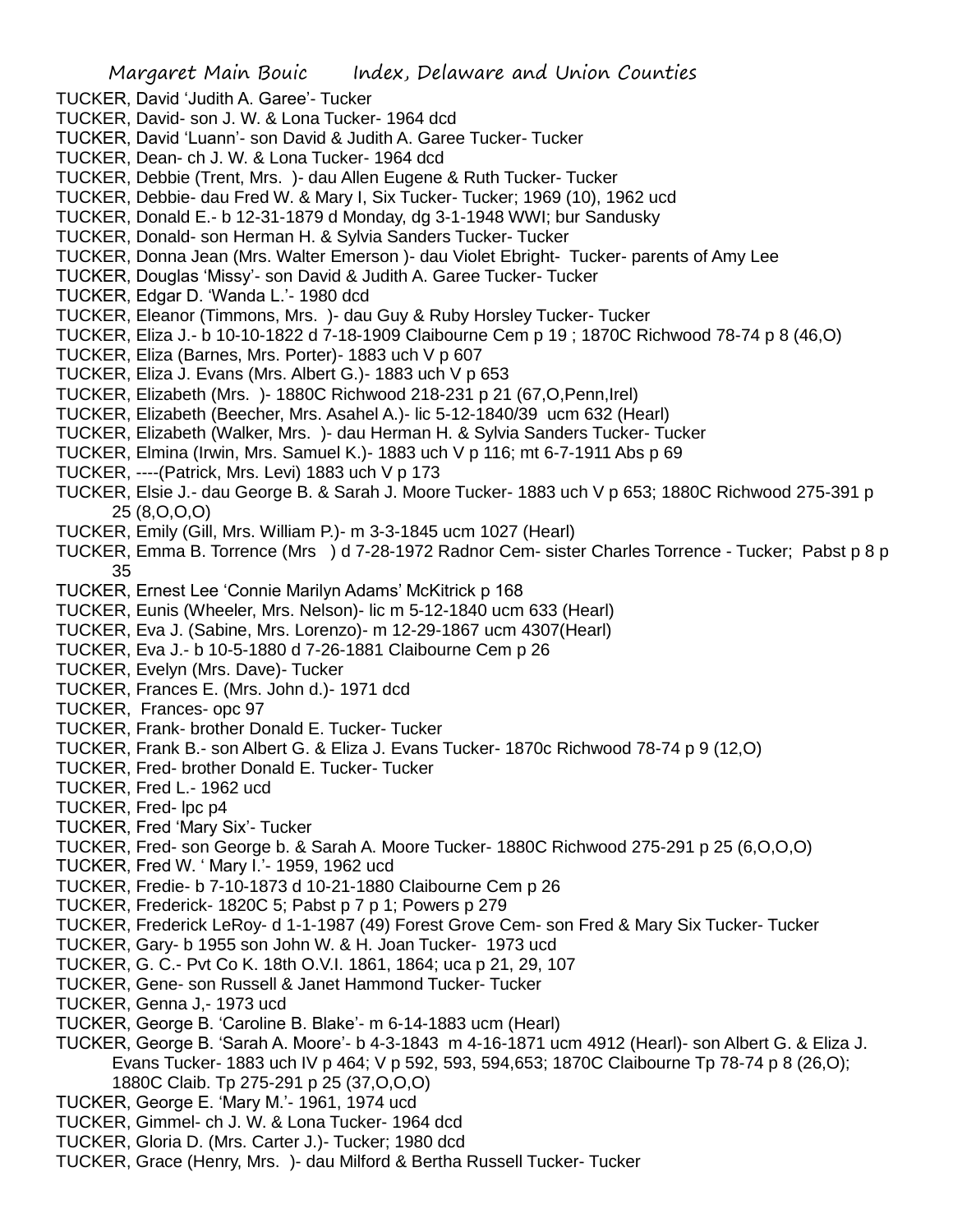TUCKER, David 'Judith A. Garee'- Tucker

TUCKER, David- son J. W. & Lona Tucker- 1964 dcd

TUCKER, David 'Luann'- son David & Judith A. Garee Tucker- Tucker

TUCKER, Dean- ch J. W. & Lona Tucker- 1964 dcd

TUCKER, Debbie (Trent, Mrs. )- dau Allen Eugene & Ruth Tucker- Tucker

TUCKER, Debbie- dau Fred W. & Mary I, Six Tucker- Tucker; 1969 (10), 1962 ucd

TUCKER, Donald E.- b 12-31-1879 d Monday, dg 3-1-1948 WWI; bur Sandusky

TUCKER, Donald- son Herman H. & Sylvia Sanders Tucker- Tucker

TUCKER, Donna Jean (Mrs. Walter Emerson )- dau Violet Ebright- Tucker- parents of Amy Lee

TUCKER, Douglas 'Missy'- son David & Judith A. Garee Tucker- Tucker

TUCKER, Edgar D. 'Wanda L.'- 1980 dcd

TUCKER, Eleanor (Timmons, Mrs. )- dau Guy & Ruby Horsley Tucker- Tucker

TUCKER, Eliza J.- b 10-10-1822 d 7-18-1909 Claibourne Cem p 19 ; 1870C Richwood 78-74 p 8 (46,O)

TUCKER, Eliza (Barnes, Mrs. Porter)- 1883 uch V p 607

TUCKER, Eliza J. Evans (Mrs. Albert G.)- 1883 uch V p 653

TUCKER, Elizabeth (Mrs. )- 1880C Richwood 218-231 p 21 (67,O,Penn,Irel)

TUCKER, Elizabeth (Beecher, Mrs. Asahel A.)- lic 5-12-1840/39 ucm 632 (Hearl)

TUCKER, Elizabeth (Walker, Mrs. )- dau Herman H. & Sylvia Sanders Tucker- Tucker

TUCKER, Elmina (Irwin, Mrs. Samuel K.)- 1883 uch V p 116; mt 6-7-1911 Abs p 69

TUCKER, ----(Patrick, Mrs. Levi) 1883 uch V p 173

TUCKER, Elsie J.- dau George B. & Sarah J. Moore Tucker- 1883 uch V p 653; 1880C Richwood 275-391 p 25 (8,O,O,O)

TUCKER, Emily (Gill, Mrs. William P.)- m 3-3-1845 ucm 1027 (Hearl)

TUCKER, Emma B. Torrence (Mrs ) d 7-28-1972 Radnor Cem- sister Charles Torrence - Tucker; Pabst p 8 p 35

TUCKER, Ernest Lee 'Connie Marilyn Adams' McKitrick p 168

TUCKER, Eunis (Wheeler, Mrs. Nelson)- lic m 5-12-1840 ucm 633 (Hearl)

TUCKER, Eva J. (Sabine, Mrs. Lorenzo)- m 12-29-1867 ucm 4307(Hearl)

TUCKER, Eva J.- b 10-5-1880 d 7-26-1881 Claibourne Cem p 26

TUCKER, Evelyn (Mrs. Dave)- Tucker

TUCKER, Frances E. (Mrs. John d.)- 1971 dcd

TUCKER, Frances- opc 97

TUCKER, Frank- brother Donald E. Tucker- Tucker

TUCKER, Frank B.- son Albert G. & Eliza J. Evans Tucker- 1870c Richwood 78-74 p 9 (12,O)

TUCKER, Fred- brother Donald E. Tucker- Tucker

TUCKER, Fred L.- 1962 ucd

TUCKER, Fred- lpc p4

TUCKER, Fred 'Mary Six'- Tucker

TUCKER, Fred- son George b. & Sarah A. Moore Tucker- 1880C Richwood 275-291 p 25 (6,O,O,O)

TUCKER, Fred W. ' Mary I.'- 1959, 1962 ucd

TUCKER, Fredie- b 7-10-1873 d 10-21-1880 Claibourne Cem p 26

TUCKER, Frederick- 1820C 5; Pabst p 7 p 1; Powers p 279

TUCKER, Frederick LeRoy- d 1-1-1987 (49) Forest Grove Cem- son Fred & Mary Six Tucker- Tucker

TUCKER, Gary- b 1955 son John W. & H. Joan Tucker- 1973 ucd

TUCKER, G. C.- Pvt Co K. 18th O.V.I. 1861, 1864; uca p 21, 29, 107

TUCKER, Gene- son Russell & Janet Hammond Tucker- Tucker

TUCKER, Genna J,- 1973 ucd

TUCKER, George B. 'Caroline B. Blake'- m 6-14-1883 ucm (Hearl)

TUCKER, George B. 'Sarah A. Moore'- b 4-3-1843 m 4-16-1871 ucm 4912 (Hearl)- son Albert G. & Eliza J. Evans Tucker- 1883 uch IV p 464; V p 592, 593, 594,653; 1870C Claibourne Tp 78-74 p 8 (26,O); 1880C Claib. Tp 275-291 p 25 (37,O,O,O)

TUCKER, George E. 'Mary M.'- 1961, 1974 ucd

TUCKER, Gimmel- ch J. W. & Lona Tucker- 1964 dcd

TUCKER, Gloria D. (Mrs. Carter J.)- Tucker; 1980 dcd

TUCKER, Grace (Henry, Mrs. )- dau Milford & Bertha Russell Tucker- Tucker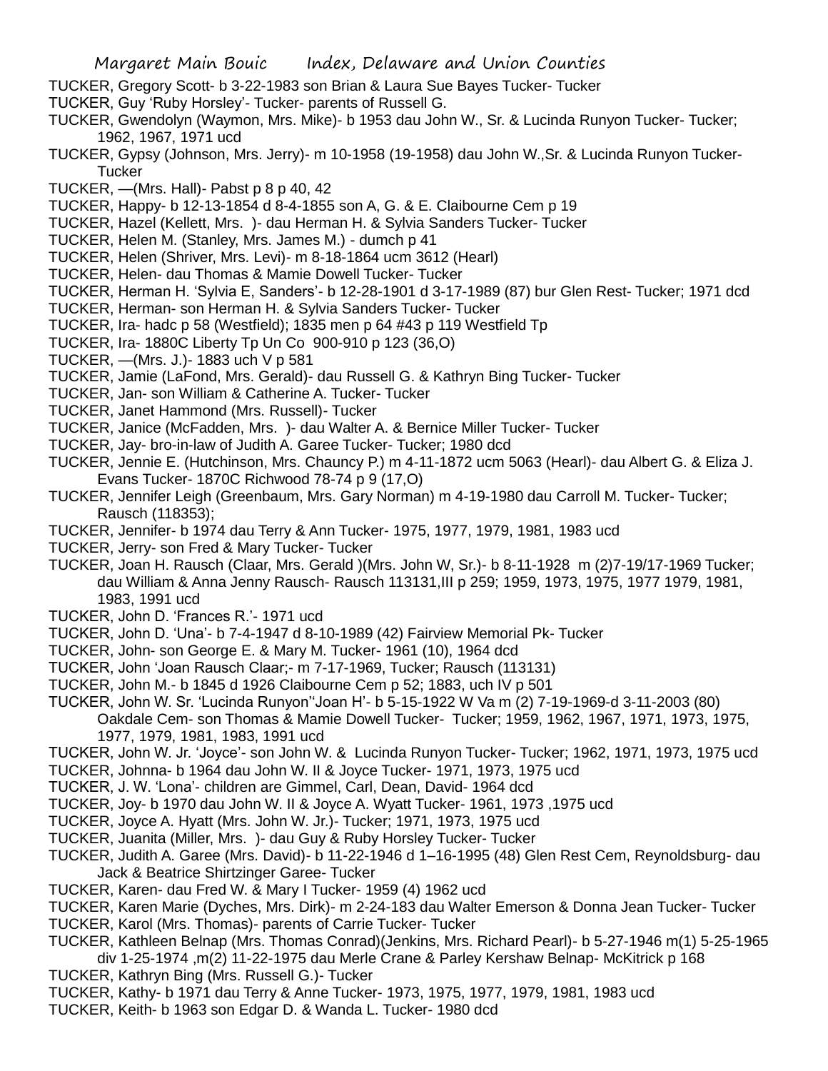TUCKER, Gregory Scott- b 3-22-1983 son Brian & Laura Sue Bayes Tucker- Tucker

TUCKER, Guy 'Ruby Horsley'- Tucker- parents of Russell G.

TUCKER, Gwendolyn (Waymon, Mrs. Mike)- b 1953 dau John W., Sr. & Lucinda Runyon Tucker- Tucker; 1962, 1967, 1971 ucd

TUCKER, Gypsy (Johnson, Mrs. Jerry)- m 10-1958 (19-1958) dau John W.,Sr. & Lucinda Runyon Tucker- Tucker

TUCKER, —(Mrs. Hall)- Pabst p 8 p 40, 42

TUCKER, Happy- b 12-13-1854 d 8-4-1855 son A, G. & E. Claibourne Cem p 19

TUCKER, Hazel (Kellett, Mrs. )- dau Herman H. & Sylvia Sanders Tucker- Tucker

TUCKER, Helen M. (Stanley, Mrs. James M.) - dumch p 41

TUCKER, Helen (Shriver, Mrs. Levi)- m 8-18-1864 ucm 3612 (Hearl)

TUCKER, Helen- dau Thomas & Mamie Dowell Tucker- Tucker

TUCKER, Herman H. 'Sylvia E, Sanders'- b 12-28-1901 d 3-17-1989 (87) bur Glen Rest- Tucker; 1971 dcd

TUCKER, Herman- son Herman H. & Sylvia Sanders Tucker- Tucker

TUCKER, Ira- hadc p 58 (Westfield); 1835 men p 64 #43 p 119 Westfield Tp

TUCKER, Ira- 1880C Liberty Tp Un Co 900-910 p 123 (36,O)

TUCKER, —(Mrs. J.)- 1883 uch V p 581

TUCKER, Jamie (LaFond, Mrs. Gerald)- dau Russell G. & Kathryn Bing Tucker- Tucker

TUCKER, Jan- son William & Catherine A. Tucker- Tucker

TUCKER, Janet Hammond (Mrs. Russell)- Tucker

TUCKER, Janice (McFadden, Mrs. )- dau Walter A. & Bernice Miller Tucker- Tucker

TUCKER, Jay- bro-in-law of Judith A. Garee Tucker- Tucker; 1980 dcd

TUCKER, Jennie E. (Hutchinson, Mrs. Chauncy P.) m 4-11-1872 ucm 5063 (Hearl)- dau Albert G. & Eliza J. Evans Tucker- 1870C Richwood 78-74 p 9 (17,O)

TUCKER, Jennifer Leigh (Greenbaum, Mrs. Gary Norman) m 4-19-1980 dau Carroll M. Tucker- Tucker; Rausch (118353);

TUCKER, Jennifer- b 1974 dau Terry & Ann Tucker- 1975, 1977, 1979, 1981, 1983 ucd

TUCKER, Jerry- son Fred & Mary Tucker- Tucker

TUCKER, Joan H. Rausch (Claar, Mrs. Gerald )(Mrs. John W, Sr.)- b 8-11-1928 m (2)7-19/17-1969 Tucker; dau William & Anna Jenny Rausch- Rausch 113131,III p 259; 1959, 1973, 1975, 1977 1979, 1981, 1983, 1991 ucd

TUCKER, John D. 'Frances R.'- 1971 ucd

TUCKER, John D. 'Una'- b 7-4-1947 d 8-10-1989 (42) Fairview Memorial Pk- Tucker

TUCKER, John- son George E. & Mary M. Tucker- 1961 (10), 1964 dcd

TUCKER, John 'Joan Rausch Claar;- m 7-17-1969, Tucker; Rausch (113131)

TUCKER, John M.- b 1845 d 1926 Claibourne Cem p 52; 1883, uch IV p 501

TUCKER, John W. Sr. 'Lucinda Runyon''Joan H'- b 5-15-1922 W Va m (2) 7-19-1969-d 3-11-2003 (80) Oakdale Cem- son Thomas & Mamie Dowell Tucker- Tucker; 1959, 1962, 1967, 1971, 1973, 1975, 1977, 1979, 1981, 1983, 1991 ucd

TUCKER, John W. Jr. 'Joyce'- son John W. & Lucinda Runyon Tucker- Tucker; 1962, 1971, 1973, 1975 ucd

TUCKER, Johnna- b 1964 dau John W. II & Joyce Tucker- 1971, 1973, 1975 ucd

TUCKER, J. W. 'Lona'- children are Gimmel, Carl, Dean, David- 1964 dcd

TUCKER, Joy- b 1970 dau John W. II & Joyce A. Wyatt Tucker- 1961, 1973 ,1975 ucd

TUCKER, Joyce A. Hyatt (Mrs. John W. Jr.)- Tucker; 1971, 1973, 1975 ucd

TUCKER, Juanita (Miller, Mrs. )- dau Guy & Ruby Horsley Tucker- Tucker

TUCKER, Judith A. Garee (Mrs. David)- b 11-22-1946 d 1–16-1995 (48) Glen Rest Cem, Reynoldsburg- dau Jack & Beatrice Shirtzinger Garee- Tucker

TUCKER, Karen- dau Fred W. & Mary I Tucker- 1959 (4) 1962 ucd

TUCKER, Karen Marie (Dyches, Mrs. Dirk)- m 2-24-183 dau Walter Emerson & Donna Jean Tucker- Tucker

TUCKER, Karol (Mrs. Thomas)- parents of Carrie Tucker- Tucker

TUCKER, Kathleen Belnap (Mrs. Thomas Conrad)(Jenkins, Mrs. Richard Pearl)- b 5-27-1946 m(1) 5-25-1965 div 1-25-1974 ,m(2) 11-22-1975 dau Merle Crane & Parley Kershaw Belnap- McKitrick p 168

TUCKER, Kathryn Bing (Mrs. Russell G.)- Tucker

TUCKER, Kathy- b 1971 dau Terry & Anne Tucker- 1973, 1975, 1977, 1979, 1981, 1983 ucd

TUCKER, Keith- b 1963 son Edgar D. & Wanda L. Tucker- 1980 dcd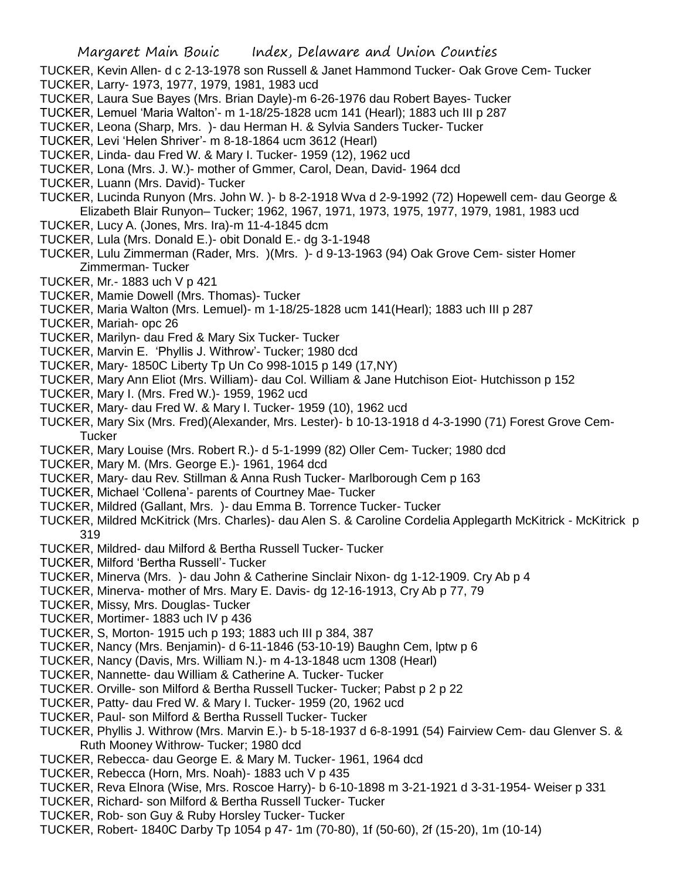TUCKER, Kevin Allen- d c 2-13-1978 son Russell & Janet Hammond Tucker- Oak Grove Cem- Tucker
TUCKER, Larry- 1973, 1977, 1979, 1981, 1983 ucd
TUCKER, Laura Sue Bayes (Mrs. Brian Dayle)-m 6-26-1976 dau Robert Bayes- Tucker
TUCKER, Lemuel 'Maria Walton'- m 1-18/25-1828 ucm 141 (Hearl); 1883 uch III p 287
TUCKER, Leona (Sharp, Mrs. )- dau Herman H. & Sylvia Sanders Tucker- Tucker
TUCKER, Levi 'Helen Shriver'- m 8-18-1864 ucm 3612 (Hearl)
TUCKER, Linda- dau Fred W. & Mary I. Tucker- 1959 (12), 1962 ucd
TUCKER, Lona (Mrs. J. W.)- mother of Gmmer, Carol, Dean, David- 1964 dcd
TUCKER, Luann (Mrs. David)- Tucker
TUCKER, Lucinda Runyon (Mrs. John W. )- b 8-2-1918 Wva d 2-9-1992 (72) Hopewell cem- dau George & Elizabeth Blair Runyon– Tucker; 1962, 1967, 1971, 1973, 1975, 1977, 1979, 1981, 1983 ucd
TUCKER, Lucy A. (Jones, Mrs. Ira)-m 11-4-1845 dcm
TUCKER, Lula (Mrs. Donald E.)- obit Donald E.- dg 3-1-1948
TUCKER, Lulu Zimmerman (Rader, Mrs. )(Mrs. )- d 9-13-1963 (94) Oak Grove Cem- sister Homer Zimmerman- Tucker
TUCKER, Mr.- 1883 uch V p 421
TUCKER, Mamie Dowell (Mrs. Thomas)- Tucker
TUCKER, Maria Walton (Mrs. Lemuel)- m 1-18/25-1828 ucm 141(Hearl); 1883 uch III p 287
TUCKER, Mariah- opc 26
TUCKER, Marilyn- dau Fred & Mary Six Tucker- Tucker
TUCKER, Marvin E. 'Phyllis J. Withrow'- Tucker; 1980 dcd
TUCKER, Mary- 1850C Liberty Tp Un Co 998-1015 p 149 (17,NY)
TUCKER, Mary Ann Eliot (Mrs. William)- dau Col. William & Jane Hutchison Eiot- Hutchisson p 152
TUCKER, Mary I. (Mrs. Fred W.)- 1959, 1962 ucd
TUCKER, Mary- dau Fred W. & Mary I. Tucker- 1959 (10), 1962 ucd
TUCKER, Mary Six (Mrs. Fred)(Alexander, Mrs. Lester)- b 10-13-1918 d 4-3-1990 (71) Forest Grove Cem- Tucker
TUCKER, Mary Louise (Mrs. Robert R.)- d 5-1-1999 (82) Oller Cem- Tucker; 1980 dcd
TUCKER, Mary M. (Mrs. George E.)- 1961, 1964 dcd
TUCKER, Mary- dau Rev. Stillman & Anna Rush Tucker- Marlborough Cem p 163
TUCKER, Michael 'Collena'- parents of Courtney Mae- Tucker
TUCKER, Mildred (Gallant, Mrs. )- dau Emma B. Torrence Tucker- Tucker
TUCKER, Mildred McKitrick (Mrs. Charles)- dau Alen S. & Caroline Cordelia Applegarth McKitrick - McKitrick p 319
TUCKER, Mildred- dau Milford & Bertha Russell Tucker- Tucker
TUCKER, Milford 'Bertha Russell'- Tucker
TUCKER, Minerva (Mrs. )- dau John & Catherine Sinclair Nixon- dg 1-12-1909. Cry Ab p 4
TUCKER, Minerva- mother of Mrs. Mary E. Davis- dg 12-16-1913, Cry Ab p 77, 79
TUCKER, Missy, Mrs. Douglas- Tucker
TUCKER, Mortimer- 1883 uch IV p 436
TUCKER, S, Morton- 1915 uch p 193; 1883 uch III p 384, 387
TUCKER, Nancy (Mrs. Benjamin)- d 6-11-1846 (53-10-19) Baughn Cem, lptw p 6
TUCKER, Nancy (Davis, Mrs. William N.)- m 4-13-1848 ucm 1308 (Hearl)
TUCKER, Nannette- dau William & Catherine A. Tucker- Tucker
TUCKER. Orville- son Milford & Bertha Russell Tucker- Tucker; Pabst p 2 p 22
TUCKER, Patty- dau Fred W. & Mary I. Tucker- 1959 (20, 1962 ucd
TUCKER, Paul- son Milford & Bertha Russell Tucker- Tucker
TUCKER, Phyllis J. Withrow (Mrs. Marvin E.)- b 5-18-1937 d 6-8-1991 (54) Fairview Cem- dau Glenver S. & Ruth Mooney Withrow- Tucker; 1980 dcd
TUCKER, Rebecca- dau George E. & Mary M. Tucker- 1961, 1964 dcd
TUCKER, Rebecca (Horn, Mrs. Noah)- 1883 uch V p 435
TUCKER, Reva Elnora (Wise, Mrs. Roscoe Harry)- b 6-10-1898 m 3-21-1921 d 3-31-1954- Weiser p 331
TUCKER, Richard- son Milford & Bertha Russell Tucker- Tucker
TUCKER, Rob- son Guy & Ruby Horsley Tucker- Tucker
TUCKER, Robert- 1840C Darby Tp 1054 p 47- 1m (70-80), 1f (50-60), 2f (15-20), 1m (10-14)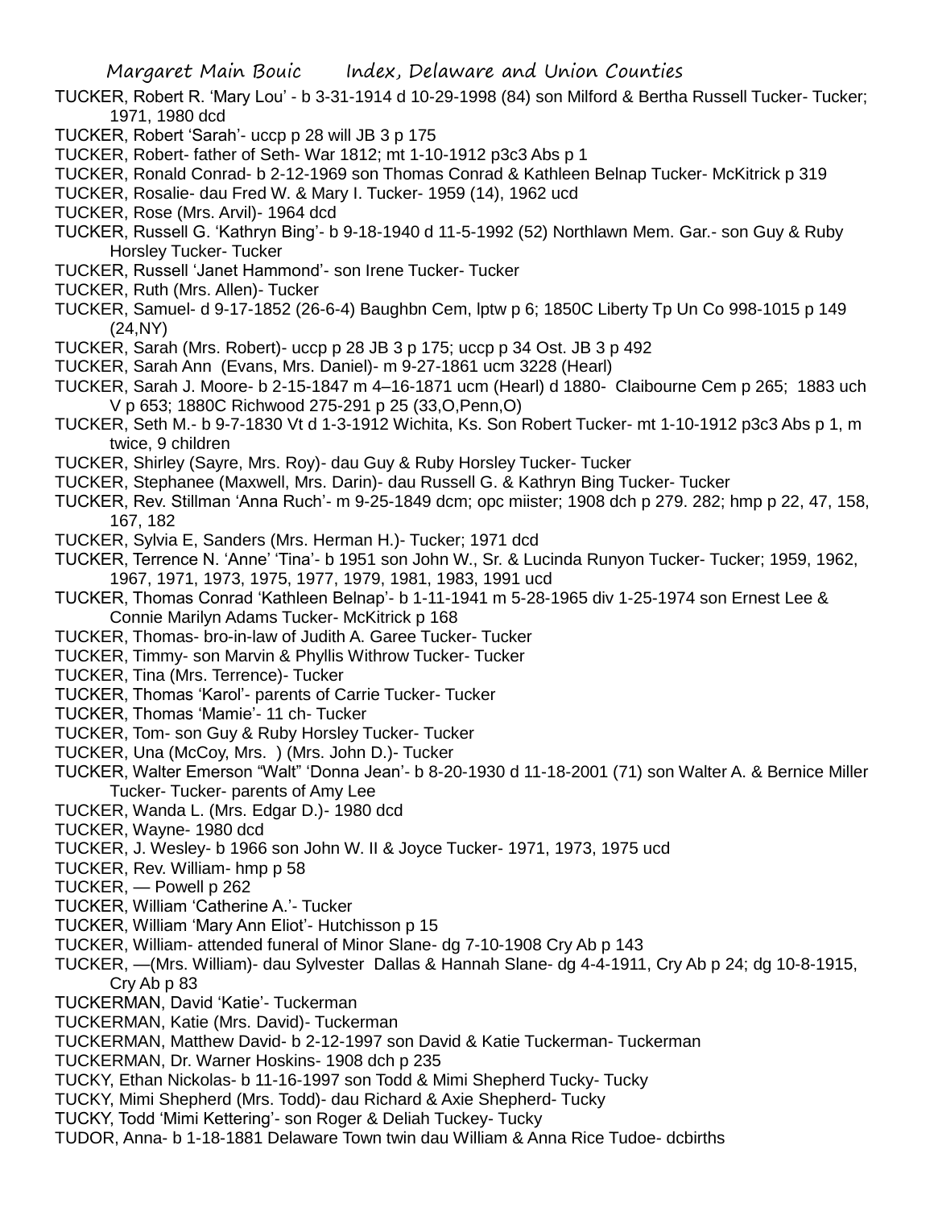TUCKER, Robert R. 'Mary Lou' - b 3-31-1914 d 10-29-1998 (84) son Milford & Bertha Russell Tucker- Tucker; 1971, 1980 dcd

TUCKER, Robert 'Sarah'- uccp p 28 will JB 3 p 175

TUCKER, Robert- father of Seth- War 1812; mt 1-10-1912 p3c3 Abs p 1

TUCKER, Ronald Conrad- b 2-12-1969 son Thomas Conrad & Kathleen Belnap Tucker- McKitrick p 319

TUCKER, Rosalie- dau Fred W. & Mary I. Tucker- 1959 (14), 1962 ucd

TUCKER, Rose (Mrs. Arvil)- 1964 dcd

TUCKER, Russell G. 'Kathryn Bing'- b 9-18-1940 d 11-5-1992 (52) Northlawn Mem. Gar.- son Guy & Ruby Horsley Tucker- Tucker

TUCKER, Russell 'Janet Hammond'- son Irene Tucker- Tucker

TUCKER, Ruth (Mrs. Allen)- Tucker

TUCKER, Samuel- d 9-17-1852 (26-6-4) Baughbn Cem, lptw p 6; 1850C Liberty Tp Un Co 998-1015 p 149 (24,NY)

TUCKER, Sarah (Mrs. Robert)- uccp p 28 JB 3 p 175; uccp p 34 Ost. JB 3 p 492

TUCKER, Sarah Ann (Evans, Mrs. Daniel)- m 9-27-1861 ucm 3228 (Hearl)

TUCKER, Sarah J. Moore- b 2-15-1847 m 4–16-1871 ucm (Hearl) d 1880- Claibourne Cem p 265; 1883 uch V p 653; 1880C Richwood 275-291 p 25 (33,O,Penn,O)

TUCKER, Seth M.- b 9-7-1830 Vt d 1-3-1912 Wichita, Ks. Son Robert Tucker- mt 1-10-1912 p3c3 Abs p 1, m twice, 9 children

TUCKER, Shirley (Sayre, Mrs. Roy)- dau Guy & Ruby Horsley Tucker- Tucker

TUCKER, Stephanee (Maxwell, Mrs. Darin)- dau Russell G. & Kathryn Bing Tucker- Tucker

TUCKER, Rev. Stillman 'Anna Ruch'- m 9-25-1849 dcm; opc miister; 1908 dch p 279. 282; hmp p 22, 47, 158, 167, 182

TUCKER, Sylvia E, Sanders (Mrs. Herman H.)- Tucker; 1971 dcd

TUCKER, Terrence N. 'Anne' 'Tina'- b 1951 son John W., Sr. & Lucinda Runyon Tucker- Tucker; 1959, 1962, 1967, 1971, 1973, 1975, 1977, 1979, 1981, 1983, 1991 ucd

TUCKER, Thomas Conrad 'Kathleen Belnap'- b 1-11-1941 m 5-28-1965 div 1-25-1974 son Ernest Lee & Connie Marilyn Adams Tucker- McKitrick p 168

TUCKER, Thomas- bro-in-law of Judith A. Garee Tucker- Tucker

TUCKER, Timmy- son Marvin & Phyllis Withrow Tucker- Tucker

TUCKER, Tina (Mrs. Terrence)- Tucker

TUCKER, Thomas 'Karol'- parents of Carrie Tucker- Tucker

TUCKER, Thomas 'Mamie'- 11 ch- Tucker

TUCKER, Tom- son Guy & Ruby Horsley Tucker- Tucker

TUCKER, Una (McCoy, Mrs. ) (Mrs. John D.)- Tucker

TUCKER, Walter Emerson "Walt" 'Donna Jean'- b 8-20-1930 d 11-18-2001 (71) son Walter A. & Bernice Miller Tucker- Tucker- parents of Amy Lee

TUCKER, Wanda L. (Mrs. Edgar D.)- 1980 dcd

TUCKER, Wayne- 1980 dcd

TUCKER, J. Wesley- b 1966 son John W. II & Joyce Tucker- 1971, 1973, 1975 ucd

TUCKER, Rev. William- hmp p 58

TUCKER, — Powell p 262

TUCKER, William 'Catherine A.'- Tucker

TUCKER, William 'Mary Ann Eliot'- Hutchisson p 15

TUCKER, William- attended funeral of Minor Slane- dg 7-10-1908 Cry Ab p 143

TUCKER, —(Mrs. William)- dau Sylvester Dallas & Hannah Slane- dg 4-4-1911, Cry Ab p 24; dg 10-8-1915, Cry Ab p 83

TUCKERMAN, David 'Katie'- Tuckerman

TUCKERMAN, Katie (Mrs. David)- Tuckerman

TUCKERMAN, Matthew David- b 2-12-1997 son David & Katie Tuckerman- Tuckerman

TUCKERMAN, Dr. Warner Hoskins- 1908 dch p 235

TUCKY, Ethan Nickolas- b 11-16-1997 son Todd & Mimi Shepherd Tucky- Tucky

TUCKY, Mimi Shepherd (Mrs. Todd)- dau Richard & Axie Shepherd- Tucky

TUCKY, Todd 'Mimi Kettering'- son Roger & Deliah Tuckey- Tucky

TUDOR, Anna- b 1-18-1881 Delaware Town twin dau William & Anna Rice Tudoe- dcbirths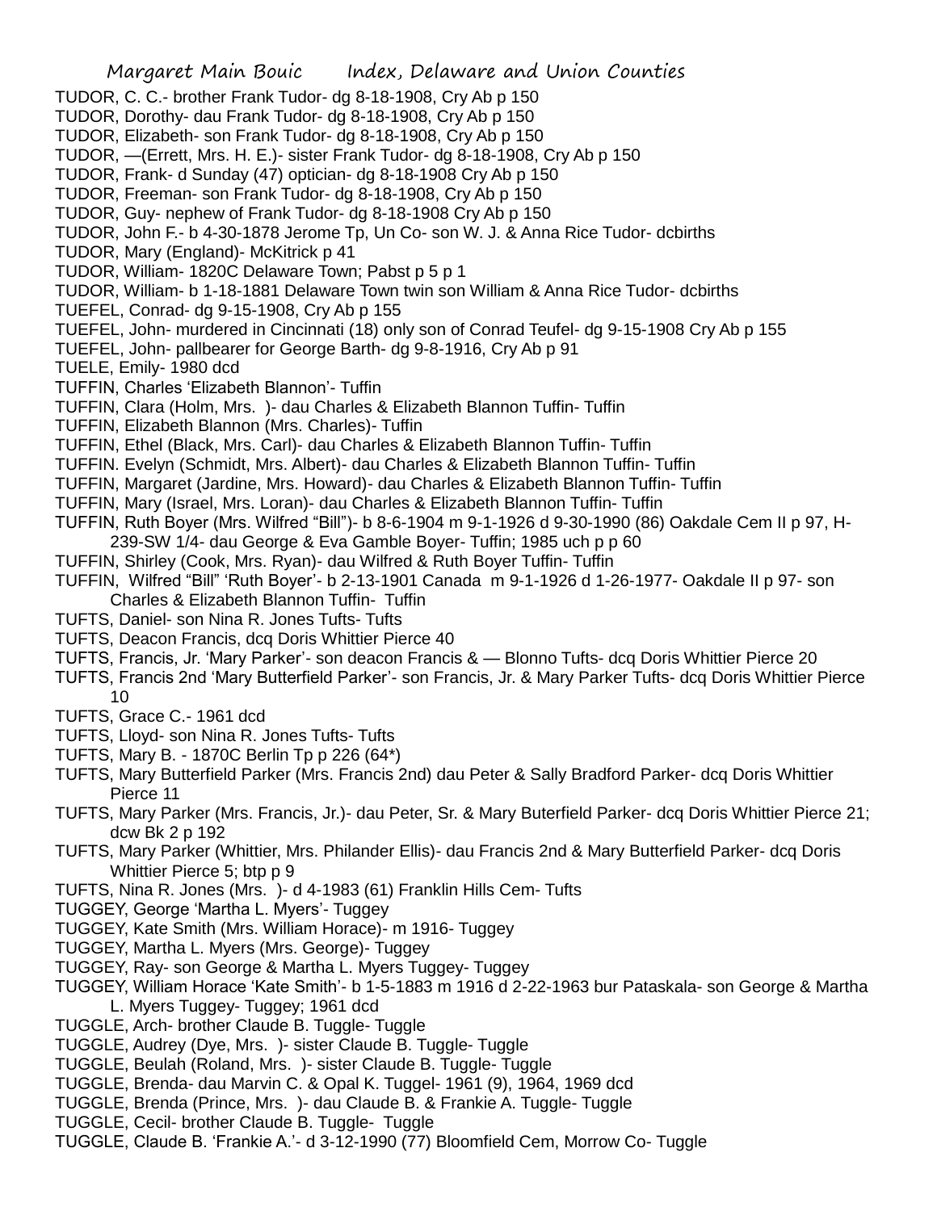TUDOR, C. C.- brother Frank Tudor- dg 8-18-1908, Cry Ab p 150
TUDOR, Dorothy- dau Frank Tudor- dg 8-18-1908, Cry Ab p 150
TUDOR, Elizabeth- son Frank Tudor- dg 8-18-1908, Cry Ab p 150
TUDOR, —(Errett, Mrs. H. E.)- sister Frank Tudor- dg 8-18-1908, Cry Ab p 150
TUDOR, Frank- d Sunday (47) optician- dg 8-18-1908 Cry Ab p 150
TUDOR, Freeman- son Frank Tudor- dg 8-18-1908, Cry Ab p 150
TUDOR, Guy- nephew of Frank Tudor- dg 8-18-1908 Cry Ab p 150
TUDOR, John F.- b 4-30-1878 Jerome Tp, Un Co- son W. J. & Anna Rice Tudor- dcbirths
TUDOR, Mary (England)- McKitrick p 41
TUDOR, William- 1820C Delaware Town; Pabst p 5 p 1
TUDOR, William- b 1-18-1881 Delaware Town twin son William & Anna Rice Tudor- dcbirths
TUEFEL, Conrad- dg 9-15-1908, Cry Ab p 155
TUEFEL, John- murdered in Cincinnati (18) only son of Conrad Teufel- dg 9-15-1908 Cry Ab p 155
TUEFEL, John- pallbearer for George Barth- dg 9-8-1916, Cry Ab p 91
TUELE, Emily- 1980 dcd
TUFFIN, Charles 'Elizabeth Blannon'- Tuffin
TUFFIN, Clara (Holm, Mrs. )- dau Charles & Elizabeth Blannon Tuffin- Tuffin
TUFFIN, Elizabeth Blannon (Mrs. Charles)- Tuffin
TUFFIN, Ethel (Black, Mrs. Carl)- dau Charles & Elizabeth Blannon Tuffin- Tuffin
TUFFIN. Evelyn (Schmidt, Mrs. Albert)- dau Charles & Elizabeth Blannon Tuffin- Tuffin
TUFFIN, Margaret (Jardine, Mrs. Howard)- dau Charles & Elizabeth Blannon Tuffin- Tuffin
TUFFIN, Mary (Israel, Mrs. Loran)- dau Charles & Elizabeth Blannon Tuffin- Tuffin
TUFFIN, Ruth Boyer (Mrs. Wilfred "Bill")- b 8-6-1904 m 9-1-1926 d 9-30-1990 (86) Oakdale Cem II p 97, H-239-SW 1/4- dau George & Eva Gamble Boyer- Tuffin; 1985 uch p p 60
TUFFIN, Shirley (Cook, Mrs. Ryan)- dau Wilfred & Ruth Boyer Tuffin- Tuffin
TUFFIN, Wilfred "Bill" 'Ruth Boyer'- b 2-13-1901 Canada m 9-1-1926 d 1-26-1977- Oakdale II p 97- son Charles & Elizabeth Blannon Tuffin- Tuffin
TUFTS, Daniel- son Nina R. Jones Tufts- Tufts
TUFTS, Deacon Francis, dcq Doris Whittier Pierce 40
TUFTS, Francis, Jr. 'Mary Parker'- son deacon Francis & — Blonno Tufts- dcq Doris Whittier Pierce 20
TUFTS, Francis 2nd 'Mary Butterfield Parker'- son Francis, Jr. & Mary Parker Tufts- dcq Doris Whittier Pierce 10
TUFTS, Grace C.- 1961 dcd
TUFTS, Lloyd- son Nina R. Jones Tufts- Tufts
TUFTS, Mary B. - 1870C Berlin Tp p 226 (64*)
TUFTS, Mary Butterfield Parker (Mrs. Francis 2nd) dau Peter & Sally Bradford Parker- dcq Doris Whittier Pierce 11
TUFTS, Mary Parker (Mrs. Francis, Jr.)- dau Peter, Sr. & Mary Buterfield Parker- dcq Doris Whittier Pierce 21; dcw Bk 2 p 192
TUFTS, Mary Parker (Whittier, Mrs. Philander Ellis)- dau Francis 2nd & Mary Butterfield Parker- dcq Doris Whittier Pierce 5; btp p 9
TUFTS, Nina R. Jones (Mrs. )- d 4-1983 (61) Franklin Hills Cem- Tufts
TUGGEY, George 'Martha L. Myers'- Tuggey
TUGGEY, Kate Smith (Mrs. William Horace)- m 1916- Tuggey
TUGGEY, Martha L. Myers (Mrs. George)- Tuggey
TUGGEY, Ray- son George & Martha L. Myers Tuggey- Tuggey
TUGGEY, William Horace 'Kate Smith'- b 1-5-1883 m 1916 d 2-22-1963 bur Pataskala- son George & Martha L. Myers Tuggey- Tuggey; 1961 dcd
TUGGLE, Arch- brother Claude B. Tuggle- Tuggle
TUGGLE, Audrey (Dye, Mrs. )- sister Claude B. Tuggle- Tuggle
TUGGLE, Beulah (Roland, Mrs. )- sister Claude B. Tuggle- Tuggle
TUGGLE, Brenda- dau Marvin C. & Opal K. Tuggel- 1961 (9), 1964, 1969 dcd
TUGGLE, Brenda (Prince, Mrs. )- dau Claude B. & Frankie A. Tuggle- Tuggle
TUGGLE, Cecil- brother Claude B. Tuggle- Tuggle
TUGGLE, Claude B. 'Frankie A.'- d 3-12-1990 (77) Bloomfield Cem, Morrow Co- Tuggle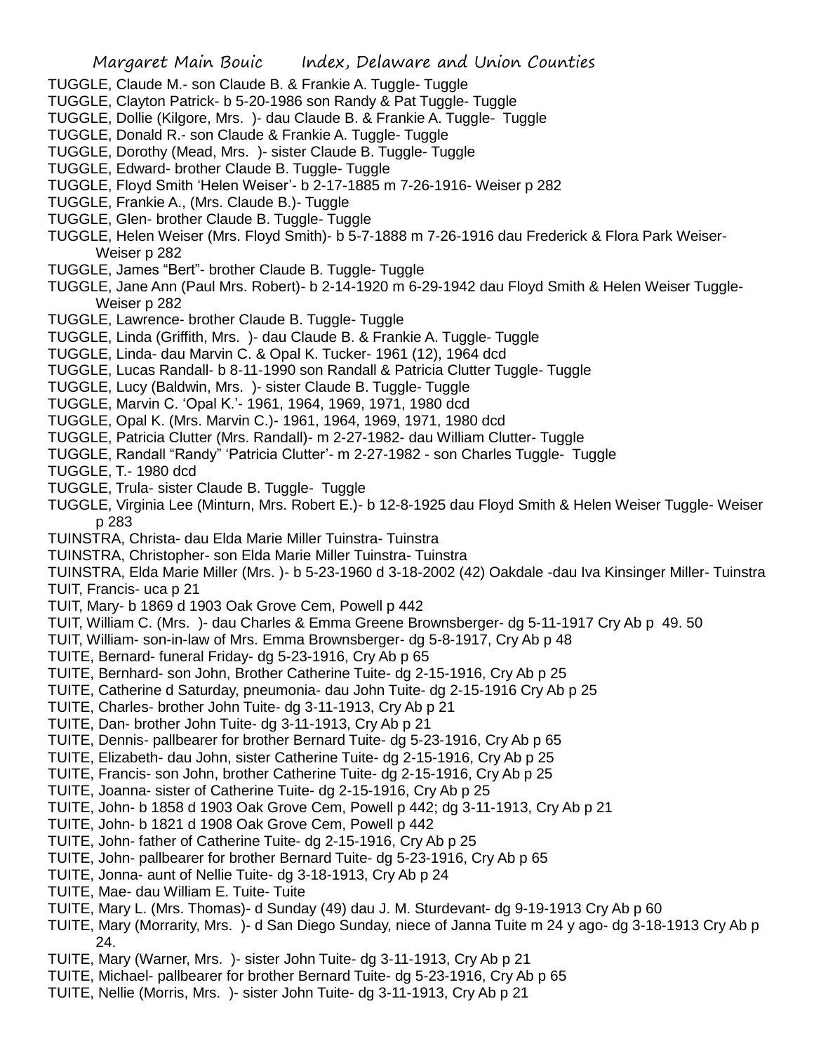TUGGLE, Claude M.- son Claude B. & Frankie A. Tuggle- Tuggle
TUGGLE, Clayton Patrick- b 5-20-1986 son Randy & Pat Tuggle- Tuggle
TUGGLE, Dollie (Kilgore, Mrs. )- dau Claude B. & Frankie A. Tuggle- Tuggle
TUGGLE, Donald R.- son Claude & Frankie A. Tuggle- Tuggle
TUGGLE, Dorothy (Mead, Mrs. )- sister Claude B. Tuggle- Tuggle
TUGGLE, Edward- brother Claude B. Tuggle- Tuggle
TUGGLE, Floyd Smith 'Helen Weiser'- b 2-17-1885 m 7-26-1916- Weiser p 282
TUGGLE, Frankie A., (Mrs. Claude B.)- Tuggle
TUGGLE, Glen- brother Claude B. Tuggle- Tuggle
TUGGLE, Helen Weiser (Mrs. Floyd Smith)- b 5-7-1888 m 7-26-1916 dau Frederick & Flora Park Weiser- Weiser p 282
TUGGLE, James "Bert"- brother Claude B. Tuggle- Tuggle
TUGGLE, Jane Ann (Paul Mrs. Robert)- b 2-14-1920 m 6-29-1942 dau Floyd Smith & Helen Weiser Tuggle- Weiser p 282
TUGGLE, Lawrence- brother Claude B. Tuggle- Tuggle
TUGGLE, Linda (Griffith, Mrs. )- dau Claude B. & Frankie A. Tuggle- Tuggle
TUGGLE, Linda- dau Marvin C. & Opal K. Tucker- 1961 (12), 1964 dcd
TUGGLE, Lucas Randall- b 8-11-1990 son Randall & Patricia Clutter Tuggle- Tuggle
TUGGLE, Lucy (Baldwin, Mrs. )- sister Claude B. Tuggle- Tuggle
TUGGLE, Marvin C. 'Opal K.'- 1961, 1964, 1969, 1971, 1980 dcd
TUGGLE, Opal K. (Mrs. Marvin C.)- 1961, 1964, 1969, 1971, 1980 dcd
TUGGLE, Patricia Clutter (Mrs. Randall)- m 2-27-1982- dau William Clutter- Tuggle
TUGGLE, Randall "Randy" 'Patricia Clutter'- m 2-27-1982 - son Charles Tuggle- Tuggle
TUGGLE, T.- 1980 dcd
TUGGLE, Trula- sister Claude B. Tuggle- Tuggle
TUGGLE, Virginia Lee (Minturn, Mrs. Robert E.)- b 12-8-1925 dau Floyd Smith & Helen Weiser Tuggle- Weiser p 283
TUINSTRA, Christa- dau Elda Marie Miller Tuinstra- Tuinstra
TUINSTRA, Christopher- son Elda Marie Miller Tuinstra- Tuinstra
TUINSTRA, Elda Marie Miller (Mrs. )- b 5-23-1960 d 3-18-2002 (42) Oakdale -dau Iva Kinsinger Miller- Tuinstra
TUIT, Francis- uca p 21
TUIT, Mary- b 1869 d 1903 Oak Grove Cem, Powell p 442
TUIT, William C. (Mrs. )- dau Charles & Emma Greene Brownsberger- dg 5-11-1917 Cry Ab p 49. 50
TUIT, William- son-in-law of Mrs. Emma Brownsberger- dg 5-8-1917, Cry Ab p 48
TUITE, Bernard- funeral Friday- dg 5-23-1916, Cry Ab p 65
TUITE, Bernhard- son John, Brother Catherine Tuite- dg 2-15-1916, Cry Ab p 25
TUITE, Catherine d Saturday, pneumonia- dau John Tuite- dg 2-15-1916 Cry Ab p 25
TUITE, Charles- brother John Tuite- dg 3-11-1913, Cry Ab p 21
TUITE, Dan- brother John Tuite- dg 3-11-1913, Cry Ab p 21
TUITE, Dennis- pallbearer for brother Bernard Tuite- dg 5-23-1916, Cry Ab p 65
TUITE, Elizabeth- dau John, sister Catherine Tuite- dg 2-15-1916, Cry Ab p 25
TUITE, Francis- son John, brother Catherine Tuite- dg 2-15-1916, Cry Ab p 25
TUITE, Joanna- sister of Catherine Tuite- dg 2-15-1916, Cry Ab p 25
TUITE, John- b 1858 d 1903 Oak Grove Cem, Powell p 442; dg 3-11-1913, Cry Ab p 21
TUITE, John- b 1821 d 1908 Oak Grove Cem, Powell p 442
TUITE, John- father of Catherine Tuite- dg 2-15-1916, Cry Ab p 25
TUITE, John- pallbearer for brother Bernard Tuite- dg 5-23-1916, Cry Ab p 65
TUITE, Jonna- aunt of Nellie Tuite- dg 3-18-1913, Cry Ab p 24
TUITE, Mae- dau William E. Tuite- Tuite
TUITE, Mary L. (Mrs. Thomas)- d Sunday (49) dau J. M. Sturdevant- dg 9-19-1913 Cry Ab p 60
TUITE, Mary (Morrarity, Mrs. )- d San Diego Sunday, niece of Janna Tuite m 24 y ago- dg 3-18-1913 Cry Ab p 24.
TUITE, Mary (Warner, Mrs. )- sister John Tuite- dg 3-11-1913, Cry Ab p 21
TUITE, Michael- pallbearer for brother Bernard Tuite- dg 5-23-1916, Cry Ab p 65
TUITE, Nellie (Morris, Mrs. )- sister John Tuite- dg 3-11-1913, Cry Ab p 21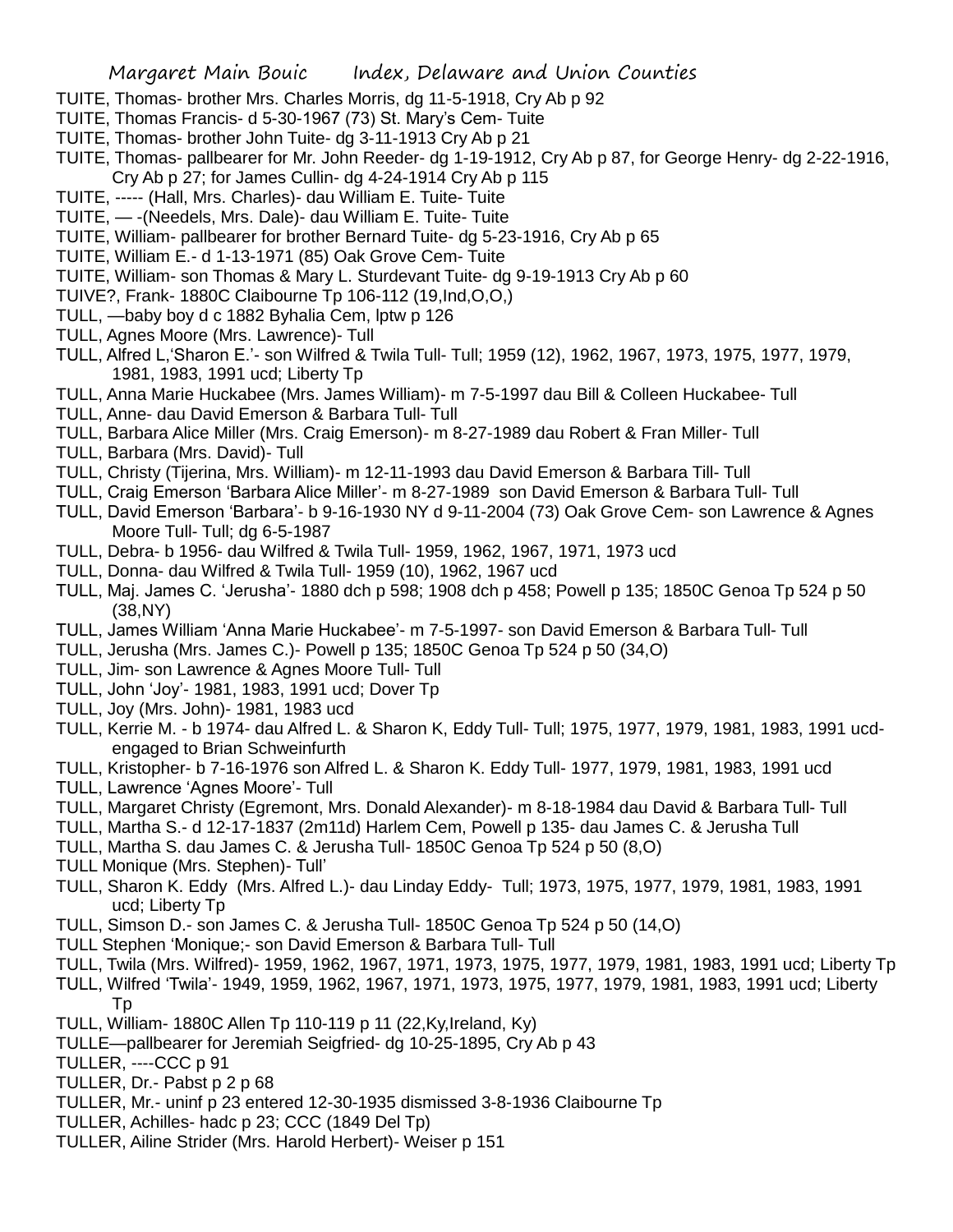TUITE, Thomas- brother Mrs. Charles Morris, dg 11-5-1918, Cry Ab p 92

TUITE, Thomas Francis- d 5-30-1967 (73) St. Mary's Cem- Tuite

TUITE, Thomas- brother John Tuite- dg 3-11-1913 Cry Ab p 21

TUITE, Thomas- pallbearer for Mr. John Reeder- dg 1-19-1912, Cry Ab p 87, for George Henry- dg 2-22-1916, Cry Ab p 27; for James Cullin- dg 4-24-1914 Cry Ab p 115

TUITE, ----- (Hall, Mrs. Charles)- dau William E. Tuite- Tuite

TUITE, — -(Needels, Mrs. Dale)- dau William E. Tuite- Tuite

TUITE, William- pallbearer for brother Bernard Tuite- dg 5-23-1916, Cry Ab p 65

TUITE, William E.- d 1-13-1971 (85) Oak Grove Cem- Tuite

TUITE, William- son Thomas & Mary L. Sturdevant Tuite- dg 9-19-1913 Cry Ab p 60

TUIVE?, Frank- 1880C Claibourne Tp 106-112 (19,Ind,O,O,)

TULL, —baby boy d c 1882 Byhalia Cem, lptw p 126

TULL, Agnes Moore (Mrs. Lawrence)- Tull

TULL, Alfred L,'Sharon E.'- son Wilfred & Twila Tull- Tull; 1959 (12), 1962, 1967, 1973, 1975, 1977, 1979, 1981, 1983, 1991 ucd; Liberty Tp

TULL, Anna Marie Huckabee (Mrs. James William)- m 7-5-1997 dau Bill & Colleen Huckabee- Tull

TULL, Anne- dau David Emerson & Barbara Tull- Tull

TULL, Barbara Alice Miller (Mrs. Craig Emerson)- m 8-27-1989 dau Robert & Fran Miller- Tull

TULL, Barbara (Mrs. David)- Tull

TULL, Christy (Tijerina, Mrs. William)- m 12-11-1993 dau David Emerson & Barbara Till- Tull

TULL, Craig Emerson 'Barbara Alice Miller'- m 8-27-1989 son David Emerson & Barbara Tull- Tull

TULL, David Emerson 'Barbara'- b 9-16-1930 NY d 9-11-2004 (73) Oak Grove Cem- son Lawrence & Agnes Moore Tull- Tull; dg 6-5-1987

TULL, Debra- b 1956- dau Wilfred & Twila Tull- 1959, 1962, 1967, 1971, 1973 ucd

TULL, Donna- dau Wilfred & Twila Tull- 1959 (10), 1962, 1967 ucd

TULL, Maj. James C. 'Jerusha'- 1880 dch p 598; 1908 dch p 458; Powell p 135; 1850C Genoa Tp 524 p 50 (38,NY)

TULL, James William 'Anna Marie Huckabee'- m 7-5-1997- son David Emerson & Barbara Tull- Tull

TULL, Jerusha (Mrs. James C.)- Powell p 135; 1850C Genoa Tp 524 p 50 (34,O)

TULL, Jim- son Lawrence & Agnes Moore Tull- Tull

TULL, John 'Joy'- 1981, 1983, 1991 ucd; Dover Tp

TULL, Joy (Mrs. John)- 1981, 1983 ucd

TULL, Kerrie M. - b 1974- dau Alfred L. & Sharon K, Eddy Tull- Tull; 1975, 1977, 1979, 1981, 1983, 1991 ucd- engaged to Brian Schweinfurth

TULL, Kristopher- b 7-16-1976 son Alfred L. & Sharon K. Eddy Tull- 1977, 1979, 1981, 1983, 1991 ucd

TULL, Lawrence 'Agnes Moore'- Tull

TULL, Margaret Christy (Egremont, Mrs. Donald Alexander)- m 8-18-1984 dau David & Barbara Tull- Tull

TULL, Martha S.- d 12-17-1837 (2m11d) Harlem Cem, Powell p 135- dau James C. & Jerusha Tull

TULL, Martha S. dau James C. & Jerusha Tull- 1850C Genoa Tp 524 p 50 (8,O)

TULL Monique (Mrs. Stephen)- Tull'

TULL, Sharon K. Eddy (Mrs. Alfred L.)- dau Linday Eddy- Tull; 1973, 1975, 1977, 1979, 1981, 1983, 1991 ucd; Liberty Tp

TULL, Simson D.- son James C. & Jerusha Tull- 1850C Genoa Tp 524 p 50 (14,O)

TULL Stephen 'Monique;- son David Emerson & Barbara Tull- Tull

TULL, Twila (Mrs. Wilfred)- 1959, 1962, 1967, 1971, 1973, 1975, 1977, 1979, 1981, 1983, 1991 ucd; Liberty Tp

TULL, Wilfred 'Twila'- 1949, 1959, 1962, 1967, 1971, 1973, 1975, 1977, 1979, 1981, 1983, 1991 ucd; Liberty Tp

TULL, William- 1880C Allen Tp 110-119 p 11 (22,Ky,Ireland, Ky)

TULLE—pallbearer for Jeremiah Seigfried- dg 10-25-1895, Cry Ab p 43

TULLER, ----CCC p 91

TULLER, Dr.- Pabst p 2 p 68

TULLER, Mr.- uninf p 23 entered 12-30-1935 dismissed 3-8-1936 Claibourne Tp

TULLER, Achilles- hadc p 23; CCC (1849 Del Tp)

TULLER, Ailine Strider (Mrs. Harold Herbert)- Weiser p 151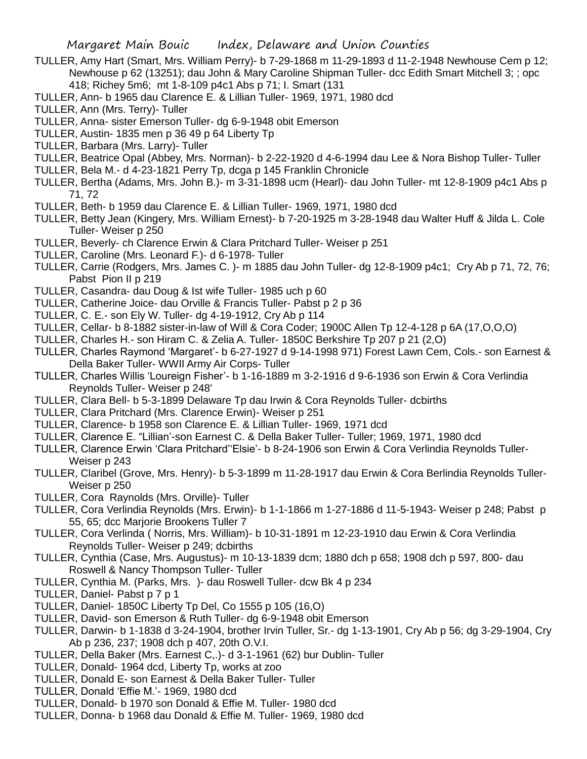TULLER, Amy Hart (Smart, Mrs. William Perry)- b 7-29-1868 m 11-29-1893 d 11-2-1948 Newhouse Cem p 12; Newhouse p 62 (13251); dau John & Mary Caroline Shipman Tuller- dcc Edith Smart Mitchell 3; ; opc 418; Richey 5m6; mt 1-8-109 p4c1 Abs p 71; I. Smart (131

TULLER, Ann- b 1965 dau Clarence E. & Lillian Tuller- 1969, 1971, 1980 dcd

TULLER, Ann (Mrs. Terry)- Tuller

TULLER, Anna- sister Emerson Tuller- dg 6-9-1948 obit Emerson

TULLER, Austin- 1835 men p 36 49 p 64 Liberty Tp

TULLER, Barbara (Mrs. Larry)- Tuller

TULLER, Beatrice Opal (Abbey, Mrs. Norman)- b 2-22-1920 d 4-6-1994 dau Lee & Nora Bishop Tuller- Tuller

TULLER, Bela M.- d 4-23-1821 Perry Tp, dcga p 145 Franklin Chronicle

TULLER, Bertha (Adams, Mrs. John B.)- m 3-31-1898 ucm (Hearl)- dau John Tuller- mt 12-8-1909 p4c1 Abs p 71, 72

TULLER, Beth- b 1959 dau Clarence E. & Lillian Tuller- 1969, 1971, 1980 dcd

TULLER, Betty Jean (Kingery, Mrs. William Ernest)- b 7-20-1925 m 3-28-1948 dau Walter Huff & Jilda L. Cole Tuller- Weiser p 250

TULLER, Beverly- ch Clarence Erwin & Clara Pritchard Tuller- Weiser p 251

TULLER, Caroline (Mrs. Leonard F.)- d 6-1978- Tuller

TULLER, Carrie (Rodgers, Mrs. James C. )- m 1885 dau John Tuller- dg 12-8-1909 p4c1; Cry Ab p 71, 72, 76; Pabst Pion II p 219

TULLER, Casandra- dau Doug & Ist wife Tuller- 1985 uch p 60

TULLER, Catherine Joice- dau Orville & Francis Tuller- Pabst p 2 p 36

TULLER, C. E.- son Ely W. Tuller- dg 4-19-1912, Cry Ab p 114

TULLER, Cellar- b 8-1882 sister-in-law of Will & Cora Coder; 1900C Allen Tp 12-4-128 p 6A (17,O,O,O)

TULLER, Charles H.- son Hiram C. & Zelia A. Tuller- 1850C Berkshire Tp 207 p 21 (2,O)

TULLER, Charles Raymond 'Margaret'- b 6-27-1927 d 9-14-1998 971) Forest Lawn Cem, Cols.- son Earnest & Della Baker Tuller- WWII Army Air Corps- Tuller

TULLER, Charles Willis 'Loureign Fisher'- b 1-16-1889 m 3-2-1916 d 9-6-1936 son Erwin & Cora Verlindia Reynolds Tuller- Weiser p 248'

TULLER, Clara Bell- b 5-3-1899 Delaware Tp dau Irwin & Cora Reynolds Tuller- dcbirths

TULLER, Clara Pritchard (Mrs. Clarence Erwin)- Weiser p 251

TULLER, Clarence- b 1958 son Clarence E. & Lillian Tuller- 1969, 1971 dcd

TULLER, Clarence E. "Lillian'-son Earnest C. & Della Baker Tuller- Tuller; 1969, 1971, 1980 dcd

TULLER, Clarence Erwin 'Clara Pritchard''Elsie'- b 8-24-1906 son Erwin & Cora Verlindia Reynolds Tuller- Weiser p 243

TULLER, Claribel (Grove, Mrs. Henry)- b 5-3-1899 m 11-28-1917 dau Erwin & Cora Berlindia Reynolds Tuller- Weiser p 250

TULLER, Cora Raynolds (Mrs. Orville)- Tuller

TULLER, Cora Verlindia Reynolds (Mrs. Erwin)- b 1-1-1866 m 1-27-1886 d 11-5-1943- Weiser p 248; Pabst p 55, 65; dcc Marjorie Brookens Tuller 7

TULLER, Cora Verlinda ( Norris, Mrs. William)- b 10-31-1891 m 12-23-1910 dau Erwin & Cora Verlindia Reynolds Tuller- Weiser p 249; dcbirths

TULLER, Cynthia (Case, Mrs. Augustus)- m 10-13-1839 dcm; 1880 dch p 658; 1908 dch p 597, 800- dau Roswell & Nancy Thompson Tuller- Tuller

TULLER, Cynthia M. (Parks, Mrs. )- dau Roswell Tuller- dcw Bk 4 p 234

TULLER, Daniel- Pabst p 7 p 1

TULLER, Daniel- 1850C Liberty Tp Del, Co 1555 p 105 (16,O)

TULLER, David- son Emerson & Ruth Tuller- dg 6-9-1948 obit Emerson

TULLER, Darwin- b 1-1838 d 3-24-1904, brother Irvin Tuller, Sr.- dg 1-13-1901, Cry Ab p 56; dg 3-29-1904, Cry Ab p 236, 237; 1908 dch p 407, 20th O.V.I.

TULLER, Della Baker (Mrs. Earnest C,.)- d 3-1-1961 (62) bur Dublin- Tuller

TULLER, Donald- 1964 dcd, Liberty Tp, works at zoo

TULLER, Donald E- son Earnest & Della Baker Tuller- Tuller

TULLER, Donald 'Effie M.'- 1969, 1980 dcd

TULLER, Donald- b 1970 son Donald & Effie M. Tuller- 1980 dcd

TULLER, Donna- b 1968 dau Donald & Effie M. Tuller- 1969, 1980 dcd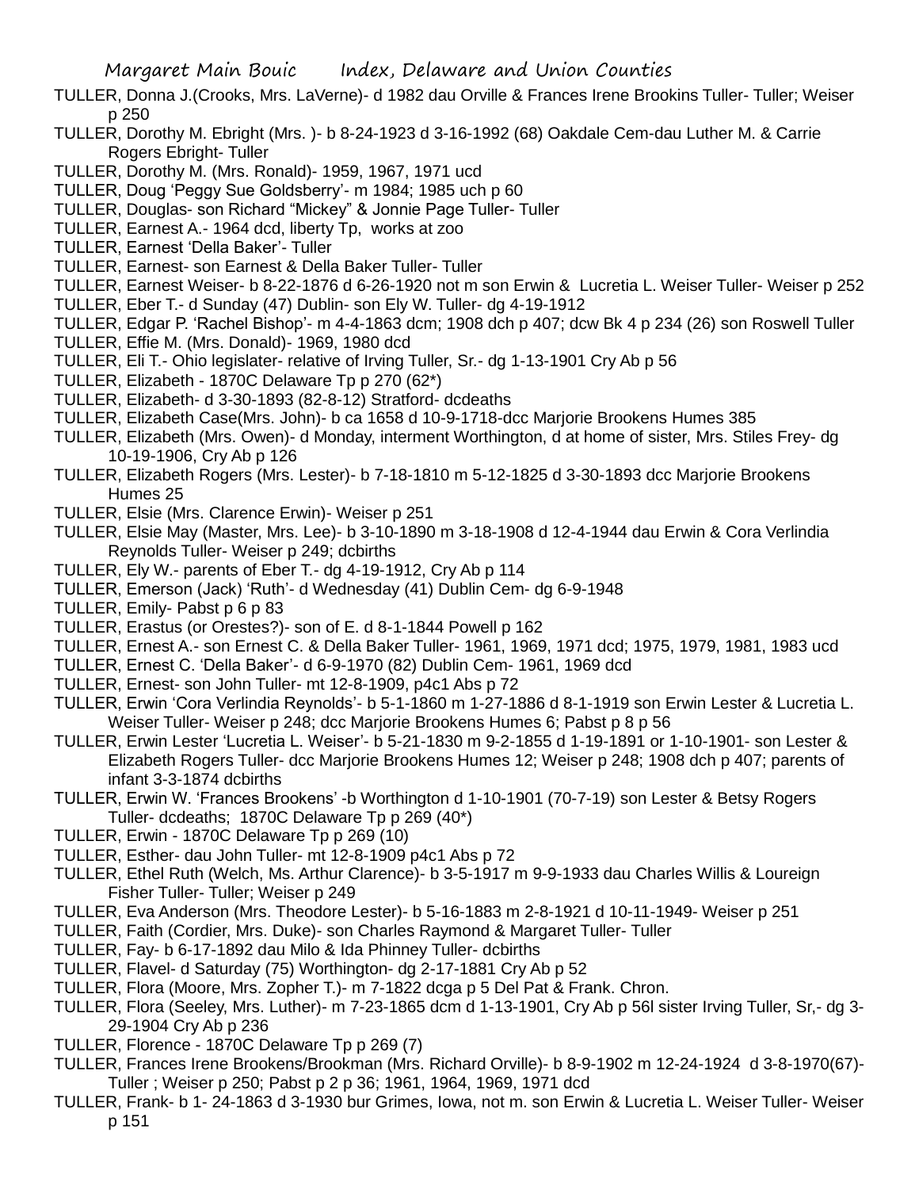TULLER, Donna J.(Crooks, Mrs. LaVerne)- d 1982 dau Orville & Frances Irene Brookins Tuller- Tuller; Weiser p 250

TULLER, Dorothy M. Ebright (Mrs. )- b 8-24-1923 d 3-16-1992 (68) Oakdale Cem-dau Luther M. & Carrie Rogers Ebright- Tuller

TULLER, Dorothy M. (Mrs. Ronald)- 1959, 1967, 1971 ucd

TULLER, Doug 'Peggy Sue Goldsberry'- m 1984; 1985 uch p 60

TULLER, Douglas- son Richard "Mickey" & Jonnie Page Tuller- Tuller

TULLER, Earnest A.- 1964 dcd, liberty Tp, works at zoo

TULLER, Earnest 'Della Baker'- Tuller

TULLER, Earnest- son Earnest & Della Baker Tuller- Tuller

TULLER, Earnest Weiser- b 8-22-1876 d 6-26-1920 not m son Erwin & Lucretia L. Weiser Tuller- Weiser p 252

TULLER, Eber T.- d Sunday (47) Dublin- son Ely W. Tuller- dg 4-19-1912

TULLER, Edgar P. 'Rachel Bishop'- m 4-4-1863 dcm; 1908 dch p 407; dcw Bk 4 p 234 (26) son Roswell Tuller

TULLER, Effie M. (Mrs. Donald)- 1969, 1980 dcd

TULLER, Eli T.- Ohio legislater- relative of Irving Tuller, Sr.- dg 1-13-1901 Cry Ab p 56

TULLER, Elizabeth - 1870C Delaware Tp p 270 (62*)

TULLER, Elizabeth- d 3-30-1893 (82-8-12) Stratford- dcdeaths

TULLER, Elizabeth Case(Mrs. John)- b ca 1658 d 10-9-1718-dcc Marjorie Brookens Humes 385

TULLER, Elizabeth (Mrs. Owen)- d Monday, interment Worthington, d at home of sister, Mrs. Stiles Frey- dg 10-19-1906, Cry Ab p 126

TULLER, Elizabeth Rogers (Mrs. Lester)- b 7-18-1810 m 5-12-1825 d 3-30-1893 dcc Marjorie Brookens Humes 25

TULLER, Elsie (Mrs. Clarence Erwin)- Weiser p 251

TULLER, Elsie May (Master, Mrs. Lee)- b 3-10-1890 m 3-18-1908 d 12-4-1944 dau Erwin & Cora Verlindia Reynolds Tuller- Weiser p 249; dcbirths

TULLER, Ely W.- parents of Eber T.- dg 4-19-1912, Cry Ab p 114

TULLER, Emerson (Jack) 'Ruth'- d Wednesday (41) Dublin Cem- dg 6-9-1948

TULLER, Emily- Pabst p 6 p 83

TULLER, Erastus (or Orestes?)- son of E. d 8-1-1844 Powell p 162

TULLER, Ernest A.- son Ernest C. & Della Baker Tuller- 1961, 1969, 1971 dcd; 1975, 1979, 1981, 1983 ucd

TULLER, Ernest C. 'Della Baker'- d 6-9-1970 (82) Dublin Cem- 1961, 1969 dcd

TULLER, Ernest- son John Tuller- mt 12-8-1909, p4c1 Abs p 72

TULLER, Erwin 'Cora Verlindia Reynolds'- b 5-1-1860 m 1-27-1886 d 8-1-1919 son Erwin Lester & Lucretia L. Weiser Tuller- Weiser p 248; dcc Marjorie Brookens Humes 6; Pabst p 8 p 56

TULLER, Erwin Lester 'Lucretia L. Weiser'- b 5-21-1830 m 9-2-1855 d 1-19-1891 or 1-10-1901- son Lester & Elizabeth Rogers Tuller- dcc Marjorie Brookens Humes 12; Weiser p 248; 1908 dch p 407; parents of infant 3-3-1874 dcbirths

TULLER, Erwin W. 'Frances Brookens' -b Worthington d 1-10-1901 (70-7-19) son Lester & Betsy Rogers Tuller- dcdeaths; 1870C Delaware Tp p 269 (40*)

TULLER, Erwin - 1870C Delaware Tp p 269 (10)

TULLER, Esther- dau John Tuller- mt 12-8-1909 p4c1 Abs p 72

TULLER, Ethel Ruth (Welch, Ms. Arthur Clarence)- b 3-5-1917 m 9-9-1933 dau Charles Willis & Loureign Fisher Tuller- Tuller; Weiser p 249

TULLER, Eva Anderson (Mrs. Theodore Lester)- b 5-16-1883 m 2-8-1921 d 10-11-1949- Weiser p 251

TULLER, Faith (Cordier, Mrs. Duke)- son Charles Raymond & Margaret Tuller- Tuller

TULLER, Fay- b 6-17-1892 dau Milo & Ida Phinney Tuller- dcbirths

TULLER, Flavel- d Saturday (75) Worthington- dg 2-17-1881 Cry Ab p 52

TULLER, Flora (Moore, Mrs. Zopher T.)- m 7-1822 dcga p 5 Del Pat & Frank. Chron.

TULLER, Flora (Seeley, Mrs. Luther)- m 7-23-1865 dcm d 1-13-1901, Cry Ab p 56l sister Irving Tuller, Sr,- dg 3-29-1904 Cry Ab p 236

TULLER, Florence - 1870C Delaware Tp p 269 (7)

TULLER, Frances Irene Brookens/Brookman (Mrs. Richard Orville)- b 8-9-1902 m 12-24-1924 d 3-8-1970(67)- Tuller ; Weiser p 250; Pabst p 2 p 36; 1961, 1964, 1969, 1971 dcd

TULLER, Frank- b 1- 24-1863 d 3-1930 bur Grimes, Iowa, not m. son Erwin & Lucretia L. Weiser Tuller- Weiser p 151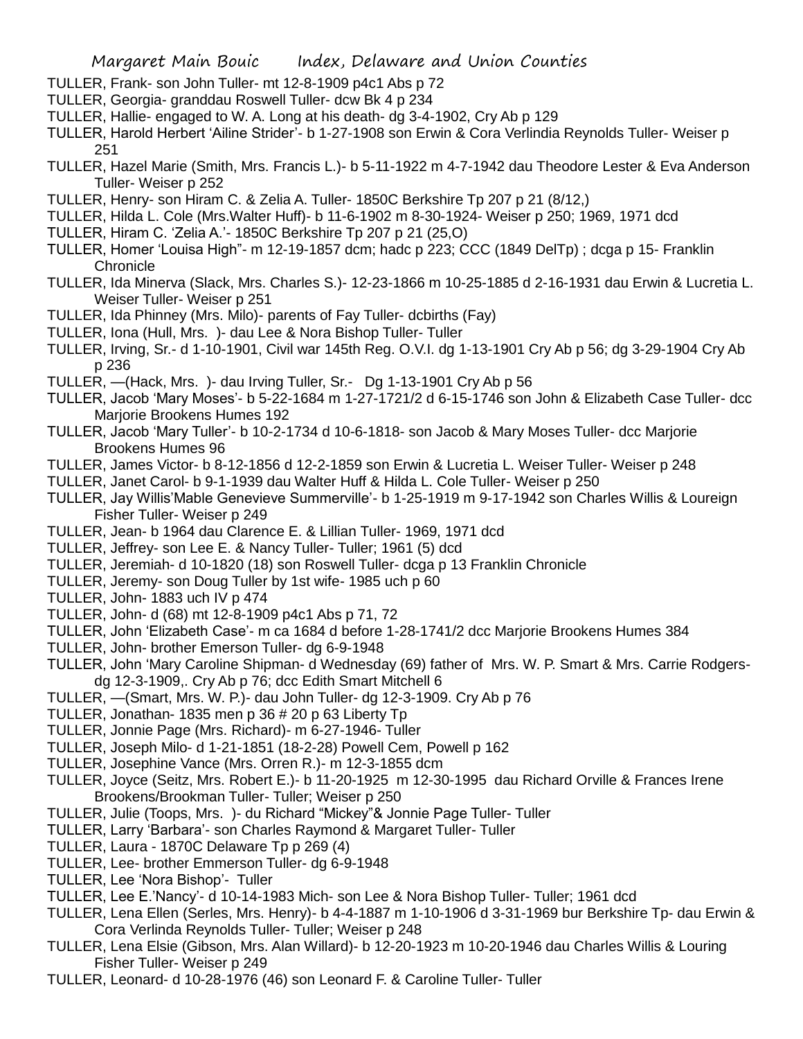TULLER, Frank- son John Tuller- mt 12-8-1909 p4c1 Abs p 72

TULLER, Georgia- granddau Roswell Tuller- dcw Bk 4 p 234

TULLER, Hallie- engaged to W. A. Long at his death- dg 3-4-1902, Cry Ab p 129

TULLER, Harold Herbert 'Ailine Strider'- b 1-27-1908 son Erwin & Cora Verlindia Reynolds Tuller- Weiser p 251

TULLER, Hazel Marie (Smith, Mrs. Francis L.)- b 5-11-1922 m 4-7-1942 dau Theodore Lester & Eva Anderson Tuller- Weiser p 252

TULLER, Henry- son Hiram C. & Zelia A. Tuller- 1850C Berkshire Tp 207 p 21 (8/12,)

TULLER, Hilda L. Cole (Mrs.Walter Huff)- b 11-6-1902 m 8-30-1924- Weiser p 250; 1969, 1971 dcd

TULLER, Hiram C. 'Zelia A.'- 1850C Berkshire Tp 207 p 21 (25,O)

TULLER, Homer 'Louisa High"- m 12-19-1857 dcm; hadc p 223; CCC (1849 DelTp) ; dcga p 15- Franklin Chronicle

TULLER, Ida Minerva (Slack, Mrs. Charles S.)- 12-23-1866 m 10-25-1885 d 2-16-1931 dau Erwin & Lucretia L. Weiser Tuller- Weiser p 251

TULLER, Ida Phinney (Mrs. Milo)- parents of Fay Tuller- dcbirths (Fay)

TULLER, Iona (Hull, Mrs. )- dau Lee & Nora Bishop Tuller- Tuller

TULLER, Irving, Sr.- d 1-10-1901, Civil war 145th Reg. O.V.I. dg 1-13-1901 Cry Ab p 56; dg 3-29-1904 Cry Ab p 236

TULLER, —(Hack, Mrs. )- dau Irving Tuller, Sr.- Dg 1-13-1901 Cry Ab p 56

TULLER, Jacob 'Mary Moses'- b 5-22-1684 m 1-27-1721/2 d 6-15-1746 son John & Elizabeth Case Tuller- dcc Marjorie Brookens Humes 192

TULLER, Jacob 'Mary Tuller'- b 10-2-1734 d 10-6-1818- son Jacob & Mary Moses Tuller- dcc Marjorie Brookens Humes 96

TULLER, James Victor- b 8-12-1856 d 12-2-1859 son Erwin & Lucretia L. Weiser Tuller- Weiser p 248

TULLER, Janet Carol- b 9-1-1939 dau Walter Huff & Hilda L. Cole Tuller- Weiser p 250

TULLER, Jay Willis'Mable Genevieve Summerville'- b 1-25-1919 m 9-17-1942 son Charles Willis & Loureign Fisher Tuller- Weiser p 249

TULLER, Jean- b 1964 dau Clarence E. & Lillian Tuller- 1969, 1971 dcd

TULLER, Jeffrey- son Lee E. & Nancy Tuller- Tuller; 1961 (5) dcd

TULLER, Jeremiah- d 10-1820 (18) son Roswell Tuller- dcga p 13 Franklin Chronicle

TULLER, Jeremy- son Doug Tuller by 1st wife- 1985 uch p 60

TULLER, John- 1883 uch IV p 474

TULLER, John- d (68) mt 12-8-1909 p4c1 Abs p 71, 72

TULLER, John 'Elizabeth Case'- m ca 1684 d before 1-28-1741/2 dcc Marjorie Brookens Humes 384

TULLER, John- brother Emerson Tuller- dg 6-9-1948

TULLER, John 'Mary Caroline Shipman- d Wednesday (69) father of Mrs. W. P. Smart & Mrs. Carrie Rodgers- dg 12-3-1909,. Cry Ab p 76; dcc Edith Smart Mitchell 6

TULLER, —(Smart, Mrs. W. P.)- dau John Tuller- dg 12-3-1909. Cry Ab p 76

TULLER, Jonathan- 1835 men p 36 # 20 p 63 Liberty Tp

TULLER, Jonnie Page (Mrs. Richard)- m 6-27-1946- Tuller

TULLER, Joseph Milo- d 1-21-1851 (18-2-28) Powell Cem, Powell p 162

TULLER, Josephine Vance (Mrs. Orren R.)- m 12-3-1855 dcm

TULLER, Joyce (Seitz, Mrs. Robert E.)- b 11-20-1925 m 12-30-1995 dau Richard Orville & Frances Irene Brookens/Brookman Tuller- Tuller; Weiser p 250

TULLER, Julie (Toops, Mrs. )- du Richard "Mickey"& Jonnie Page Tuller- Tuller

TULLER, Larry 'Barbara'- son Charles Raymond & Margaret Tuller- Tuller

TULLER, Laura - 1870C Delaware Tp p 269 (4)

TULLER, Lee- brother Emmerson Tuller- dg 6-9-1948

TULLER, Lee 'Nora Bishop'- Tuller

TULLER, Lee E.'Nancy'- d 10-14-1983 Mich- son Lee & Nora Bishop Tuller- Tuller; 1961 dcd

TULLER, Lena Ellen (Serles, Mrs. Henry)- b 4-4-1887 m 1-10-1906 d 3-31-1969 bur Berkshire Tp- dau Erwin & Cora Verlinda Reynolds Tuller- Tuller; Weiser p 248

TULLER, Lena Elsie (Gibson, Mrs. Alan Willard)- b 12-20-1923 m 10-20-1946 dau Charles Willis & Louring Fisher Tuller- Weiser p 249

TULLER, Leonard- d 10-28-1976 (46) son Leonard F. & Caroline Tuller- Tuller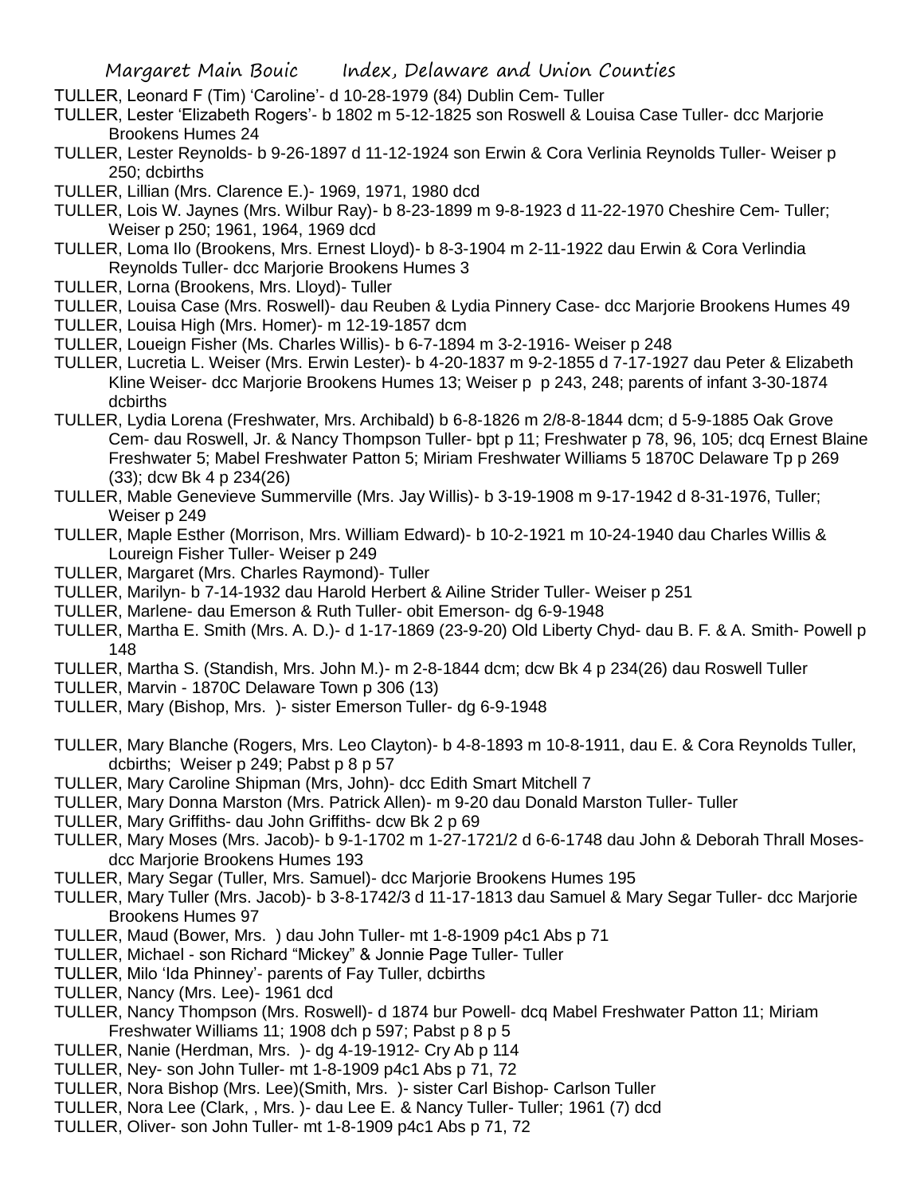TULLER, Leonard F (Tim) 'Caroline'- d 10-28-1979 (84) Dublin Cem- Tuller

TULLER, Lester 'Elizabeth Rogers'- b 1802 m 5-12-1825 son Roswell & Louisa Case Tuller- dcc Marjorie Brookens Humes 24

TULLER, Lester Reynolds- b 9-26-1897 d 11-12-1924 son Erwin & Cora Verlinia Reynolds Tuller- Weiser p 250; dcbirths

TULLER, Lillian (Mrs. Clarence E.)- 1969, 1971, 1980 dcd

TULLER, Lois W. Jaynes (Mrs. Wilbur Ray)- b 8-23-1899 m 9-8-1923 d 11-22-1970 Cheshire Cem- Tuller; Weiser p 250; 1961, 1964, 1969 dcd

TULLER, Loma Ilo (Brookens, Mrs. Ernest Lloyd)- b 8-3-1904 m 2-11-1922 dau Erwin & Cora Verlindia Reynolds Tuller- dcc Marjorie Brookens Humes 3

TULLER, Lorna (Brookens, Mrs. Lloyd)- Tuller

TULLER, Louisa Case (Mrs. Roswell)- dau Reuben & Lydia Pinnery Case- dcc Marjorie Brookens Humes 49

TULLER, Louisa High (Mrs. Homer)- m 12-19-1857 dcm

TULLER, Loueign Fisher (Ms. Charles Willis)- b 6-7-1894 m 3-2-1916- Weiser p 248

TULLER, Lucretia L. Weiser (Mrs. Erwin Lester)- b 4-20-1837 m 9-2-1855 d 7-17-1927 dau Peter & Elizabeth Kline Weiser- dcc Marjorie Brookens Humes 13; Weiser p p 243, 248; parents of infant 3-30-1874 dcbirths

TULLER, Lydia Lorena (Freshwater, Mrs. Archibald) b 6-8-1826 m 2/8-8-1844 dcm; d 5-9-1885 Oak Grove Cem- dau Roswell, Jr. & Nancy Thompson Tuller- bpt p 11; Freshwater p 78, 96, 105; dcq Ernest Blaine Freshwater 5; Mabel Freshwater Patton 5; Miriam Freshwater Williams 5 1870C Delaware Tp p 269 (33); dcw Bk 4 p 234(26)

TULLER, Mable Genevieve Summerville (Mrs. Jay Willis)- b 3-19-1908 m 9-17-1942 d 8-31-1976, Tuller; Weiser p 249

TULLER, Maple Esther (Morrison, Mrs. William Edward)- b 10-2-1921 m 10-24-1940 dau Charles Willis & Loureign Fisher Tuller- Weiser p 249

TULLER, Margaret (Mrs. Charles Raymond)- Tuller

TULLER, Marilyn- b 7-14-1932 dau Harold Herbert & Ailine Strider Tuller- Weiser p 251

TULLER, Marlene- dau Emerson & Ruth Tuller- obit Emerson- dg 6-9-1948

TULLER, Martha E. Smith (Mrs. A. D.)- d 1-17-1869 (23-9-20) Old Liberty Chyd- dau B. F. & A. Smith- Powell p 148

TULLER, Martha S. (Standish, Mrs. John M.)- m 2-8-1844 dcm; dcw Bk 4 p 234(26) dau Roswell Tuller

TULLER, Marvin - 1870C Delaware Town p 306 (13)

TULLER, Mary (Bishop, Mrs. )- sister Emerson Tuller- dg 6-9-1948

TULLER, Mary Blanche (Rogers, Mrs. Leo Clayton)- b 4-8-1893 m 10-8-1911, dau E. & Cora Reynolds Tuller, dcbirths; Weiser p 249; Pabst p 8 p 57

TULLER, Mary Caroline Shipman (Mrs, John)- dcc Edith Smart Mitchell 7

TULLER, Mary Donna Marston (Mrs. Patrick Allen)- m 9-20 dau Donald Marston Tuller- Tuller

TULLER, Mary Griffiths- dau John Griffiths- dcw Bk 2 p 69

TULLER, Mary Moses (Mrs. Jacob)- b 9-1-1702 m 1-27-1721/2 d 6-6-1748 dau John & Deborah Thrall Moses- dcc Marjorie Brookens Humes 193

TULLER, Mary Segar (Tuller, Mrs. Samuel)- dcc Marjorie Brookens Humes 195

TULLER, Mary Tuller (Mrs. Jacob)- b 3-8-1742/3 d 11-17-1813 dau Samuel & Mary Segar Tuller- dcc Marjorie Brookens Humes 97

TULLER, Maud (Bower, Mrs. ) dau John Tuller- mt 1-8-1909 p4c1 Abs p 71

TULLER, Michael - son Richard "Mickey" & Jonnie Page Tuller- Tuller

TULLER, Milo 'Ida Phinney'- parents of Fay Tuller, dcbirths

TULLER, Nancy (Mrs. Lee)- 1961 dcd

TULLER, Nancy Thompson (Mrs. Roswell)- d 1874 bur Powell- dcq Mabel Freshwater Patton 11; Miriam Freshwater Williams 11; 1908 dch p 597; Pabst p 8 p 5

TULLER, Nanie (Herdman, Mrs. )- dg 4-19-1912- Cry Ab p 114

TULLER, Ney- son John Tuller- mt 1-8-1909 p4c1 Abs p 71, 72

TULLER, Nora Bishop (Mrs. Lee)(Smith, Mrs. )- sister Carl Bishop- Carlson Tuller

TULLER, Nora Lee (Clark, , Mrs. )- dau Lee E. & Nancy Tuller- Tuller; 1961 (7) dcd

TULLER, Oliver- son John Tuller- mt 1-8-1909 p4c1 Abs p 71, 72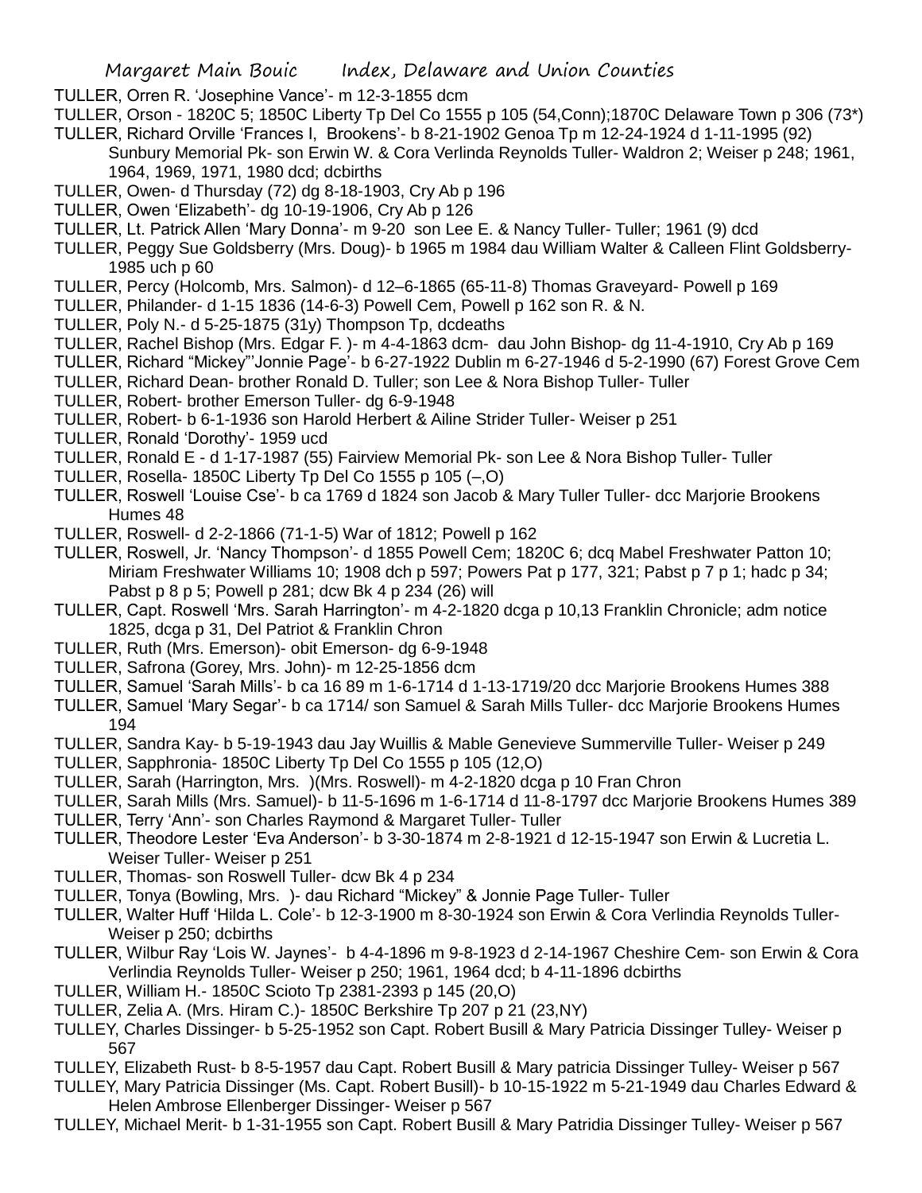TULLER, Orren R. 'Josephine Vance'- m 12-3-1855 dcm

TULLER, Orson - 1820C 5; 1850C Liberty Tp Del Co 1555 p 105 (54,Conn);1870C Delaware Town p 306 (73*)

TULLER, Richard Orville 'Frances I, Brookens'- b 8-21-1902 Genoa Tp m 12-24-1924 d 1-11-1995 (92) Sunbury Memorial Pk- son Erwin W. & Cora Verlinda Reynolds Tuller- Waldron 2; Weiser p 248; 1961, 1964, 1969, 1971, 1980 dcd; dcbirths

TULLER, Owen- d Thursday (72) dg 8-18-1903, Cry Ab p 196

TULLER, Owen 'Elizabeth'- dg 10-19-1906, Cry Ab p 126

TULLER, Lt. Patrick Allen 'Mary Donna'- m 9-20 son Lee E. & Nancy Tuller- Tuller; 1961 (9) dcd

TULLER, Peggy Sue Goldsberry (Mrs. Doug)- b 1965 m 1984 dau William Walter & Calleen Flint Goldsberry- 1985 uch p 60

TULLER, Percy (Holcomb, Mrs. Salmon)- d 12–6-1865 (65-11-8) Thomas Graveyard- Powell p 169

TULLER, Philander- d 1-15 1836 (14-6-3) Powell Cem, Powell p 162 son R. & N.

TULLER, Poly N.- d 5-25-1875 (31y) Thompson Tp, dcdeaths

TULLER, Rachel Bishop (Mrs. Edgar F. )- m 4-4-1863 dcm- dau John Bishop- dg 11-4-1910, Cry Ab p 169

TULLER, Richard "Mickey"'Jonnie Page'- b 6-27-1922 Dublin m 6-27-1946 d 5-2-1990 (67) Forest Grove Cem

TULLER, Richard Dean- brother Ronald D. Tuller; son Lee & Nora Bishop Tuller- Tuller

TULLER, Robert- brother Emerson Tuller- dg 6-9-1948

TULLER, Robert- b 6-1-1936 son Harold Herbert & Ailine Strider Tuller- Weiser p 251

TULLER, Ronald 'Dorothy'- 1959 ucd

TULLER, Ronald E - d 1-17-1987 (55) Fairview Memorial Pk- son Lee & Nora Bishop Tuller- Tuller

TULLER, Rosella- 1850C Liberty Tp Del Co 1555 p 105 (–,O)

TULLER, Roswell 'Louise Cse'- b ca 1769 d 1824 son Jacob & Mary Tuller Tuller- dcc Marjorie Brookens Humes 48

TULLER, Roswell- d 2-2-1866 (71-1-5) War of 1812; Powell p 162

TULLER, Roswell, Jr. 'Nancy Thompson'- d 1855 Powell Cem; 1820C 6; dcq Mabel Freshwater Patton 10; Miriam Freshwater Williams 10; 1908 dch p 597; Powers Pat p 177, 321; Pabst p 7 p 1; hadc p 34; Pabst p 8 p 5; Powell p 281; dcw Bk 4 p 234 (26) will

TULLER, Capt. Roswell 'Mrs. Sarah Harrington'- m 4-2-1820 dcga p 10,13 Franklin Chronicle; adm notice 1825, dcga p 31, Del Patriot & Franklin Chron

TULLER, Ruth (Mrs. Emerson)- obit Emerson- dg 6-9-1948

TULLER, Safrona (Gorey, Mrs. John)- m 12-25-1856 dcm

TULLER, Samuel 'Sarah Mills'- b ca 16 89 m 1-6-1714 d 1-13-1719/20 dcc Marjorie Brookens Humes 388

TULLER, Samuel 'Mary Segar'- b ca 1714/ son Samuel & Sarah Mills Tuller- dcc Marjorie Brookens Humes 194

TULLER, Sandra Kay- b 5-19-1943 dau Jay Wuillis & Mable Genevieve Summerville Tuller- Weiser p 249

TULLER, Sapphronia- 1850C Liberty Tp Del Co 1555 p 105 (12,O)

TULLER, Sarah (Harrington, Mrs. )(Mrs. Roswell)- m 4-2-1820 dcga p 10 Fran Chron

TULLER, Sarah Mills (Mrs. Samuel)- b 11-5-1696 m 1-6-1714 d 11-8-1797 dcc Marjorie Brookens Humes 389

TULLER, Terry 'Ann'- son Charles Raymond & Margaret Tuller- Tuller

TULLER, Theodore Lester 'Eva Anderson'- b 3-30-1874 m 2-8-1921 d 12-15-1947 son Erwin & Lucretia L. Weiser Tuller- Weiser p 251

TULLER, Thomas- son Roswell Tuller- dcw Bk 4 p 234

TULLER, Tonya (Bowling, Mrs. )- dau Richard "Mickey" & Jonnie Page Tuller- Tuller

TULLER, Walter Huff 'Hilda L. Cole'- b 12-3-1900 m 8-30-1924 son Erwin & Cora Verlindia Reynolds Tuller- Weiser p 250; dcbirths

TULLER, Wilbur Ray 'Lois W. Jaynes'- b 4-4-1896 m 9-8-1923 d 2-14-1967 Cheshire Cem- son Erwin & Cora Verlindia Reynolds Tuller- Weiser p 250; 1961, 1964 dcd; b 4-11-1896 dcbirths

TULLER, William H.- 1850C Scioto Tp 2381-2393 p 145 (20,O)

TULLER, Zelia A. (Mrs. Hiram C.)- 1850C Berkshire Tp 207 p 21 (23,NY)

TULLEY, Charles Dissinger- b 5-25-1952 son Capt. Robert Busill & Mary Patricia Dissinger Tulley- Weiser p 567

TULLEY, Elizabeth Rust- b 8-5-1957 dau Capt. Robert Busill & Mary patricia Dissinger Tulley- Weiser p 567

TULLEY, Mary Patricia Dissinger (Ms. Capt. Robert Busill)- b 10-15-1922 m 5-21-1949 dau Charles Edward & Helen Ambrose Ellenberger Dissinger- Weiser p 567

TULLEY, Michael Merit- b 1-31-1955 son Capt. Robert Busill & Mary Patridia Dissinger Tulley- Weiser p 567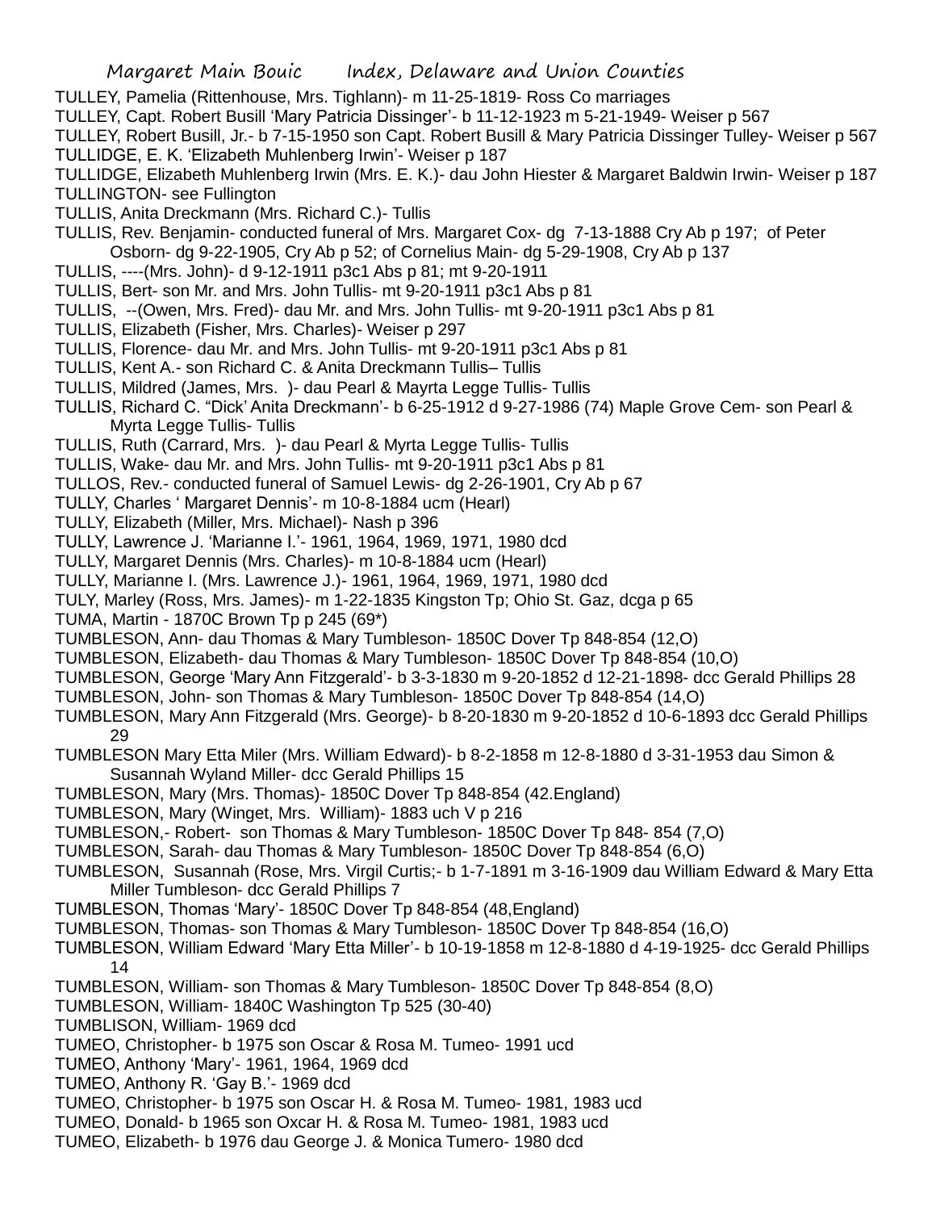TULLEY, Pamelia (Rittenhouse, Mrs. Tighlann)- m 11-25-1819- Ross Co marriages

TULLEY, Capt. Robert Busill 'Mary Patricia Dissinger'- b 11-12-1923 m 5-21-1949- Weiser p 567

TULLEY, Robert Busill, Jr.- b 7-15-1950 son Capt. Robert Busill & Mary Patricia Dissinger Tulley- Weiser p 567

TULLIDGE, E. K. 'Elizabeth Muhlenberg Irwin'- Weiser p 187

TULLIDGE, Elizabeth Muhlenberg Irwin (Mrs. E. K.)- dau John Hiester & Margaret Baldwin Irwin- Weiser p 187

TULLINGTON- see Fullington

TULLIS, Anita Dreckmann (Mrs. Richard C.)- Tullis

TULLIS, Rev. Benjamin- conducted funeral of Mrs. Margaret Cox- dg 7-13-1888 Cry Ab p 197; of Peter Osborn- dg 9-22-1905, Cry Ab p 52; of Cornelius Main- dg 5-29-1908, Cry Ab p 137

TULLIS, ----(Mrs. John)- d 9-12-1911 p3c1 Abs p 81; mt 9-20-1911

TULLIS, Bert- son Mr. and Mrs. John Tullis- mt 9-20-1911 p3c1 Abs p 81

TULLIS, --(Owen, Mrs. Fred)- dau Mr. and Mrs. John Tullis- mt 9-20-1911 p3c1 Abs p 81

TULLIS, Elizabeth (Fisher, Mrs. Charles)- Weiser p 297

TULLIS, Florence- dau Mr. and Mrs. John Tullis- mt 9-20-1911 p3c1 Abs p 81

TULLIS, Kent A.- son Richard C. & Anita Dreckmann Tullis– Tullis

TULLIS, Mildred (James, Mrs. )- dau Pearl & Mayrta Legge Tullis- Tullis

TULLIS, Richard C. "Dick' Anita Dreckmann'- b 6-25-1912 d 9-27-1986 (74) Maple Grove Cem- son Pearl & Myrta Legge Tullis- Tullis

TULLIS, Ruth (Carrard, Mrs. )- dau Pearl & Myrta Legge Tullis- Tullis

TULLIS, Wake- dau Mr. and Mrs. John Tullis- mt 9-20-1911 p3c1 Abs p 81

TULLOS, Rev.- conducted funeral of Samuel Lewis- dg 2-26-1901, Cry Ab p 67

TULLY, Charles ' Margaret Dennis'- m 10-8-1884 ucm (Hearl)

TULLY, Elizabeth (Miller, Mrs. Michael)- Nash p 396

TULLY, Lawrence J. 'Marianne I.'- 1961, 1964, 1969, 1971, 1980 dcd

TULLY, Margaret Dennis (Mrs. Charles)- m 10-8-1884 ucm (Hearl)

TULLY, Marianne I. (Mrs. Lawrence J.)- 1961, 1964, 1969, 1971, 1980 dcd

TULY, Marley (Ross, Mrs. James)- m 1-22-1835 Kingston Tp; Ohio St. Gaz, dcga p 65

TUMA, Martin - 1870C Brown Tp p 245 (69*)

TUMBLESON, Ann- dau Thomas & Mary Tumbleson- 1850C Dover Tp 848-854 (12,O)

TUMBLESON, Elizabeth- dau Thomas & Mary Tumbleson- 1850C Dover Tp 848-854 (10,O)

TUMBLESON, George 'Mary Ann Fitzgerald'- b 3-3-1830 m 9-20-1852 d 12-21-1898- dcc Gerald Phillips 28

TUMBLESON, John- son Thomas & Mary Tumbleson- 1850C Dover Tp 848-854 (14,O)

TUMBLESON, Mary Ann Fitzgerald (Mrs. George)- b 8-20-1830 m 9-20-1852 d 10-6-1893 dcc Gerald Phillips 29

TUMBLESON Mary Etta Miler (Mrs. William Edward)- b 8-2-1858 m 12-8-1880 d 3-31-1953 dau Simon & Susannah Wyland Miller- dcc Gerald Phillips 15

TUMBLESON, Mary (Mrs. Thomas)- 1850C Dover Tp 848-854 (42.England)

TUMBLESON, Mary (Winget, Mrs. William)- 1883 uch V p 216

TUMBLESON,- Robert- son Thomas & Mary Tumbleson- 1850C Dover Tp 848- 854 (7,O)

TUMBLESON, Sarah- dau Thomas & Mary Tumbleson- 1850C Dover Tp 848-854 (6,O)

TUMBLESON, Susannah (Rose, Mrs. Virgil Curtis;- b 1-7-1891 m 3-16-1909 dau William Edward & Mary Etta Miller Tumbleson- dcc Gerald Phillips 7

TUMBLESON, Thomas 'Mary'- 1850C Dover Tp 848-854 (48,England)

TUMBLESON, Thomas- son Thomas & Mary Tumbleson- 1850C Dover Tp 848-854 (16,O)

TUMBLESON, William Edward 'Mary Etta Miller'- b 10-19-1858 m 12-8-1880 d 4-19-1925- dcc Gerald Phillips 14

TUMBLESON, William- son Thomas & Mary Tumbleson- 1850C Dover Tp 848-854 (8,O)

TUMBLESON, William- 1840C Washington Tp 525 (30-40)

TUMBLISON, William- 1969 dcd

TUMEO, Christopher- b 1975 son Oscar & Rosa M. Tumeo- 1991 ucd

TUMEO, Anthony 'Mary'- 1961, 1964, 1969 dcd

TUMEO, Anthony R. 'Gay B.'- 1969 dcd

TUMEO, Christopher- b 1975 son Oscar H. & Rosa M. Tumeo- 1981, 1983 ucd

TUMEO, Donald- b 1965 son Oxcar H. & Rosa M. Tumeo- 1981, 1983 ucd

TUMEO, Elizabeth- b 1976 dau George J. & Monica Tumero- 1980 dcd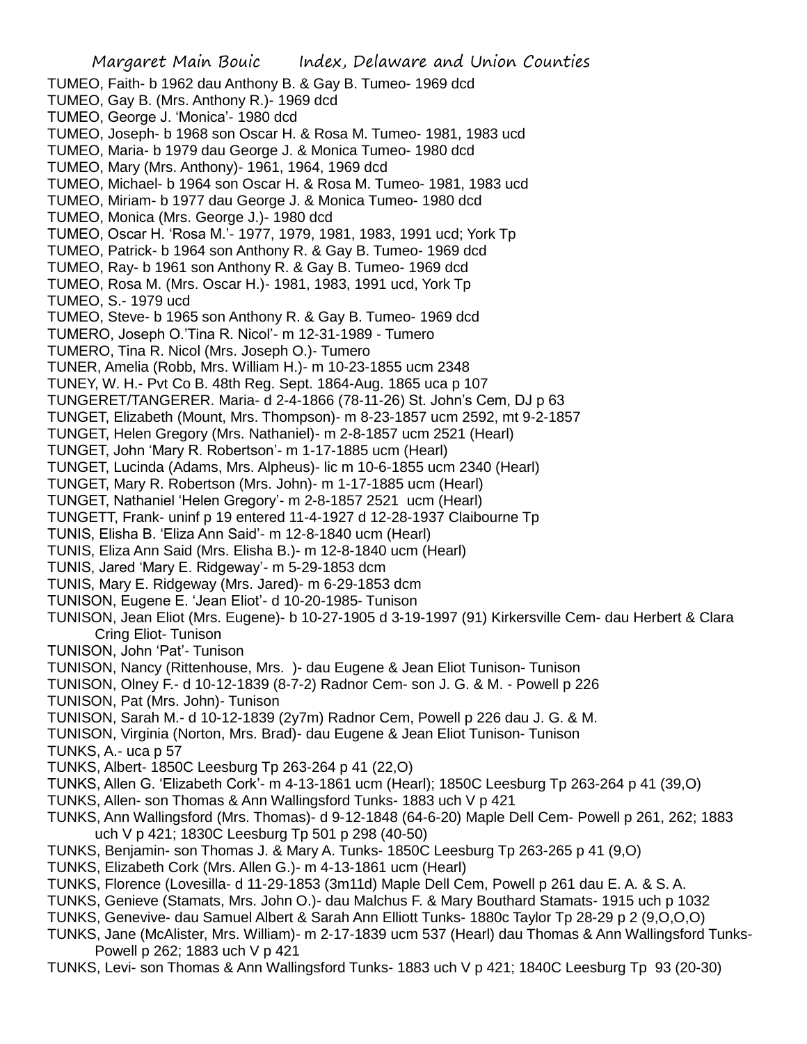TUMEO, Faith- b 1962 dau Anthony B. & Gay B. Tumeo- 1969 dcd
TUMEO, Gay B. (Mrs. Anthony R.)- 1969 dcd
TUMEO, George J. 'Monica'- 1980 dcd
TUMEO, Joseph- b 1968 son Oscar H. & Rosa M. Tumeo- 1981, 1983 ucd
TUMEO, Maria- b 1979 dau George J. & Monica Tumeo- 1980 dcd
TUMEO, Mary (Mrs. Anthony)- 1961, 1964, 1969 dcd
TUMEO, Michael- b 1964 son Oscar H. & Rosa M. Tumeo- 1981, 1983 ucd
TUMEO, Miriam- b 1977 dau George J. & Monica Tumeo- 1980 dcd
TUMEO, Monica (Mrs. George J.)- 1980 dcd
TUMEO, Oscar H. 'Rosa M.'- 1977, 1979, 1981, 1983, 1991 ucd; York Tp
TUMEO, Patrick- b 1964 son Anthony R. & Gay B. Tumeo- 1969 dcd
TUMEO, Ray- b 1961 son Anthony R. & Gay B. Tumeo- 1969 dcd
TUMEO, Rosa M. (Mrs. Oscar H.)- 1981, 1983, 1991 ucd, York Tp
TUMEO, S.- 1979 ucd
TUMEO, Steve- b 1965 son Anthony R. & Gay B. Tumeo- 1969 dcd
TUMERO, Joseph O.'Tina R. Nicol'- m 12-31-1989 - Tumero
TUMERO, Tina R. Nicol (Mrs. Joseph O.)- Tumero
TUNER, Amelia (Robb, Mrs. William H.)- m 10-23-1855 ucm 2348
TUNEY, W. H.- Pvt Co B. 48th Reg. Sept. 1864-Aug. 1865 uca p 107
TUNGERET/TANGERER. Maria- d 2-4-1866 (78-11-26) St. John's Cem, DJ p 63
TUNGET, Elizabeth (Mount, Mrs. Thompson)- m 8-23-1857 ucm 2592, mt 9-2-1857
TUNGET, Helen Gregory (Mrs. Nathaniel)- m 2-8-1857 ucm 2521 (Hearl)
TUNGET, John 'Mary R. Robertson'- m 1-17-1885 ucm (Hearl)
TUNGET, Lucinda (Adams, Mrs. Alpheus)- lic m 10-6-1855 ucm 2340 (Hearl)
TUNGET, Mary R. Robertson (Mrs. John)- m 1-17-1885 ucm (Hearl)
TUNGET, Nathaniel 'Helen Gregory'- m 2-8-1857 2521 ucm (Hearl)
TUNGETT, Frank- uninf p 19 entered 11-4-1927 d 12-28-1937 Claibourne Tp
TUNIS, Elisha B. 'Eliza Ann Said'- m 12-8-1840 ucm (Hearl)
TUNIS, Eliza Ann Said (Mrs. Elisha B.)- m 12-8-1840 ucm (Hearl)
TUNIS, Jared 'Mary E. Ridgeway'- m 5-29-1853 dcm
TUNIS, Mary E. Ridgeway (Mrs. Jared)- m 6-29-1853 dcm
TUNISON, Eugene E. 'Jean Eliot'- d 10-20-1985- Tunison
TUNISON, Jean Eliot (Mrs. Eugene)- b 10-27-1905 d 3-19-1997 (91) Kirkersville Cem- dau Herbert & Clara Cring Eliot- Tunison
TUNISON, John 'Pat'- Tunison
TUNISON, Nancy (Rittenhouse, Mrs. )- dau Eugene & Jean Eliot Tunison- Tunison
TUNISON, Olney F.- d 10-12-1839 (8-7-2) Radnor Cem- son J. G. & M. - Powell p 226
TUNISON, Pat (Mrs. John)- Tunison
TUNISON, Sarah M.- d 10-12-1839 (2y7m) Radnor Cem, Powell p 226 dau J. G. & M.
TUNISON, Virginia (Norton, Mrs. Brad)- dau Eugene & Jean Eliot Tunison- Tunison
TUNKS, A.- uca p 57
TUNKS, Albert- 1850C Leesburg Tp 263-264 p 41 (22,O)
TUNKS, Allen G. 'Elizabeth Cork'- m 4-13-1861 ucm (Hearl); 1850C Leesburg Tp 263-264 p 41 (39,O)
TUNKS, Allen- son Thomas & Ann Wallingsford Tunks- 1883 uch V p 421
TUNKS, Ann Wallingsford (Mrs. Thomas)- d 9-12-1848 (64-6-20) Maple Dell Cem- Powell p 261, 262; 1883 uch V p 421; 1830C Leesburg Tp 501 p 298 (40-50)
TUNKS, Benjamin- son Thomas J. & Mary A. Tunks- 1850C Leesburg Tp 263-265 p 41 (9,O)
TUNKS, Elizabeth Cork (Mrs. Allen G.)- m 4-13-1861 ucm (Hearl)
TUNKS, Florence (Lovesilla- d 11-29-1853 (3m11d) Maple Dell Cem, Powell p 261 dau E. A. & S. A.
TUNKS, Genieve (Stamats, Mrs. John O.)- dau Malchus F. & Mary Bouthard Stamats- 1915 uch p 1032
TUNKS, Genevive- dau Samuel Albert & Sarah Ann Elliott Tunks- 1880c Taylor Tp 28-29 p 2 (9,O,O,O)
TUNKS, Jane (McAlister, Mrs. William)- m 2-17-1839 ucm 537 (Hearl) dau Thomas & Ann Wallingsford Tunks- Powell p 262; 1883 uch V p 421
TUNKS, Levi- son Thomas & Ann Wallingsford Tunks- 1883 uch V p 421; 1840C Leesburg Tp 93 (20-30)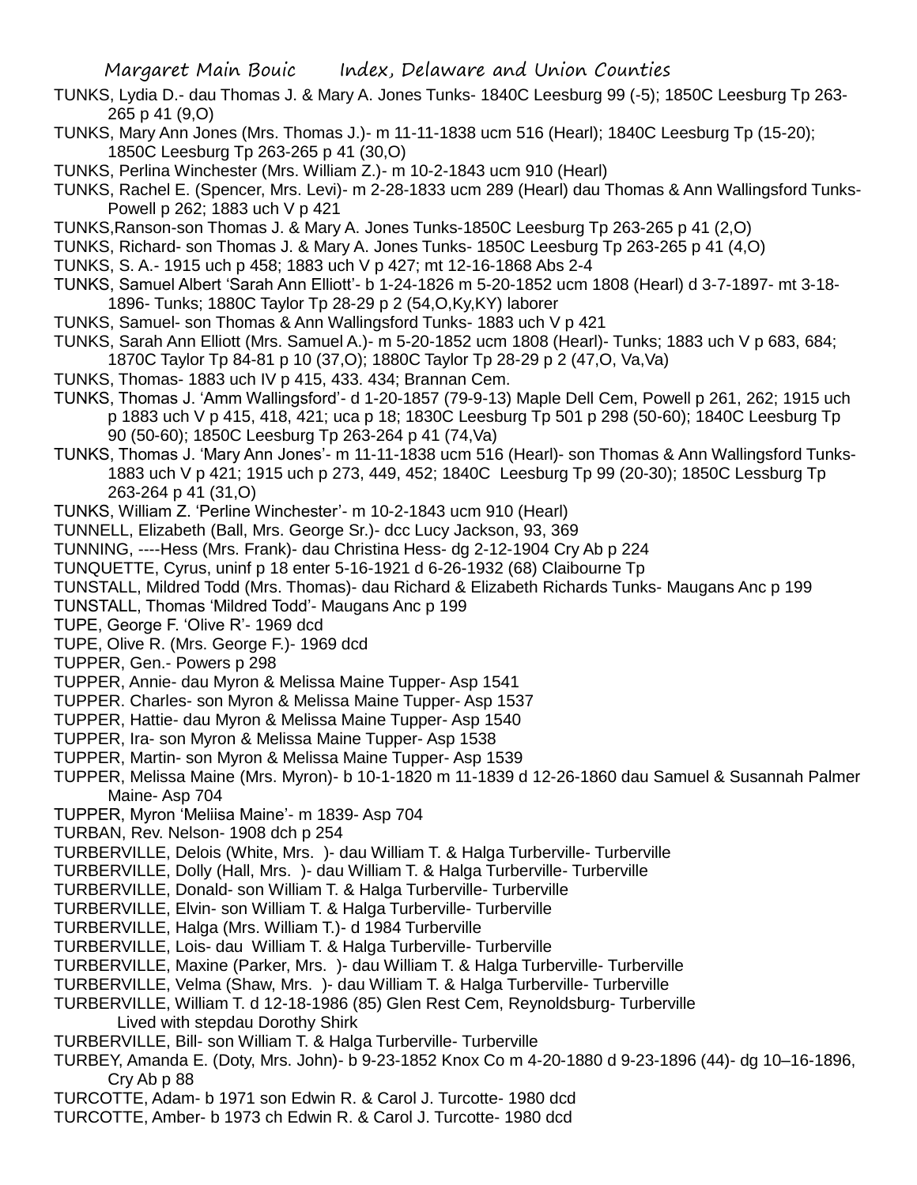TUNKS, Lydia D.- dau Thomas J. & Mary A. Jones Tunks- 1840C Leesburg 99 (-5); 1850C Leesburg Tp 263-265 p 41 (9,O)

TUNKS, Mary Ann Jones (Mrs. Thomas J.)- m 11-11-1838 ucm 516 (Hearl); 1840C Leesburg Tp (15-20); 1850C Leesburg Tp 263-265 p 41 (30,O)

TUNKS, Perlina Winchester (Mrs. William Z.)- m 10-2-1843 ucm 910 (Hearl)

TUNKS, Rachel E. (Spencer, Mrs. Levi)- m 2-28-1833 ucm 289 (Hearl) dau Thomas & Ann Wallingsford Tunks- Powell p 262; 1883 uch V p 421

TUNKS,Ranson-son Thomas J. & Mary A. Jones Tunks-1850C Leesburg Tp 263-265 p 41 (2,O)

TUNKS, Richard- son Thomas J. & Mary A. Jones Tunks- 1850C Leesburg Tp 263-265 p 41 (4,O)

TUNKS, S. A.- 1915 uch p 458; 1883 uch V p 427; mt 12-16-1868 Abs 2-4

TUNKS, Samuel Albert 'Sarah Ann Elliott'- b 1-24-1826 m 5-20-1852 ucm 1808 (Hearl) d 3-7-1897- mt 3-18-1896- Tunks; 1880C Taylor Tp 28-29 p 2 (54,O,Ky,KY) laborer

TUNKS, Samuel- son Thomas & Ann Wallingsford Tunks- 1883 uch V p 421

TUNKS, Sarah Ann Elliott (Mrs. Samuel A.)- m 5-20-1852 ucm 1808 (Hearl)- Tunks; 1883 uch V p 683, 684; 1870C Taylor Tp 84-81 p 10 (37,O); 1880C Taylor Tp 28-29 p 2 (47,O, Va,Va)

TUNKS, Thomas- 1883 uch IV p 415, 433. 434; Brannan Cem.

TUNKS, Thomas J. 'Amm Wallingsford'- d 1-20-1857 (79-9-13) Maple Dell Cem, Powell p 261, 262; 1915 uch p 1883 uch V p 415, 418, 421; uca p 18; 1830C Leesburg Tp 501 p 298 (50-60); 1840C Leesburg Tp 90 (50-60); 1850C Leesburg Tp 263-264 p 41 (74,Va)

TUNKS, Thomas J. 'Mary Ann Jones'- m 11-11-1838 ucm 516 (Hearl)- son Thomas & Ann Wallingsford Tunks- 1883 uch V p 421; 1915 uch p 273, 449, 452; 1840C Leesburg Tp 99 (20-30); 1850C Lessburg Tp 263-264 p 41 (31,O)

TUNKS, William Z. 'Perline Winchester'- m 10-2-1843 ucm 910 (Hearl)

TUNNELL, Elizabeth (Ball, Mrs. George Sr.)- dcc Lucy Jackson, 93, 369

TUNNING, ----Hess (Mrs. Frank)- dau Christina Hess- dg 2-12-1904 Cry Ab p 224

TUNQUETTE, Cyrus, uninf p 18 enter 5-16-1921 d 6-26-1932 (68) Claibourne Tp

TUNSTALL, Mildred Todd (Mrs. Thomas)- dau Richard & Elizabeth Richards Tunks- Maugans Anc p 199

TUNSTALL, Thomas 'Mildred Todd'- Maugans Anc p 199

TUPE, George F. 'Olive R'- 1969 dcd

TUPE, Olive R. (Mrs. George F.)- 1969 dcd

TUPPER, Gen.- Powers p 298

TUPPER, Annie- dau Myron & Melissa Maine Tupper- Asp 1541

TUPPER. Charles- son Myron & Melissa Maine Tupper- Asp 1537

TUPPER, Hattie- dau Myron & Melissa Maine Tupper- Asp 1540

TUPPER, Ira- son Myron & Melissa Maine Tupper- Asp 1538

TUPPER, Martin- son Myron & Melissa Maine Tupper- Asp 1539

TUPPER, Melissa Maine (Mrs. Myron)- b 10-1-1820 m 11-1839 d 12-26-1860 dau Samuel & Susannah Palmer Maine- Asp 704

TUPPER, Myron 'Meliisa Maine'- m 1839- Asp 704

TURBAN, Rev. Nelson- 1908 dch p 254

TURBERVILLE, Delois (White, Mrs. )- dau William T. & Halga Turberville- Turberville

TURBERVILLE, Dolly (Hall, Mrs. )- dau William T. & Halga Turberville- Turberville

TURBERVILLE, Donald- son William T. & Halga Turberville- Turberville

TURBERVILLE, Elvin- son William T. & Halga Turberville- Turberville

TURBERVILLE, Halga (Mrs. William T.)- d 1984 Turberville

TURBERVILLE, Lois- dau William T. & Halga Turberville- Turberville

TURBERVILLE, Maxine (Parker, Mrs. )- dau William T. & Halga Turberville- Turberville

TURBERVILLE, Velma (Shaw, Mrs. )- dau William T. & Halga Turberville- Turberville

TURBERVILLE, William T. d 12-18-1986 (85) Glen Rest Cem, Reynoldsburg- Turberville
Lived with stepdau Dorothy Shirk

TURBERVILLE, Bill- son William T. & Halga Turberville- Turberville

TURBEY, Amanda E. (Doty, Mrs. John)- b 9-23-1852 Knox Co m 4-20-1880 d 9-23-1896 (44)- dg 10–16-1896, Cry Ab p 88

TURCOTTE, Adam- b 1971 son Edwin R. & Carol J. Turcotte- 1980 dcd

TURCOTTE, Amber- b 1973 ch Edwin R. & Carol J. Turcotte- 1980 dcd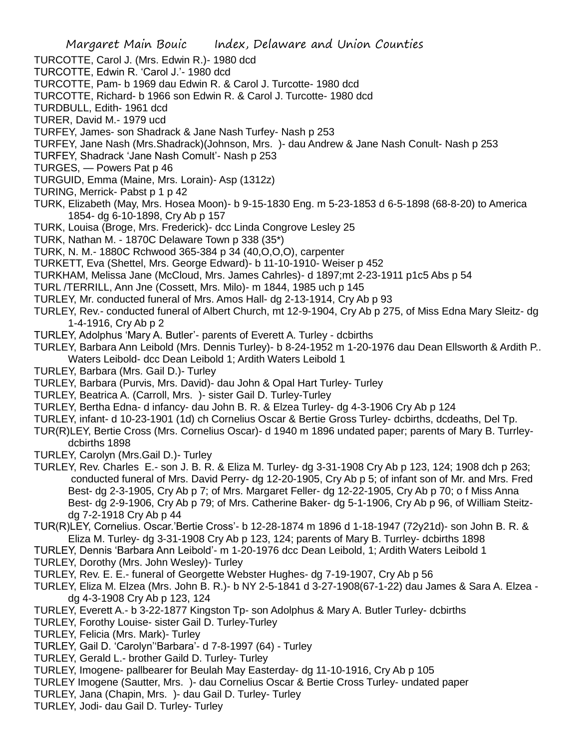TURCOTTE, Carol J. (Mrs. Edwin R.)- 1980 dcd

TURCOTTE, Edwin R. 'Carol J.'- 1980 dcd

TURCOTTE, Pam- b 1969 dau Edwin R. & Carol J. Turcotte- 1980 dcd

TURCOTTE, Richard- b 1966 son Edwin R. & Carol J. Turcotte- 1980 dcd

TURDBULL, Edith- 1961 dcd

TURER, David M.- 1979 ucd

TURFEY, James- son Shadrack & Jane Nash Turfey- Nash p 253

TURFEY, Jane Nash (Mrs.Shadrack)(Johnson, Mrs. )- dau Andrew & Jane Nash Conult- Nash p 253

TURFEY, Shadrack 'Jane Nash Comult'- Nash p 253

TURGES, — Powers Pat p 46

TURGUID, Emma (Maine, Mrs. Lorain)- Asp (1312z)

TURING, Merrick- Pabst p 1 p 42

TURK, Elizabeth (May, Mrs. Hosea Moon)- b 9-15-1830 Eng. m 5-23-1853 d 6-5-1898 (68-8-20) to America 1854- dg 6-10-1898, Cry Ab p 157

TURK, Louisa (Broge, Mrs. Frederick)- dcc Linda Congrove Lesley 25

TURK, Nathan M. - 1870C Delaware Town p 338 (35*)

TURK, N. M.- 1880C Rchwood 365-384 p 34 (40,O,O,O), carpenter

TURKETT, Eva (Shettel, Mrs. George Edward)- b 11-10-1910- Weiser p 452

TURKHAM, Melissa Jane (McCloud, Mrs. James Cahrles)- d 1897;mt 2-23-1911 p1c5 Abs p 54

TURL /TERRILL, Ann Jne (Cossett, Mrs. Milo)- m 1844, 1985 uch p 145

TURLEY, Mr. conducted funeral of Mrs. Amos Hall- dg 2-13-1914, Cry Ab p 93

TURLEY, Rev.- conducted funeral of Albert Church, mt 12-9-1904, Cry Ab p 275, of Miss Edna Mary Sleitz- dg 1-4-1916, Cry Ab p 2

TURLEY, Adolphus 'Mary A. Butler'- parents of Everett A. Turley - dcbirths

TURLEY, Barbara Ann Leibold (Mrs. Dennis Turley)- b 8-24-1952 m 1-20-1976 dau Dean Ellsworth & Ardith P.. Waters Leibold- dcc Dean Leibold 1; Ardith Waters Leibold 1

TURLEY, Barbara (Mrs. Gail D.)- Turley

TURLEY, Barbara (Purvis, Mrs. David)- dau John & Opal Hart Turley- Turley

TURLEY, Beatrica A. (Carroll, Mrs. )- sister Gail D. Turley-Turley

TURLEY, Bertha Edna- d infancy- dau John B. R. & Elzea Turley- dg 4-3-1906 Cry Ab p 124

TURLEY, infant- d 10-23-1901 (1d) ch Cornelius Oscar & Bertie Gross Turley- dcbirths, dcdeaths, Del Tp.

TUR(R)LEY, Bertie Cross (Mrs. Cornelius Oscar)- d 1940 m 1896 undated paper; parents of Mary B. Turrley- dcbirths 1898

TURLEY, Carolyn (Mrs.Gail D.)- Turley

TURLEY, Rev. Charles E.- son J. B. R. & Eliza M. Turley- dg 3-31-1908 Cry Ab p 123, 124; 1908 dch p 263; conducted funeral of Mrs. David Perry- dg 12-20-1905, Cry Ab p 5; of infant son of Mr. and Mrs. Fred Best- dg 2-3-1905, Cry Ab p 7; of Mrs. Margaret Feller- dg 12-22-1905, Cry Ab p 70; o f Miss Anna Best- dg 2-9-1906, Cry Ab p 79; of Mrs. Catherine Baker- dg 5-1-1906, Cry Ab p 96, of William Steitz- dg 7-2-1918 Cry Ab p 44

TUR(R)LEY, Cornelius. Oscar.'Bertie Cross'- b 12-28-1874 m 1896 d 1-18-1947 (72y21d)- son John B. R. & Eliza M. Turley- dg 3-31-1908 Cry Ab p 123, 124; parents of Mary B. Turrley- dcbirths 1898

TURLEY, Dennis 'Barbara Ann Leibold'- m 1-20-1976 dcc Dean Leibold, 1; Ardith Waters Leibold 1

TURLEY, Dorothy (Mrs. John Wesley)- Turley

TURLEY, Rev. E. E.- funeral of Georgette Webster Hughes- dg 7-19-1907, Cry Ab p 56

TURLEY, Eliza M. Elzea (Mrs. John B. R.)- b NY 2-5-1841 d 3-27-1908(67-1-22) dau James & Sara A. Elzea - dg 4-3-1908 Cry Ab p 123, 124

TURLEY, Everett A.- b 3-22-1877 Kingston Tp- son Adolphus & Mary A. Butler Turley- dcbirths

TURLEY, Forothy Louise- sister Gail D. Turley-Turley

TURLEY, Felicia (Mrs. Mark)- Turley

TURLEY, Gail D. 'Carolyn''Barbara'- d 7-8-1997 (64) - Turley

TURLEY, Gerald L.- brother Gaild D. Turley- Turley

TURLEY, Imogene- pallbearer for Beulah May Easterday- dg 11-10-1916, Cry Ab p 105

TURLEY Imogene (Sautter, Mrs. )- dau Cornelius Oscar & Bertie Cross Turley- undated paper

TURLEY, Jana (Chapin, Mrs. )- dau Gail D. Turley- Turley

TURLEY, Jodi- dau Gail D. Turley- Turley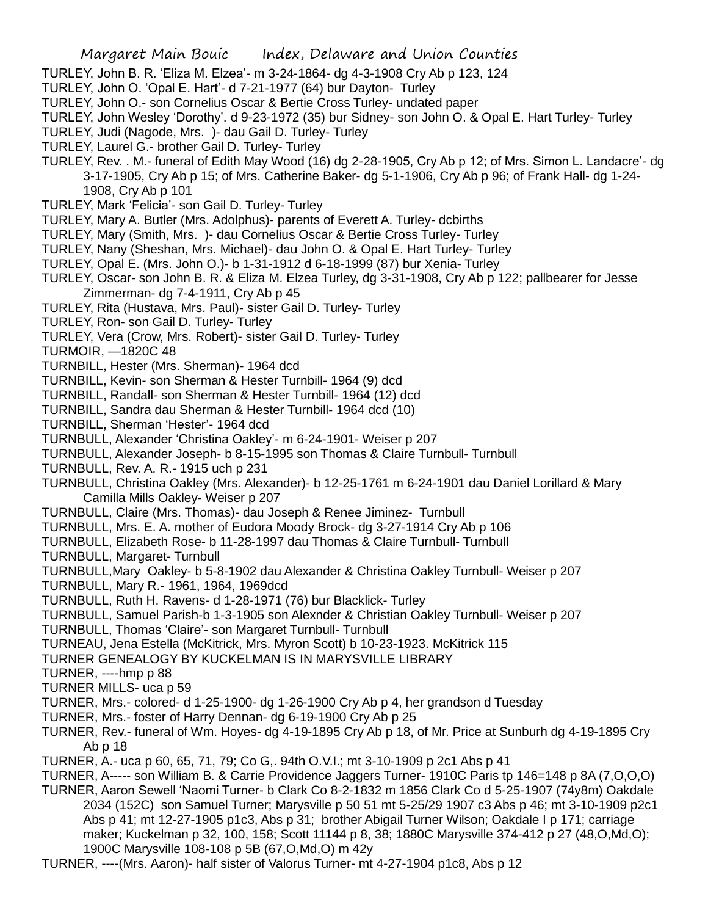TURLEY, John B. R. 'Eliza M. Elzea'- m 3-24-1864- dg 4-3-1908 Cry Ab p 123, 124

TURLEY, John O. 'Opal E. Hart'- d 7-21-1977 (64) bur Dayton- Turley

TURLEY, John O.- son Cornelius Oscar & Bertie Cross Turley- undated paper

TURLEY, John Wesley 'Dorothy'. d 9-23-1972 (35) bur Sidney- son John O. & Opal E. Hart Turley- Turley

TURLEY, Judi (Nagode, Mrs. )- dau Gail D. Turley- Turley

TURLEY, Laurel G.- brother Gail D. Turley- Turley

TURLEY, Rev. . M.- funeral of Edith May Wood (16) dg 2-28-1905, Cry Ab p 12; of Mrs. Simon L. Landacre'- dg 3-17-1905, Cry Ab p 15; of Mrs. Catherine Baker- dg 5-1-1906, Cry Ab p 96; of Frank Hall- dg 1-24-1908, Cry Ab p 101

TURLEY, Mark 'Felicia'- son Gail D. Turley- Turley

TURLEY, Mary A. Butler (Mrs. Adolphus)- parents of Everett A. Turley- dcbirths

TURLEY, Mary (Smith, Mrs. )- dau Cornelius Oscar & Bertie Cross Turley- Turley

TURLEY, Nany (Sheshan, Mrs. Michael)- dau John O. & Opal E. Hart Turley- Turley

TURLEY, Opal E. (Mrs. John O.)- b 1-31-1912 d 6-18-1999 (87) bur Xenia- Turley

TURLEY, Oscar- son John B. R. & Eliza M. Elzea Turley, dg 3-31-1908, Cry Ab p 122; pallbearer for Jesse Zimmerman- dg 7-4-1911, Cry Ab p 45

TURLEY, Rita (Hustava, Mrs. Paul)- sister Gail D. Turley- Turley

TURLEY, Ron- son Gail D. Turley- Turley

TURLEY, Vera (Crow, Mrs. Robert)- sister Gail D. Turley- Turley

TURMOIR, —1820C 48

TURNBILL, Hester (Mrs. Sherman)- 1964 dcd

TURNBILL, Kevin- son Sherman & Hester Turnbill- 1964 (9) dcd

TURNBILL, Randall- son Sherman & Hester Turnbill- 1964 (12) dcd

TURNBILL, Sandra dau Sherman & Hester Turnbill- 1964 dcd (10)

TURNBILL, Sherman 'Hester'- 1964 dcd

TURNBULL, Alexander 'Christina Oakley'- m 6-24-1901- Weiser p 207

TURNBULL, Alexander Joseph- b 8-15-1995 son Thomas & Claire Turnbull- Turnbull

TURNBULL, Rev. A. R.- 1915 uch p 231

TURNBULL, Christina Oakley (Mrs. Alexander)- b 12-25-1761 m 6-24-1901 dau Daniel Lorillard & Mary Camilla Mills Oakley- Weiser p 207

TURNBULL, Claire (Mrs. Thomas)- dau Joseph & Renee Jiminez- Turnbull

TURNBULL, Mrs. E. A. mother of Eudora Moody Brock- dg 3-27-1914 Cry Ab p 106

TURNBULL, Elizabeth Rose- b 11-28-1997 dau Thomas & Claire Turnbull- Turnbull

TURNBULL, Margaret- Turnbull

TURNBULL,Mary Oakley- b 5-8-1902 dau Alexander & Christina Oakley Turnbull- Weiser p 207

TURNBULL, Mary R.- 1961, 1964, 1969dcd

TURNBULL, Ruth H. Ravens- d 1-28-1971 (76) bur Blacklick- Turley

TURNBULL, Samuel Parish-b 1-3-1905 son Alexnder & Christian Oakley Turnbull- Weiser p 207

TURNBULL, Thomas 'Claire'- son Margaret Turnbull- Turnbull

TURNEAU, Jena Estella (McKitrick, Mrs. Myron Scott) b 10-23-1923. McKitrick 115

TURNER GENEALOGY BY KUCKELMAN IS IN MARYSVILLE LIBRARY

TURNER, ----hmp p 88

TURNER MILLS- uca p 59

TURNER, Mrs.- colored- d 1-25-1900- dg 1-26-1900 Cry Ab p 4, her grandson d Tuesday

TURNER, Mrs.- foster of Harry Dennan- dg 6-19-1900 Cry Ab p 25

TURNER, Rev.- funeral of Wm. Hoyes- dg 4-19-1895 Cry Ab p 18, of Mr. Price at Sunburh dg 4-19-1895 Cry Ab p 18

TURNER, A.- uca p 60, 65, 71, 79; Co G,. 94th O.V.I.; mt 3-10-1909 p 2c1 Abs p 41

TURNER, A----- son William B. & Carrie Providence Jaggers Turner- 1910C Paris tp 146=148 p 8A (7,O,O,O)

TURNER, Aaron Sewell 'Naomi Turner- b Clark Co 8-2-1832 m 1856 Clark Co d 5-25-1907 (74y8m) Oakdale 2034 (152C) son Samuel Turner; Marysville p 50 51 mt 5-25/29 1907 c3 Abs p 46; mt 3-10-1909 p2c1 Abs p 41; mt 12-27-1905 p1c3, Abs p 31; brother Abigail Turner Wilson; Oakdale I p 171; carriage maker; Kuckelman p 32, 100, 158; Scott 11144 p 8, 38; 1880C Marysville 374-412 p 27 (48,O,Md,O); 1900C Marysville 108-108 p 5B (67,O,Md,O) m 42y

TURNER, ----(Mrs. Aaron)- half sister of Valorus Turner- mt 4-27-1904 p1c8, Abs p 12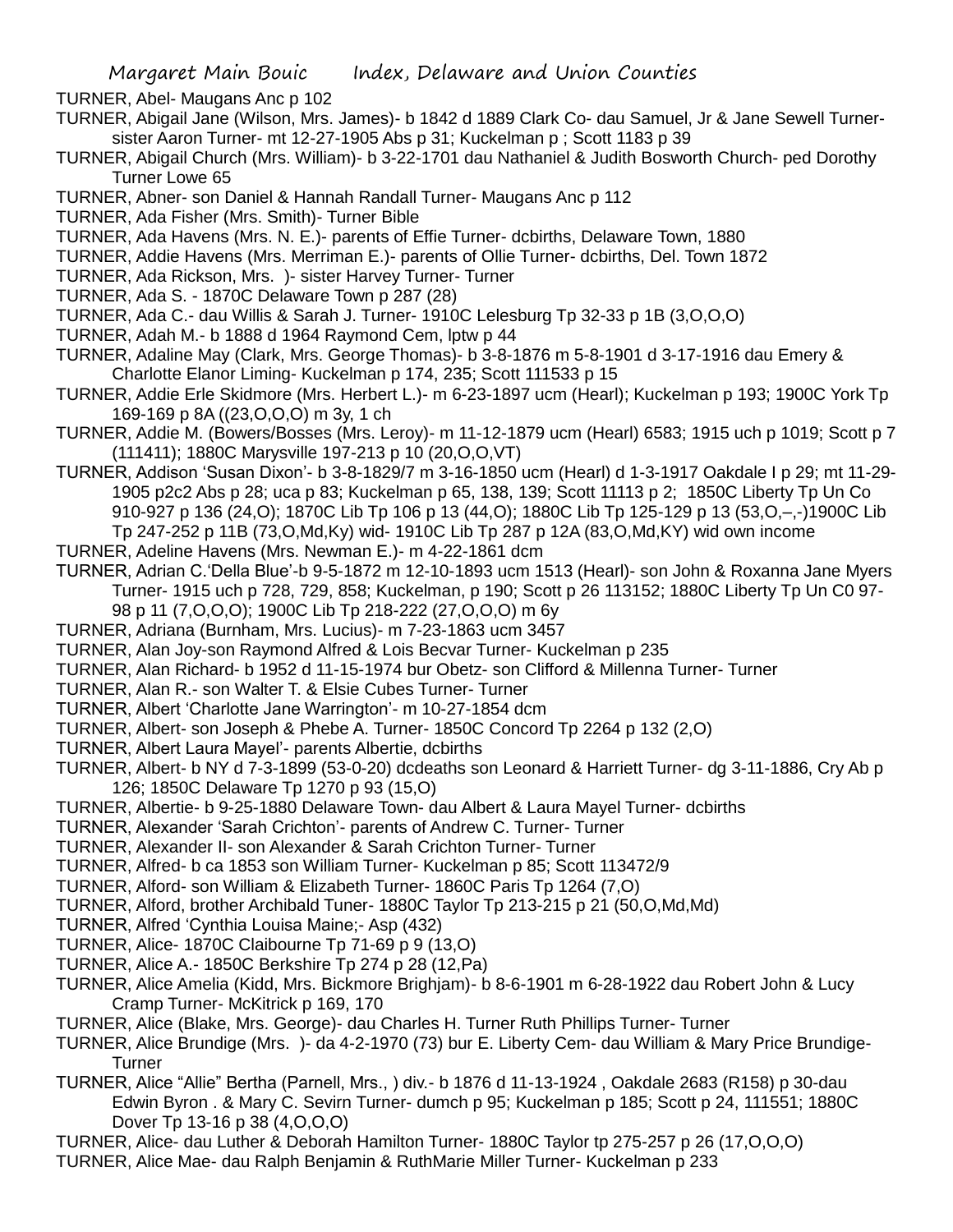TURNER, Abel- Maugans Anc p 102

TURNER, Abigail Jane (Wilson, Mrs. James)- b 1842 d 1889 Clark Co- dau Samuel, Jr & Jane Sewell Turner- sister Aaron Turner- mt 12-27-1905 Abs p 31; Kuckelman p ; Scott 1183 p 39

TURNER, Abigail Church (Mrs. William)- b 3-22-1701 dau Nathaniel & Judith Bosworth Church- ped Dorothy Turner Lowe 65

TURNER, Abner- son Daniel & Hannah Randall Turner- Maugans Anc p 112

TURNER, Ada Fisher (Mrs. Smith)- Turner Bible

TURNER, Ada Havens (Mrs. N. E.)- parents of Effie Turner- dcbirths, Delaware Town, 1880

TURNER, Addie Havens (Mrs. Merriman E.)- parents of Ollie Turner- dcbirths, Del. Town 1872

TURNER, Ada Rickson, Mrs. )- sister Harvey Turner- Turner

TURNER, Ada S. - 1870C Delaware Town p 287 (28)

TURNER, Ada C.- dau Willis & Sarah J. Turner- 1910C Lelesburg Tp 32-33 p 1B (3,O,O,O)

TURNER, Adah M.- b 1888 d 1964 Raymond Cem, lptw p 44

TURNER, Adaline May (Clark, Mrs. George Thomas)- b 3-8-1876 m 5-8-1901 d 3-17-1916 dau Emery & Charlotte Elanor Liming- Kuckelman p 174, 235; Scott 111533 p 15

TURNER, Addie Erle Skidmore (Mrs. Herbert L.)- m 6-23-1897 ucm (Hearl); Kuckelman p 193; 1900C York Tp 169-169 p 8A ((23,O,O,O) m 3y, 1 ch

TURNER, Addie M. (Bowers/Bosses (Mrs. Leroy)- m 11-12-1879 ucm (Hearl) 6583; 1915 uch p 1019; Scott p 7 (111411); 1880C Marysville 197-213 p 10 (20,O,O,VT)

TURNER, Addison 'Susan Dixon'- b 3-8-1829/7 m 3-16-1850 ucm (Hearl) d 1-3-1917 Oakdale I p 29; mt 11-29-1905 p2c2 Abs p 28; uca p 83; Kuckelman p 65, 138, 139; Scott 11113 p 2; 1850C Liberty Tp Un Co 910-927 p 136 (24,O); 1870C Lib Tp 106 p 13 (44,O); 1880C Lib Tp 125-129 p 13 (53,O,–,-)1900C Lib Tp 247-252 p 11B (73,O,Md,Ky) wid- 1910C Lib Tp 287 p 12A (83,O,Md,KY) wid own income

TURNER, Adeline Havens (Mrs. Newman E.)- m 4-22-1861 dcm

TURNER, Adrian C.'Della Blue'-b 9-5-1872 m 12-10-1893 ucm 1513 (Hearl)- son John & Roxanna Jane Myers Turner- 1915 uch p 728, 729, 858; Kuckelman, p 190; Scott p 26 113152; 1880C Liberty Tp Un C0 97-98 p 11 (7,O,O,O); 1900C Lib Tp 218-222 (27,O,O,O) m 6y

TURNER, Adriana (Burnham, Mrs. Lucius)- m 7-23-1863 ucm 3457

TURNER, Alan Joy-son Raymond Alfred & Lois Becvar Turner- Kuckelman p 235

TURNER, Alan Richard- b 1952 d 11-15-1974 bur Obetz- son Clifford & Millenna Turner- Turner

TURNER, Alan R.- son Walter T. & Elsie Cubes Turner- Turner

TURNER, Albert 'Charlotte Jane Warrington'- m 10-27-1854 dcm

TURNER, Albert- son Joseph & Phebe A. Turner- 1850C Concord Tp 2264 p 132 (2,O)

TURNER, Albert Laura Mayel'- parents Albertie, dcbirths

TURNER, Albert- b NY d 7-3-1899 (53-0-20) dcdeaths son Leonard & Harriett Turner- dg 3-11-1886, Cry Ab p 126; 1850C Delaware Tp 1270 p 93 (15,O)

TURNER, Albertie- b 9-25-1880 Delaware Town- dau Albert & Laura Mayel Turner- dcbirths

TURNER, Alexander 'Sarah Crichton'- parents of Andrew C. Turner- Turner

TURNER, Alexander II- son Alexander & Sarah Crichton Turner- Turner

TURNER, Alfred- b ca 1853 son William Turner- Kuckelman p 85; Scott 113472/9

TURNER, Alford- son William & Elizabeth Turner- 1860C Paris Tp 1264 (7,O)

TURNER, Alford, brother Archibald Tuner- 1880C Taylor Tp 213-215 p 21 (50,O,Md,Md)

TURNER, Alfred 'Cynthia Louisa Maine;- Asp (432)

TURNER, Alice- 1870C Claibourne Tp 71-69 p 9 (13,O)

TURNER, Alice A.- 1850C Berkshire Tp 274 p 28 (12,Pa)

TURNER, Alice Amelia (Kidd, Mrs. Bickmore Brighjam)- b 8-6-1901 m 6-28-1922 dau Robert John & Lucy Cramp Turner- McKitrick p 169, 170

TURNER, Alice (Blake, Mrs. George)- dau Charles H. Turner Ruth Phillips Turner- Turner

TURNER, Alice Brundige (Mrs. )- da 4-2-1970 (73) bur E. Liberty Cem- dau William & Mary Price Brundige- Turner

TURNER, Alice "Allie" Bertha (Parnell, Mrs., ) div.- b 1876 d 11-13-1924 , Oakdale 2683 (R158) p 30-dau Edwin Byron . & Mary C. Sevirn Turner- dumch p 95; Kuckelman p 185; Scott p 24, 111551; 1880C Dover Tp 13-16 p 38 (4,O,O,O)

TURNER, Alice- dau Luther & Deborah Hamilton Turner- 1880C Taylor tp 275-257 p 26 (17,O,O,O)

TURNER, Alice Mae- dau Ralph Benjamin & RuthMarie Miller Turner- Kuckelman p 233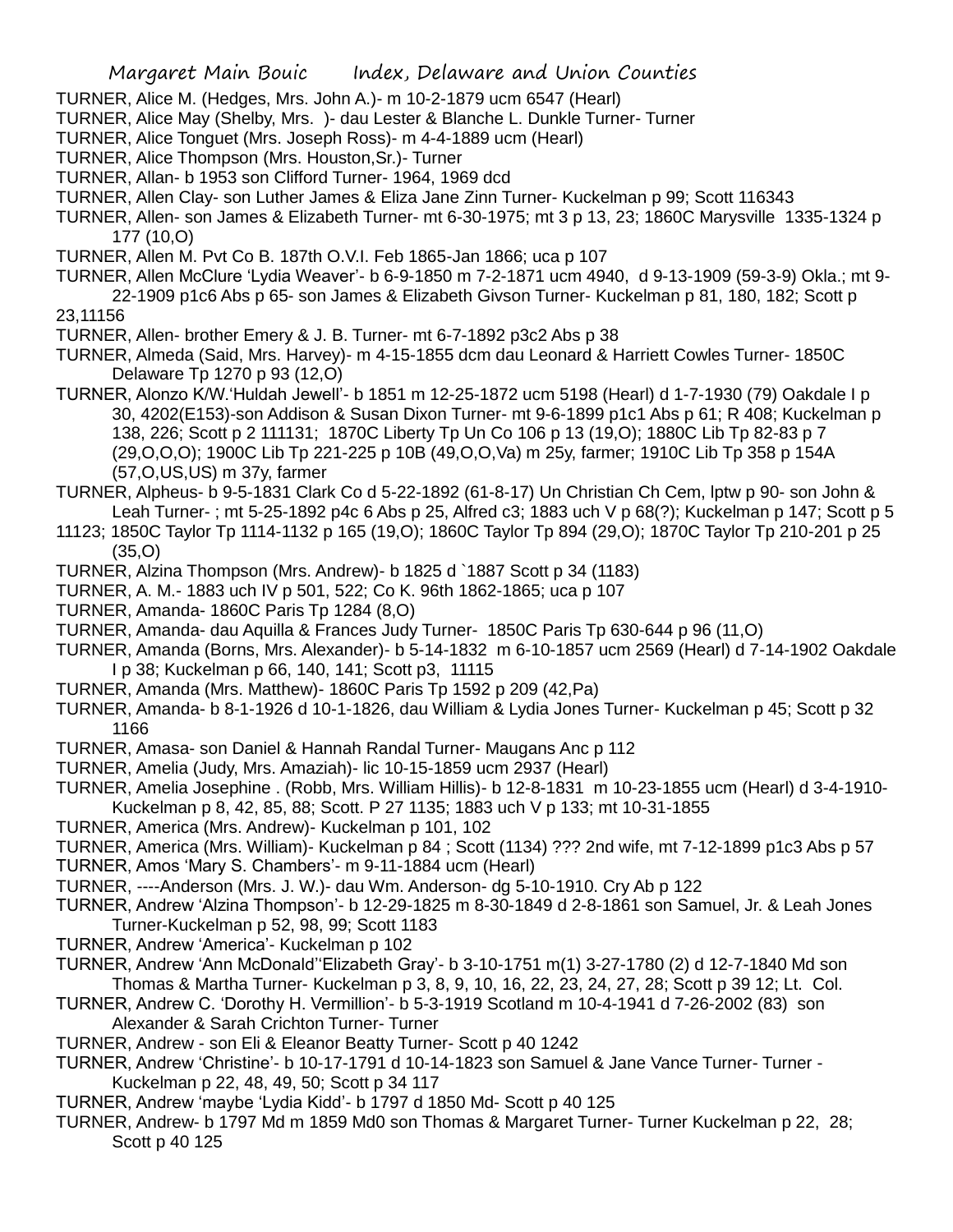TURNER, Alice M. (Hedges, Mrs. John A.)- m 10-2-1879 ucm 6547 (Hearl)

TURNER, Alice May (Shelby, Mrs. )- dau Lester & Blanche L. Dunkle Turner- Turner

TURNER, Alice Tonguet (Mrs. Joseph Ross)- m 4-4-1889 ucm (Hearl)

TURNER, Alice Thompson (Mrs. Houston,Sr.)- Turner

TURNER, Allan- b 1953 son Clifford Turner- 1964, 1969 dcd

TURNER, Allen Clay- son Luther James & Eliza Jane Zinn Turner- Kuckelman p 99; Scott 116343

TURNER, Allen- son James & Elizabeth Turner- mt 6-30-1975; mt 3 p 13, 23; 1860C Marysville 1335-1324 p 177 (10,O)

TURNER, Allen M. Pvt Co B. 187th O.V.I. Feb 1865-Jan 1866; uca p 107

TURNER, Allen McClure 'Lydia Weaver'- b 6-9-1850 m 7-2-1871 ucm 4940, d 9-13-1909 (59-3-9) Okla.; mt 9-22-1909 p1c6 Abs p 65- son James & Elizabeth Givson Turner- Kuckelman p 81, 180, 182; Scott p 23,11156

TURNER, Allen- brother Emery & J. B. Turner- mt 6-7-1892 p3c2 Abs p 38

TURNER, Almeda (Said, Mrs. Harvey)- m 4-15-1855 dcm dau Leonard & Harriett Cowles Turner- 1850C Delaware Tp 1270 p 93 (12,O)

TURNER, Alonzo K/W.'Huldah Jewell'- b 1851 m 12-25-1872 ucm 5198 (Hearl) d 1-7-1930 (79) Oakdale I p 30, 4202(E153)-son Addison & Susan Dixon Turner- mt 9-6-1899 p1c1 Abs p 61; R 408; Kuckelman p 138, 226; Scott p 2 111131; 1870C Liberty Tp Un Co 106 p 13 (19,O); 1880C Lib Tp 82-83 p 7 (29,O,O,O); 1900C Lib Tp 221-225 p 10B (49,O,O,Va) m 25y, farmer; 1910C Lib Tp 358 p 154A (57,O,US,US) m 37y, farmer

TURNER, Alpheus- b 9-5-1831 Clark Co d 5-22-1892 (61-8-17) Un Christian Ch Cem, lptw p 90- son John & Leah Turner- ; mt 5-25-1892 p4c 6 Abs p 25, Alfred c3; 1883 uch V p 68(?); Kuckelman p 147; Scott p 5 11123; 1850C Taylor Tp 1114-1132 p 165 (19,O); 1860C Taylor Tp 894 (29,O); 1870C Taylor Tp 210-201 p 25 (35,O)

TURNER, Alzina Thompson (Mrs. Andrew)- b 1825 d `1887 Scott p 34 (1183)

TURNER, A. M.- 1883 uch IV p 501, 522; Co K. 96th 1862-1865; uca p 107

TURNER, Amanda- 1860C Paris Tp 1284 (8,O)

TURNER, Amanda- dau Aquilla & Frances Judy Turner- 1850C Paris Tp 630-644 p 96 (11,O)

TURNER, Amanda (Borns, Mrs. Alexander)- b 5-14-1832 m 6-10-1857 ucm 2569 (Hearl) d 7-14-1902 Oakdale I p 38; Kuckelman p 66, 140, 141; Scott p3, 11115

TURNER, Amanda (Mrs. Matthew)- 1860C Paris Tp 1592 p 209 (42,Pa)

TURNER, Amanda- b 8-1-1926 d 10-1-1826, dau William & Lydia Jones Turner- Kuckelman p 45; Scott p 32 1166

TURNER, Amasa- son Daniel & Hannah Randal Turner- Maugans Anc p 112

TURNER, Amelia (Judy, Mrs. Amaziah)- lic 10-15-1859 ucm 2937 (Hearl)

TURNER, Amelia Josephine . (Robb, Mrs. William Hillis)- b 12-8-1831 m 10-23-1855 ucm (Hearl) d 3-4-1910- Kuckelman p 8, 42, 85, 88; Scott. P 27 1135; 1883 uch V p 133; mt 10-31-1855

TURNER, America (Mrs. Andrew)- Kuckelman p 101, 102

TURNER, America (Mrs. William)- Kuckelman p 84 ; Scott (1134) ??? 2nd wife, mt 7-12-1899 p1c3 Abs p 57

TURNER, Amos 'Mary S. Chambers'- m 9-11-1884 ucm (Hearl)

TURNER, ----Anderson (Mrs. J. W.)- dau Wm. Anderson- dg 5-10-1910. Cry Ab p 122

TURNER, Andrew 'Alzina Thompson'- b 12-29-1825 m 8-30-1849 d 2-8-1861 son Samuel, Jr. & Leah Jones Turner-Kuckelman p 52, 98, 99; Scott 1183

TURNER, Andrew 'America'- Kuckelman p 102

TURNER, Andrew 'Ann McDonald''Elizabeth Gray'- b 3-10-1751 m(1) 3-27-1780 (2) d 12-7-1840 Md son Thomas & Martha Turner- Kuckelman p 3, 8, 9, 10, 16, 22, 23, 24, 27, 28; Scott p 39 12; Lt. Col.

TURNER, Andrew C. 'Dorothy H. Vermillion'- b 5-3-1919 Scotland m 10-4-1941 d 7-26-2002 (83) son Alexander & Sarah Crichton Turner- Turner

TURNER, Andrew - son Eli & Eleanor Beatty Turner- Scott p 40 1242

TURNER, Andrew 'Christine'- b 10-17-1791 d 10-14-1823 son Samuel & Jane Vance Turner- Turner - Kuckelman p 22, 48, 49, 50; Scott p 34 117

TURNER, Andrew 'maybe 'Lydia Kidd'- b 1797 d 1850 Md- Scott p 40 125

TURNER, Andrew- b 1797 Md m 1859 Md0 son Thomas & Margaret Turner- Turner Kuckelman p 22, 28; Scott p 40 125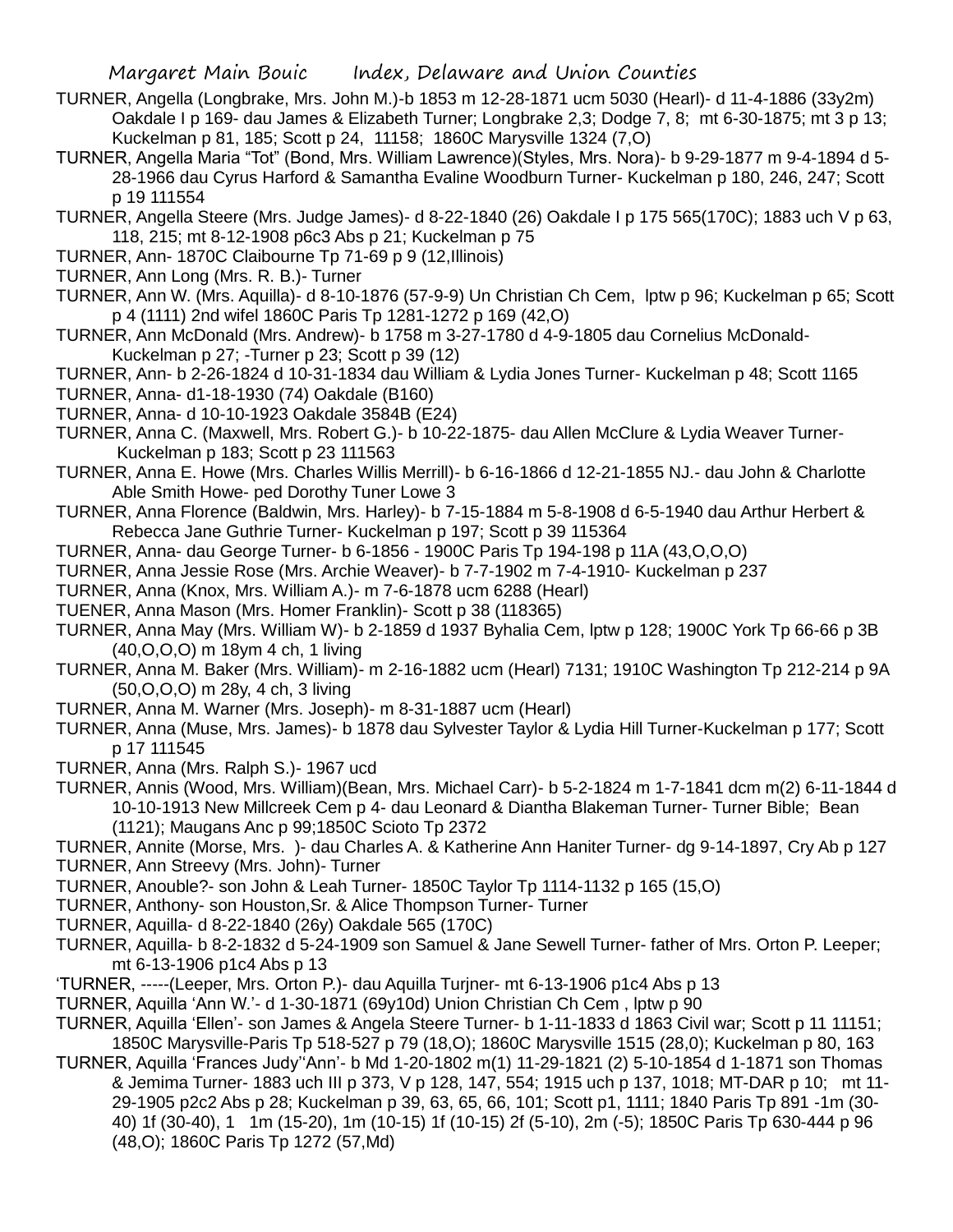TURNER, Angella (Longbrake, Mrs. John M.)-b 1853 m 12-28-1871 ucm 5030 (Hearl)- d 11-4-1886 (33y2m) Oakdale I p 169- dau James & Elizabeth Turner; Longbrake 2,3; Dodge 7, 8; mt 6-30-1875; mt 3 p 13; Kuckelman p 81, 185; Scott p 24, 11158; 1860C Marysville 1324 (7,O)

TURNER, Angella Maria "Tot" (Bond, Mrs. William Lawrence)(Styles, Mrs. Nora)- b 9-29-1877 m 9-4-1894 d 5-28-1966 dau Cyrus Harford & Samantha Evaline Woodburn Turner- Kuckelman p 180, 246, 247; Scott p 19 111554

TURNER, Angella Steere (Mrs. Judge James)- d 8-22-1840 (26) Oakdale I p 175 565(170C); 1883 uch V p 63, 118, 215; mt 8-12-1908 p6c3 Abs p 21; Kuckelman p 75

TURNER, Ann- 1870C Claibourne Tp 71-69 p 9 (12,Illinois)

TURNER, Ann Long (Mrs. R. B.)- Turner

TURNER, Ann W. (Mrs. Aquilla)- d 8-10-1876 (57-9-9) Un Christian Ch Cem, lptw p 96; Kuckelman p 65; Scott p 4 (1111) 2nd wifel 1860C Paris Tp 1281-1272 p 169 (42,O)

TURNER, Ann McDonald (Mrs. Andrew)- b 1758 m 3-27-1780 d 4-9-1805 dau Cornelius McDonald- Kuckelman p 27; -Turner p 23; Scott p 39 (12)

TURNER, Ann- b 2-26-1824 d 10-31-1834 dau William & Lydia Jones Turner- Kuckelman p 48; Scott 1165

TURNER, Anna- d1-18-1930 (74) Oakdale (B160)

TURNER, Anna- d 10-10-1923 Oakdale 3584B (E24)

TURNER, Anna C. (Maxwell, Mrs. Robert G.)- b 10-22-1875- dau Allen McClure & Lydia Weaver Turner- Kuckelman p 183; Scott p 23 111563

TURNER, Anna E. Howe (Mrs. Charles Willis Merrill)- b 6-16-1866 d 12-21-1855 NJ.- dau John & Charlotte Able Smith Howe- ped Dorothy Tuner Lowe 3

TURNER, Anna Florence (Baldwin, Mrs. Harley)- b 7-15-1884 m 5-8-1908 d 6-5-1940 dau Arthur Herbert & Rebecca Jane Guthrie Turner- Kuckelman p 197; Scott p 39 115364

TURNER, Anna- dau George Turner- b 6-1856 - 1900C Paris Tp 194-198 p 11A (43,O,O,O)

TURNER, Anna Jessie Rose (Mrs. Archie Weaver)- b 7-7-1902 m 7-4-1910- Kuckelman p 237

TURNER, Anna (Knox, Mrs. William A.)- m 7-6-1878 ucm 6288 (Hearl)

TUENER, Anna Mason (Mrs. Homer Franklin)- Scott p 38 (118365)

TURNER, Anna May (Mrs. William W)- b 2-1859 d 1937 Byhalia Cem, lptw p 128; 1900C York Tp 66-66 p 3B (40,O,O,O) m 18ym 4 ch, 1 living

TURNER, Anna M. Baker (Mrs. William)- m 2-16-1882 ucm (Hearl) 7131; 1910C Washington Tp 212-214 p 9A (50,O,O,O) m 28y, 4 ch, 3 living

TURNER, Anna M. Warner (Mrs. Joseph)- m 8-31-1887 ucm (Hearl)

TURNER, Anna (Muse, Mrs. James)- b 1878 dau Sylvester Taylor & Lydia Hill Turner-Kuckelman p 177; Scott p 17 111545

TURNER, Anna (Mrs. Ralph S.)- 1967 ucd

TURNER, Annis (Wood, Mrs. William)(Bean, Mrs. Michael Carr)- b 5-2-1824 m 1-7-1841 dcm m(2) 6-11-1844 d 10-10-1913 New Millcreek Cem p 4- dau Leonard & Diantha Blakeman Turner- Turner Bible; Bean (1121); Maugans Anc p 99;1850C Scioto Tp 2372

TURNER, Annite (Morse, Mrs. )- dau Charles A. & Katherine Ann Haniter Turner- dg 9-14-1897, Cry Ab p 127

TURNER, Ann Streevy (Mrs. John)- Turner

TURNER, Anouble?- son John & Leah Turner- 1850C Taylor Tp 1114-1132 p 165 (15,O)

TURNER, Anthony- son Houston,Sr. & Alice Thompson Turner- Turner

TURNER, Aquilla- d 8-22-1840 (26y) Oakdale 565 (170C)

TURNER, Aquilla- b 8-2-1832 d 5-24-1909 son Samuel & Jane Sewell Turner- father of Mrs. Orton P. Leeper; mt 6-13-1906 p1c4 Abs p 13

'TURNER, -----(Leeper, Mrs. Orton P.)- dau Aquilla Turjner- mt 6-13-1906 p1c4 Abs p 13

TURNER, Aquilla 'Ann W.'- d 1-30-1871 (69y10d) Union Christian Ch Cem , lptw p 90

TURNER, Aquilla 'Ellen'- son James & Angela Steere Turner- b 1-11-1833 d 1863 Civil war; Scott p 11 11151; 1850C Marysville-Paris Tp 518-527 p 79 (18,O); 1860C Marysville 1515 (28,0); Kuckelman p 80, 163

TURNER, Aquilla 'Frances Judy''Ann'- b Md 1-20-1802 m(1) 11-29-1821 (2) 5-10-1854 d 1-1871 son Thomas & Jemima Turner- 1883 uch III p 373, V p 128, 147, 554; 1915 uch p 137, 1018; MT-DAR p 10; mt 11-29-1905 p2c2 Abs p 28; Kuckelman p 39, 63, 65, 66, 101; Scott p1, 1111; 1840 Paris Tp 891 -1m (30-40) 1f (30-40), 1 1m (15-20), 1m (10-15) 1f (10-15) 2f (5-10), 2m (-5); 1850C Paris Tp 630-444 p 96 (48,O); 1860C Paris Tp 1272 (57,Md)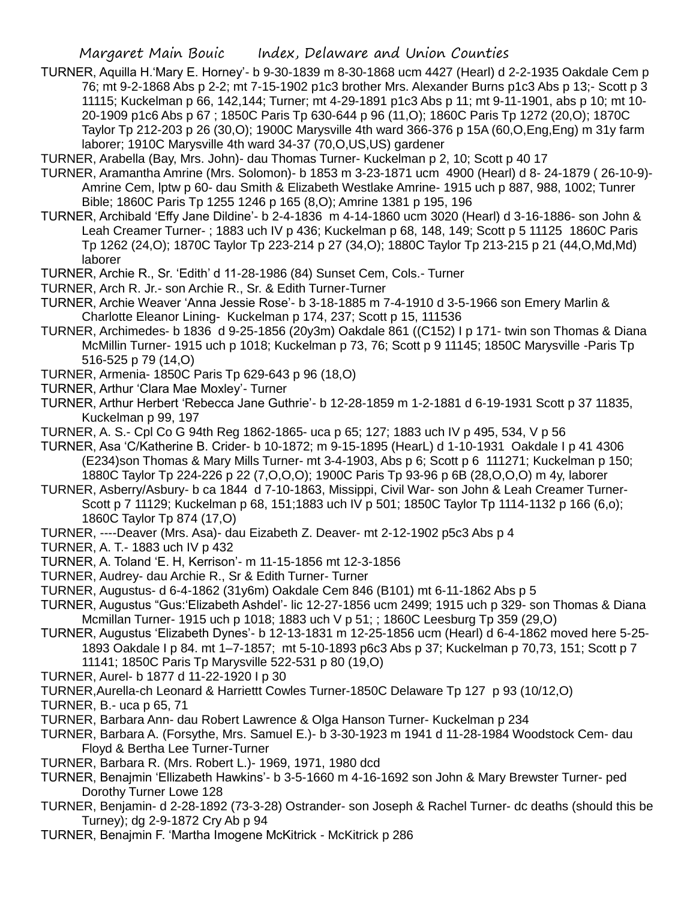TURNER, Aquilla H.'Mary E. Horney'- b 9-30-1839 m 8-30-1868 ucm 4427 (Hearl) d 2-2-1935 Oakdale Cem p 76; mt 9-2-1868 Abs p 2-2; mt 7-15-1902 p1c3 brother Mrs. Alexander Burns p1c3 Abs p 13;- Scott p 3 11115; Kuckelman p 66, 142,144; Turner; mt 4-29-1891 p1c3 Abs p 11; mt 9-11-1901, abs p 10; mt 10-20-1909 p1c6 Abs p 67 ; 1850C Paris Tp 630-644 p 96 (11,O); 1860C Paris Tp 1272 (20,O); 1870C Taylor Tp 212-203 p 26 (30,O); 1900C Marysville 4th ward 366-376 p 15A (60,O,Eng,Eng) m 31y farm laborer; 1910C Marysville 4th ward 34-37 (70,O,US,US) gardener

TURNER, Arabella (Bay, Mrs. John)- dau Thomas Turner- Kuckelman p 2, 10; Scott p 40 17

TURNER, Aramantha Amrine (Mrs. Solomon)- b 1853 m 3-23-1871 ucm 4900 (Hearl) d 8- 24-1879 ( 26-10-9)- Amrine Cem, lptw p 60- dau Smith & Elizabeth Westlake Amrine- 1915 uch p 887, 988, 1002; Tunrer Bible; 1860C Paris Tp 1255 1246 p 165 (8,O); Amrine 1381 p 195, 196

TURNER, Archibald 'Effy Jane Dildine'- b 2-4-1836 m 4-14-1860 ucm 3020 (Hearl) d 3-16-1886- son John & Leah Creamer Turner- ; 1883 uch IV p 436; Kuckelman p 68, 148, 149; Scott p 5 11125 1860C Paris Tp 1262 (24,O); 1870C Taylor Tp 223-214 p 27 (34,O); 1880C Taylor Tp 213-215 p 21 (44,O,Md,Md) laborer

TURNER, Archie R., Sr. 'Edith' d 11-28-1986 (84) Sunset Cem, Cols.- Turner

TURNER, Arch R. Jr.- son Archie R., Sr. & Edith Turner-Turner

TURNER, Archie Weaver 'Anna Jessie Rose'- b 3-18-1885 m 7-4-1910 d 3-5-1966 son Emery Marlin & Charlotte Eleanor Lining- Kuckelman p 174, 237; Scott p 15, 111536

TURNER, Archimedes- b 1836 d 9-25-1856 (20y3m) Oakdale 861 ((C152) I p 171- twin son Thomas & Diana McMillin Turner- 1915 uch p 1018; Kuckelman p 73, 76; Scott p 9 11145; 1850C Marysville -Paris Tp 516-525 p 79 (14,O)

TURNER, Armenia- 1850C Paris Tp 629-643 p 96 (18,O)

TURNER, Arthur 'Clara Mae Moxley'- Turner

TURNER, Arthur Herbert 'Rebecca Jane Guthrie'- b 12-28-1859 m 1-2-1881 d 6-19-1931 Scott p 37 11835, Kuckelman p 99, 197

TURNER, A. S.- Cpl Co G 94th Reg 1862-1865- uca p 65; 127; 1883 uch IV p 495, 534, V p 56

TURNER, Asa 'C/Katherine B. Crider- b 10-1872; m 9-15-1895 (HearL) d 1-10-1931 Oakdale I p 41 4306 (E234)son Thomas & Mary Mills Turner- mt 3-4-1903, Abs p 6; Scott p 6 111271; Kuckelman p 150; 1880C Taylor Tp 224-226 p 22 (7,O,O,O); 1900C Paris Tp 93-96 p 6B (28,O,O,O) m 4y, laborer

TURNER, Asberry/Asbury- b ca 1844 d 7-10-1863, Missipii, Civil War- son John & Leah Creamer Turner- Scott p 7 11129; Kuckelman p 68, 151;1883 uch IV p 501; 1850C Taylor Tp 1114-1132 p 166 (6,o); 1860C Taylor Tp 874 (17,O)

TURNER, ----Deaver (Mrs. Asa)- dau Eizabeth Z. Deaver- mt 2-12-1902 p5c3 Abs p 4

TURNER, A. T.- 1883 uch IV p 432

TURNER, A. Toland 'E. H, Kerrison'- m 11-15-1856 mt 12-3-1856

TURNER, Audrey- dau Archie R., Sr & Edith Turner- Turner

TURNER, Augustus- d 6-4-1862 (31y6m) Oakdale Cem 846 (B101) mt 6-11-1862 Abs p 5

TURNER, Augustus "Gus:'Elizabeth Ashdel'- lic 12-27-1856 ucm 2499; 1915 uch p 329- son Thomas & Diana Mcmillan Turner- 1915 uch p 1018; 1883 uch V p 51; ; 1860C Leesburg Tp 359 (29,O)

TURNER, Augustus 'Elizabeth Dynes'- b 12-13-1831 m 12-25-1856 ucm (Hearl) d 6-4-1862 moved here 5-25-1893 Oakdale I p 84. mt 1–7-1857; mt 5-10-1893 p6c3 Abs p 37; Kuckelman p 70,73, 151; Scott p 7 11141; 1850C Paris Tp Marysville 522-531 p 80 (19,O)

TURNER, Aurel- b 1877 d 11-22-1920 I p 30

TURNER,Aurella-ch Leonard & Harriettt Cowles Turner-1850C Delaware Tp 127 p 93 (10/12,O)

TURNER, B.- uca p 65, 71

TURNER, Barbara Ann- dau Robert Lawrence & Olga Hanson Turner- Kuckelman p 234

TURNER, Barbara A. (Forsythe, Mrs. Samuel E.)- b 3-30-1923 m 1941 d 11-28-1984 Woodstock Cem- dau Floyd & Bertha Lee Turner-Turner

TURNER, Barbara R. (Mrs. Robert L.)- 1969, 1971, 1980 dcd

TURNER, Benajmin 'Ellizabeth Hawkins'- b 3-5-1660 m 4-16-1692 son John & Mary Brewster Turner- ped Dorothy Turner Lowe 128

TURNER, Benjamin- d 2-28-1892 (73-3-28) Ostrander- son Joseph & Rachel Turner- dc deaths (should this be Turney); dg 2-9-1872 Cry Ab p 94

TURNER, Benajmin F. 'Martha Imogene McKitrick - McKitrick p 286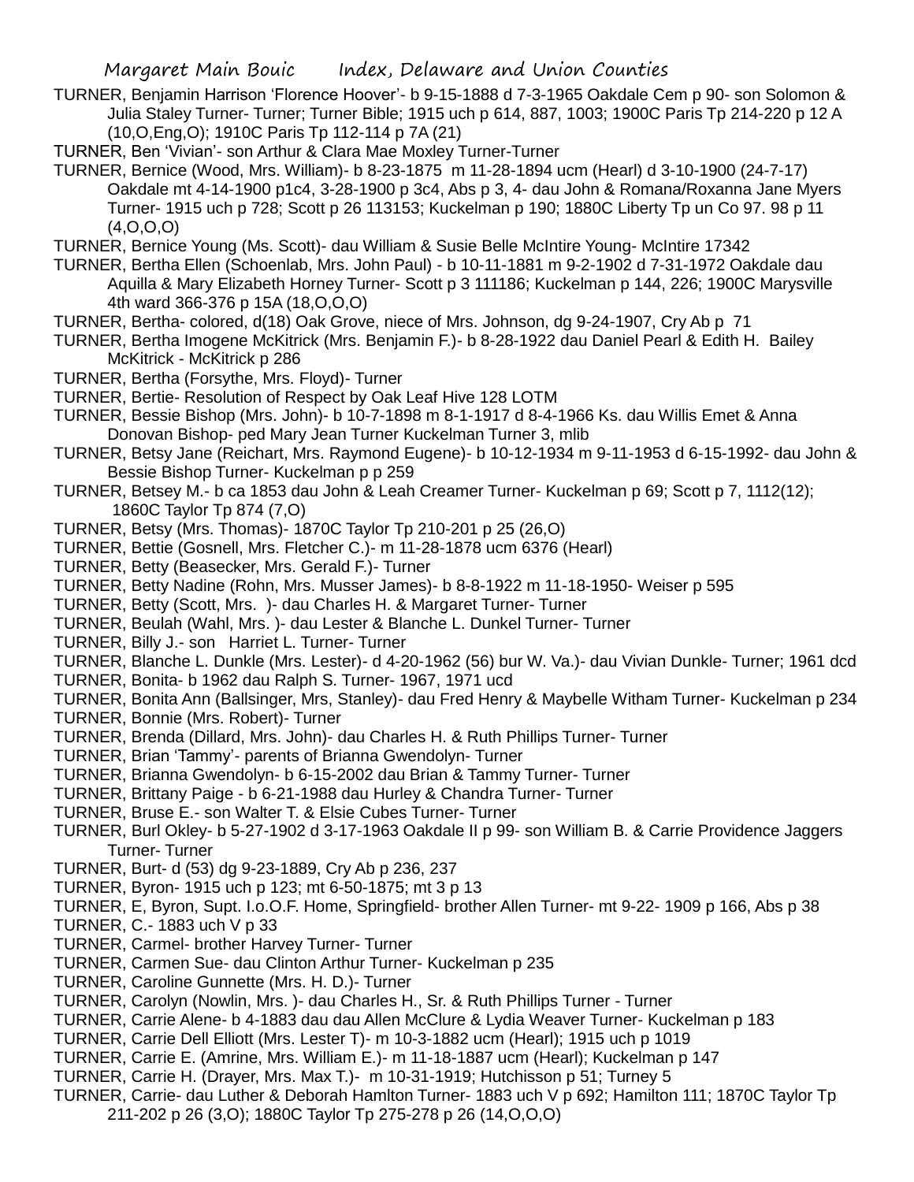TURNER, Benjamin Harrison 'Florence Hoover'- b 9-15-1888 d 7-3-1965 Oakdale Cem p 90- son Solomon & Julia Staley Turner- Turner; Turner Bible; 1915 uch p 614, 887, 1003; 1900C Paris Tp 214-220 p 12 A (10,O,Eng,O); 1910C Paris Tp 112-114 p 7A (21)

TURNER, Ben 'Vivian'- son Arthur & Clara Mae Moxley Turner-Turner

TURNER, Bernice (Wood, Mrs. William)- b 8-23-1875 m 11-28-1894 ucm (Hearl) d 3-10-1900 (24-7-17) Oakdale mt 4-14-1900 p1c4, 3-28-1900 p 3c4, Abs p 3, 4- dau John & Romana/Roxanna Jane Myers Turner- 1915 uch p 728; Scott p 26 113153; Kuckelman p 190; 1880C Liberty Tp un Co 97. 98 p 11 (4,O,O,O)

TURNER, Bernice Young (Ms. Scott)- dau William & Susie Belle McIntire Young- McIntire 17342

TURNER, Bertha Ellen (Schoenlab, Mrs. John Paul) - b 10-11-1881 m 9-2-1902 d 7-31-1972 Oakdale dau Aquilla & Mary Elizabeth Horney Turner- Scott p 3 111186; Kuckelman p 144, 226; 1900C Marysville 4th ward 366-376 p 15A (18,O,O,O)

TURNER, Bertha- colored, d(18) Oak Grove, niece of Mrs. Johnson, dg 9-24-1907, Cry Ab p 71

TURNER, Bertha Imogene McKitrick (Mrs. Benjamin F.)- b 8-28-1922 dau Daniel Pearl & Edith H. Bailey McKitrick - McKitrick p 286

TURNER, Bertha (Forsythe, Mrs. Floyd)- Turner

TURNER, Bertie- Resolution of Respect by Oak Leaf Hive 128 LOTM

TURNER, Bessie Bishop (Mrs. John)- b 10-7-1898 m 8-1-1917 d 8-4-1966 Ks. dau Willis Emet & Anna Donovan Bishop- ped Mary Jean Turner Kuckelman Turner 3, mlib

TURNER, Betsy Jane (Reichart, Mrs. Raymond Eugene)- b 10-12-1934 m 9-11-1953 d 6-15-1992- dau John & Bessie Bishop Turner- Kuckelman p p 259

TURNER, Betsey M.- b ca 1853 dau John & Leah Creamer Turner- Kuckelman p 69; Scott p 7, 1112(12); 1860C Taylor Tp 874 (7,O)

TURNER, Betsy (Mrs. Thomas)- 1870C Taylor Tp 210-201 p 25 (26,O)

TURNER, Bettie (Gosnell, Mrs. Fletcher C.)- m 11-28-1878 ucm 6376 (Hearl)

TURNER, Betty (Beasecker, Mrs. Gerald F.)- Turner

TURNER, Betty Nadine (Rohn, Mrs. Musser James)- b 8-8-1922 m 11-18-1950- Weiser p 595

TURNER, Betty (Scott, Mrs. )- dau Charles H. & Margaret Turner- Turner

TURNER, Beulah (Wahl, Mrs. )- dau Lester & Blanche L. Dunkel Turner- Turner

TURNER, Billy J.- son Harriet L. Turner- Turner

TURNER, Blanche L. Dunkle (Mrs. Lester)- d 4-20-1962 (56) bur W. Va.)- dau Vivian Dunkle- Turner; 1961 dcd

TURNER, Bonita- b 1962 dau Ralph S. Turner- 1967, 1971 ucd

TURNER, Bonita Ann (Ballsinger, Mrs, Stanley)- dau Fred Henry & Maybelle Witham Turner- Kuckelman p 234

TURNER, Bonnie (Mrs. Robert)- Turner

TURNER, Brenda (Dillard, Mrs. John)- dau Charles H. & Ruth Phillips Turner- Turner

TURNER, Brian 'Tammy'- parents of Brianna Gwendolyn- Turner

TURNER, Brianna Gwendolyn- b 6-15-2002 dau Brian & Tammy Turner- Turner

TURNER, Brittany Paige - b 6-21-1988 dau Hurley & Chandra Turner- Turner

TURNER, Bruse E.- son Walter T. & Elsie Cubes Turner- Turner

TURNER, Burl Okley- b 5-27-1902 d 3-17-1963 Oakdale II p 99- son William B. & Carrie Providence Jaggers Turner- Turner

TURNER, Burt- d (53) dg 9-23-1889, Cry Ab p 236, 237

TURNER, Byron- 1915 uch p 123; mt 6-50-1875; mt 3 p 13

TURNER, E, Byron, Supt. I.o.O.F. Home, Springfield- brother Allen Turner- mt 9-22- 1909 p 166, Abs p 38

TURNER, C.- 1883 uch V p 33

TURNER, Carmel- brother Harvey Turner- Turner

TURNER, Carmen Sue- dau Clinton Arthur Turner- Kuckelman p 235

TURNER, Caroline Gunnette (Mrs. H. D.)- Turner

TURNER, Carolyn (Nowlin, Mrs. )- dau Charles H., Sr. & Ruth Phillips Turner - Turner

TURNER, Carrie Alene- b 4-1883 dau dau Allen McClure & Lydia Weaver Turner- Kuckelman p 183

TURNER, Carrie Dell Elliott (Mrs. Lester T)- m 10-3-1882 ucm (Hearl); 1915 uch p 1019

TURNER, Carrie E. (Amrine, Mrs. William E.)- m 11-18-1887 ucm (Hearl); Kuckelman p 147

TURNER, Carrie H. (Drayer, Mrs. Max T.)- m 10-31-1919; Hutchisson p 51; Turney 5

TURNER, Carrie- dau Luther & Deborah Hamlton Turner- 1883 uch V p 692; Hamilton 111; 1870C Taylor Tp 211-202 p 26 (3,O); 1880C Taylor Tp 275-278 p 26 (14,O,O,O)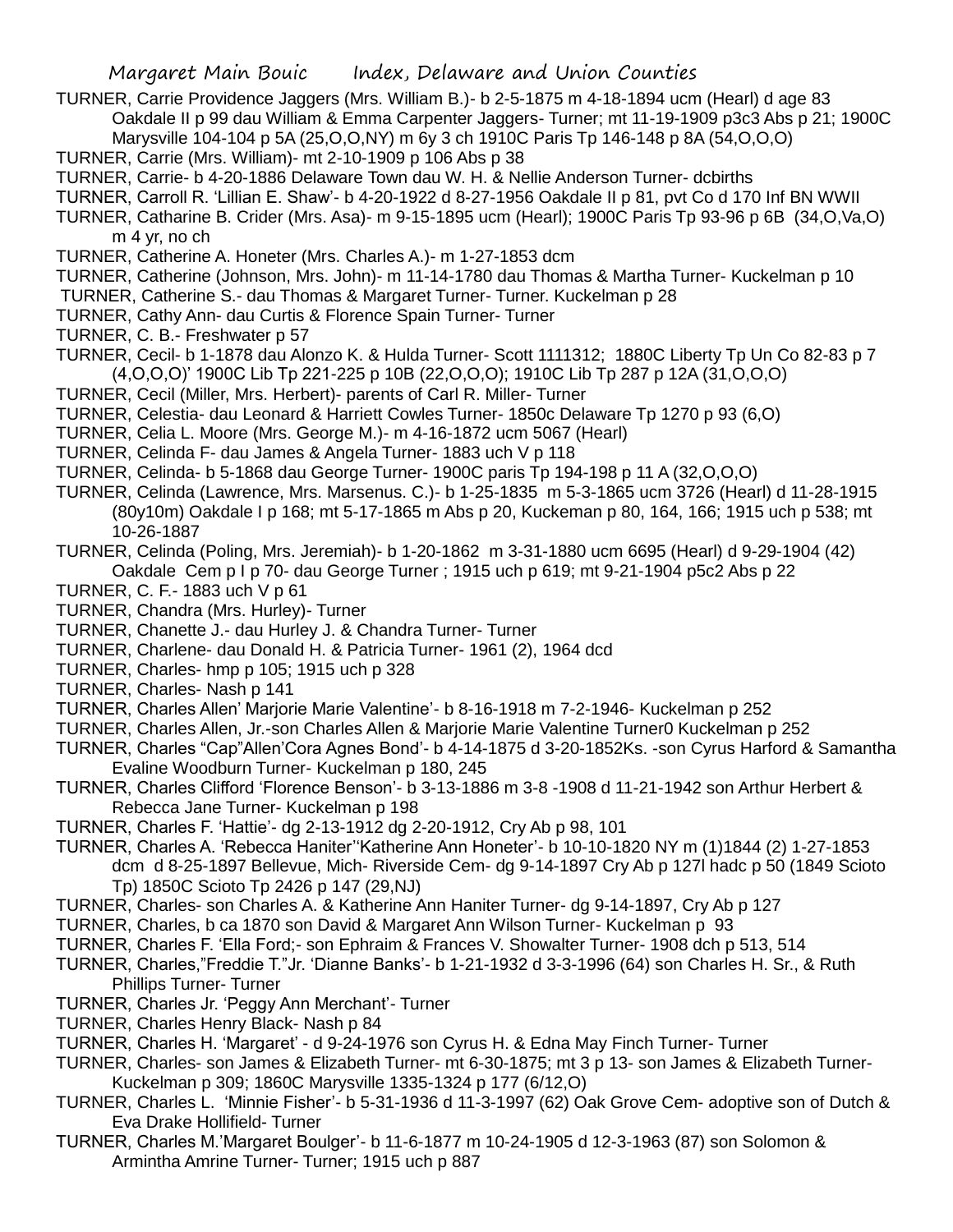TURNER, Carrie Providence Jaggers (Mrs. William B.)- b 2-5-1875 m 4-18-1894 ucm (Hearl) d age 83 Oakdale II p 99 dau William & Emma Carpenter Jaggers- Turner; mt 11-19-1909 p3c3 Abs p 21; 1900C Marysville 104-104 p 5A (25,O,O,NY) m 6y 3 ch 1910C Paris Tp 146-148 p 8A (54,O,O,O)

TURNER, Carrie (Mrs. William)- mt 2-10-1909 p 106 Abs p 38

TURNER, Carrie- b 4-20-1886 Delaware Town dau W. H. & Nellie Anderson Turner- dcbirths

TURNER, Carroll R. 'Lillian E. Shaw'- b 4-20-1922 d 8-27-1956 Oakdale II p 81, pvt Co d 170 Inf BN WWII

TURNER, Catharine B. Crider (Mrs. Asa)- m 9-15-1895 ucm (Hearl); 1900C Paris Tp 93-96 p 6B (34,O,Va,O) m 4 yr, no ch

TURNER, Catherine A. Honeter (Mrs. Charles A.)- m 1-27-1853 dcm

TURNER, Catherine (Johnson, Mrs. John)- m 11-14-1780 dau Thomas & Martha Turner- Kuckelman p 10

TURNER, Catherine S.- dau Thomas & Margaret Turner- Turner. Kuckelman p 28

TURNER, Cathy Ann- dau Curtis & Florence Spain Turner- Turner

TURNER, C. B.- Freshwater p 57

TURNER, Cecil- b 1-1878 dau Alonzo K. & Hulda Turner- Scott 1111312; 1880C Liberty Tp Un Co 82-83 p 7 (4,O,O,O)' 1900C Lib Tp 221-225 p 10B (22,O,O,O); 1910C Lib Tp 287 p 12A (31,O,O,O)

TURNER, Cecil (Miller, Mrs. Herbert)- parents of Carl R. Miller- Turner

TURNER, Celestia- dau Leonard & Harriett Cowles Turner- 1850c Delaware Tp 1270 p 93 (6,O)

TURNER, Celia L. Moore (Mrs. George M.)- m 4-16-1872 ucm 5067 (Hearl)

TURNER, Celinda F- dau James & Angela Turner- 1883 uch V p 118

TURNER, Celinda- b 5-1868 dau George Turner- 1900C paris Tp 194-198 p 11 A (32,O,O,O)

TURNER, Celinda (Lawrence, Mrs. Marsenus. C.)- b 1-25-1835 m 5-3-1865 ucm 3726 (Hearl) d 11-28-1915 (80y10m) Oakdale I p 168; mt 5-17-1865 m Abs p 20, Kuckeman p 80, 164, 166; 1915 uch p 538; mt 10-26-1887

TURNER, Celinda (Poling, Mrs. Jeremiah)- b 1-20-1862 m 3-31-1880 ucm 6695 (Hearl) d 9-29-1904 (42) Oakdale Cem p I p 70- dau George Turner ; 1915 uch p 619; mt 9-21-1904 p5c2 Abs p 22

TURNER, C. F.- 1883 uch V p 61

TURNER, Chandra (Mrs. Hurley)- Turner

TURNER, Chanette J.- dau Hurley J. & Chandra Turner- Turner

TURNER, Charlene- dau Donald H. & Patricia Turner- 1961 (2), 1964 dcd

TURNER, Charles- hmp p 105; 1915 uch p 328

TURNER, Charles- Nash p 141

TURNER, Charles Allen' Marjorie Marie Valentine'- b 8-16-1918 m 7-2-1946- Kuckelman p 252

TURNER, Charles Allen, Jr.-son Charles Allen & Marjorie Marie Valentine Turner0 Kuckelman p 252

TURNER, Charles "Cap"Allen'Cora Agnes Bond'- b 4-14-1875 d 3-20-1852Ks. -son Cyrus Harford & Samantha Evaline Woodburn Turner- Kuckelman p 180, 245

TURNER, Charles Clifford 'Florence Benson'- b 3-13-1886 m 3-8 -1908 d 11-21-1942 son Arthur Herbert & Rebecca Jane Turner- Kuckelman p 198

TURNER, Charles F. 'Hattie'- dg 2-13-1912 dg 2-20-1912, Cry Ab p 98, 101

TURNER, Charles A. 'Rebecca Haniter''Katherine Ann Honeter'- b 10-10-1820 NY m (1)1844 (2) 1-27-1853 dcm d 8-25-1897 Bellevue, Mich- Riverside Cem- dg 9-14-1897 Cry Ab p 127l hadc p 50 (1849 Scioto Tp) 1850C Scioto Tp 2426 p 147 (29,NJ)

TURNER, Charles- son Charles A. & Katherine Ann Haniter Turner- dg 9-14-1897, Cry Ab p 127

TURNER, Charles, b ca 1870 son David & Margaret Ann Wilson Turner- Kuckelman p 93

TURNER, Charles F. 'Ella Ford;- son Ephraim & Frances V. Showalter Turner- 1908 dch p 513, 514

TURNER, Charles,"Freddie T."Jr. 'Dianne Banks'- b 1-21-1932 d 3-3-1996 (64) son Charles H. Sr., & Ruth Phillips Turner- Turner

TURNER, Charles Jr. 'Peggy Ann Merchant'- Turner

TURNER, Charles Henry Black- Nash p 84

TURNER, Charles H. 'Margaret' - d 9-24-1976 son Cyrus H. & Edna May Finch Turner- Turner

TURNER, Charles- son James & Elizabeth Turner- mt 6-30-1875; mt 3 p 13- son James & Elizabeth Turner- Kuckelman p 309; 1860C Marysville 1335-1324 p 177 (6/12,O)

TURNER, Charles L. 'Minnie Fisher'- b 5-31-1936 d 11-3-1997 (62) Oak Grove Cem- adoptive son of Dutch & Eva Drake Hollifield- Turner

TURNER, Charles M.'Margaret Boulger'- b 11-6-1877 m 10-24-1905 d 12-3-1963 (87) son Solomon & Armintha Amrine Turner- Turner; 1915 uch p 887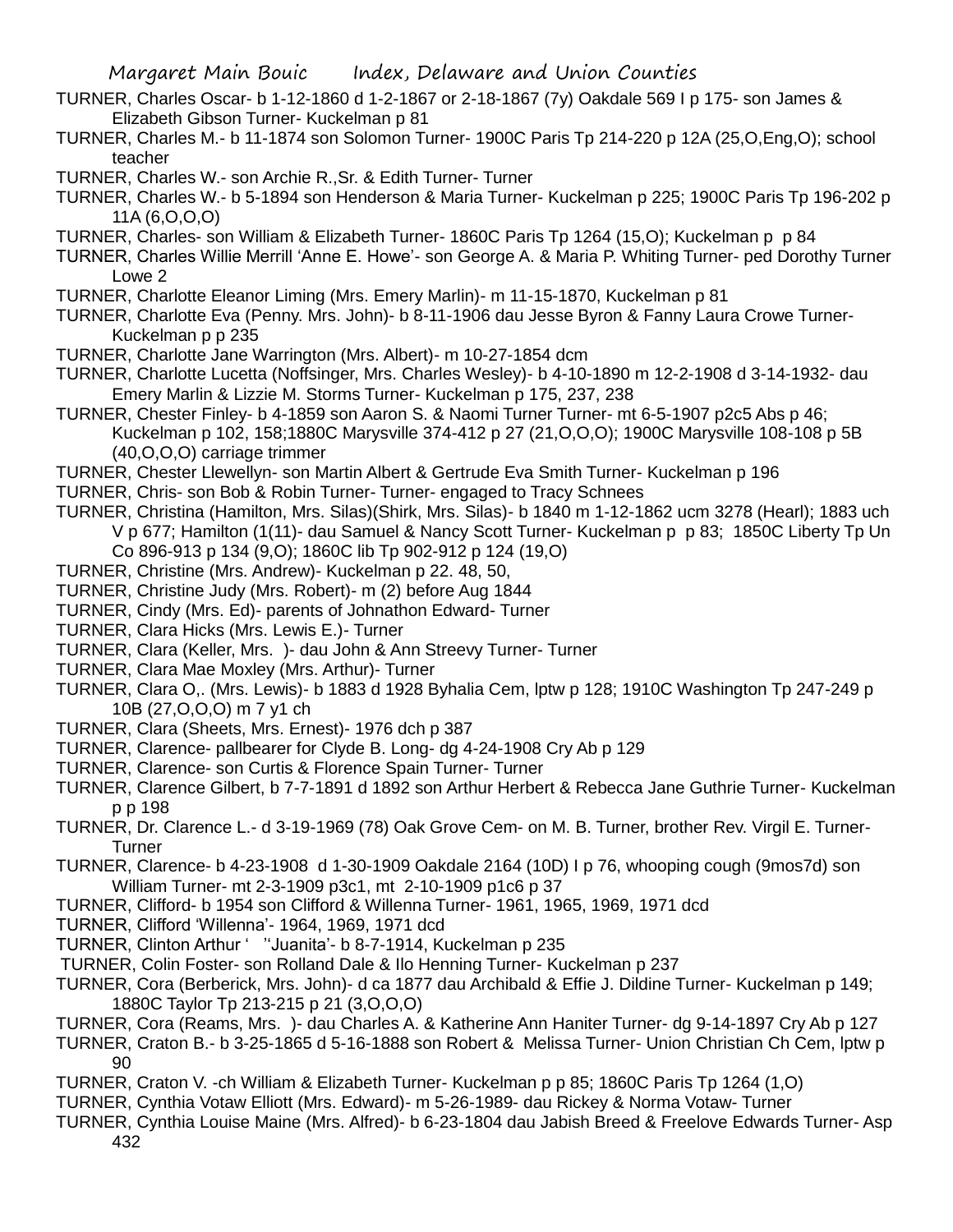TURNER, Charles Oscar- b 1-12-1860 d 1-2-1867 or 2-18-1867 (7y) Oakdale 569 I p 175- son James & Elizabeth Gibson Turner- Kuckelman p 81

TURNER, Charles M.- b 11-1874 son Solomon Turner- 1900C Paris Tp 214-220 p 12A (25,O,Eng,O); school teacher

TURNER, Charles W.- son Archie R.,Sr. & Edith Turner- Turner

TURNER, Charles W.- b 5-1894 son Henderson & Maria Turner- Kuckelman p 225; 1900C Paris Tp 196-202 p 11A (6,O,O,O)

TURNER, Charles- son William & Elizabeth Turner- 1860C Paris Tp 1264 (15,O); Kuckelman p p 84

TURNER, Charles Willie Merrill 'Anne E. Howe'- son George A. & Maria P. Whiting Turner- ped Dorothy Turner Lowe 2

TURNER, Charlotte Eleanor Liming (Mrs. Emery Marlin)- m 11-15-1870, Kuckelman p 81

TURNER, Charlotte Eva (Penny. Mrs. John)- b 8-11-1906 dau Jesse Byron & Fanny Laura Crowe Turner- Kuckelman p p 235

TURNER, Charlotte Jane Warrington (Mrs. Albert)- m 10-27-1854 dcm

TURNER, Charlotte Lucetta (Noffsinger, Mrs. Charles Wesley)- b 4-10-1890 m 12-2-1908 d 3-14-1932- dau Emery Marlin & Lizzie M. Storms Turner- Kuckelman p 175, 237, 238

TURNER, Chester Finley- b 4-1859 son Aaron S. & Naomi Turner Turner- mt 6-5-1907 p2c5 Abs p 46; Kuckelman p 102, 158;1880C Marysville 374-412 p 27 (21,O,O,O); 1900C Marysville 108-108 p 5B (40,O,O,O) carriage trimmer

TURNER, Chester Llewellyn- son Martin Albert & Gertrude Eva Smith Turner- Kuckelman p 196

TURNER, Chris- son Bob & Robin Turner- Turner- engaged to Tracy Schnees

TURNER, Christina (Hamilton, Mrs. Silas)(Shirk, Mrs. Silas)- b 1840 m 1-12-1862 ucm 3278 (Hearl); 1883 uch V p 677; Hamilton (1(11)- dau Samuel & Nancy Scott Turner- Kuckelman p p 83; 1850C Liberty Tp Un Co 896-913 p 134 (9,O); 1860C lib Tp 902-912 p 124 (19,O)

TURNER, Christine (Mrs. Andrew)- Kuckelman p 22. 48, 50,

TURNER, Christine Judy (Mrs. Robert)- m (2) before Aug 1844

TURNER, Cindy (Mrs. Ed)- parents of Johnathon Edward- Turner

TURNER, Clara Hicks (Mrs. Lewis E.)- Turner

TURNER, Clara (Keller, Mrs. )- dau John & Ann Streevy Turner- Turner

TURNER, Clara Mae Moxley (Mrs. Arthur)- Turner

TURNER, Clara O,. (Mrs. Lewis)- b 1883 d 1928 Byhalia Cem, lptw p 128; 1910C Washington Tp 247-249 p 10B (27,O,O,O) m 7 y1 ch

TURNER, Clara (Sheets, Mrs. Ernest)- 1976 dch p 387

TURNER, Clarence- pallbearer for Clyde B. Long- dg 4-24-1908 Cry Ab p 129

TURNER, Clarence- son Curtis & Florence Spain Turner- Turner

TURNER, Clarence Gilbert, b 7-7-1891 d 1892 son Arthur Herbert & Rebecca Jane Guthrie Turner- Kuckelman p p 198

TURNER, Dr. Clarence L.- d 3-19-1969 (78) Oak Grove Cem- on M. B. Turner, brother Rev. Virgil E. Turner- Turner

TURNER, Clarence- b 4-23-1908 d 1-30-1909 Oakdale 2164 (10D) I p 76, whooping cough (9mos7d) son William Turner- mt 2-3-1909 p3c1, mt 2-10-1909 p1c6 p 37

TURNER, Clifford- b 1954 son Clifford & Willenna Turner- 1961, 1965, 1969, 1971 dcd

TURNER, Clifford 'Willenna'- 1964, 1969, 1971 dcd

TURNER, Clinton Arthur ' ''Juanita'- b 8-7-1914, Kuckelman p 235

TURNER, Colin Foster- son Rolland Dale & Ilo Henning Turner- Kuckelman p 237

TURNER, Cora (Berberick, Mrs. John)- d ca 1877 dau Archibald & Effie J. Dildine Turner- Kuckelman p 149; 1880C Taylor Tp 213-215 p 21 (3,O,O,O)

TURNER, Cora (Reams, Mrs. )- dau Charles A. & Katherine Ann Haniter Turner- dg 9-14-1897 Cry Ab p 127

TURNER, Craton B.- b 3-25-1865 d 5-16-1888 son Robert & Melissa Turner- Union Christian Ch Cem, lptw p 90

TURNER, Craton V. -ch William & Elizabeth Turner- Kuckelman p p 85; 1860C Paris Tp 1264 (1,O)

TURNER, Cynthia Votaw Elliott (Mrs. Edward)- m 5-26-1989- dau Rickey & Norma Votaw- Turner

TURNER, Cynthia Louise Maine (Mrs. Alfred)- b 6-23-1804 dau Jabish Breed & Freelove Edwards Turner- Asp 432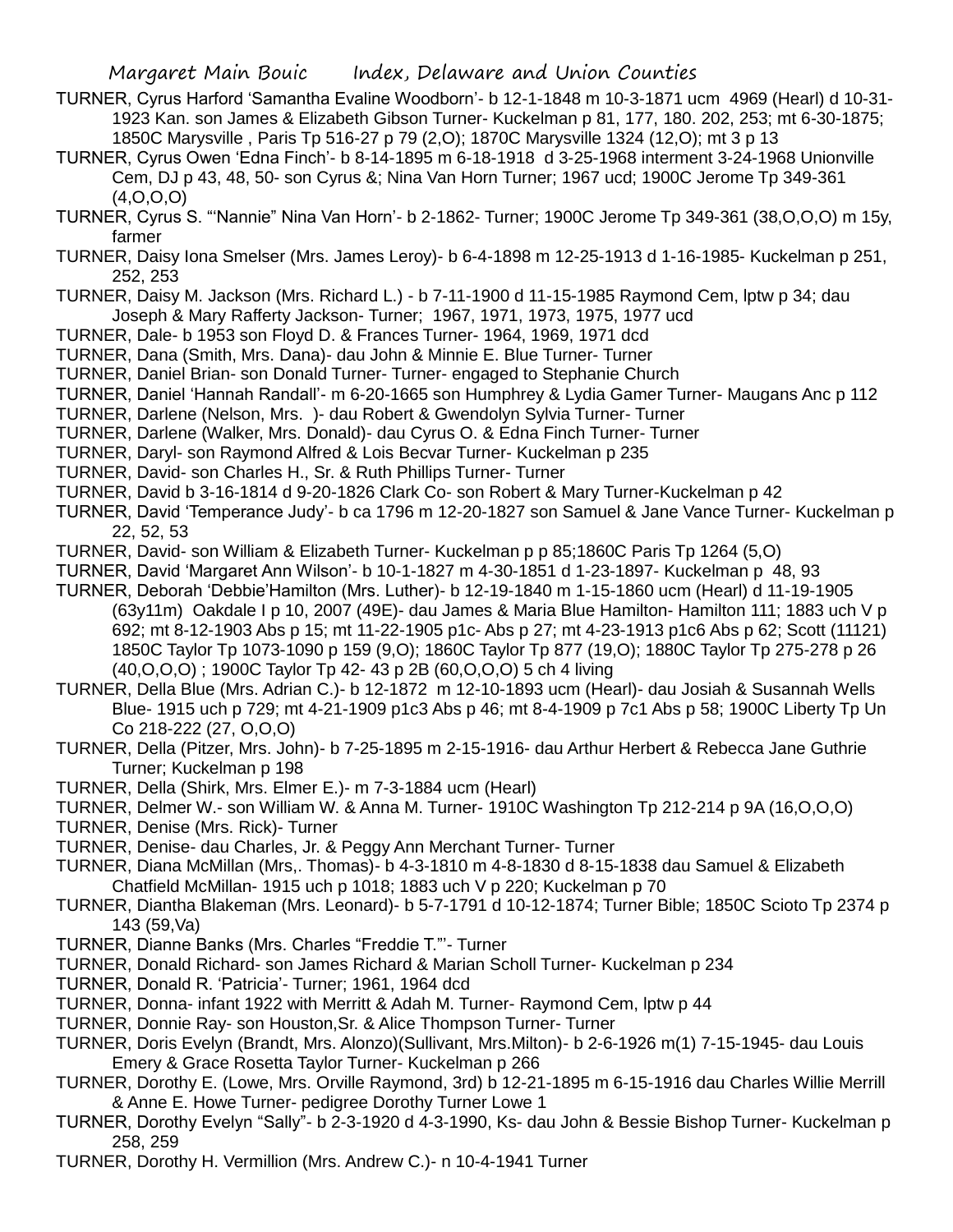TURNER, Cyrus Harford 'Samantha Evaline Woodborn'- b 12-1-1848 m 10-3-1871 ucm 4969 (Hearl) d 10-31-1923 Kan. son James & Elizabeth Gibson Turner- Kuckelman p 81, 177, 180. 202, 253; mt 6-30-1875; 1850C Marysville , Paris Tp 516-27 p 79 (2,O); 1870C Marysville 1324 (12,O); mt 3 p 13

TURNER, Cyrus Owen 'Edna Finch'- b 8-14-1895 m 6-18-1918 d 3-25-1968 interment 3-24-1968 Unionville Cem, DJ p 43, 48, 50- son Cyrus &; Nina Van Horn Turner; 1967 ucd; 1900C Jerome Tp 349-361 (4,O,O,O)

TURNER, Cyrus S. "'Nannie" Nina Van Horn'- b 2-1862- Turner; 1900C Jerome Tp 349-361 (38,O,O,O) m 15y, farmer

TURNER, Daisy Iona Smelser (Mrs. James Leroy)- b 6-4-1898 m 12-25-1913 d 1-16-1985- Kuckelman p 251, 252, 253

TURNER, Daisy M. Jackson (Mrs. Richard L.) - b 7-11-1900 d 11-15-1985 Raymond Cem, lptw p 34; dau Joseph & Mary Rafferty Jackson- Turner; 1967, 1971, 1973, 1975, 1977 ucd

TURNER, Dale- b 1953 son Floyd D. & Frances Turner- 1964, 1969, 1971 dcd

TURNER, Dana (Smith, Mrs. Dana)- dau John & Minnie E. Blue Turner- Turner

TURNER, Daniel Brian- son Donald Turner- Turner- engaged to Stephanie Church

TURNER, Daniel 'Hannah Randall'- m 6-20-1665 son Humphrey & Lydia Gamer Turner- Maugans Anc p 112

TURNER, Darlene (Nelson, Mrs. )- dau Robert & Gwendolyn Sylvia Turner- Turner

TURNER, Darlene (Walker, Mrs. Donald)- dau Cyrus O. & Edna Finch Turner- Turner

TURNER, Daryl- son Raymond Alfred & Lois Becvar Turner- Kuckelman p 235

TURNER, David- son Charles H., Sr. & Ruth Phillips Turner- Turner

TURNER, David b 3-16-1814 d 9-20-1826 Clark Co- son Robert & Mary Turner-Kuckelman p 42

TURNER, David 'Temperance Judy'- b ca 1796 m 12-20-1827 son Samuel & Jane Vance Turner- Kuckelman p 22, 52, 53

TURNER, David- son William & Elizabeth Turner- Kuckelman p p 85;1860C Paris Tp 1264 (5,O)

TURNER, David 'Margaret Ann Wilson'- b 10-1-1827 m 4-30-1851 d 1-23-1897- Kuckelman p 48, 93

TURNER, Deborah 'Debbie'Hamilton (Mrs. Luther)- b 12-19-1840 m 1-15-1860 ucm (Hearl) d 11-19-1905 (63y11m) Oakdale I p 10, 2007 (49E)- dau James & Maria Blue Hamilton- Hamilton 111; 1883 uch V p 692; mt 8-12-1903 Abs p 15; mt 11-22-1905 p1c- Abs p 27; mt 4-23-1913 p1c6 Abs p 62; Scott (11121) 1850C Taylor Tp 1073-1090 p 159 (9,O); 1860C Taylor Tp 877 (19,O); 1880C Taylor Tp 275-278 p 26 (40,O,O,O) ; 1900C Taylor Tp 42- 43 p 2B (60,O,O,O) 5 ch 4 living

TURNER, Della Blue (Mrs. Adrian C.)- b 12-1872 m 12-10-1893 ucm (Hearl)- dau Josiah & Susannah Wells Blue- 1915 uch p 729; mt 4-21-1909 p1c3 Abs p 46; mt 8-4-1909 p 7c1 Abs p 58; 1900C Liberty Tp Un Co 218-222 (27, O,O,O)

TURNER, Della (Pitzer, Mrs. John)- b 7-25-1895 m 2-15-1916- dau Arthur Herbert & Rebecca Jane Guthrie Turner; Kuckelman p 198

TURNER, Della (Shirk, Mrs. Elmer E.)- m 7-3-1884 ucm (Hearl)

TURNER, Delmer W.- son William W. & Anna M. Turner- 1910C Washington Tp 212-214 p 9A (16,O,O,O)

TURNER, Denise (Mrs. Rick)- Turner

TURNER, Denise- dau Charles, Jr. & Peggy Ann Merchant Turner- Turner

TURNER, Diana McMillan (Mrs,. Thomas)- b 4-3-1810 m 4-8-1830 d 8-15-1838 dau Samuel & Elizabeth Chatfield McMillan- 1915 uch p 1018; 1883 uch V p 220; Kuckelman p 70

TURNER, Diantha Blakeman (Mrs. Leonard)- b 5-7-1791 d 10-12-1874; Turner Bible; 1850C Scioto Tp 2374 p 143 (59,Va)

TURNER, Dianne Banks (Mrs. Charles "Freddie T."'- Turner

TURNER, Donald Richard- son James Richard & Marian Scholl Turner- Kuckelman p 234

TURNER, Donald R. 'Patricia'- Turner; 1961, 1964 dcd

TURNER, Donna- infant 1922 with Merritt & Adah M. Turner- Raymond Cem, lptw p 44

TURNER, Donnie Ray- son Houston,Sr. & Alice Thompson Turner- Turner

TURNER, Doris Evelyn (Brandt, Mrs. Alonzo)(Sullivant, Mrs.Milton)- b 2-6-1926 m(1) 7-15-1945- dau Louis Emery & Grace Rosetta Taylor Turner- Kuckelman p 266

TURNER, Dorothy E. (Lowe, Mrs. Orville Raymond, 3rd) b 12-21-1895 m 6-15-1916 dau Charles Willie Merrill & Anne E. Howe Turner- pedigree Dorothy Turner Lowe 1

TURNER, Dorothy Evelyn "Sally"- b 2-3-1920 d 4-3-1990, Ks- dau John & Bessie Bishop Turner- Kuckelman p 258, 259

TURNER, Dorothy H. Vermillion (Mrs. Andrew C.)- n 10-4-1941 Turner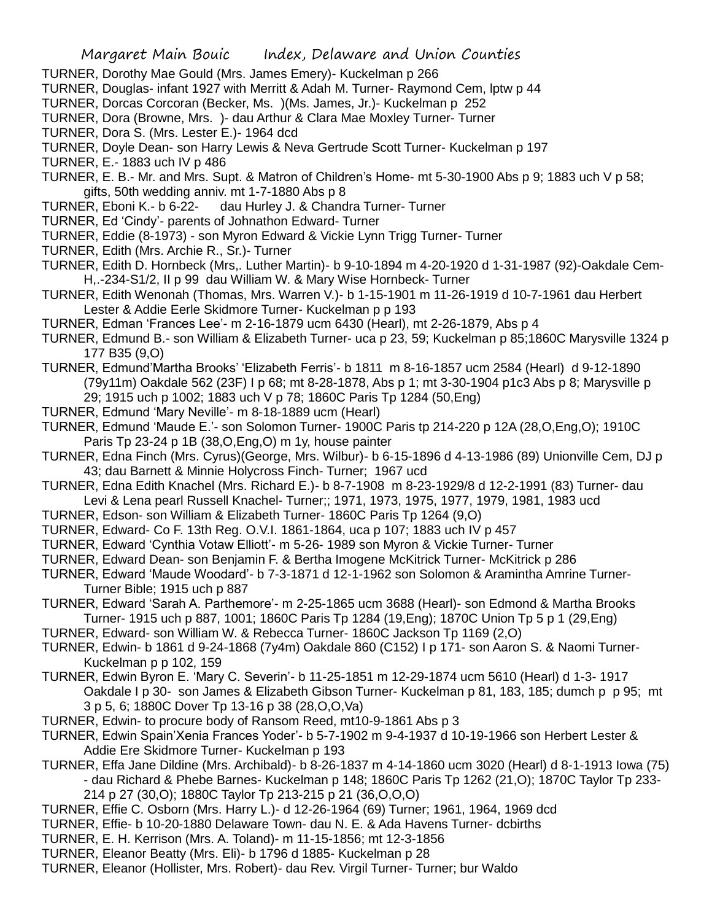TURNER, Dorothy Mae Gould (Mrs. James Emery)- Kuckelman p 266

TURNER, Douglas- infant 1927 with Merritt & Adah M. Turner- Raymond Cem, lptw p 44

TURNER, Dorcas Corcoran (Becker, Ms. )(Ms. James, Jr.)- Kuckelman p 252

TURNER, Dora (Browne, Mrs. )- dau Arthur & Clara Mae Moxley Turner- Turner

TURNER, Dora S. (Mrs. Lester E.)- 1964 dcd

TURNER, Doyle Dean- son Harry Lewis & Neva Gertrude Scott Turner- Kuckelman p 197

TURNER, E.- 1883 uch IV p 486

TURNER, E. B.- Mr. and Mrs. Supt. & Matron of Children's Home- mt 5-30-1900 Abs p 9; 1883 uch V p 58; gifts, 50th wedding anniv. mt 1-7-1880 Abs p 8

TURNER, Eboni K.- b 6-22- dau Hurley J. & Chandra Turner- Turner

TURNER, Ed 'Cindy'- parents of Johnathon Edward- Turner

TURNER, Eddie (8-1973) - son Myron Edward & Vickie Lynn Trigg Turner- Turner

TURNER, Edith (Mrs. Archie R., Sr.)- Turner

TURNER, Edith D. Hornbeck (Mrs,. Luther Martin)- b 9-10-1894 m 4-20-1920 d 1-31-1987 (92)-Oakdale Cem- H,.-234-S1/2, II p 99 dau William W. & Mary Wise Hornbeck- Turner

TURNER, Edith Wenonah (Thomas, Mrs. Warren V.)- b 1-15-1901 m 11-26-1919 d 10-7-1961 dau Herbert Lester & Addie Eerle Skidmore Turner- Kuckelman p p 193

TURNER, Edman 'Frances Lee'- m 2-16-1879 ucm 6430 (Hearl), mt 2-26-1879, Abs p 4

TURNER, Edmund B.- son William & Elizabeth Turner- uca p 23, 59; Kuckelman p 85;1860C Marysville 1324 p 177 B35 (9,O)

TURNER, Edmund'Martha Brooks' 'Elizabeth Ferris'- b 1811 m 8-16-1857 ucm 2584 (Hearl) d 9-12-1890 (79y11m) Oakdale 562 (23F) I p 68; mt 8-28-1878, Abs p 1; mt 3-30-1904 p1c3 Abs p 8; Marysville p 29; 1915 uch p 1002; 1883 uch V p 78; 1860C Paris Tp 1284 (50,Eng)

TURNER, Edmund 'Mary Neville'- m 8-18-1889 ucm (Hearl)

TURNER, Edmund 'Maude E.'- son Solomon Turner- 1900C Paris tp 214-220 p 12A (28,O,Eng,O); 1910C Paris Tp 23-24 p 1B (38,O,Eng,O) m 1y, house painter

TURNER, Edna Finch (Mrs. Cyrus)(George, Mrs. Wilbur)- b 6-15-1896 d 4-13-1986 (89) Unionville Cem, DJ p 43; dau Barnett & Minnie Holycross Finch- Turner; 1967 ucd

TURNER, Edna Edith Knachel (Mrs. Richard E.)- b 8-7-1908 m 8-23-1929/8 d 12-2-1991 (83) Turner- dau Levi & Lena pearl Russell Knachel- Turner;; 1971, 1973, 1975, 1977, 1979, 1981, 1983 ucd

TURNER, Edson- son William & Elizabeth Turner- 1860C Paris Tp 1264 (9,O)

TURNER, Edward- Co F. 13th Reg. O.V.I. 1861-1864, uca p 107; 1883 uch IV p 457

TURNER, Edward 'Cynthia Votaw Elliott'- m 5-26- 1989 son Myron & Vickie Turner- Turner

TURNER, Edward Dean- son Benjamin F. & Bertha Imogene McKitrick Turner- McKitrick p 286

TURNER, Edward 'Maude Woodard'- b 7-3-1871 d 12-1-1962 son Solomon & Aramintha Amrine Turner- Turner Bible; 1915 uch p 887

TURNER, Edward 'Sarah A. Parthemore'- m 2-25-1865 ucm 3688 (Hearl)- son Edmond & Martha Brooks Turner- 1915 uch p 887, 1001; 1860C Paris Tp 1284 (19,Eng); 1870C Union Tp 5 p 1 (29,Eng)

TURNER, Edward- son William W. & Rebecca Turner- 1860C Jackson Tp 1169 (2,O)

TURNER, Edwin- b 1861 d 9-24-1868 (7y4m) Oakdale 860 (C152) I p 171- son Aaron S. & Naomi Turner- Kuckelman p p 102, 159

TURNER, Edwin Byron E. 'Mary C. Severin'- b 11-25-1851 m 12-29-1874 ucm 5610 (Hearl) d 1-3- 1917 Oakdale I p 30- son James & Elizabeth Gibson Turner- Kuckelman p 81, 183, 185; dumch p p 95; mt 3 p 5, 6; 1880C Dover Tp 13-16 p 38 (28,O,O,Va)

TURNER, Edwin- to procure body of Ransom Reed, mt10-9-1861 Abs p 3

TURNER, Edwin Spain'Xenia Frances Yoder'- b 5-7-1902 m 9-4-1937 d 10-19-1966 son Herbert Lester & Addie Ere Skidmore Turner- Kuckelman p 193

TURNER, Effa Jane Dildine (Mrs. Archibald)- b 8-26-1837 m 4-14-1860 ucm 3020 (Hearl) d 8-1-1913 Iowa (75) - dau Richard & Phebe Barnes- Kuckelman p 148; 1860C Paris Tp 1262 (21,O); 1870C Taylor Tp 233-214 p 27 (30,O); 1880C Taylor Tp 213-215 p 21 (36,O,O,O)

TURNER, Effie C. Osborn (Mrs. Harry L.)- d 12-26-1964 (69) Turner; 1961, 1964, 1969 dcd

TURNER, Effie- b 10-20-1880 Delaware Town- dau N. E. & Ada Havens Turner- dcbirths

TURNER, E. H. Kerrison (Mrs. A. Toland)- m 11-15-1856; mt 12-3-1856

TURNER, Eleanor Beatty (Mrs. Eli)- b 1796 d 1885- Kuckelman p 28

TURNER, Eleanor (Hollister, Mrs. Robert)- dau Rev. Virgil Turner- Turner; bur Waldo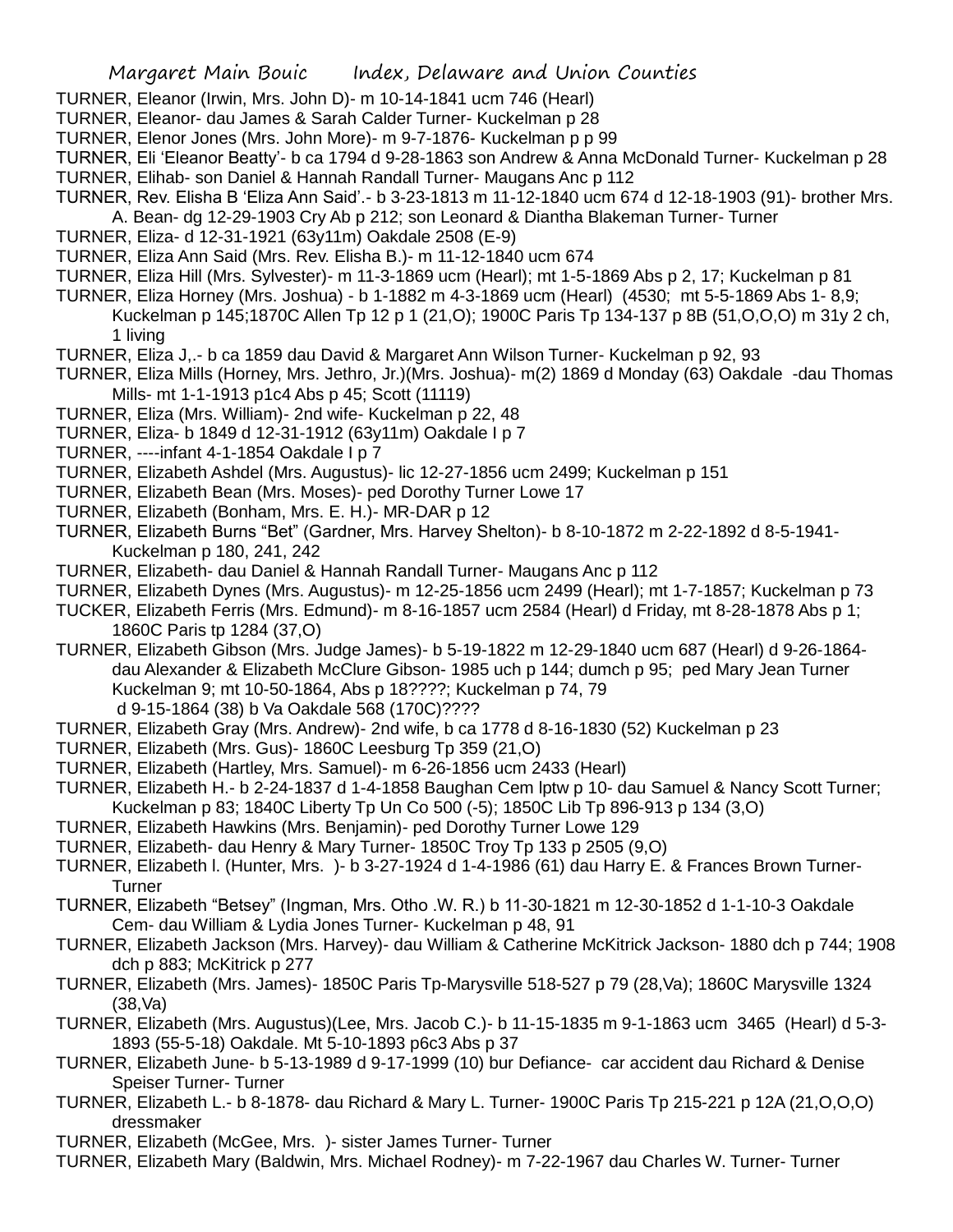TURNER, Eleanor (Irwin, Mrs. John D)- m 10-14-1841 ucm 746 (Hearl)
TURNER, Eleanor- dau James & Sarah Calder Turner- Kuckelman p 28
TURNER, Elenor Jones (Mrs. John More)- m 9-7-1876- Kuckelman p p 99
TURNER, Eli 'Eleanor Beatty'- b ca 1794 d 9-28-1863 son Andrew & Anna McDonald Turner- Kuckelman p 28
TURNER, Elihab- son Daniel & Hannah Randall Turner- Maugans Anc p 112
TURNER, Rev. Elisha B 'Eliza Ann Said'.- b 3-23-1813 m 11-12-1840 ucm 674 d 12-18-1903 (91)- brother Mrs. A. Bean- dg 12-29-1903 Cry Ab p 212; son Leonard & Diantha Blakeman Turner- Turner
TURNER, Eliza- d 12-31-1921 (63y11m) Oakdale 2508 (E-9)
TURNER, Eliza Ann Said (Mrs. Rev. Elisha B.)- m 11-12-1840 ucm 674
TURNER, Eliza Hill (Mrs. Sylvester)- m 11-3-1869 ucm (Hearl); mt 1-5-1869 Abs p 2, 17; Kuckelman p 81
TURNER, Eliza Horney (Mrs. Joshua) - b 1-1882 m 4-3-1869 ucm (Hearl) (4530; mt 5-5-1869 Abs 1- 8,9; Kuckelman p 145;1870C Allen Tp 12 p 1 (21,O); 1900C Paris Tp 134-137 p 8B (51,O,O,O) m 31y 2 ch, 1 living
TURNER, Eliza J,.- b ca 1859 dau David & Margaret Ann Wilson Turner- Kuckelman p 92, 93
TURNER, Eliza Mills (Horney, Mrs. Jethro, Jr.)(Mrs. Joshua)- m(2) 1869 d Monday (63) Oakdale -dau Thomas Mills- mt 1-1-1913 p1c4 Abs p 45; Scott (11119)
TURNER, Eliza (Mrs. William)- 2nd wife- Kuckelman p 22, 48
TURNER, Eliza- b 1849 d 12-31-1912 (63y11m) Oakdale I p 7
TURNER, ----infant 4-1-1854 Oakdale I p 7
TURNER, Elizabeth Ashdel (Mrs. Augustus)- lic 12-27-1856 ucm 2499; Kuckelman p 151
TURNER, Elizabeth Bean (Mrs. Moses)- ped Dorothy Turner Lowe 17
TURNER, Elizabeth (Bonham, Mrs. E. H.)- MR-DAR p 12
TURNER, Elizabeth Burns "Bet" (Gardner, Mrs. Harvey Shelton)- b 8-10-1872 m 2-22-1892 d 8-5-1941- Kuckelman p 180, 241, 242
TURNER, Elizabeth- dau Daniel & Hannah Randall Turner- Maugans Anc p 112
TURNER, Elizabeth Dynes (Mrs. Augustus)- m 12-25-1856 ucm 2499 (Hearl); mt 1-7-1857; Kuckelman p 73
TUCKER, Elizabeth Ferris (Mrs. Edmund)- m 8-16-1857 ucm 2584 (Hearl) d Friday, mt 8-28-1878 Abs p 1; 1860C Paris tp 1284 (37,O)
TURNER, Elizabeth Gibson (Mrs. Judge James)- b 5-19-1822 m 12-29-1840 ucm 687 (Hearl) d 9-26-1864- dau Alexander & Elizabeth McClure Gibson- 1985 uch p 144; dumch p 95; ped Mary Jean Turner Kuckelman 9; mt 10-50-1864, Abs p 18????; Kuckelman p 74, 79
d 9-15-1864 (38) b Va Oakdale 568 (170C)????
TURNER, Elizabeth Gray (Mrs. Andrew)- 2nd wife, b ca 1778 d 8-16-1830 (52) Kuckelman p 23
TURNER, Elizabeth (Mrs. Gus)- 1860C Leesburg Tp 359 (21,O)
TURNER, Elizabeth (Hartley, Mrs. Samuel)- m 6-26-1856 ucm 2433 (Hearl)
TURNER, Elizabeth H.- b 2-24-1837 d 1-4-1858 Baughan Cem lptw p 10- dau Samuel & Nancy Scott Turner; Kuckelman p 83; 1840C Liberty Tp Un Co 500 (-5); 1850C Lib Tp 896-913 p 134 (3,O)
TURNER, Elizabeth Hawkins (Mrs. Benjamin)- ped Dorothy Turner Lowe 129
TURNER, Elizabeth- dau Henry & Mary Turner- 1850C Troy Tp 133 p 2505 (9,O)
TURNER, Elizabeth l. (Hunter, Mrs. )- b 3-27-1924 d 1-4-1986 (61) dau Harry E. & Frances Brown Turner- Turner
TURNER, Elizabeth "Betsey" (Ingman, Mrs. Otho .W. R.) b 11-30-1821 m 12-30-1852 d 1-1-10-3 Oakdale Cem- dau William & Lydia Jones Turner- Kuckelman p 48, 91
TURNER, Elizabeth Jackson (Mrs. Harvey)- dau William & Catherine McKitrick Jackson- 1880 dch p 744; 1908 dch p 883; McKitrick p 277
TURNER, Elizabeth (Mrs. James)- 1850C Paris Tp-Marysville 518-527 p 79 (28,Va); 1860C Marysville 1324 (38,Va)
TURNER, Elizabeth (Mrs. Augustus)(Lee, Mrs. Jacob C.)- b 11-15-1835 m 9-1-1863 ucm 3465 (Hearl) d 5-3-1893 (55-5-18) Oakdale. Mt 5-10-1893 p6c3 Abs p 37
TURNER, Elizabeth June- b 5-13-1989 d 9-17-1999 (10) bur Defiance- car accident dau Richard & Denise Speiser Turner- Turner
TURNER, Elizabeth L.- b 8-1878- dau Richard & Mary L. Turner- 1900C Paris Tp 215-221 p 12A (21,O,O,O) dressmaker
TURNER, Elizabeth (McGee, Mrs. )- sister James Turner- Turner
TURNER, Elizabeth Mary (Baldwin, Mrs. Michael Rodney)- m 7-22-1967 dau Charles W. Turner- Turner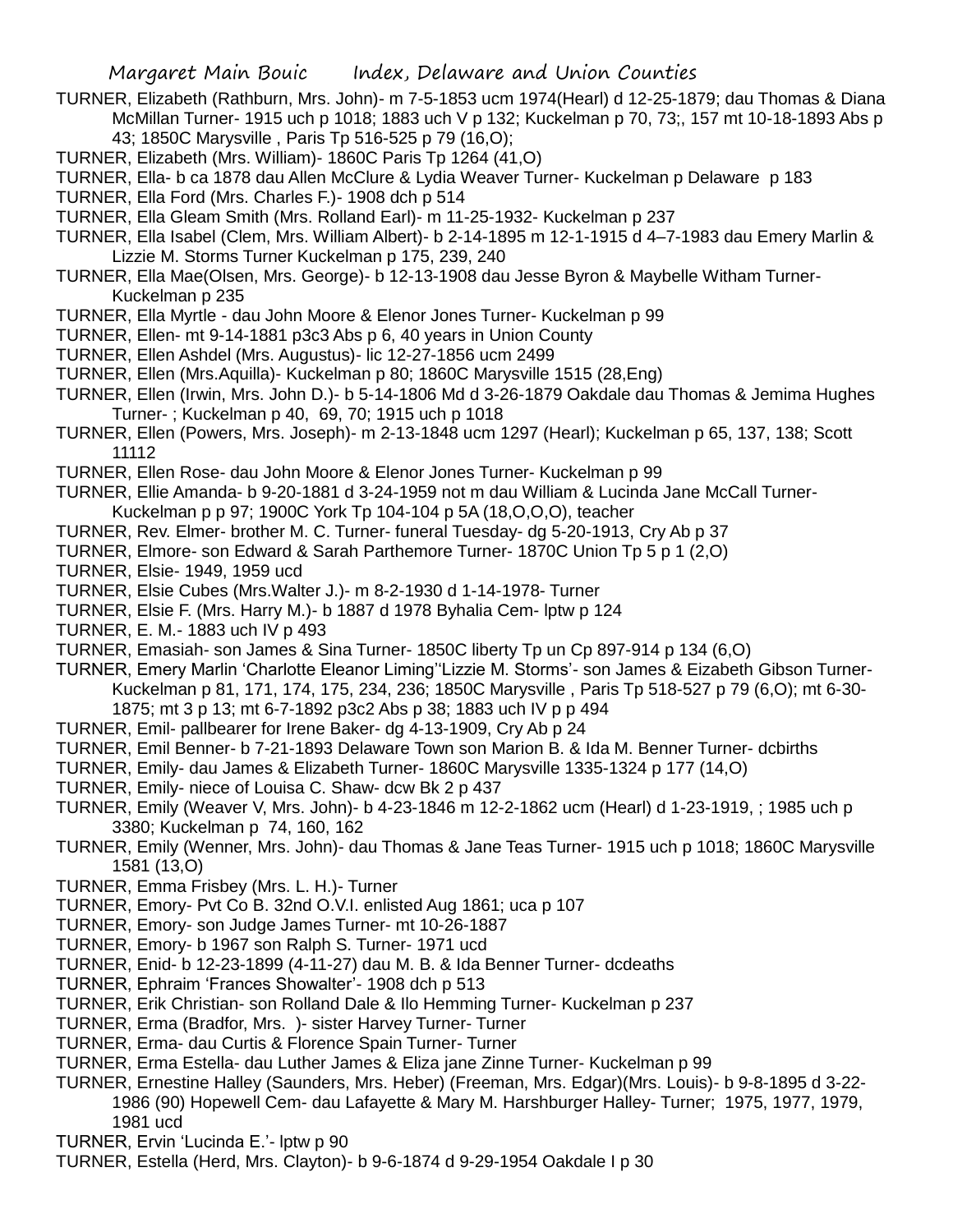TURNER, Elizabeth (Rathburn, Mrs. John)- m 7-5-1853 ucm 1974(Hearl) d 12-25-1879; dau Thomas & Diana McMillan Turner- 1915 uch p 1018; 1883 uch V p 132; Kuckelman p 70, 73;, 157 mt 10-18-1893 Abs p 43; 1850C Marysville , Paris Tp 516-525 p 79 (16,O);

TURNER, Elizabeth (Mrs. William)- 1860C Paris Tp 1264 (41,O)

TURNER, Ella- b ca 1878 dau Allen McClure & Lydia Weaver Turner- Kuckelman p Delaware p 183

TURNER, Ella Ford (Mrs. Charles F.)- 1908 dch p 514

TURNER, Ella Gleam Smith (Mrs. Rolland Earl)- m 11-25-1932- Kuckelman p 237

TURNER, Ella Isabel (Clem, Mrs. William Albert)- b 2-14-1895 m 12-1-1915 d 4–7-1983 dau Emery Marlin & Lizzie M. Storms Turner Kuckelman p 175, 239, 240

TURNER, Ella Mae(Olsen, Mrs. George)- b 12-13-1908 dau Jesse Byron & Maybelle Witham Turner- Kuckelman p 235

TURNER, Ella Myrtle - dau John Moore & Elenor Jones Turner- Kuckelman p 99

TURNER, Ellen- mt 9-14-1881 p3c3 Abs p 6, 40 years in Union County

TURNER, Ellen Ashdel (Mrs. Augustus)- lic 12-27-1856 ucm 2499

TURNER, Ellen (Mrs.Aquilla)- Kuckelman p 80; 1860C Marysville 1515 (28,Eng)

TURNER, Ellen (Irwin, Mrs. John D.)- b 5-14-1806 Md d 3-26-1879 Oakdale dau Thomas & Jemima Hughes Turner- ; Kuckelman p 40, 69, 70; 1915 uch p 1018

TURNER, Ellen (Powers, Mrs. Joseph)- m 2-13-1848 ucm 1297 (Hearl); Kuckelman p 65, 137, 138; Scott 11112

TURNER, Ellen Rose- dau John Moore & Elenor Jones Turner- Kuckelman p 99

TURNER, Ellie Amanda- b 9-20-1881 d 3-24-1959 not m dau William & Lucinda Jane McCall Turner- Kuckelman p p 97; 1900C York Tp 104-104 p 5A (18,O,O,O), teacher

TURNER, Rev. Elmer- brother M. C. Turner- funeral Tuesday- dg 5-20-1913, Cry Ab p 37

TURNER, Elmore- son Edward & Sarah Parthemore Turner- 1870C Union Tp 5 p 1 (2,O)

TURNER, Elsie- 1949, 1959 ucd

TURNER, Elsie Cubes (Mrs.Walter J.)- m 8-2-1930 d 1-14-1978- Turner

TURNER, Elsie F. (Mrs. Harry M.)- b 1887 d 1978 Byhalia Cem- lptw p 124

TURNER, E. M.- 1883 uch IV p 493

TURNER, Emasiah- son James & Sina Turner- 1850C liberty Tp un Cp 897-914 p 134 (6,O)

TURNER, Emery Marlin 'Charlotte Eleanor Liming''Lizzie M. Storms'- son James & Eizabeth Gibson Turner- Kuckelman p 81, 171, 174, 175, 234, 236; 1850C Marysville , Paris Tp 518-527 p 79 (6,O); mt 6-30-1875; mt 3 p 13; mt 6-7-1892 p3c2 Abs p 38; 1883 uch IV p p 494

TURNER, Emil- pallbearer for Irene Baker- dg 4-13-1909, Cry Ab p 24

TURNER, Emil Benner- b 7-21-1893 Delaware Town son Marion B. & Ida M. Benner Turner- dcbirths

TURNER, Emily- dau James & Elizabeth Turner- 1860C Marysville 1335-1324 p 177 (14,O)

TURNER, Emily- niece of Louisa C. Shaw- dcw Bk 2 p 437

TURNER, Emily (Weaver V, Mrs. John)- b 4-23-1846 m 12-2-1862 ucm (Hearl) d 1-23-1919, ; 1985 uch p 3380; Kuckelman p 74, 160, 162

TURNER, Emily (Wenner, Mrs. John)- dau Thomas & Jane Teas Turner- 1915 uch p 1018; 1860C Marysville 1581 (13,O)

TURNER, Emma Frisbey (Mrs. L. H.)- Turner

TURNER, Emory- Pvt Co B. 32nd O.V.I. enlisted Aug 1861; uca p 107

TURNER, Emory- son Judge James Turner- mt 10-26-1887

TURNER, Emory- b 1967 son Ralph S. Turner- 1971 ucd

TURNER, Enid- b 12-23-1899 (4-11-27) dau M. B. & Ida Benner Turner- dcdeaths

TURNER, Ephraim 'Frances Showalter'- 1908 dch p 513

TURNER, Erik Christian- son Rolland Dale & Ilo Hemming Turner- Kuckelman p 237

TURNER, Erma (Bradfor, Mrs. )- sister Harvey Turner- Turner

TURNER, Erma- dau Curtis & Florence Spain Turner- Turner

TURNER, Erma Estella- dau Luther James & Eliza jane Zinne Turner- Kuckelman p 99

TURNER, Ernestine Halley (Saunders, Mrs. Heber) (Freeman, Mrs. Edgar)(Mrs. Louis)- b 9-8-1895 d 3-22-1986 (90) Hopewell Cem- dau Lafayette & Mary M. Harshburger Halley- Turner; 1975, 1977, 1979, 1981 ucd

TURNER, Ervin 'Lucinda E.'- lptw p 90

TURNER, Estella (Herd, Mrs. Clayton)- b 9-6-1874 d 9-29-1954 Oakdale I p 30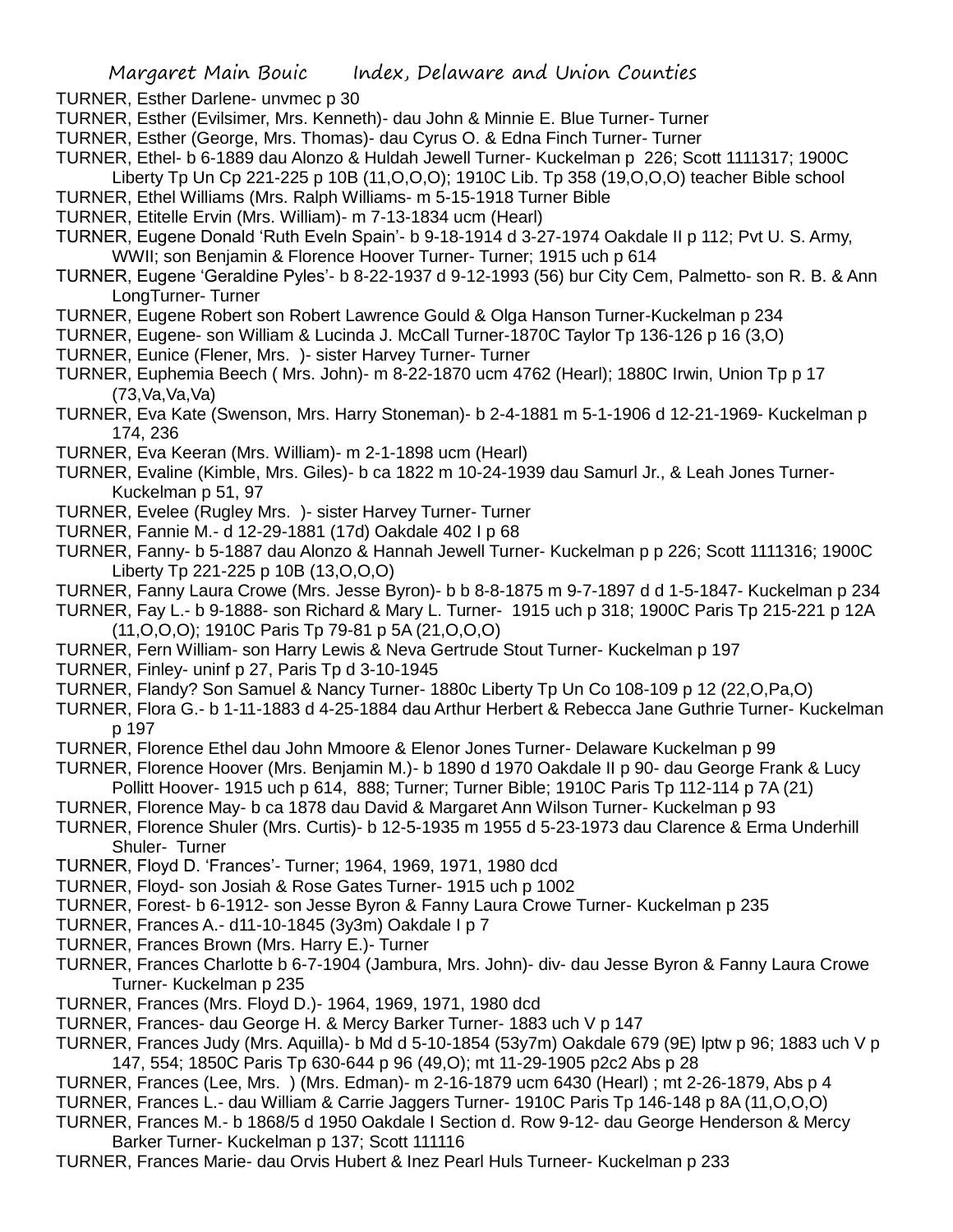TURNER, Esther Darlene- unvmec p 30

TURNER, Esther (Evilsimer, Mrs. Kenneth)- dau John & Minnie E. Blue Turner- Turner

TURNER, Esther (George, Mrs. Thomas)- dau Cyrus O. & Edna Finch Turner- Turner

TURNER, Ethel- b 6-1889 dau Alonzo & Huldah Jewell Turner- Kuckelman p 226; Scott 1111317; 1900C Liberty Tp Un Cp 221-225 p 10B (11,O,O,O); 1910C Lib. Tp 358 (19,O,O,O) teacher Bible school

TURNER, Ethel Williams (Mrs. Ralph Williams- m 5-15-1918 Turner Bible

TURNER, Etitelle Ervin (Mrs. William)- m 7-13-1834 ucm (Hearl)

TURNER, Eugene Donald 'Ruth Eveln Spain'- b 9-18-1914 d 3-27-1974 Oakdale II p 112; Pvt U. S. Army, WWII; son Benjamin & Florence Hoover Turner- Turner; 1915 uch p 614

TURNER, Eugene 'Geraldine Pyles'- b 8-22-1937 d 9-12-1993 (56) bur City Cem, Palmetto- son R. B. & Ann LongTurner- Turner

TURNER, Eugene Robert son Robert Lawrence Gould & Olga Hanson Turner-Kuckelman p 234

TURNER, Eugene- son William & Lucinda J. McCall Turner-1870C Taylor Tp 136-126 p 16 (3,O)

TURNER, Eunice (Flener, Mrs. )- sister Harvey Turner- Turner

TURNER, Euphemia Beech ( Mrs. John)- m 8-22-1870 ucm 4762 (Hearl); 1880C Irwin, Union Tp p 17 (73,Va,Va,Va)

TURNER, Eva Kate (Swenson, Mrs. Harry Stoneman)- b 2-4-1881 m 5-1-1906 d 12-21-1969- Kuckelman p 174, 236

TURNER, Eva Keeran (Mrs. William)- m 2-1-1898 ucm (Hearl)

TURNER, Evaline (Kimble, Mrs. Giles)- b ca 1822 m 10-24-1939 dau Samurl Jr., & Leah Jones Turner- Kuckelman p 51, 97

TURNER, Evelee (Rugley Mrs. )- sister Harvey Turner- Turner

TURNER, Fannie M.- d 12-29-1881 (17d) Oakdale 402 I p 68

TURNER, Fanny- b 5-1887 dau Alonzo & Hannah Jewell Turner- Kuckelman p p 226; Scott 1111316; 1900C Liberty Tp 221-225 p 10B (13,O,O,O)

TURNER, Fanny Laura Crowe (Mrs. Jesse Byron)- b b 8-8-1875 m 9-7-1897 d d 1-5-1847- Kuckelman p 234

TURNER, Fay L.- b 9-1888- son Richard & Mary L. Turner- 1915 uch p 318; 1900C Paris Tp 215-221 p 12A (11,O,O,O); 1910C Paris Tp 79-81 p 5A (21,O,O,O)

TURNER, Fern William- son Harry Lewis & Neva Gertrude Stout Turner- Kuckelman p 197

TURNER, Finley- uninf p 27, Paris Tp d 3-10-1945

TURNER, Flandy? Son Samuel & Nancy Turner- 1880c Liberty Tp Un Co 108-109 p 12 (22,O,Pa,O)

TURNER, Flora G.- b 1-11-1883 d 4-25-1884 dau Arthur Herbert & Rebecca Jane Guthrie Turner- Kuckelman p 197

TURNER, Florence Ethel dau John Mmoore & Elenor Jones Turner- Delaware Kuckelman p 99

TURNER, Florence Hoover (Mrs. Benjamin M.)- b 1890 d 1970 Oakdale II p 90- dau George Frank & Lucy Pollitt Hoover- 1915 uch p 614, 888; Turner; Turner Bible; 1910C Paris Tp 112-114 p 7A (21)

TURNER, Florence May- b ca 1878 dau David & Margaret Ann Wilson Turner- Kuckelman p 93

TURNER, Florence Shuler (Mrs. Curtis)- b 12-5-1935 m 1955 d 5-23-1973 dau Clarence & Erma Underhill Shuler- Turner

TURNER, Floyd D. 'Frances'- Turner; 1964, 1969, 1971, 1980 dcd

TURNER, Floyd- son Josiah & Rose Gates Turner- 1915 uch p 1002

TURNER, Forest- b 6-1912- son Jesse Byron & Fanny Laura Crowe Turner- Kuckelman p 235

TURNER, Frances A.- d11-10-1845 (3y3m) Oakdale I p 7

TURNER, Frances Brown (Mrs. Harry E.)- Turner

TURNER, Frances Charlotte b 6-7-1904 (Jambura, Mrs. John)- div- dau Jesse Byron & Fanny Laura Crowe Turner- Kuckelman p 235

TURNER, Frances (Mrs. Floyd D.)- 1964, 1969, 1971, 1980 dcd

TURNER, Frances- dau George H. & Mercy Barker Turner- 1883 uch V p 147

TURNER, Frances Judy (Mrs. Aquilla)- b Md d 5-10-1854 (53y7m) Oakdale 679 (9E) lptw p 96; 1883 uch V p 147, 554; 1850C Paris Tp 630-644 p 96 (49,O); mt 11-29-1905 p2c2 Abs p 28

TURNER, Frances (Lee, Mrs. ) (Mrs. Edman)- m 2-16-1879 ucm 6430 (Hearl) ; mt 2-26-1879, Abs p 4

TURNER, Frances L.- dau William & Carrie Jaggers Turner- 1910C Paris Tp 146-148 p 8A (11,O,O,O)

TURNER, Frances M.- b 1868/5 d 1950 Oakdale I Section d. Row 9-12- dau George Henderson & Mercy Barker Turner- Kuckelman p 137; Scott 111116

TURNER, Frances Marie- dau Orvis Hubert & Inez Pearl Huls Turneer- Kuckelman p 233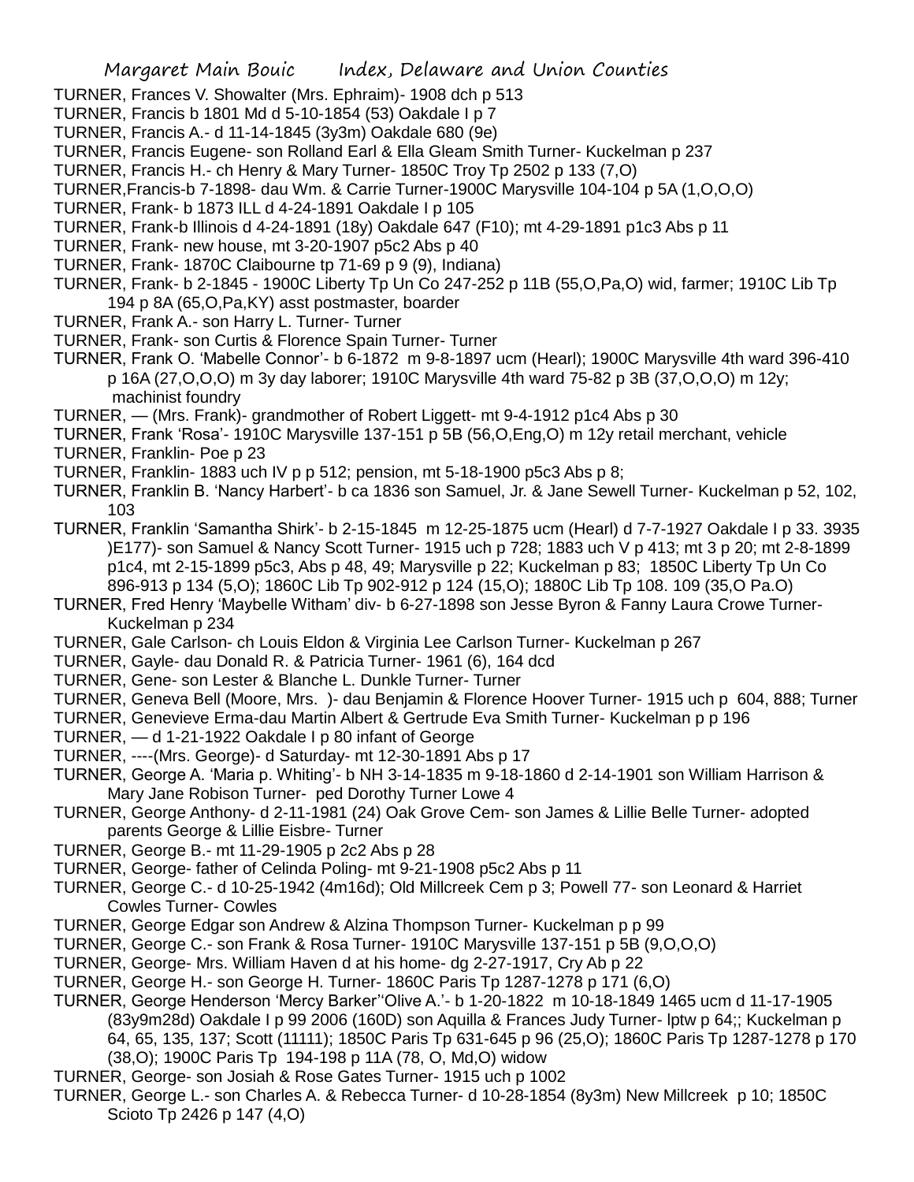TURNER, Frances V. Showalter (Mrs. Ephraim)- 1908 dch p 513

TURNER, Francis b 1801 Md d 5-10-1854 (53) Oakdale I p 7

TURNER, Francis A.- d 11-14-1845 (3y3m) Oakdale 680 (9e)

TURNER, Francis Eugene- son Rolland Earl & Ella Gleam Smith Turner- Kuckelman p 237

TURNER, Francis H.- ch Henry & Mary Turner- 1850C Troy Tp 2502 p 133 (7,O)

TURNER,Francis-b 7-1898- dau Wm. & Carrie Turner-1900C Marysville 104-104 p 5A (1,O,O,O)

TURNER, Frank- b 1873 ILL d 4-24-1891 Oakdale I p 105

TURNER, Frank-b Illinois d 4-24-1891 (18y) Oakdale 647 (F10); mt 4-29-1891 p1c3 Abs p 11

TURNER, Frank- new house, mt 3-20-1907 p5c2 Abs p 40

TURNER, Frank- 1870C Claibourne tp 71-69 p 9 (9), Indiana)

TURNER, Frank- b 2-1845 - 1900C Liberty Tp Un Co 247-252 p 11B (55,O,Pa,O) wid, farmer; 1910C Lib Tp 194 p 8A (65,O,Pa,KY) asst postmaster, boarder

TURNER, Frank A.- son Harry L. Turner- Turner

TURNER, Frank- son Curtis & Florence Spain Turner- Turner

TURNER, Frank O. 'Mabelle Connor'- b 6-1872 m 9-8-1897 ucm (Hearl); 1900C Marysville 4th ward 396-410 p 16A (27,O,O,O) m 3y day laborer; 1910C Marysville 4th ward 75-82 p 3B (37,O,O,O) m 12y; machinist foundry

TURNER, — (Mrs. Frank)- grandmother of Robert Liggett- mt 9-4-1912 p1c4 Abs p 30

TURNER, Frank 'Rosa'- 1910C Marysville 137-151 p 5B (56,O,Eng,O) m 12y retail merchant, vehicle

TURNER, Franklin- Poe p 23

TURNER, Franklin- 1883 uch IV p p 512; pension, mt 5-18-1900 p5c3 Abs p 8;

TURNER, Franklin B. 'Nancy Harbert'- b ca 1836 son Samuel, Jr. & Jane Sewell Turner- Kuckelman p 52, 102, 103

TURNER, Franklin 'Samantha Shirk'- b 2-15-1845 m 12-25-1875 ucm (Hearl) d 7-7-1927 Oakdale I p 33. 3935 )E177)- son Samuel & Nancy Scott Turner- 1915 uch p 728; 1883 uch V p 413; mt 3 p 20; mt 2-8-1899 p1c4, mt 2-15-1899 p5c3, Abs p 48, 49; Marysville p 22; Kuckelman p 83; 1850C Liberty Tp Un Co 896-913 p 134 (5,O); 1860C Lib Tp 902-912 p 124 (15,O); 1880C Lib Tp 108. 109 (35,O Pa.O)

TURNER, Fred Henry 'Maybelle Witham' div- b 6-27-1898 son Jesse Byron & Fanny Laura Crowe Turner- Kuckelman p 234

TURNER, Gale Carlson- ch Louis Eldon & Virginia Lee Carlson Turner- Kuckelman p 267

TURNER, Gayle- dau Donald R. & Patricia Turner- 1961 (6), 164 dcd

TURNER, Gene- son Lester & Blanche L. Dunkle Turner- Turner

TURNER, Geneva Bell (Moore, Mrs. )- dau Benjamin & Florence Hoover Turner- 1915 uch p 604, 888; Turner

TURNER, Genevieve Erma-dau Martin Albert & Gertrude Eva Smith Turner- Kuckelman p p 196

TURNER, — d 1-21-1922 Oakdale I p 80 infant of George

TURNER, ----(Mrs. George)- d Saturday- mt 12-30-1891 Abs p 17

TURNER, George A. 'Maria p. Whiting'- b NH 3-14-1835 m 9-18-1860 d 2-14-1901 son William Harrison & Mary Jane Robison Turner- ped Dorothy Turner Lowe 4

TURNER, George Anthony- d 2-11-1981 (24) Oak Grove Cem- son James & Lillie Belle Turner- adopted parents George & Lillie Eisbre- Turner

TURNER, George B.- mt 11-29-1905 p 2c2 Abs p 28

TURNER, George- father of Celinda Poling- mt 9-21-1908 p5c2 Abs p 11

TURNER, George C.- d 10-25-1942 (4m16d); Old Millcreek Cem p 3; Powell 77- son Leonard & Harriet Cowles Turner- Cowles

TURNER, George Edgar son Andrew & Alzina Thompson Turner- Kuckelman p p 99

TURNER, George C.- son Frank & Rosa Turner- 1910C Marysville 137-151 p 5B (9,O,O,O)

TURNER, George- Mrs. William Haven d at his home- dg 2-27-1917, Cry Ab p 22

TURNER, George H.- son George H. Turner- 1860C Paris Tp 1287-1278 p 171 (6,O)

TURNER, George Henderson 'Mercy Barker''Olive A.'- b 1-20-1822 m 10-18-1849 1465 ucm d 11-17-1905 (83y9m28d) Oakdale I p 99 2006 (160D) son Aquilla & Frances Judy Turner- lptw p 64;; Kuckelman p 64, 65, 135, 137; Scott (11111); 1850C Paris Tp 631-645 p 96 (25,O); 1860C Paris Tp 1287-1278 p 170 (38,O); 1900C Paris Tp 194-198 p 11A (78, O, Md,O) widow

TURNER, George- son Josiah & Rose Gates Turner- 1915 uch p 1002

TURNER, George L.- son Charles A. & Rebecca Turner- d 10-28-1854 (8y3m) New Millcreek p 10; 1850C Scioto Tp 2426 p 147 (4,O)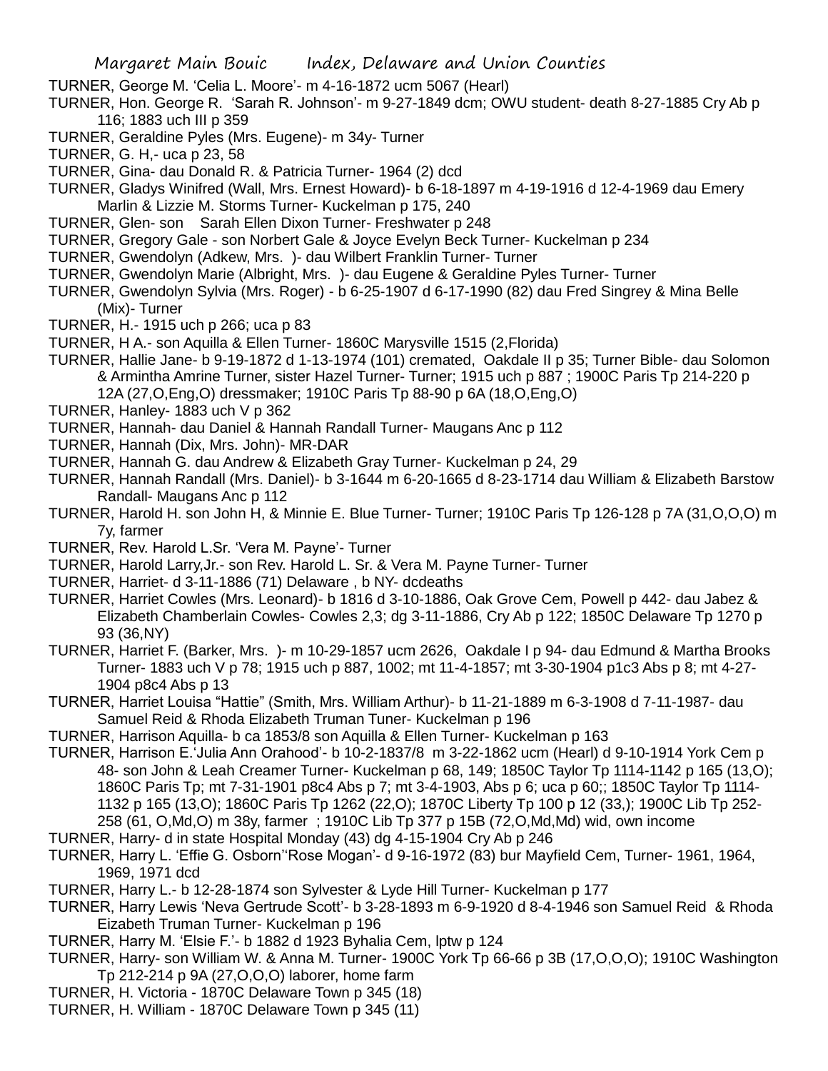TURNER, George M. 'Celia L. Moore'- m 4-16-1872 ucm 5067 (Hearl)

TURNER, Hon. George R. 'Sarah R. Johnson'- m 9-27-1849 dcm; OWU student- death 8-27-1885 Cry Ab p 116; 1883 uch III p 359

TURNER, Geraldine Pyles (Mrs. Eugene)- m 34y- Turner

TURNER, G. H,- uca p 23, 58

TURNER, Gina- dau Donald R. & Patricia Turner- 1964 (2) dcd

TURNER, Gladys Winifred (Wall, Mrs. Ernest Howard)- b 6-18-1897 m 4-19-1916 d 12-4-1969 dau Emery Marlin & Lizzie M. Storms Turner- Kuckelman p 175, 240

TURNER, Glen- son Sarah Ellen Dixon Turner- Freshwater p 248

TURNER, Gregory Gale - son Norbert Gale & Joyce Evelyn Beck Turner- Kuckelman p 234

TURNER, Gwendolyn (Adkew, Mrs. )- dau Wilbert Franklin Turner- Turner

TURNER, Gwendolyn Marie (Albright, Mrs. )- dau Eugene & Geraldine Pyles Turner- Turner

TURNER, Gwendolyn Sylvia (Mrs. Roger) - b 6-25-1907 d 6-17-1990 (82) dau Fred Singrey & Mina Belle (Mix)- Turner

TURNER, H.- 1915 uch p 266; uca p 83

TURNER, H A.- son Aquilla & Ellen Turner- 1860C Marysville 1515 (2,Florida)

TURNER, Hallie Jane- b 9-19-1872 d 1-13-1974 (101) cremated, Oakdale II p 35; Turner Bible- dau Solomon & Armintha Amrine Turner, sister Hazel Turner- Turner; 1915 uch p 887 ; 1900C Paris Tp 214-220 p 12A (27,O,Eng,O) dressmaker; 1910C Paris Tp 88-90 p 6A (18,O,Eng,O)

TURNER, Hanley- 1883 uch V p 362

TURNER, Hannah- dau Daniel & Hannah Randall Turner- Maugans Anc p 112

TURNER, Hannah (Dix, Mrs. John)- MR-DAR

TURNER, Hannah G. dau Andrew & Elizabeth Gray Turner- Kuckelman p 24, 29

TURNER, Hannah Randall (Mrs. Daniel)- b 3-1644 m 6-20-1665 d 8-23-1714 dau William & Elizabeth Barstow Randall- Maugans Anc p 112

TURNER, Harold H. son John H, & Minnie E. Blue Turner- Turner; 1910C Paris Tp 126-128 p 7A (31,O,O,O) m 7y, farmer

TURNER, Rev. Harold L.Sr. 'Vera M. Payne'- Turner

TURNER, Harold Larry,Jr.- son Rev. Harold L. Sr. & Vera M. Payne Turner- Turner

TURNER, Harriet- d 3-11-1886 (71) Delaware , b NY- dcdeaths

TURNER, Harriet Cowles (Mrs. Leonard)- b 1816 d 3-10-1886, Oak Grove Cem, Powell p 442- dau Jabez & Elizabeth Chamberlain Cowles- Cowles 2,3; dg 3-11-1886, Cry Ab p 122; 1850C Delaware Tp 1270 p 93 (36,NY)

TURNER, Harriet F. (Barker, Mrs. )- m 10-29-1857 ucm 2626, Oakdale I p 94- dau Edmund & Martha Brooks Turner- 1883 uch V p 78; 1915 uch p 887, 1002; mt 11-4-1857; mt 3-30-1904 p1c3 Abs p 8; mt 4-27-1904 p8c4 Abs p 13

TURNER, Harriet Louisa "Hattie" (Smith, Mrs. William Arthur)- b 11-21-1889 m 6-3-1908 d 7-11-1987- dau Samuel Reid & Rhoda Elizabeth Truman Tuner- Kuckelman p 196

TURNER, Harrison Aquilla- b ca 1853/8 son Aquilla & Ellen Turner- Kuckelman p 163

TURNER, Harrison E.'Julia Ann Orahood'- b 10-2-1837/8 m 3-22-1862 ucm (Hearl) d 9-10-1914 York Cem p 48- son John & Leah Creamer Turner- Kuckelman p 68, 149; 1850C Taylor Tp 1114-1142 p 165 (13,O); 1860C Paris Tp; mt 7-31-1901 p8c4 Abs p 7; mt 3-4-1903, Abs p 6; uca p 60;; 1850C Taylor Tp 1114-1132 p 165 (13,O); 1860C Paris Tp 1262 (22,O); 1870C Liberty Tp 100 p 12 (33,); 1900C Lib Tp 252-258 (61, O,Md,O) m 38y, farmer ; 1910C Lib Tp 377 p 15B (72,O,Md,Md) wid, own income

TURNER, Harry- d in state Hospital Monday (43) dg 4-15-1904 Cry Ab p 246

TURNER, Harry L. 'Effie G. Osborn''Rose Mogan'- d 9-16-1972 (83) bur Mayfield Cem, Turner- 1961, 1964, 1969, 1971 dcd

TURNER, Harry L.- b 12-28-1874 son Sylvester & Lyde Hill Turner- Kuckelman p 177

TURNER, Harry Lewis 'Neva Gertrude Scott'- b 3-28-1893 m 6-9-1920 d 8-4-1946 son Samuel Reid & Rhoda Eizabeth Truman Turner- Kuckelman p 196

TURNER, Harry M. 'Elsie F.'- b 1882 d 1923 Byhalia Cem, lptw p 124

TURNER, Harry- son William W. & Anna M. Turner- 1900C York Tp 66-66 p 3B (17,O,O,O); 1910C Washington Tp 212-214 p 9A (27,O,O,O) laborer, home farm

TURNER, H. Victoria - 1870C Delaware Town p 345 (18)

TURNER, H. William - 1870C Delaware Town p 345 (11)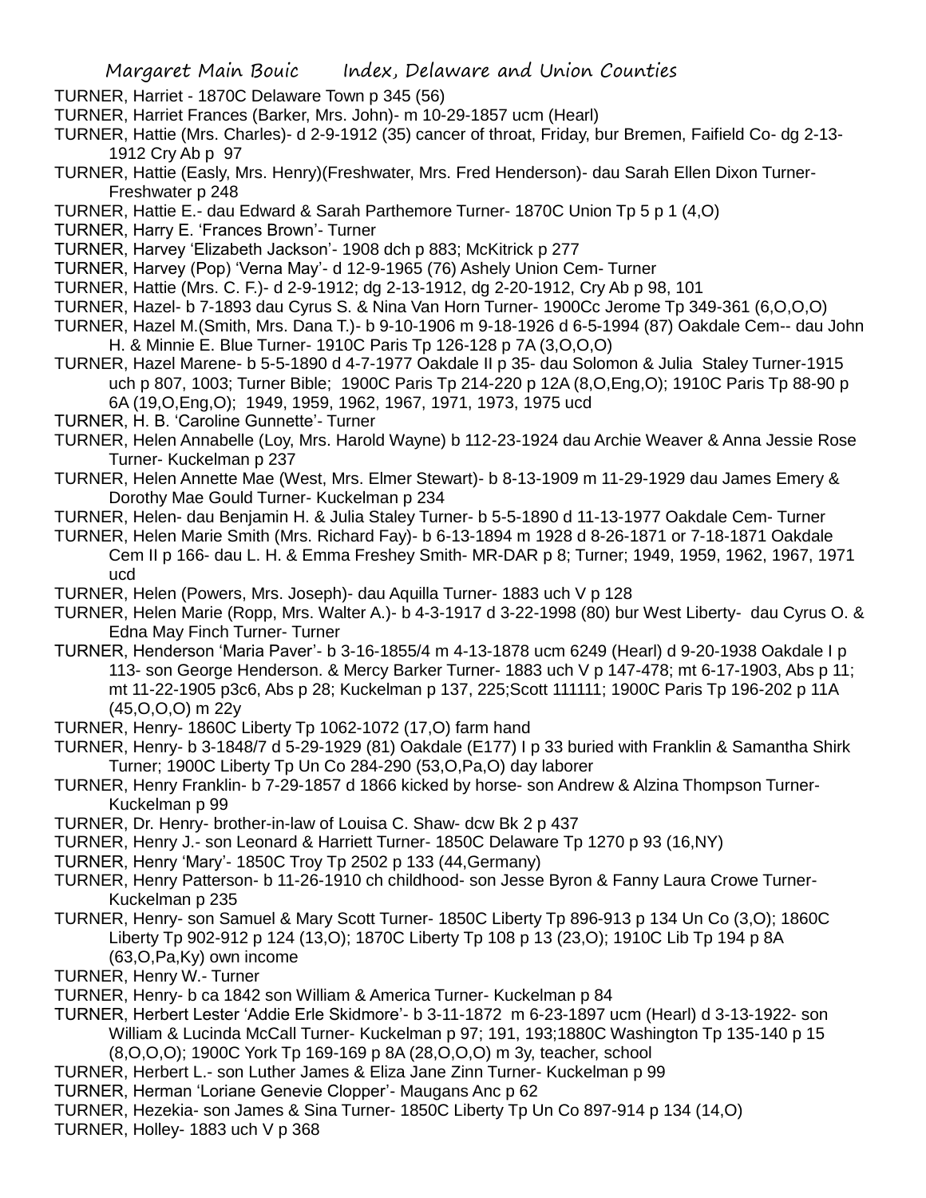TURNER, Harriet - 1870C Delaware Town p 345 (56)

TURNER, Harriet Frances (Barker, Mrs. John)- m 10-29-1857 ucm (Hearl)

TURNER, Hattie (Mrs. Charles)- d 2-9-1912 (35) cancer of throat, Friday, bur Bremen, Faifield Co- dg 2-13-1912 Cry Ab p 97

TURNER, Hattie (Easly, Mrs. Henry)(Freshwater, Mrs. Fred Henderson)- dau Sarah Ellen Dixon Turner-Freshwater p 248

TURNER, Hattie E.- dau Edward & Sarah Parthemore Turner- 1870C Union Tp 5 p 1 (4,O)

TURNER, Harry E. 'Frances Brown'- Turner

TURNER, Harvey 'Elizabeth Jackson'- 1908 dch p 883; McKitrick p 277

TURNER, Harvey (Pop) 'Verna May'- d 12-9-1965 (76) Ashely Union Cem- Turner

TURNER, Hattie (Mrs. C. F.)- d 2-9-1912; dg 2-13-1912, dg 2-20-1912, Cry Ab p 98, 101

TURNER, Hazel- b 7-1893 dau Cyrus S. & Nina Van Horn Turner- 1900Cc Jerome Tp 349-361 (6,O,O,O)

TURNER, Hazel M.(Smith, Mrs. Dana T.)- b 9-10-1906 m 9-18-1926 d 6-5-1994 (87) Oakdale Cem-- dau John H. & Minnie E. Blue Turner- 1910C Paris Tp 126-128 p 7A (3,O,O,O)

TURNER, Hazel Marene- b 5-5-1890 d 4-7-1977 Oakdale II p 35- dau Solomon & Julia Staley Turner-1915 uch p 807, 1003; Turner Bible; 1900C Paris Tp 214-220 p 12A (8,O,Eng,O); 1910C Paris Tp 88-90 p 6A (19,O,Eng,O); 1949, 1959, 1962, 1967, 1971, 1973, 1975 ucd

TURNER, H. B. 'Caroline Gunnette'- Turner

TURNER, Helen Annabelle (Loy, Mrs. Harold Wayne) b 112-23-1924 dau Archie Weaver & Anna Jessie Rose Turner- Kuckelman p 237

TURNER, Helen Annette Mae (West, Mrs. Elmer Stewart)- b 8-13-1909 m 11-29-1929 dau James Emery & Dorothy Mae Gould Turner- Kuckelman p 234

TURNER, Helen- dau Benjamin H. & Julia Staley Turner- b 5-5-1890 d 11-13-1977 Oakdale Cem- Turner

TURNER, Helen Marie Smith (Mrs. Richard Fay)- b 6-13-1894 m 1928 d 8-26-1871 or 7-18-1871 Oakdale Cem II p 166- dau L. H. & Emma Freshey Smith- MR-DAR p 8; Turner; 1949, 1959, 1962, 1967, 1971 ucd

TURNER, Helen (Powers, Mrs. Joseph)- dau Aquilla Turner- 1883 uch V p 128

TURNER, Helen Marie (Ropp, Mrs. Walter A.)- b 4-3-1917 d 3-22-1998 (80) bur West Liberty- dau Cyrus O. & Edna May Finch Turner- Turner

TURNER, Henderson 'Maria Paver'- b 3-16-1855/4 m 4-13-1878 ucm 6249 (Hearl) d 9-20-1938 Oakdale I p 113- son George Henderson. & Mercy Barker Turner- 1883 uch V p 147-478; mt 6-17-1903, Abs p 11; mt 11-22-1905 p3c6, Abs p 28; Kuckelman p 137, 225;Scott 111111; 1900C Paris Tp 196-202 p 11A (45,O,O,O) m 22y

TURNER, Henry- 1860C Liberty Tp 1062-1072 (17,O) farm hand

TURNER, Henry- b 3-1848/7 d 5-29-1929 (81) Oakdale (E177) I p 33 buried with Franklin & Samantha Shirk Turner; 1900C Liberty Tp Un Co 284-290 (53,O,Pa,O) day laborer

TURNER, Henry Franklin- b 7-29-1857 d 1866 kicked by horse- son Andrew & Alzina Thompson Turner-Kuckelman p 99

TURNER, Dr. Henry- brother-in-law of Louisa C. Shaw- dcw Bk 2 p 437

TURNER, Henry J.- son Leonard & Harriett Turner- 1850C Delaware Tp 1270 p 93 (16,NY)

TURNER, Henry 'Mary'- 1850C Troy Tp 2502 p 133 (44,Germany)

TURNER, Henry Patterson- b 11-26-1910 ch childhood- son Jesse Byron & Fanny Laura Crowe Turner-Kuckelman p 235

TURNER, Henry- son Samuel & Mary Scott Turner- 1850C Liberty Tp 896-913 p 134 Un Co (3,O); 1860C Liberty Tp 902-912 p 124 (13,O); 1870C Liberty Tp 108 p 13 (23,O); 1910C Lib Tp 194 p 8A (63,O,Pa,Ky) own income

TURNER, Henry W.- Turner

TURNER, Henry- b ca 1842 son William & America Turner- Kuckelman p 84

TURNER, Herbert Lester 'Addie Erle Skidmore'- b 3-11-1872 m 6-23-1897 ucm (Hearl) d 3-13-1922- son William & Lucinda McCall Turner- Kuckelman p 97; 191, 193;1880C Washington Tp 135-140 p 15 (8,O,O,O); 1900C York Tp 169-169 p 8A (28,O,O,O) m 3y, teacher, school

TURNER, Herbert L.- son Luther James & Eliza Jane Zinn Turner- Kuckelman p 99

TURNER, Herman 'Loriane Genevie Clopper'- Maugans Anc p 62

TURNER, Hezekia- son James & Sina Turner- 1850C Liberty Tp Un Co 897-914 p 134 (14,O)

TURNER, Holley- 1883 uch V p 368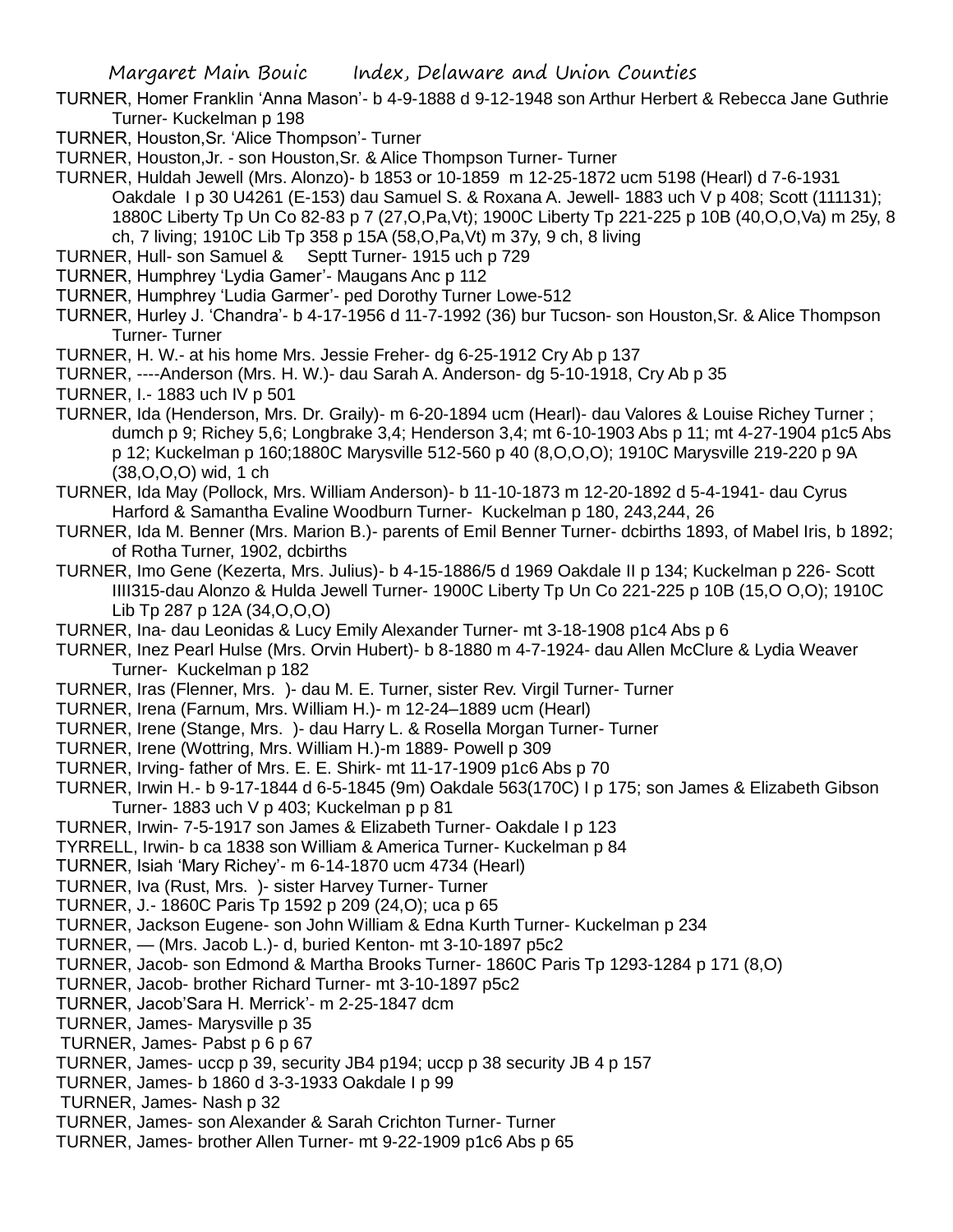TURNER, Homer Franklin 'Anna Mason'- b 4-9-1888 d 9-12-1948 son Arthur Herbert & Rebecca Jane Guthrie Turner- Kuckelman p 198

TURNER, Houston,Sr. 'Alice Thompson'- Turner

TURNER, Houston,Jr. - son Houston,Sr. & Alice Thompson Turner- Turner

TURNER, Huldah Jewell (Mrs. Alonzo)- b 1853 or 10-1859 m 12-25-1872 ucm 5198 (Hearl) d 7-6-1931 Oakdale I p 30 U4261 (E-153) dau Samuel S. & Roxana A. Jewell- 1883 uch V p 408; Scott (111131); 1880C Liberty Tp Un Co 82-83 p 7 (27,O,Pa,Vt); 1900C Liberty Tp 221-225 p 10B (40,O,O,Va) m 25y, 8 ch, 7 living; 1910C Lib Tp 358 p 15A (58,O,Pa,Vt) m 37y, 9 ch, 8 living

TURNER, Hull- son Samuel & Septt Turner- 1915 uch p 729

TURNER, Humphrey 'Lydia Gamer'- Maugans Anc p 112

TURNER, Humphrey 'Ludia Garmer'- ped Dorothy Turner Lowe-512

TURNER, Hurley J. 'Chandra'- b 4-17-1956 d 11-7-1992 (36) bur Tucson- son Houston,Sr. & Alice Thompson Turner- Turner

TURNER, H. W.- at his home Mrs. Jessie Freher- dg 6-25-1912 Cry Ab p 137

TURNER, ----Anderson (Mrs. H. W.)- dau Sarah A. Anderson- dg 5-10-1918, Cry Ab p 35

TURNER, I.- 1883 uch IV p 501

TURNER, Ida (Henderson, Mrs. Dr. Graily)- m 6-20-1894 ucm (Hearl)- dau Valores & Louise Richey Turner ; dumch p 9; Richey 5,6; Longbrake 3,4; Henderson 3,4; mt 6-10-1903 Abs p 11; mt 4-27-1904 p1c5 Abs p 12; Kuckelman p 160;1880C Marysville 512-560 p 40 (8,O,O,O); 1910C Marysville 219-220 p 9A (38,O,O,O) wid, 1 ch

TURNER, Ida May (Pollock, Mrs. William Anderson)- b 11-10-1873 m 12-20-1892 d 5-4-1941- dau Cyrus Harford & Samantha Evaline Woodburn Turner- Kuckelman p 180, 243,244, 26

TURNER, Ida M. Benner (Mrs. Marion B.)- parents of Emil Benner Turner- dcbirths 1893, of Mabel Iris, b 1892; of Rotha Turner, 1902, dcbirths

TURNER, Imo Gene (Kezerta, Mrs. Julius)- b 4-15-1886/5 d 1969 Oakdale II p 134; Kuckelman p 226- Scott IIII315-dau Alonzo & Hulda Jewell Turner- 1900C Liberty Tp Un Co 221-225 p 10B (15,O O,O); 1910C Lib Tp 287 p 12A (34,O,O,O)

TURNER, Ina- dau Leonidas & Lucy Emily Alexander Turner- mt 3-18-1908 p1c4 Abs p 6

TURNER, Inez Pearl Hulse (Mrs. Orvin Hubert)- b 8-1880 m 4-7-1924- dau Allen McClure & Lydia Weaver Turner- Kuckelman p 182

TURNER, Iras (Flenner, Mrs. )- dau M. E. Turner, sister Rev. Virgil Turner- Turner

TURNER, Irena (Farnum, Mrs. William H.)- m 12-24–1889 ucm (Hearl)

TURNER, Irene (Stange, Mrs. )- dau Harry L. & Rosella Morgan Turner- Turner

TURNER, Irene (Wottring, Mrs. William H.)-m 1889- Powell p 309

TURNER, Irving- father of Mrs. E. E. Shirk- mt 11-17-1909 p1c6 Abs p 70

TURNER, Irwin H.- b 9-17-1844 d 6-5-1845 (9m) Oakdale 563(170C) I p 175; son James & Elizabeth Gibson Turner- 1883 uch V p 403; Kuckelman p p 81

TURNER, Irwin- 7-5-1917 son James & Elizabeth Turner- Oakdale I p 123

TYRRELL, Irwin- b ca 1838 son William & America Turner- Kuckelman p 84

TURNER, Isiah 'Mary Richey'- m 6-14-1870 ucm 4734 (Hearl)

TURNER, Iva (Rust, Mrs. )- sister Harvey Turner- Turner

TURNER, J.- 1860C Paris Tp 1592 p 209 (24,O); uca p 65

TURNER, Jackson Eugene- son John William & Edna Kurth Turner- Kuckelman p 234

TURNER, — (Mrs. Jacob L.)- d, buried Kenton- mt 3-10-1897 p5c2

TURNER, Jacob- son Edmond & Martha Brooks Turner- 1860C Paris Tp 1293-1284 p 171 (8,O)

TURNER, Jacob- brother Richard Turner- mt 3-10-1897 p5c2

TURNER, Jacob'Sara H. Merrick'- m 2-25-1847 dcm

TURNER, James- Marysville p 35

TURNER, James- Pabst p 6 p 67

TURNER, James- uccp p 39, security JB4 p194; uccp p 38 security JB 4 p 157

TURNER, James- b 1860 d 3-3-1933 Oakdale I p 99

TURNER, James- Nash p 32

TURNER, James- son Alexander & Sarah Crichton Turner- Turner

TURNER, James- brother Allen Turner- mt 9-22-1909 p1c6 Abs p 65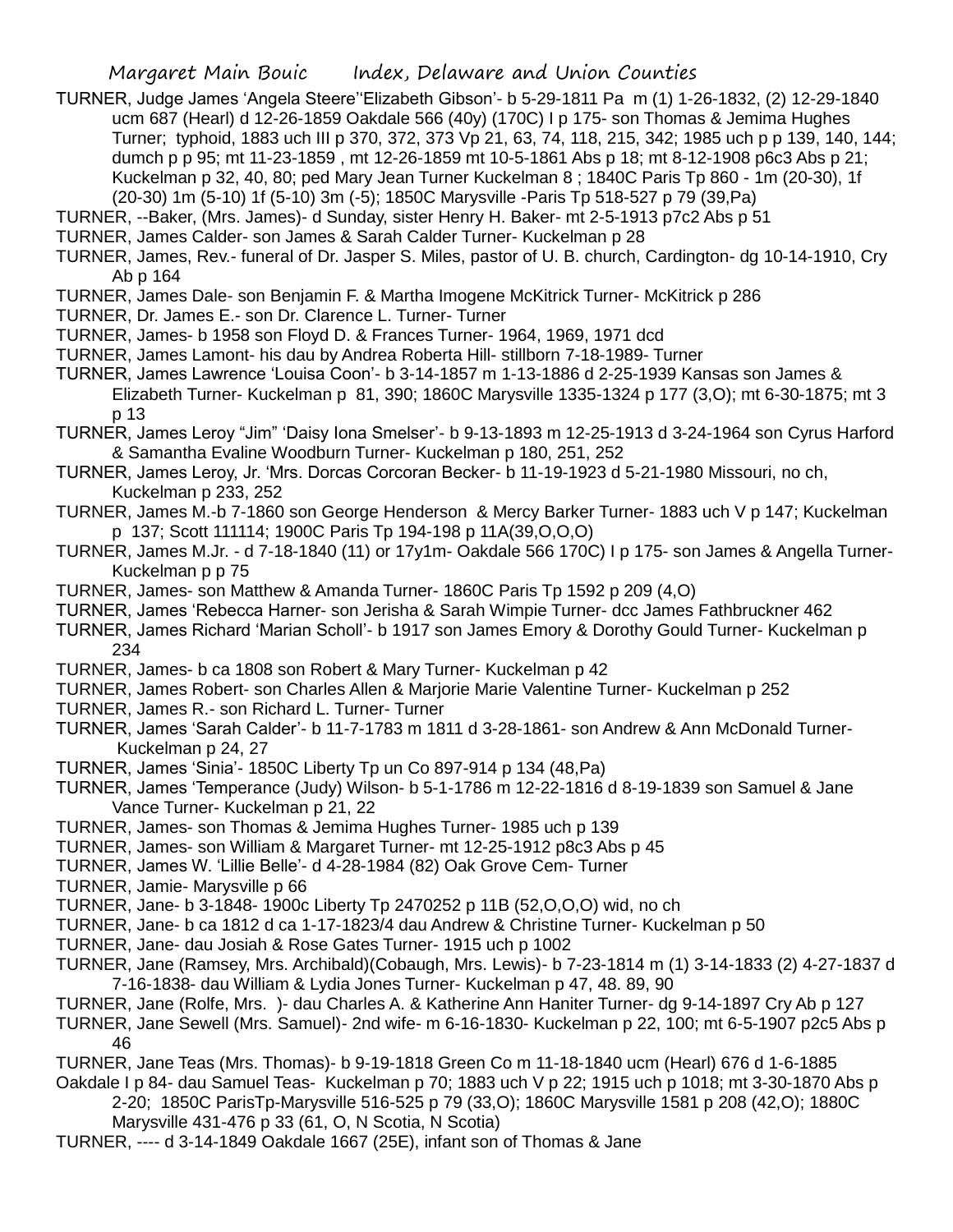TURNER, Judge James 'Angela Steere''Elizabeth Gibson'- b 5-29-1811 Pa m (1) 1-26-1832, (2) 12-29-1840 ucm 687 (Hearl) d 12-26-1859 Oakdale 566 (40y) (170C) I p 175- son Thomas & Jemima Hughes Turner; typhoid, 1883 uch III p 370, 372, 373 Vp 21, 63, 74, 118, 215, 342; 1985 uch p p 139, 140, 144; dumch p p 95; mt 11-23-1859 , mt 12-26-1859 mt 10-5-1861 Abs p 18; mt 8-12-1908 p6c3 Abs p 21; Kuckelman p 32, 40, 80; ped Mary Jean Turner Kuckelman 8 ; 1840C Paris Tp 860 - 1m (20-30), 1f (20-30) 1m (5-10) 1f (5-10) 3m (-5); 1850C Marysville -Paris Tp 518-527 p 79 (39,Pa)

TURNER, --Baker, (Mrs. James)- d Sunday, sister Henry H. Baker- mt 2-5-1913 p7c2 Abs p 51

TURNER, James Calder- son James & Sarah Calder Turner- Kuckelman p 28

TURNER, James, Rev.- funeral of Dr. Jasper S. Miles, pastor of U. B. church, Cardington- dg 10-14-1910, Cry Ab p 164

TURNER, James Dale- son Benjamin F. & Martha Imogene McKitrick Turner- McKitrick p 286

TURNER, Dr. James E.- son Dr. Clarence L. Turner- Turner

TURNER, James- b 1958 son Floyd D. & Frances Turner- 1964, 1969, 1971 dcd

TURNER, James Lamont- his dau by Andrea Roberta Hill- stillborn 7-18-1989- Turner

TURNER, James Lawrence 'Louisa Coon'- b 3-14-1857 m 1-13-1886 d 2-25-1939 Kansas son James & Elizabeth Turner- Kuckelman p 81, 390; 1860C Marysville 1335-1324 p 177 (3,O); mt 6-30-1875; mt 3 p 13

TURNER, James Leroy "Jim" 'Daisy Iona Smelser'- b 9-13-1893 m 12-25-1913 d 3-24-1964 son Cyrus Harford & Samantha Evaline Woodburn Turner- Kuckelman p 180, 251, 252

TURNER, James Leroy, Jr. 'Mrs. Dorcas Corcoran Becker- b 11-19-1923 d 5-21-1980 Missouri, no ch, Kuckelman p 233, 252

TURNER, James M.-b 7-1860 son George Henderson & Mercy Barker Turner- 1883 uch V p 147; Kuckelman p 137; Scott 111114; 1900C Paris Tp 194-198 p 11A(39,O,O,O)

TURNER, James M.Jr. - d 7-18-1840 (11) or 17y1m- Oakdale 566 170C) I p 175- son James & Angella Turner- Kuckelman p p 75

TURNER, James- son Matthew & Amanda Turner- 1860C Paris Tp 1592 p 209 (4,O)

TURNER, James 'Rebecca Harner- son Jerisha & Sarah Wimpie Turner- dcc James Fathbruckner 462

TURNER, James Richard 'Marian Scholl'- b 1917 son James Emory & Dorothy Gould Turner- Kuckelman p 234

TURNER, James- b ca 1808 son Robert & Mary Turner- Kuckelman p 42

TURNER, James Robert- son Charles Allen & Marjorie Marie Valentine Turner- Kuckelman p 252

TURNER, James R.- son Richard L. Turner- Turner

TURNER, James 'Sarah Calder'- b 11-7-1783 m 1811 d 3-28-1861- son Andrew & Ann McDonald Turner- Kuckelman p 24, 27

TURNER, James 'Sinia'- 1850C Liberty Tp un Co 897-914 p 134 (48,Pa)

TURNER, James 'Temperance (Judy) Wilson- b 5-1-1786 m 12-22-1816 d 8-19-1839 son Samuel & Jane Vance Turner- Kuckelman p 21, 22

TURNER, James- son Thomas & Jemima Hughes Turner- 1985 uch p 139

TURNER, James- son William & Margaret Turner- mt 12-25-1912 p8c3 Abs p 45

TURNER, James W. 'Lillie Belle'- d 4-28-1984 (82) Oak Grove Cem- Turner

TURNER, Jamie- Marysville p 66

TURNER, Jane- b 3-1848- 1900c Liberty Tp 2470252 p 11B (52,O,O,O) wid, no ch

TURNER, Jane- b ca 1812 d ca 1-17-1823/4 dau Andrew & Christine Turner- Kuckelman p 50

TURNER, Jane- dau Josiah & Rose Gates Turner- 1915 uch p 1002

TURNER, Jane (Ramsey, Mrs. Archibald)(Cobaugh, Mrs. Lewis)- b 7-23-1814 m (1) 3-14-1833 (2) 4-27-1837 d 7-16-1838- dau William & Lydia Jones Turner- Kuckelman p 47, 48. 89, 90

TURNER, Jane (Rolfe, Mrs. )- dau Charles A. & Katherine Ann Haniter Turner- dg 9-14-1897 Cry Ab p 127

TURNER, Jane Sewell (Mrs. Samuel)- 2nd wife- m 6-16-1830- Kuckelman p 22, 100; mt 6-5-1907 p2c5 Abs p 46

TURNER, Jane Teas (Mrs. Thomas)- b 9-19-1818 Green Co m 11-18-1840 ucm (Hearl) 676 d 1-6-1885 Oakdale I p 84- dau Samuel Teas- Kuckelman p 70; 1883 uch V p 22; 1915 uch p 1018; mt 3-30-1870 Abs p 2-20; 1850C ParisTp-Marysville 516-525 p 79 (33,O); 1860C Marysville 1581 p 208 (42,O); 1880C Marysville 431-476 p 33 (61, O, N Scotia, N Scotia)

TURNER, ---- d 3-14-1849 Oakdale 1667 (25E), infant son of Thomas & Jane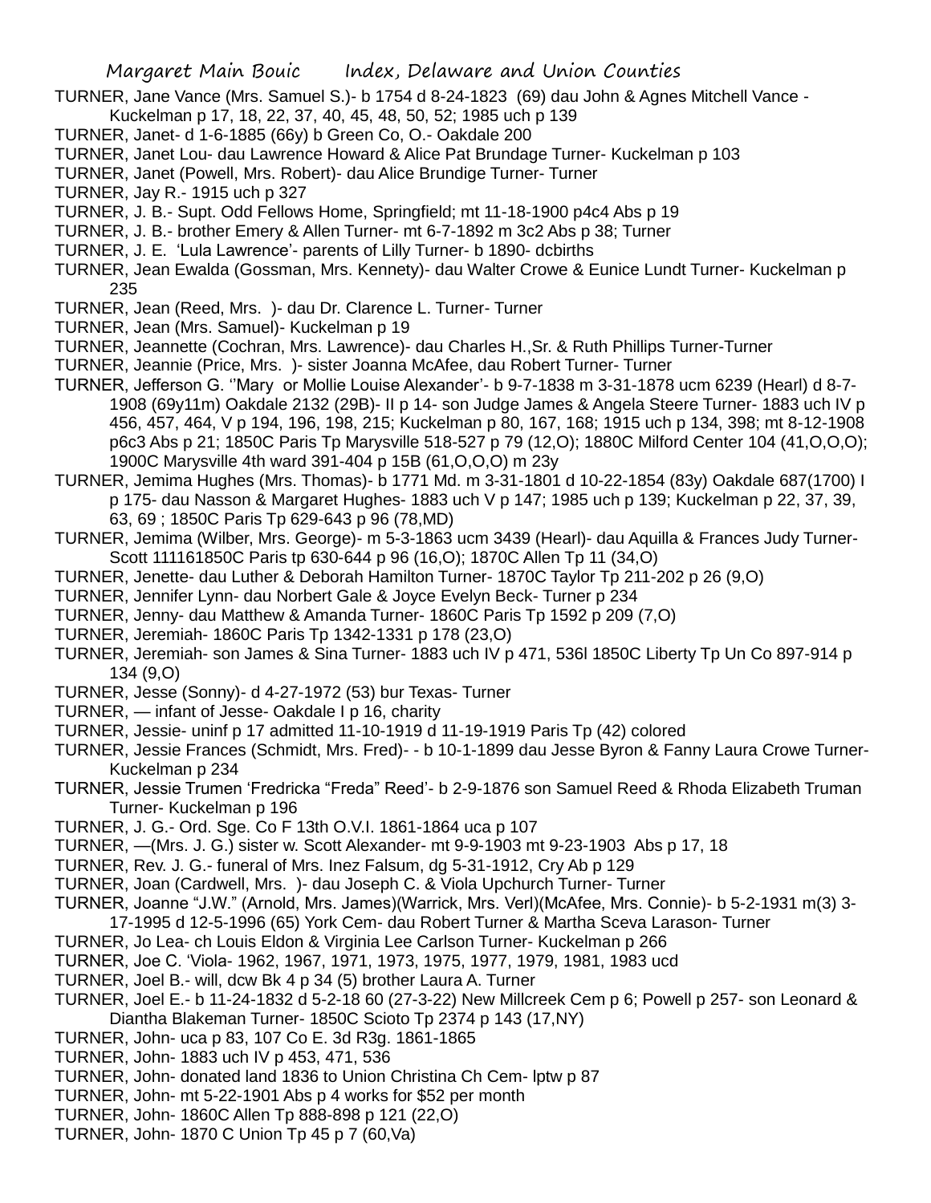TURNER, Jane Vance (Mrs. Samuel S.)- b 1754 d 8-24-1823 (69) dau John & Agnes Mitchell Vance - Kuckelman p 17, 18, 22, 37, 40, 45, 48, 50, 52; 1985 uch p 139

TURNER, Janet- d 1-6-1885 (66y) b Green Co, O.- Oakdale 200

TURNER, Janet Lou- dau Lawrence Howard & Alice Pat Brundage Turner- Kuckelman p 103

TURNER, Janet (Powell, Mrs. Robert)- dau Alice Brundige Turner- Turner

TURNER, Jay R.- 1915 uch p 327

TURNER, J. B.- Supt. Odd Fellows Home, Springfield; mt 11-18-1900 p4c4 Abs p 19

TURNER, J. B.- brother Emery & Allen Turner- mt 6-7-1892 m 3c2 Abs p 38; Turner

TURNER, J. E. 'Lula Lawrence'- parents of Lilly Turner- b 1890- dcbirths

TURNER, Jean Ewalda (Gossman, Mrs. Kennety)- dau Walter Crowe & Eunice Lundt Turner- Kuckelman p 235

TURNER, Jean (Reed, Mrs. )- dau Dr. Clarence L. Turner- Turner

TURNER, Jean (Mrs. Samuel)- Kuckelman p 19

TURNER, Jeannette (Cochran, Mrs. Lawrence)- dau Charles H.,Sr. & Ruth Phillips Turner-Turner

TURNER, Jeannie (Price, Mrs. )- sister Joanna McAfee, dau Robert Turner- Turner

TURNER, Jefferson G. ''Mary or Mollie Louise Alexander'- b 9-7-1838 m 3-31-1878 ucm 6239 (Hearl) d 8-7-1908 (69y11m) Oakdale 2132 (29B)- II p 14- son Judge James & Angela Steere Turner- 1883 uch IV p 456, 457, 464, V p 194, 196, 198, 215; Kuckelman p 80, 167, 168; 1915 uch p 134, 398; mt 8-12-1908 p6c3 Abs p 21; 1850C Paris Tp Marysville 518-527 p 79 (12,O); 1880C Milford Center 104 (41,O,O,O); 1900C Marysville 4th ward 391-404 p 15B (61,O,O,O) m 23y

TURNER, Jemima Hughes (Mrs. Thomas)- b 1771 Md. m 3-31-1801 d 10-22-1854 (83y) Oakdale 687(1700) I p 175- dau Nasson & Margaret Hughes- 1883 uch V p 147; 1985 uch p 139; Kuckelman p 22, 37, 39, 63, 69 ; 1850C Paris Tp 629-643 p 96 (78,MD)

TURNER, Jemima (Wilber, Mrs. George)- m 5-3-1863 ucm 3439 (Hearl)- dau Aquilla & Frances Judy Turner-Scott 111161850C Paris tp 630-644 p 96 (16,O); 1870C Allen Tp 11 (34,O)

TURNER, Jenette- dau Luther & Deborah Hamilton Turner- 1870C Taylor Tp 211-202 p 26 (9,O)

TURNER, Jennifer Lynn- dau Norbert Gale & Joyce Evelyn Beck- Turner p 234

TURNER, Jenny- dau Matthew & Amanda Turner- 1860C Paris Tp 1592 p 209 (7,O)

TURNER, Jeremiah- 1860C Paris Tp 1342-1331 p 178 (23,O)

TURNER, Jeremiah- son James & Sina Turner- 1883 uch IV p 471, 536l 1850C Liberty Tp Un Co 897-914 p 134 (9,O)

TURNER, Jesse (Sonny)- d 4-27-1972 (53) bur Texas- Turner

TURNER, — infant of Jesse- Oakdale I p 16, charity

TURNER, Jessie- uninf p 17 admitted 11-10-1919 d 11-19-1919 Paris Tp (42) colored

TURNER, Jessie Frances (Schmidt, Mrs. Fred)- - b 10-1-1899 dau Jesse Byron & Fanny Laura Crowe Turner- Kuckelman p 234

TURNER, Jessie Trumen 'Fredricka "Freda" Reed'- b 2-9-1876 son Samuel Reed & Rhoda Elizabeth Truman Turner- Kuckelman p 196

TURNER, J. G.- Ord. Sge. Co F 13th O.V.I. 1861-1864 uca p 107

TURNER, —(Mrs. J. G.) sister w. Scott Alexander- mt 9-9-1903 mt 9-23-1903 Abs p 17, 18

TURNER, Rev. J. G.- funeral of Mrs. Inez Falsum, dg 5-31-1912, Cry Ab p 129

TURNER, Joan (Cardwell, Mrs. )- dau Joseph C. & Viola Upchurch Turner- Turner

TURNER, Joanne "J.W." (Arnold, Mrs. James)(Warrick, Mrs. Verl)(McAfee, Mrs. Connie)- b 5-2-1931 m(3) 3-17-1995 d 12-5-1996 (65) York Cem- dau Robert Turner & Martha Sceva Larason- Turner

TURNER, Jo Lea- ch Louis Eldon & Virginia Lee Carlson Turner- Kuckelman p 266

TURNER, Joe C. 'Viola- 1962, 1967, 1971, 1973, 1975, 1977, 1979, 1981, 1983 ucd

TURNER, Joel B.- will, dcw Bk 4 p 34 (5) brother Laura A. Turner

TURNER, Joel E.- b 11-24-1832 d 5-2-18 60 (27-3-22) New Millcreek Cem p 6; Powell p 257- son Leonard & Diantha Blakeman Turner- 1850C Scioto Tp 2374 p 143 (17,NY)

TURNER, John- uca p 83, 107 Co E. 3d R3g. 1861-1865

TURNER, John- 1883 uch IV p 453, 471, 536

TURNER, John- donated land 1836 to Union Christina Ch Cem- lptw p 87

TURNER, John- mt 5-22-1901 Abs p 4 works for $52 per month

TURNER, John- 1860C Allen Tp 888-898 p 121 (22,O)

TURNER, John- 1870 C Union Tp 45 p 7 (60,Va)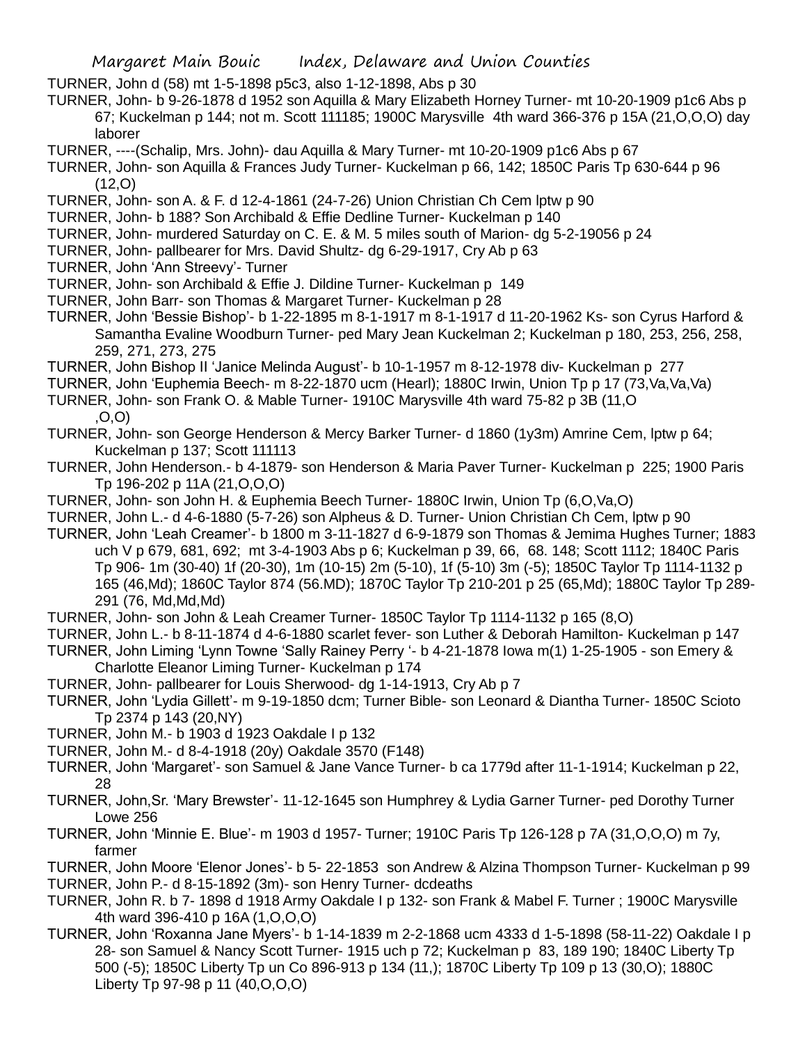TURNER, John d (58) mt 1-5-1898 p5c3, also 1-12-1898, Abs p 30

TURNER, John- b 9-26-1878 d 1952 son Aquilla & Mary Elizabeth Horney Turner- mt 10-20-1909 p1c6 Abs p 67; Kuckelman p 144; not m. Scott 111185; 1900C Marysville 4th ward 366-376 p 15A (21,O,O,O) day laborer

TURNER, ----(Schalip, Mrs. John)- dau Aquilla & Mary Turner- mt 10-20-1909 p1c6 Abs p 67

TURNER, John- son Aquilla & Frances Judy Turner- Kuckelman p 66, 142; 1850C Paris Tp 630-644 p 96 (12,O)

TURNER, John- son A. & F. d 12-4-1861 (24-7-26) Union Christian Ch Cem lptw p 90

TURNER, John- b 188? Son Archibald & Effie Dedline Turner- Kuckelman p 140

TURNER, John- murdered Saturday on C. E. & M. 5 miles south of Marion- dg 5-2-19056 p 24

TURNER, John- pallbearer for Mrs. David Shultz- dg 6-29-1917, Cry Ab p 63

TURNER, John 'Ann Streevy'- Turner

TURNER, John- son Archibald & Effie J. Dildine Turner- Kuckelman p 149

TURNER, John Barr- son Thomas & Margaret Turner- Kuckelman p 28

TURNER, John 'Bessie Bishop'- b 1-22-1895 m 8-1-1917 m 8-1-1917 d 11-20-1962 Ks- son Cyrus Harford & Samantha Evaline Woodburn Turner- ped Mary Jean Kuckelman 2; Kuckelman p 180, 253, 256, 258, 259, 271, 273, 275

TURNER, John Bishop II 'Janice Melinda August'- b 10-1-1957 m 8-12-1978 div- Kuckelman p 277

TURNER, John 'Euphemia Beech- m 8-22-1870 ucm (Hearl); 1880C Irwin, Union Tp p 17 (73,Va,Va,Va)

TURNER, John- son Frank O. & Mable Turner- 1910C Marysville 4th ward 75-82 p 3B (11,O ,O,O)

TURNER, John- son George Henderson & Mercy Barker Turner- d 1860 (1y3m) Amrine Cem, lptw p 64; Kuckelman p 137; Scott 111113

TURNER, John Henderson.- b 4-1879- son Henderson & Maria Paver Turner- Kuckelman p 225; 1900 Paris Tp 196-202 p 11A (21,O,O,O)

TURNER, John- son John H. & Euphemia Beech Turner- 1880C Irwin, Union Tp (6,O,Va,O)

TURNER, John L.- d 4-6-1880 (5-7-26) son Alpheus & D. Turner- Union Christian Ch Cem, lptw p 90

TURNER, John 'Leah Creamer'- b 1800 m 3-11-1827 d 6-9-1879 son Thomas & Jemima Hughes Turner; 1883 uch V p 679, 681, 692; mt 3-4-1903 Abs p 6; Kuckelman p 39, 66, 68. 148; Scott 1112; 1840C Paris Tp 906- 1m (30-40) 1f (20-30), 1m (10-15) 2m (5-10), 1f (5-10) 3m (-5); 1850C Taylor Tp 1114-1132 p 165 (46,Md); 1860C Taylor 874 (56.MD); 1870C Taylor Tp 210-201 p 25 (65,Md); 1880C Taylor Tp 289-291 (76, Md,Md,Md)

TURNER, John- son John & Leah Creamer Turner- 1850C Taylor Tp 1114-1132 p 165 (8,O)

TURNER, John L.- b 8-11-1874 d 4-6-1880 scarlet fever- son Luther & Deborah Hamilton- Kuckelman p 147

TURNER, John Liming 'Lynn Towne 'Sally Rainey Perry '- b 4-21-1878 Iowa m(1) 1-25-1905 - son Emery & Charlotte Eleanor Liming Turner- Kuckelman p 174

TURNER, John- pallbearer for Louis Sherwood- dg 1-14-1913, Cry Ab p 7

TURNER, John 'Lydia Gillett'- m 9-19-1850 dcm; Turner Bible- son Leonard & Diantha Turner- 1850C Scioto Tp 2374 p 143 (20,NY)

TURNER, John M.- b 1903 d 1923 Oakdale I p 132

TURNER, John M.- d 8-4-1918 (20y) Oakdale 3570 (F148)

TURNER, John 'Margaret'- son Samuel & Jane Vance Turner- b ca 1779d after 11-1-1914; Kuckelman p 22, 28

TURNER, John,Sr. 'Mary Brewster'- 11-12-1645 son Humphrey & Lydia Garner Turner- ped Dorothy Turner Lowe 256

TURNER, John 'Minnie E. Blue'- m 1903 d 1957- Turner; 1910C Paris Tp 126-128 p 7A (31,O,O,O) m 7y, farmer

TURNER, John Moore 'Elenor Jones'- b 5- 22-1853 son Andrew & Alzina Thompson Turner- Kuckelman p 99

TURNER, John P.- d 8-15-1892 (3m)- son Henry Turner- dcdeaths

TURNER, John R. b 7- 1898 d 1918 Army Oakdale I p 132- son Frank & Mabel F. Turner ; 1900C Marysville 4th ward 396-410 p 16A (1,O,O,O)

TURNER, John 'Roxanna Jane Myers'- b 1-14-1839 m 2-2-1868 ucm 4333 d 1-5-1898 (58-11-22) Oakdale I p 28- son Samuel & Nancy Scott Turner- 1915 uch p 72; Kuckelman p 83, 189 190; 1840C Liberty Tp 500 (-5); 1850C Liberty Tp un Co 896-913 p 134 (11,); 1870C Liberty Tp 109 p 13 (30,O); 1880C Liberty Tp 97-98 p 11 (40,O,O,O)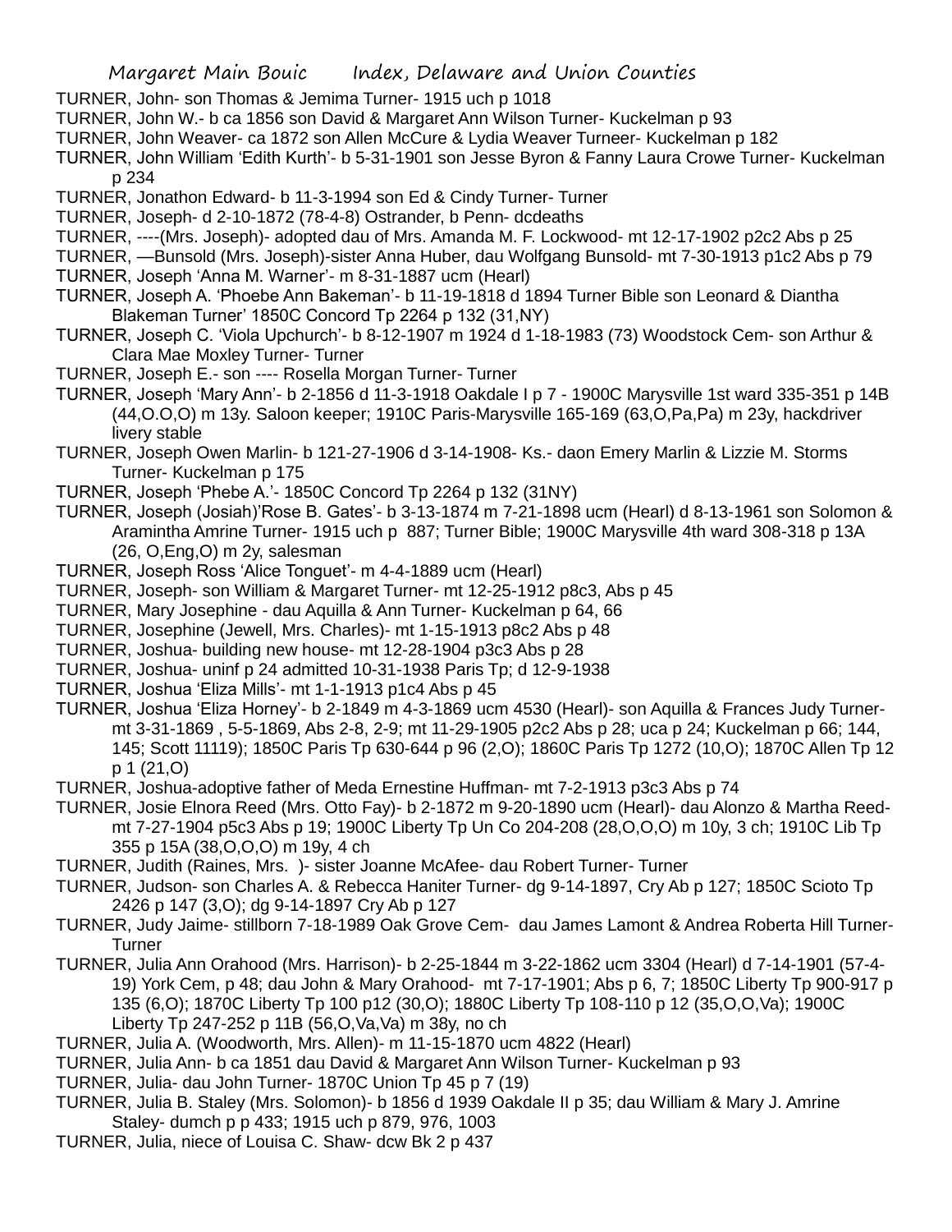TURNER, John- son Thomas & Jemima Turner- 1915 uch p 1018

TURNER, John W.- b ca 1856 son David & Margaret Ann Wilson Turner- Kuckelman p 93

TURNER, John Weaver- ca 1872 son Allen McCure & Lydia Weaver Turneer- Kuckelman p 182

TURNER, John William 'Edith Kurth'- b 5-31-1901 son Jesse Byron & Fanny Laura Crowe Turner- Kuckelman p 234

TURNER, Jonathon Edward- b 11-3-1994 son Ed & Cindy Turner- Turner

TURNER, Joseph- d 2-10-1872 (78-4-8) Ostrander, b Penn- dcdeaths

TURNER, ----(Mrs. Joseph)- adopted dau of Mrs. Amanda M. F. Lockwood- mt 12-17-1902 p2c2 Abs p 25

TURNER, —Bunsold (Mrs. Joseph)-sister Anna Huber, dau Wolfgang Bunsold- mt 7-30-1913 p1c2 Abs p 79

TURNER, Joseph 'Anna M. Warner'- m 8-31-1887 ucm (Hearl)

TURNER, Joseph A. 'Phoebe Ann Bakeman'- b 11-19-1818 d 1894 Turner Bible son Leonard & Diantha Blakeman Turner' 1850C Concord Tp 2264 p 132 (31,NY)

TURNER, Joseph C. 'Viola Upchurch'- b 8-12-1907 m 1924 d 1-18-1983 (73) Woodstock Cem- son Arthur & Clara Mae Moxley Turner- Turner

TURNER, Joseph E.- son ---- Rosella Morgan Turner- Turner

TURNER, Joseph 'Mary Ann'- b 2-1856 d 11-3-1918 Oakdale I p 7 - 1900C Marysville 1st ward 335-351 p 14B (44,O.O,O) m 13y. Saloon keeper; 1910C Paris-Marysville 165-169 (63,O,Pa,Pa) m 23y, hackdriver livery stable

TURNER, Joseph Owen Marlin- b 121-27-1906 d 3-14-1908- Ks.- daon Emery Marlin & Lizzie M. Storms Turner- Kuckelman p 175

TURNER, Joseph 'Phebe A.'- 1850C Concord Tp 2264 p 132 (31NY)

TURNER, Joseph (Josiah)'Rose B. Gates'- b 3-13-1874 m 7-21-1898 ucm (Hearl) d 8-13-1961 son Solomon & Aramintha Amrine Turner- 1915 uch p 887; Turner Bible; 1900C Marysville 4th ward 308-318 p 13A (26, O,Eng,O) m 2y, salesman

TURNER, Joseph Ross 'Alice Tonguet'- m 4-4-1889 ucm (Hearl)

TURNER, Joseph- son William & Margaret Turner- mt 12-25-1912 p8c3, Abs p 45

TURNER, Mary Josephine - dau Aquilla & Ann Turner- Kuckelman p 64, 66

TURNER, Josephine (Jewell, Mrs. Charles)- mt 1-15-1913 p8c2 Abs p 48

TURNER, Joshua- building new house- mt 12-28-1904 p3c3 Abs p 28

TURNER, Joshua- uninf p 24 admitted 10-31-1938 Paris Tp; d 12-9-1938

TURNER, Joshua 'Eliza Mills'- mt 1-1-1913 p1c4 Abs p 45

TURNER, Joshua 'Eliza Horney'- b 2-1849 m 4-3-1869 ucm 4530 (Hearl)- son Aquilla & Frances Judy Turner- mt 3-31-1869 , 5-5-1869, Abs 2-8, 2-9; mt 11-29-1905 p2c2 Abs p 28; uca p 24; Kuckelman p 66; 144, 145; Scott 11119); 1850C Paris Tp 630-644 p 96 (2,O); 1860C Paris Tp 1272 (10,O); 1870C Allen Tp 12 p 1 (21,O)

TURNER, Joshua-adoptive father of Meda Ernestine Huffman- mt 7-2-1913 p3c3 Abs p 74

TURNER, Josie Elnora Reed (Mrs. Otto Fay)- b 2-1872 m 9-20-1890 ucm (Hearl)- dau Alonzo & Martha Reed- mt 7-27-1904 p5c3 Abs p 19; 1900C Liberty Tp Un Co 204-208 (28,O,O,O) m 10y, 3 ch; 1910C Lib Tp 355 p 15A (38,O,O,O) m 19y, 4 ch

TURNER, Judith (Raines, Mrs. )- sister Joanne McAfee- dau Robert Turner- Turner

TURNER, Judson- son Charles A. & Rebecca Haniter Turner- dg 9-14-1897, Cry Ab p 127; 1850C Scioto Tp 2426 p 147 (3,O); dg 9-14-1897 Cry Ab p 127

TURNER, Judy Jaime- stillborn 7-18-1989 Oak Grove Cem- dau James Lamont & Andrea Roberta Hill Turner- Turner

TURNER, Julia Ann Orahood (Mrs. Harrison)- b 2-25-1844 m 3-22-1862 ucm 3304 (Hearl) d 7-14-1901 (57-4-19) York Cem, p 48; dau John & Mary Orahood- mt 7-17-1901; Abs p 6, 7; 1850C Liberty Tp 900-917 p 135 (6,O); 1870C Liberty Tp 100 p12 (30,O); 1880C Liberty Tp 108-110 p 12 (35,O,O,Va); 1900C Liberty Tp 247-252 p 11B (56,O,Va,Va) m 38y, no ch

TURNER, Julia A. (Woodworth, Mrs. Allen)- m 11-15-1870 ucm 4822 (Hearl)

TURNER, Julia Ann- b ca 1851 dau David & Margaret Ann Wilson Turner- Kuckelman p 93

TURNER, Julia- dau John Turner- 1870C Union Tp 45 p 7 (19)

TURNER, Julia B. Staley (Mrs. Solomon)- b 1856 d 1939 Oakdale II p 35; dau William & Mary J. Amrine Staley- dumch p p 433; 1915 uch p 879, 976, 1003

TURNER, Julia, niece of Louisa C. Shaw- dcw Bk 2 p 437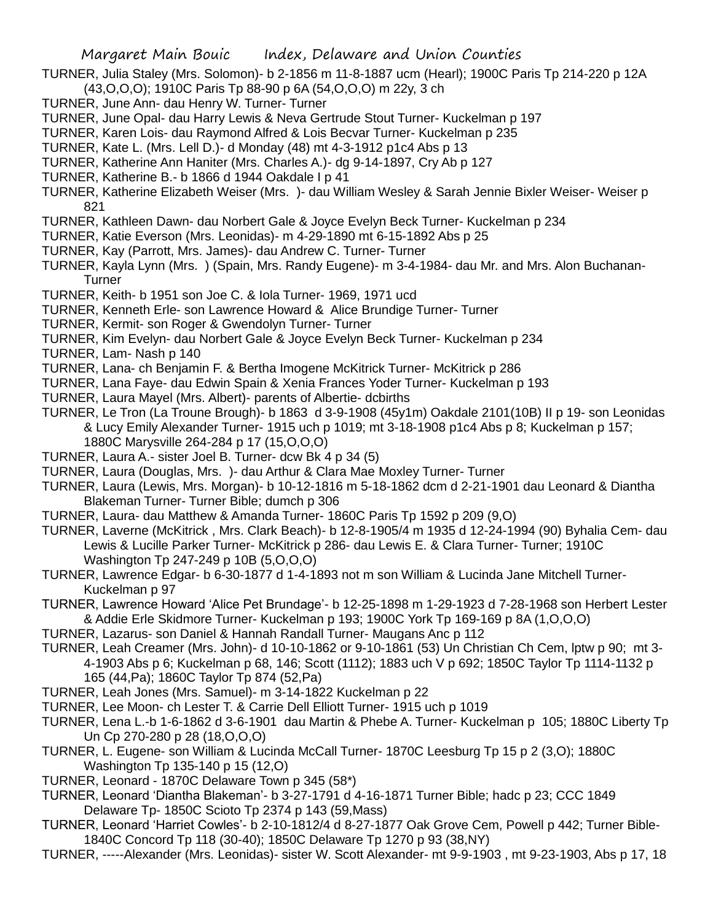TURNER, Julia Staley (Mrs. Solomon)- b 2-1856 m 11-8-1887 ucm (Hearl); 1900C Paris Tp 214-220 p 12A (43,O,O,O); 1910C Paris Tp 88-90 p 6A (54,O,O,O) m 22y, 3 ch

TURNER, June Ann- dau Henry W. Turner- Turner

TURNER, June Opal- dau Harry Lewis & Neva Gertrude Stout Turner- Kuckelman p 197

TURNER, Karen Lois- dau Raymond Alfred & Lois Becvar Turner- Kuckelman p 235

TURNER, Kate L. (Mrs. Lell D.)- d Monday (48) mt 4-3-1912 p1c4 Abs p 13

TURNER, Katherine Ann Haniter (Mrs. Charles A.)- dg 9-14-1897, Cry Ab p 127

TURNER, Katherine B.- b 1866 d 1944 Oakdale I p 41

TURNER, Katherine Elizabeth Weiser (Mrs. )- dau William Wesley & Sarah Jennie Bixler Weiser- Weiser p 821

TURNER, Kathleen Dawn- dau Norbert Gale & Joyce Evelyn Beck Turner- Kuckelman p 234

TURNER, Katie Everson (Mrs. Leonidas)- m 4-29-1890 mt 6-15-1892 Abs p 25

TURNER, Kay (Parrott, Mrs. James)- dau Andrew C. Turner- Turner

TURNER, Kayla Lynn (Mrs. ) (Spain, Mrs. Randy Eugene)- m 3-4-1984- dau Mr. and Mrs. Alon Buchanan- Turner

TURNER, Keith- b 1951 son Joe C. & Iola Turner- 1969, 1971 ucd

TURNER, Kenneth Erle- son Lawrence Howard & Alice Brundige Turner- Turner

TURNER, Kermit- son Roger & Gwendolyn Turner- Turner

TURNER, Kim Evelyn- dau Norbert Gale & Joyce Evelyn Beck Turner- Kuckelman p 234

TURNER, Lam- Nash p 140

TURNER, Lana- ch Benjamin F. & Bertha Imogene McKitrick Turner- McKitrick p 286

TURNER, Lana Faye- dau Edwin Spain & Xenia Frances Yoder Turner- Kuckelman p 193

TURNER, Laura Mayel (Mrs. Albert)- parents of Albertie- dcbirths

TURNER, Le Tron (La Troune Brough)- b 1863 d 3-9-1908 (45y1m) Oakdale 2101(10B) II p 19- son Leonidas & Lucy Emily Alexander Turner- 1915 uch p 1019; mt 3-18-1908 p1c4 Abs p 8; Kuckelman p 157; 1880C Marysville 264-284 p 17 (15,O,O,O)

TURNER, Laura A.- sister Joel B. Turner- dcw Bk 4 p 34 (5)

TURNER, Laura (Douglas, Mrs. )- dau Arthur & Clara Mae Moxley Turner- Turner

TURNER, Laura (Lewis, Mrs. Morgan)- b 10-12-1816 m 5-18-1862 dcm d 2-21-1901 dau Leonard & Diantha Blakeman Turner- Turner Bible; dumch p 306

TURNER, Laura- dau Matthew & Amanda Turner- 1860C Paris Tp 1592 p 209 (9,O)

TURNER, Laverne (McKitrick , Mrs. Clark Beach)- b 12-8-1905/4 m 1935 d 12-24-1994 (90) Byhalia Cem- dau Lewis & Lucille Parker Turner- McKitrick p 286- dau Lewis E. & Clara Turner- Turner; 1910C Washington Tp 247-249 p 10B (5,O,O,O)

TURNER, Lawrence Edgar- b 6-30-1877 d 1-4-1893 not m son William & Lucinda Jane Mitchell Turner- Kuckelman p 97

TURNER, Lawrence Howard 'Alice Pet Brundage'- b 12-25-1898 m 1-29-1923 d 7-28-1968 son Herbert Lester & Addie Erle Skidmore Turner- Kuckelman p 193; 1900C York Tp 169-169 p 8A (1,O,O,O)

TURNER, Lazarus- son Daniel & Hannah Randall Turner- Maugans Anc p 112

TURNER, Leah Creamer (Mrs. John)- d 10-10-1862 or 9-10-1861 (53) Un Christian Ch Cem, lptw p 90; mt 3-4-1903 Abs p 6; Kuckelman p 68, 146; Scott (1112); 1883 uch V p 692; 1850C Taylor Tp 1114-1132 p 165 (44,Pa); 1860C Taylor Tp 874 (52,Pa)

TURNER, Leah Jones (Mrs. Samuel)- m 3-14-1822 Kuckelman p 22

TURNER, Lee Moon- ch Lester T. & Carrie Dell Elliott Turner- 1915 uch p 1019

TURNER, Lena L.-b 1-6-1862 d 3-6-1901 dau Martin & Phebe A. Turner- Kuckelman p 105; 1880C Liberty Tp Un Cp 270-280 p 28 (18,O,O,O)

TURNER, L. Eugene- son William & Lucinda McCall Turner- 1870C Leesburg Tp 15 p 2 (3,O); 1880C Washington Tp 135-140 p 15 (12,O)

TURNER, Leonard - 1870C Delaware Town p 345 (58*)

TURNER, Leonard 'Diantha Blakeman'- b 3-27-1791 d 4-16-1871 Turner Bible; hadc p 23; CCC 1849 Delaware Tp- 1850C Scioto Tp 2374 p 143 (59,Mass)

TURNER, Leonard 'Harriet Cowles'- b 2-10-1812/4 d 8-27-1877 Oak Grove Cem, Powell p 442; Turner Bible- 1840C Concord Tp 118 (30-40); 1850C Delaware Tp 1270 p 93 (38,NY)

TURNER, -----Alexander (Mrs. Leonidas)- sister W. Scott Alexander- mt 9-9-1903 , mt 9-23-1903, Abs p 17, 18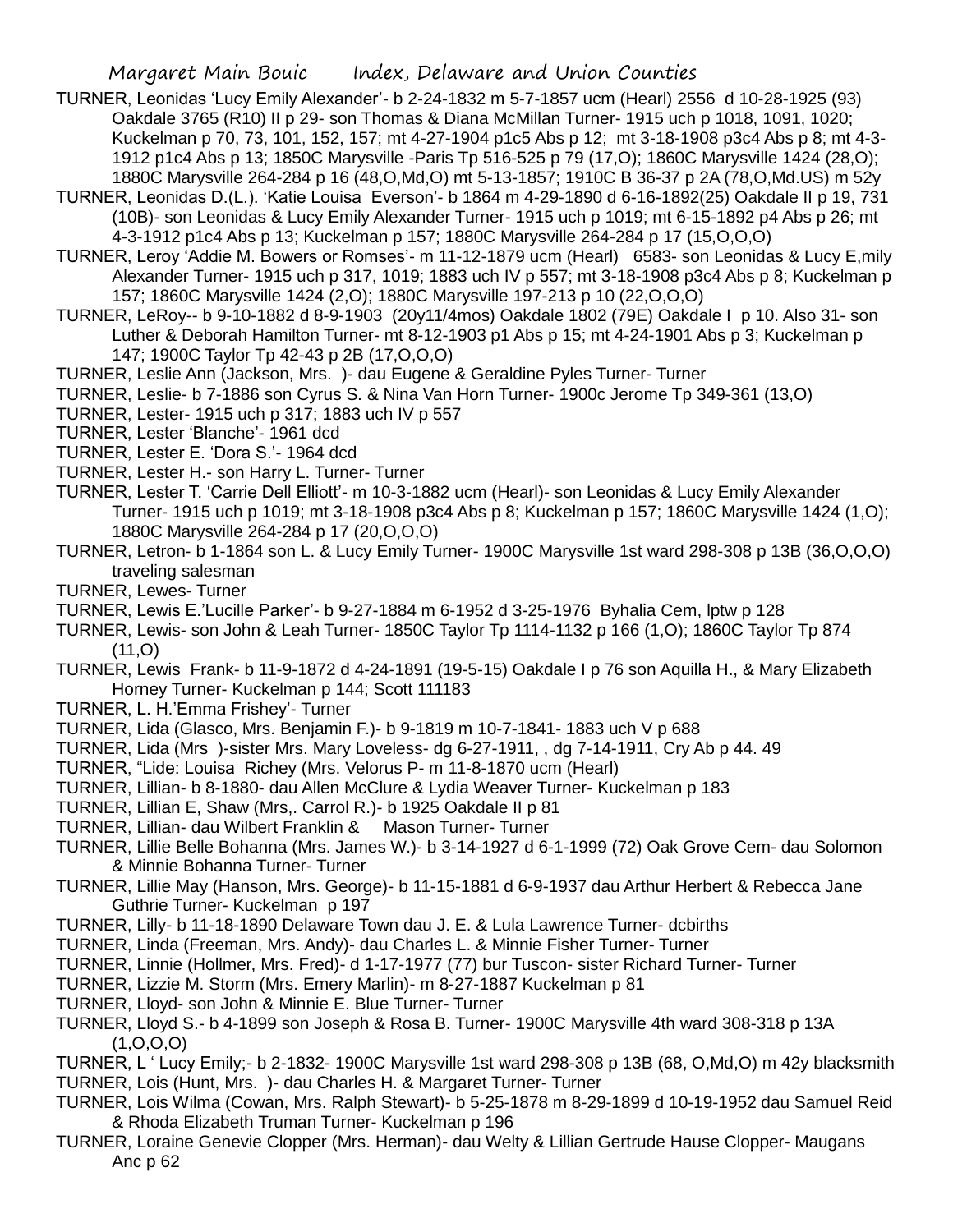TURNER, Leonidas 'Lucy Emily Alexander'- b 2-24-1832 m 5-7-1857 ucm (Hearl) 2556 d 10-28-1925 (93) Oakdale 3765 (R10) II p 29- son Thomas & Diana McMillan Turner- 1915 uch p 1018, 1091, 1020; Kuckelman p 70, 73, 101, 152, 157; mt 4-27-1904 p1c5 Abs p 12; mt 3-18-1908 p3c4 Abs p 8; mt 4-3-1912 p1c4 Abs p 13; 1850C Marysville -Paris Tp 516-525 p 79 (17,O); 1860C Marysville 1424 (28,O); 1880C Marysville 264-284 p 16 (48,O,Md,O) mt 5-13-1857; 1910C B 36-37 p 2A (78,O,Md.US) m 52y

TURNER, Leonidas D.(L.). 'Katie Louisa Everson'- b 1864 m 4-29-1890 d 6-16-1892(25) Oakdale II p 19, 731 (10B)- son Leonidas & Lucy Emily Alexander Turner- 1915 uch p 1019; mt 6-15-1892 p4 Abs p 26; mt 4-3-1912 p1c4 Abs p 13; Kuckelman p 157; 1880C Marysville 264-284 p 17 (15,O,O,O)

TURNER, Leroy 'Addie M. Bowers or Romses'- m 11-12-1879 ucm (Hearl) 6583- son Leonidas & Lucy E,mily Alexander Turner- 1915 uch p 317, 1019; 1883 uch IV p 557; mt 3-18-1908 p3c4 Abs p 8; Kuckelman p 157; 1860C Marysville 1424 (2,O); 1880C Marysville 197-213 p 10 (22,O,O,O)

TURNER, LeRoy-- b 9-10-1882 d 8-9-1903 (20y11/4mos) Oakdale 1802 (79E) Oakdale I p 10. Also 31- son Luther & Deborah Hamilton Turner- mt 8-12-1903 p1 Abs p 15; mt 4-24-1901 Abs p 3; Kuckelman p 147; 1900C Taylor Tp 42-43 p 2B (17,O,O,O)

TURNER, Leslie Ann (Jackson, Mrs. )- dau Eugene & Geraldine Pyles Turner- Turner

TURNER, Leslie- b 7-1886 son Cyrus S. & Nina Van Horn Turner- 1900c Jerome Tp 349-361 (13,O)

TURNER, Lester- 1915 uch p 317; 1883 uch IV p 557

TURNER, Lester 'Blanche'- 1961 dcd

TURNER, Lester E. 'Dora S.'- 1964 dcd

TURNER, Lester H.- son Harry L. Turner- Turner

TURNER, Lester T. 'Carrie Dell Elliott'- m 10-3-1882 ucm (Hearl)- son Leonidas & Lucy Emily Alexander Turner- 1915 uch p 1019; mt 3-18-1908 p3c4 Abs p 8; Kuckelman p 157; 1860C Marysville 1424 (1,O); 1880C Marysville 264-284 p 17 (20,O,O,O)

TURNER, Letron- b 1-1864 son L. & Lucy Emily Turner- 1900C Marysville 1st ward 298-308 p 13B (36,O,O,O) traveling salesman

TURNER, Lewes- Turner

TURNER, Lewis E.'Lucille Parker'- b 9-27-1884 m 6-1952 d 3-25-1976 Byhalia Cem, lptw p 128

TURNER, Lewis- son John & Leah Turner- 1850C Taylor Tp 1114-1132 p 166 (1,O); 1860C Taylor Tp 874 (11,O)

TURNER, Lewis Frank- b 11-9-1872 d 4-24-1891 (19-5-15) Oakdale I p 76 son Aquilla H., & Mary Elizabeth Horney Turner- Kuckelman p 144; Scott 111183

TURNER, L. H.'Emma Frishey'- Turner

TURNER, Lida (Glasco, Mrs. Benjamin F.)- b 9-1819 m 10-7-1841- 1883 uch V p 688

TURNER, Lida (Mrs )-sister Mrs. Mary Loveless- dg 6-27-1911, , dg 7-14-1911, Cry Ab p 44. 49

TURNER, "Lide: Louisa Richey (Mrs. Velorus P- m 11-8-1870 ucm (Hearl)

TURNER, Lillian- b 8-1880- dau Allen McClure & Lydia Weaver Turner- Kuckelman p 183

TURNER, Lillian E, Shaw (Mrs,. Carrol R.)- b 1925 Oakdale II p 81

TURNER, Lillian- dau Wilbert Franklin & Mason Turner- Turner

TURNER, Lillie Belle Bohanna (Mrs. James W.)- b 3-14-1927 d 6-1-1999 (72) Oak Grove Cem- dau Solomon & Minnie Bohanna Turner- Turner

TURNER, Lillie May (Hanson, Mrs. George)- b 11-15-1881 d 6-9-1937 dau Arthur Herbert & Rebecca Jane Guthrie Turner- Kuckelman p 197

TURNER, Lilly- b 11-18-1890 Delaware Town dau J. E. & Lula Lawrence Turner- dcbirths

TURNER, Linda (Freeman, Mrs. Andy)- dau Charles L. & Minnie Fisher Turner- Turner

TURNER, Linnie (Hollmer, Mrs. Fred)- d 1-17-1977 (77) bur Tuscon- sister Richard Turner- Turner

TURNER, Lizzie M. Storm (Mrs. Emery Marlin)- m 8-27-1887 Kuckelman p 81

TURNER, Lloyd- son John & Minnie E. Blue Turner- Turner

TURNER, Lloyd S.- b 4-1899 son Joseph & Rosa B. Turner- 1900C Marysville 4th ward 308-318 p 13A (1,O,O,O)

TURNER, L ' Lucy Emily;- b 2-1832- 1900C Marysville 1st ward 298-308 p 13B (68, O,Md,O) m 42y blacksmith

TURNER, Lois (Hunt, Mrs. )- dau Charles H. & Margaret Turner- Turner

TURNER, Lois Wilma (Cowan, Mrs. Ralph Stewart)- b 5-25-1878 m 8-29-1899 d 10-19-1952 dau Samuel Reid & Rhoda Elizabeth Truman Turner- Kuckelman p 196

TURNER, Loraine Genevie Clopper (Mrs. Herman)- dau Welty & Lillian Gertrude Hause Clopper- Maugans Anc p 62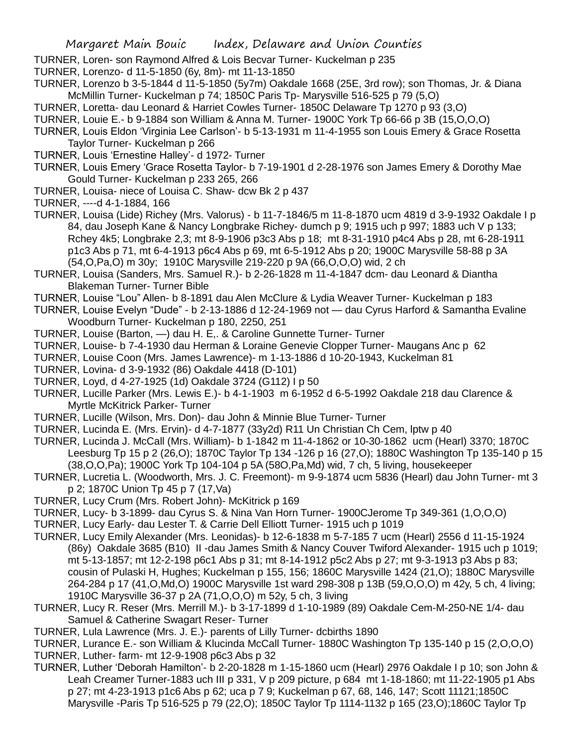TURNER, Loren- son Raymond Alfred & Lois Becvar Turner- Kuckelman p 235

TURNER, Lorenzo- d 11-5-1850 (6y, 8m)- mt 11-13-1850

TURNER, Lorenzo b 3-5-1844 d 11-5-1850 (5y7m) Oakdale 1668 (25E, 3rd row); son Thomas, Jr. & Diana McMillin Turner- Kuckelman p 74; 1850C Paris Tp- Marysville 516-525 p 79 (5,O)

TURNER, Loretta- dau Leonard & Harriet Cowles Turner- 1850C Delaware Tp 1270 p 93 (3,O)

TURNER, Louie E.- b 9-1884 son William & Anna M. Turner- 1900C York Tp 66-66 p 3B (15,O,O,O)

TURNER, Louis Eldon 'Virginia Lee Carlson'- b 5-13-1931 m 11-4-1955 son Louis Emery & Grace Rosetta Taylor Turner- Kuckelman p 266

TURNER, Louis 'Ernestine Halley'- d 1972- Turner

TURNER, Louis Emery 'Grace Rosetta Taylor- b 7-19-1901 d 2-28-1976 son James Emery & Dorothy Mae Gould Turner- Kuckelman p 233 265, 266

TURNER, Louisa- niece of Louisa C. Shaw- dcw Bk 2 p 437

TURNER, ----d 4-1-1884, 166

TURNER, Louisa (Lide) Richey (Mrs. Valorus) - b 11-7-1846/5 m 11-8-1870 ucm 4819 d 3-9-1932 Oakdale I p 84, dau Joseph Kane & Nancy Longbrake Richey- dumch p 9; 1915 uch p 997; 1883 uch V p 133; Rchey 4k5; Longbrake 2,3; mt 8-9-1906 p3c3 Abs p 18; mt 8-31-1910 p4c4 Abs p 28, mt 6-28-1911 p1c3 Abs p 71, mt 6-4-1913 p6c4 Abs p 69, mt 6-5-1912 Abs p 20; 1900C Marysville 58-88 p 3A (54,O,Pa,O) m 30y; 1910C Marysville 219-220 p 9A (66,O,O,O) wid, 2 ch

TURNER, Louisa (Sanders, Mrs. Samuel R.)- b 2-26-1828 m 11-4-1847 dcm- dau Leonard & Diantha Blakeman Turner- Turner Bible

TURNER, Louise "Lou" Allen- b 8-1891 dau Alen McClure & Lydia Weaver Turner- Kuckelman p 183

TURNER, Louise Evelyn "Dude" - b 2-13-1886 d 12-24-1969 not — dau Cyrus Harford & Samantha Evaline Woodburn Turner- Kuckelman p 180, 2250, 251

TURNER, Louise (Barton, —) dau H. E,. & Caroline Gunnette Turner- Turner

TURNER, Louise- b 7-4-1930 dau Herman & Loraine Genevie Clopper Turner- Maugans Anc p 62

TURNER, Louise Coon (Mrs. James Lawrence)- m 1-13-1886 d 10-20-1943, Kuckelman 81

TURNER, Lovina- d 3-9-1932 (86) Oakdale 4418 (D-101)

TURNER, Loyd, d 4-27-1925 (1d) Oakdale 3724 (G112) I p 50

TURNER, Lucille Parker (Mrs. Lewis E.)- b 4-1-1903 m 6-1952 d 6-5-1992 Oakdale 218 dau Clarence & Myrtle McKitrick Parker- Turner

TURNER, Lucille (Wilson, Mrs. Don)- dau John & Minnie Blue Turner- Turner

TURNER, Lucinda E. (Mrs. Ervin)- d 4-7-1877 (33y2d) R11 Un Christian Ch Cem, lptw p 40

TURNER, Lucinda J. McCall (Mrs. William)- b 1-1842 m 11-4-1862 or 10-30-1862 ucm (Hearl) 3370; 1870C Leesburg Tp 15 p 2 (26,O); 1870C Taylor Tp 134 -126 p 16 (27,O); 1880C Washington Tp 135-140 p 15 (38,O,O,Pa); 1900C York Tp 104-104 p 5A (58O,Pa,Md) wid, 7 ch, 5 living, housekeeper

TURNER, Lucretia L. (Woodworth, Mrs. J. C. Freemont)- m 9-9-1874 ucm 5836 (Hearl) dau John Turner- mt 3 p 2; 1870C Union Tp 45 p 7 (17,Va)

TURNER, Lucy Crum (Mrs. Robert John)- McKitrick p 169

TURNER, Lucy- b 3-1899- dau Cyrus S. & Nina Van Horn Turner- 1900CJerome Tp 349-361 (1,O,O,O)

TURNER, Lucy Early- dau Lester T. & Carrie Dell Elliott Turner- 1915 uch p 1019

TURNER, Lucy Emily Alexander (Mrs. Leonidas)- b 12-6-1838 m 5-7-185 7 ucm (Hearl) 2556 d 11-15-1924 (86y) Oakdale 3685 (B10) II -dau James Smith & Nancy Couver Twiford Alexander- 1915 uch p 1019; mt 5-13-1857; mt 12-2-198 p6c1 Abs p 31; mt 8-14-1912 p5c2 Abs p 27; mt 9-3-1913 p3 Abs p 83; cousin of Pulaski H, Hughes; Kuckelman p 155, 156; 1860C Marysville 1424 (21,O); 1880C Marysville 264-284 p 17 (41,O,Md,O) 1900C Marysville 1st ward 298-308 p 13B (59,O,O,O) m 42y, 5 ch, 4 living; 1910C Marysville 36-37 p 2A (71,O,O,O) m 52y, 5 ch, 3 living

TURNER, Lucy R. Reser (Mrs. Merrill M.)- b 3-17-1899 d 1-10-1989 (89) Oakdale Cem-M-250-NE 1/4- dau Samuel & Catherine Swagart Reser- Turner

TURNER, Lula Lawrence (Mrs. J. E.)- parents of Lilly Turner- dcbirths 1890

TURNER, Lurance E.- son William & Klucinda McCall Turner- 1880C Washington Tp 135-140 p 15 (2,O,O,O)

TURNER, Luther- farm- mt 12-9-1908 p6c3 Abs p 32

TURNER, Luther 'Deborah Hamilton'- b 2-20-1828 m 1-15-1860 ucm (Hearl) 2976 Oakdale I p 10; son John & Leah Creamer Turner-1883 uch III p 331, V p 209 picture, p 684 mt 1-18-1860; mt 11-22-1905 p1 Abs p 27; mt 4-23-1913 p1c6 Abs p 62; uca p 7 9; Kuckelman p 67, 68, 146, 147; Scott 11121;1850C Marysville -Paris Tp 516-525 p 79 (22,O); 1850C Taylor Tp 1114-1132 p 165 (23,O);1860C Taylor Tp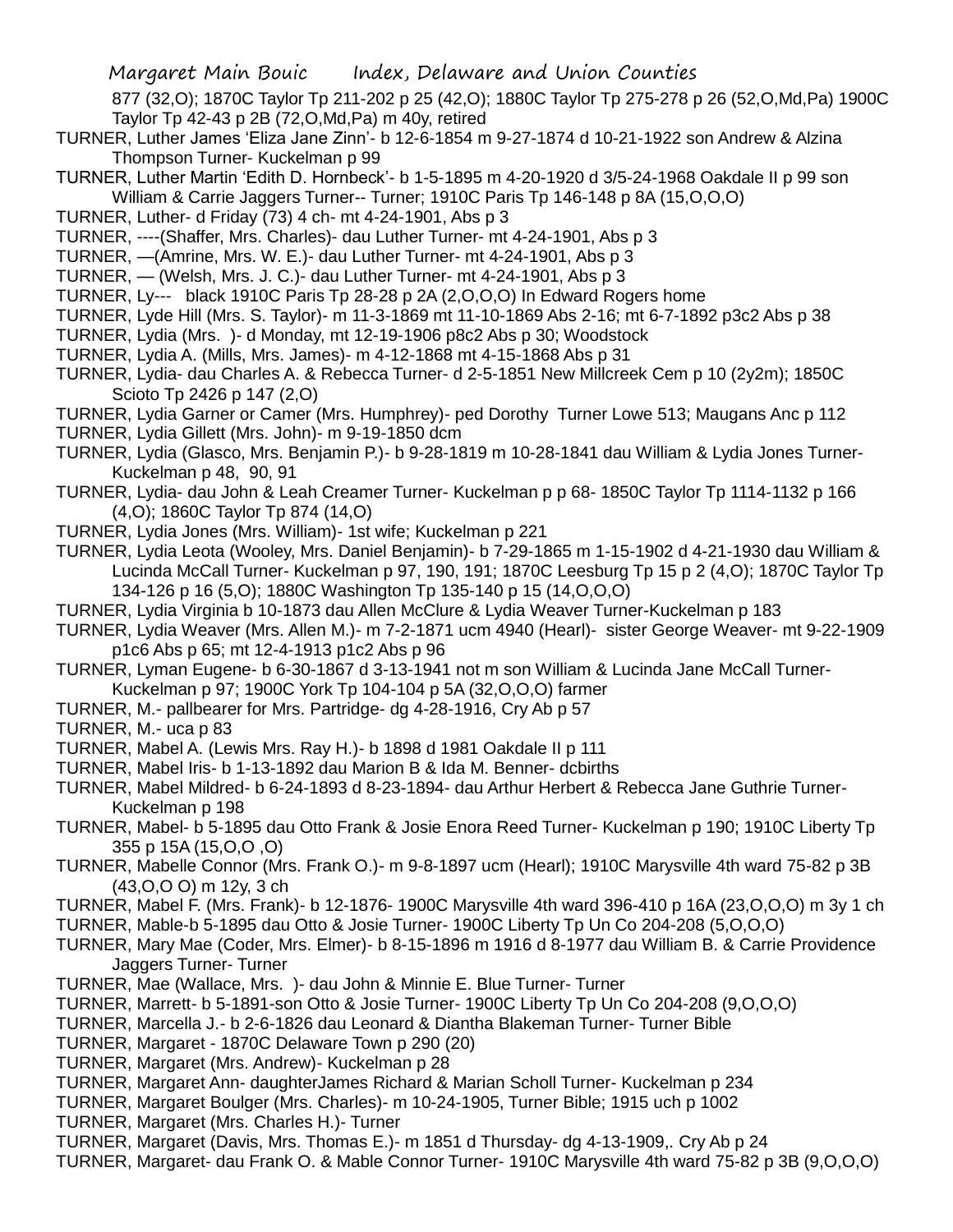877 (32,O); 1870C Taylor Tp 211-202 p 25 (42,O); 1880C Taylor Tp 275-278 p 26 (52,O,Md,Pa) 1900C Taylor Tp 42-43 p 2B (72,O,Md,Pa) m 40y, retired

TURNER, Luther James 'Eliza Jane Zinn'- b 12-6-1854 m 9-27-1874 d 10-21-1922 son Andrew & Alzina Thompson Turner- Kuckelman p 99

TURNER, Luther Martin 'Edith D. Hornbeck'- b 1-5-1895 m 4-20-1920 d 3/5-24-1968 Oakdale II p 99 son William & Carrie Jaggers Turner-- Turner; 1910C Paris Tp 146-148 p 8A (15,O,O,O)

TURNER, Luther- d Friday (73) 4 ch- mt 4-24-1901, Abs p 3

TURNER, ----(Shaffer, Mrs. Charles)- dau Luther Turner- mt 4-24-1901, Abs p 3

TURNER, —(Amrine, Mrs. W. E.)- dau Luther Turner- mt 4-24-1901, Abs p 3

TURNER, — (Welsh, Mrs. J. C.)- dau Luther Turner- mt 4-24-1901, Abs p 3

TURNER, Ly--- black 1910C Paris Tp 28-28 p 2A (2,O,O,O) In Edward Rogers home

TURNER, Lyde Hill (Mrs. S. Taylor)- m 11-3-1869 mt 11-10-1869 Abs 2-16; mt 6-7-1892 p3c2 Abs p 38

TURNER, Lydia (Mrs. )- d Monday, mt 12-19-1906 p8c2 Abs p 30; Woodstock

TURNER, Lydia A. (Mills, Mrs. James)- m 4-12-1868 mt 4-15-1868 Abs p 31

TURNER, Lydia- dau Charles A. & Rebecca Turner- d 2-5-1851 New Millcreek Cem p 10 (2y2m); 1850C Scioto Tp 2426 p 147 (2,O)

TURNER, Lydia Garner or Camer (Mrs. Humphrey)- ped Dorothy Turner Lowe 513; Maugans Anc p 112

TURNER, Lydia Gillett (Mrs. John)- m 9-19-1850 dcm

TURNER, Lydia (Glasco, Mrs. Benjamin P.)- b 9-28-1819 m 10-28-1841 dau William & Lydia Jones Turner- Kuckelman p 48, 90, 91

TURNER, Lydia- dau John & Leah Creamer Turner- Kuckelman p p 68- 1850C Taylor Tp 1114-1132 p 166 (4,O); 1860C Taylor Tp 874 (14,O)

TURNER, Lydia Jones (Mrs. William)- 1st wife; Kuckelman p 221

TURNER, Lydia Leota (Wooley, Mrs. Daniel Benjamin)- b 7-29-1865 m 1-15-1902 d 4-21-1930 dau William & Lucinda McCall Turner- Kuckelman p 97, 190, 191; 1870C Leesburg Tp 15 p 2 (4,O); 1870C Taylor Tp 134-126 p 16 (5,O); 1880C Washington Tp 135-140 p 15 (14,O,O,O)

TURNER, Lydia Virginia b 10-1873 dau Allen McClure & Lydia Weaver Turner-Kuckelman p 183

TURNER, Lydia Weaver (Mrs. Allen M.)- m 7-2-1871 ucm 4940 (Hearl)- sister George Weaver- mt 9-22-1909 p1c6 Abs p 65; mt 12-4-1913 p1c2 Abs p 96

TURNER, Lyman Eugene- b 6-30-1867 d 3-13-1941 not m son William & Lucinda Jane McCall Turner- Kuckelman p 97; 1900C York Tp 104-104 p 5A (32,O,O,O) farmer

TURNER, M.- pallbearer for Mrs. Partridge- dg 4-28-1916, Cry Ab p 57

TURNER, M.- uca p 83

TURNER, Mabel A. (Lewis Mrs. Ray H.)- b 1898 d 1981 Oakdale II p 111

TURNER, Mabel Iris- b 1-13-1892 dau Marion B & Ida M. Benner- dcbirths

TURNER, Mabel Mildred- b 6-24-1893 d 8-23-1894- dau Arthur Herbert & Rebecca Jane Guthrie Turner- Kuckelman p 198

TURNER, Mabel- b 5-1895 dau Otto Frank & Josie Enora Reed Turner- Kuckelman p 190; 1910C Liberty Tp 355 p 15A (15,O,O ,O)

TURNER, Mabelle Connor (Mrs. Frank O.)- m 9-8-1897 ucm (Hearl); 1910C Marysville 4th ward 75-82 p 3B (43,O,O O) m 12y, 3 ch

TURNER, Mabel F. (Mrs. Frank)- b 12-1876- 1900C Marysville 4th ward 396-410 p 16A (23,O,O,O) m 3y 1 ch

TURNER, Mable-b 5-1895 dau Otto & Josie Turner- 1900C Liberty Tp Un Co 204-208 (5,O,O,O)

TURNER, Mary Mae (Coder, Mrs. Elmer)- b 8-15-1896 m 1916 d 8-1977 dau William B. & Carrie Providence Jaggers Turner- Turner

TURNER, Mae (Wallace, Mrs. )- dau John & Minnie E. Blue Turner- Turner

TURNER, Marrett- b 5-1891-son Otto & Josie Turner- 1900C Liberty Tp Un Co 204-208 (9,O,O,O)

TURNER, Marcella J.- b 2-6-1826 dau Leonard & Diantha Blakeman Turner- Turner Bible

TURNER, Margaret - 1870C Delaware Town p 290 (20)

TURNER, Margaret (Mrs. Andrew)- Kuckelman p 28

TURNER, Margaret Ann- daughterJames Richard & Marian Scholl Turner- Kuckelman p 234

TURNER, Margaret Boulger (Mrs. Charles)- m 10-24-1905, Turner Bible; 1915 uch p 1002

TURNER, Margaret (Mrs. Charles H.)- Turner

TURNER, Margaret (Davis, Mrs. Thomas E.)- m 1851 d Thursday- dg 4-13-1909,. Cry Ab p 24

TURNER, Margaret- dau Frank O. & Mable Connor Turner- 1910C Marysville 4th ward 75-82 p 3B (9,O,O,O)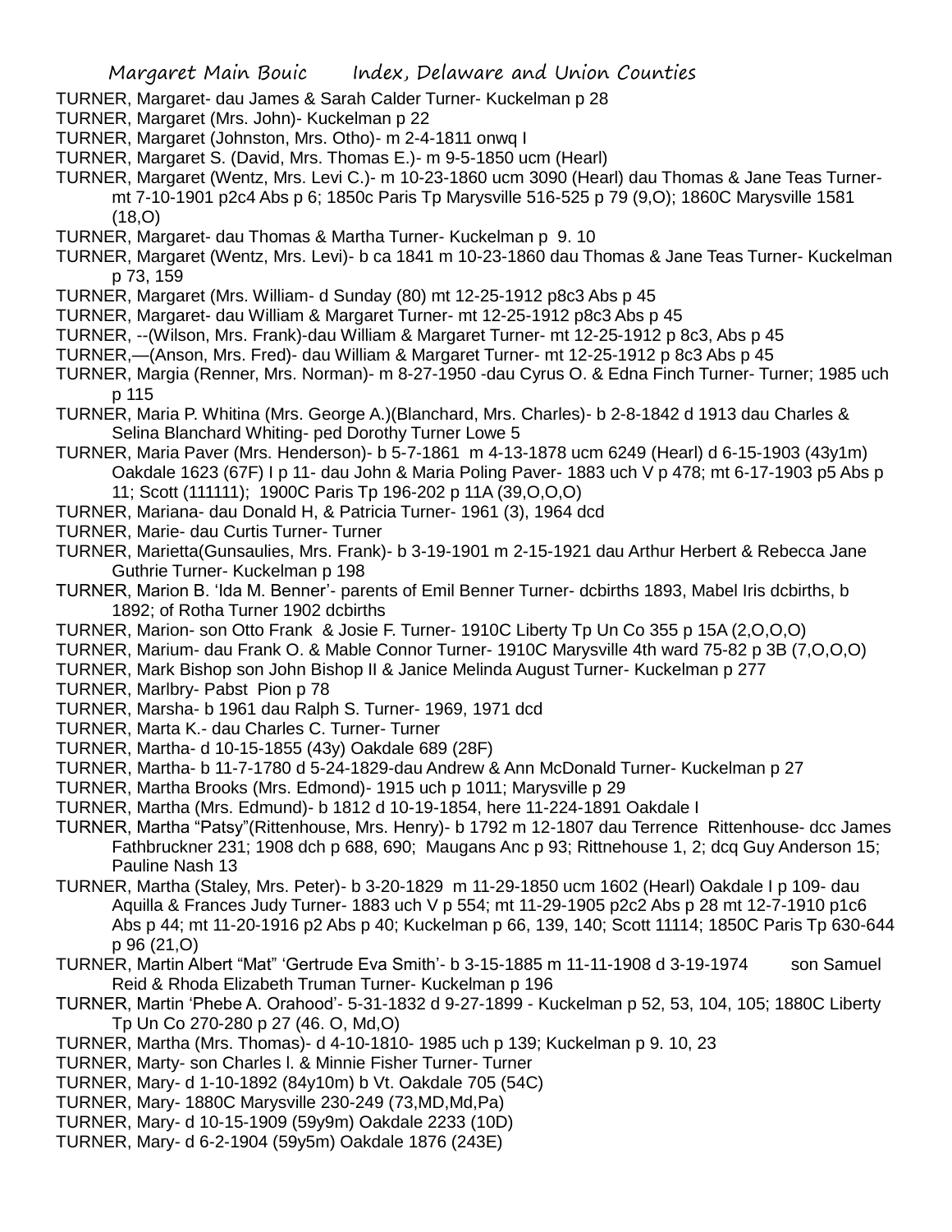TURNER, Margaret- dau James & Sarah Calder Turner- Kuckelman p 28

TURNER, Margaret (Mrs. John)- Kuckelman p 22

TURNER, Margaret (Johnston, Mrs. Otho)- m 2-4-1811 onwq I

TURNER, Margaret S. (David, Mrs. Thomas E.)- m 9-5-1850 ucm (Hearl)

TURNER, Margaret (Wentz, Mrs. Levi C.)- m 10-23-1860 ucm 3090 (Hearl) dau Thomas & Jane Teas Turner- mt 7-10-1901 p2c4 Abs p 6; 1850c Paris Tp Marysville 516-525 p 79 (9,O); 1860C Marysville 1581 (18,O)

TURNER, Margaret- dau Thomas & Martha Turner- Kuckelman p 9. 10

TURNER, Margaret (Wentz, Mrs. Levi)- b ca 1841 m 10-23-1860 dau Thomas & Jane Teas Turner- Kuckelman p 73, 159

TURNER, Margaret (Mrs. William- d Sunday (80) mt 12-25-1912 p8c3 Abs p 45

TURNER, Margaret- dau William & Margaret Turner- mt 12-25-1912 p8c3 Abs p 45

TURNER, --(Wilson, Mrs. Frank)-dau William & Margaret Turner- mt 12-25-1912 p 8c3, Abs p 45

TURNER,—(Anson, Mrs. Fred)- dau William & Margaret Turner- mt 12-25-1912 p 8c3 Abs p 45

TURNER, Margia (Renner, Mrs. Norman)- m 8-27-1950 -dau Cyrus O. & Edna Finch Turner- Turner; 1985 uch p 115

TURNER, Maria P. Whitina (Mrs. George A.)(Blanchard, Mrs. Charles)- b 2-8-1842 d 1913 dau Charles & Selina Blanchard Whiting- ped Dorothy Turner Lowe 5

TURNER, Maria Paver (Mrs. Henderson)- b 5-7-1861 m 4-13-1878 ucm 6249 (Hearl) d 6-15-1903 (43y1m) Oakdale 1623 (67F) I p 11- dau John & Maria Poling Paver- 1883 uch V p 478; mt 6-17-1903 p5 Abs p 11; Scott (111111); 1900C Paris Tp 196-202 p 11A (39,O,O,O)

TURNER, Mariana- dau Donald H, & Patricia Turner- 1961 (3), 1964 dcd

TURNER, Marie- dau Curtis Turner- Turner

TURNER, Marietta(Gunsaulies, Mrs. Frank)- b 3-19-1901 m 2-15-1921 dau Arthur Herbert & Rebecca Jane Guthrie Turner- Kuckelman p 198

TURNER, Marion B. 'Ida M. Benner'- parents of Emil Benner Turner- dcbirths 1893, Mabel Iris dcbirths, b 1892; of Rotha Turner 1902 dcbirths

TURNER, Marion- son Otto Frank & Josie F. Turner- 1910C Liberty Tp Un Co 355 p 15A (2,O,O,O)

TURNER, Marium- dau Frank O. & Mable Connor Turner- 1910C Marysville 4th ward 75-82 p 3B (7,O,O,O)

TURNER, Mark Bishop son John Bishop II & Janice Melinda August Turner- Kuckelman p 277

TURNER, Marlbry- Pabst Pion p 78

TURNER, Marsha- b 1961 dau Ralph S. Turner- 1969, 1971 dcd

TURNER, Marta K.- dau Charles C. Turner- Turner

TURNER, Martha- d 10-15-1855 (43y) Oakdale 689 (28F)

TURNER, Martha- b 11-7-1780 d 5-24-1829-dau Andrew & Ann McDonald Turner- Kuckelman p 27

TURNER, Martha Brooks (Mrs. Edmond)- 1915 uch p 1011; Marysville p 29

TURNER, Martha (Mrs. Edmund)- b 1812 d 10-19-1854, here 11-224-1891 Oakdale I

TURNER, Martha "Patsy"(Rittenhouse, Mrs. Henry)- b 1792 m 12-1807 dau Terrence Rittenhouse- dcc James Fathbruckner 231; 1908 dch p 688, 690; Maugans Anc p 93; Rittnehouse 1, 2; dcq Guy Anderson 15; Pauline Nash 13

TURNER, Martha (Staley, Mrs. Peter)- b 3-20-1829 m 11-29-1850 ucm 1602 (Hearl) Oakdale I p 109- dau Aquilla & Frances Judy Turner- 1883 uch V p 554; mt 11-29-1905 p2c2 Abs p 28 mt 12-7-1910 p1c6 Abs p 44; mt 11-20-1916 p2 Abs p 40; Kuckelman p 66, 139, 140; Scott 11114; 1850C Paris Tp 630-644 p 96 (21,O)

TURNER, Martin Albert "Mat" 'Gertrude Eva Smith'- b 3-15-1885 m 11-11-1908 d 3-19-1974 son Samuel Reid & Rhoda Elizabeth Truman Turner- Kuckelman p 196

TURNER, Martin 'Phebe A. Orahood'- 5-31-1832 d 9-27-1899 - Kuckelman p 52, 53, 104, 105; 1880C Liberty Tp Un Co 270-280 p 27 (46. O, Md,O)

TURNER, Martha (Mrs. Thomas)- d 4-10-1810- 1985 uch p 139; Kuckelman p 9. 10, 23

TURNER, Marty- son Charles l. & Minnie Fisher Turner- Turner

TURNER, Mary- d 1-10-1892 (84y10m) b Vt. Oakdale 705 (54C)

TURNER, Mary- 1880C Marysville 230-249 (73,MD,Md,Pa)

TURNER, Mary- d 10-15-1909 (59y9m) Oakdale 2233 (10D)

TURNER, Mary- d 6-2-1904 (59y5m) Oakdale 1876 (243E)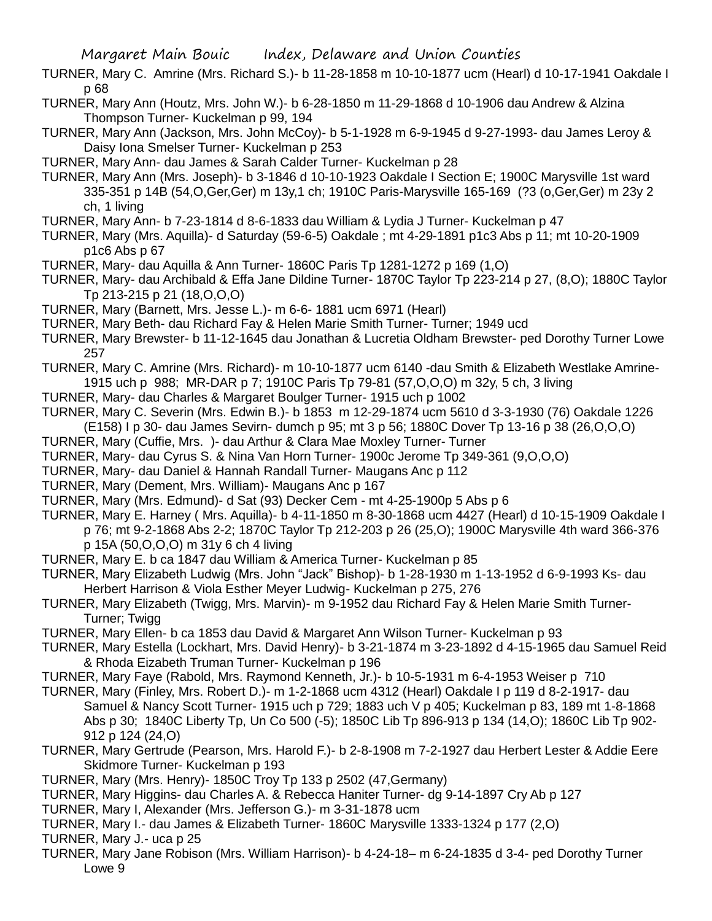TURNER, Mary C. Amrine (Mrs. Richard S.)- b 11-28-1858 m 10-10-1877 ucm (Hearl) d 10-17-1941 Oakdale I p 68

TURNER, Mary Ann (Houtz, Mrs. John W.)- b 6-28-1850 m 11-29-1868 d 10-1906 dau Andrew & Alzina Thompson Turner- Kuckelman p 99, 194

TURNER, Mary Ann (Jackson, Mrs. John McCoy)- b 5-1-1928 m 6-9-1945 d 9-27-1993- dau James Leroy & Daisy Iona Smelser Turner- Kuckelman p 253

TURNER, Mary Ann- dau James & Sarah Calder Turner- Kuckelman p 28

TURNER, Mary Ann (Mrs. Joseph)- b 3-1846 d 10-10-1923 Oakdale I Section E; 1900C Marysville 1st ward 335-351 p 14B (54,O,Ger,Ger) m 13y,1 ch; 1910C Paris-Marysville 165-169 (?3 (o,Ger,Ger) m 23y 2 ch, 1 living

TURNER, Mary Ann- b 7-23-1814 d 8-6-1833 dau William & Lydia J Turner- Kuckelman p 47

TURNER, Mary (Mrs. Aquilla)- d Saturday (59-6-5) Oakdale ; mt 4-29-1891 p1c3 Abs p 11; mt 10-20-1909 p1c6 Abs p 67

TURNER, Mary- dau Aquilla & Ann Turner- 1860C Paris Tp 1281-1272 p 169 (1,O)

TURNER, Mary- dau Archibald & Effa Jane Dildine Turner- 1870C Taylor Tp 223-214 p 27, (8,O); 1880C Taylor Tp 213-215 p 21 (18,O,O,O)

TURNER, Mary (Barnett, Mrs. Jesse L.)- m 6-6- 1881 ucm 6971 (Hearl)

TURNER, Mary Beth- dau Richard Fay & Helen Marie Smith Turner- Turner; 1949 ucd

TURNER, Mary Brewster- b 11-12-1645 dau Jonathan & Lucretia Oldham Brewster- ped Dorothy Turner Lowe 257

TURNER, Mary C. Amrine (Mrs. Richard)- m 10-10-1877 ucm 6140 -dau Smith & Elizabeth Westlake Amrine- 1915 uch p 988; MR-DAR p 7; 1910C Paris Tp 79-81 (57,O,O,O) m 32y, 5 ch, 3 living

TURNER, Mary- dau Charles & Margaret Boulger Turner- 1915 uch p 1002

TURNER, Mary C. Severin (Mrs. Edwin B.)- b 1853 m 12-29-1874 ucm 5610 d 3-3-1930 (76) Oakdale 1226 (E158) I p 30- dau James Sevirn- dumch p 95; mt 3 p 56; 1880C Dover Tp 13-16 p 38 (26,O,O,O)

TURNER, Mary (Cuffie, Mrs. )- dau Arthur & Clara Mae Moxley Turner- Turner

TURNER, Mary- dau Cyrus S. & Nina Van Horn Turner- 1900c Jerome Tp 349-361 (9,O,O,O)

TURNER, Mary- dau Daniel & Hannah Randall Turner- Maugans Anc p 112

TURNER, Mary (Dement, Mrs. William)- Maugans Anc p 167

TURNER, Mary (Mrs. Edmund)- d Sat (93) Decker Cem - mt 4-25-1900p 5 Abs p 6

TURNER, Mary E. Harney ( Mrs. Aquilla)- b 4-11-1850 m 8-30-1868 ucm 4427 (Hearl) d 10-15-1909 Oakdale I p 76; mt 9-2-1868 Abs 2-2; 1870C Taylor Tp 212-203 p 26 (25,O); 1900C Marysville 4th ward 366-376 p 15A (50,O,O,O) m 31y 6 ch 4 living

TURNER, Mary E. b ca 1847 dau William & America Turner- Kuckelman p 85

TURNER, Mary Elizabeth Ludwig (Mrs. John "Jack" Bishop)- b 1-28-1930 m 1-13-1952 d 6-9-1993 Ks- dau Herbert Harrison & Viola Esther Meyer Ludwig- Kuckelman p 275, 276

TURNER, Mary Elizabeth (Twigg, Mrs. Marvin)- m 9-1952 dau Richard Fay & Helen Marie Smith Turner- Turner; Twigg

TURNER, Mary Ellen- b ca 1853 dau David & Margaret Ann Wilson Turner- Kuckelman p 93

TURNER, Mary Estella (Lockhart, Mrs. David Henry)- b 3-21-1874 m 3-23-1892 d 4-15-1965 dau Samuel Reid & Rhoda Eizabeth Truman Turner- Kuckelman p 196

TURNER, Mary Faye (Rabold, Mrs. Raymond Kenneth, Jr.)- b 10-5-1931 m 6-4-1953 Weiser p 710

TURNER, Mary (Finley, Mrs. Robert D.)- m 1-2-1868 ucm 4312 (Hearl) Oakdale I p 119 d 8-2-1917- dau Samuel & Nancy Scott Turner- 1915 uch p 729; 1883 uch V p 405; Kuckelman p 83, 189 mt 1-8-1868 Abs p 30; 1840C Liberty Tp, Un Co 500 (-5); 1850C Lib Tp 896-913 p 134 (14,O); 1860C Lib Tp 902-912 p 124 (24,O)

TURNER, Mary Gertrude (Pearson, Mrs. Harold F.)- b 2-8-1908 m 7-2-1927 dau Herbert Lester & Addie Eere Skidmore Turner- Kuckelman p 193

TURNER, Mary (Mrs. Henry)- 1850C Troy Tp 133 p 2502 (47,Germany)

TURNER, Mary Higgins- dau Charles A. & Rebecca Haniter Turner- dg 9-14-1897 Cry Ab p 127

TURNER, Mary I, Alexander (Mrs. Jefferson G.)- m 3-31-1878 ucm

TURNER, Mary I.- dau James & Elizabeth Turner- 1860C Marysville 1333-1324 p 177 (2,O)

TURNER, Mary J.- uca p 25

TURNER, Mary Jane Robison (Mrs. William Harrison)- b 4-24-18– m 6-24-1835 d 3-4- ped Dorothy Turner Lowe 9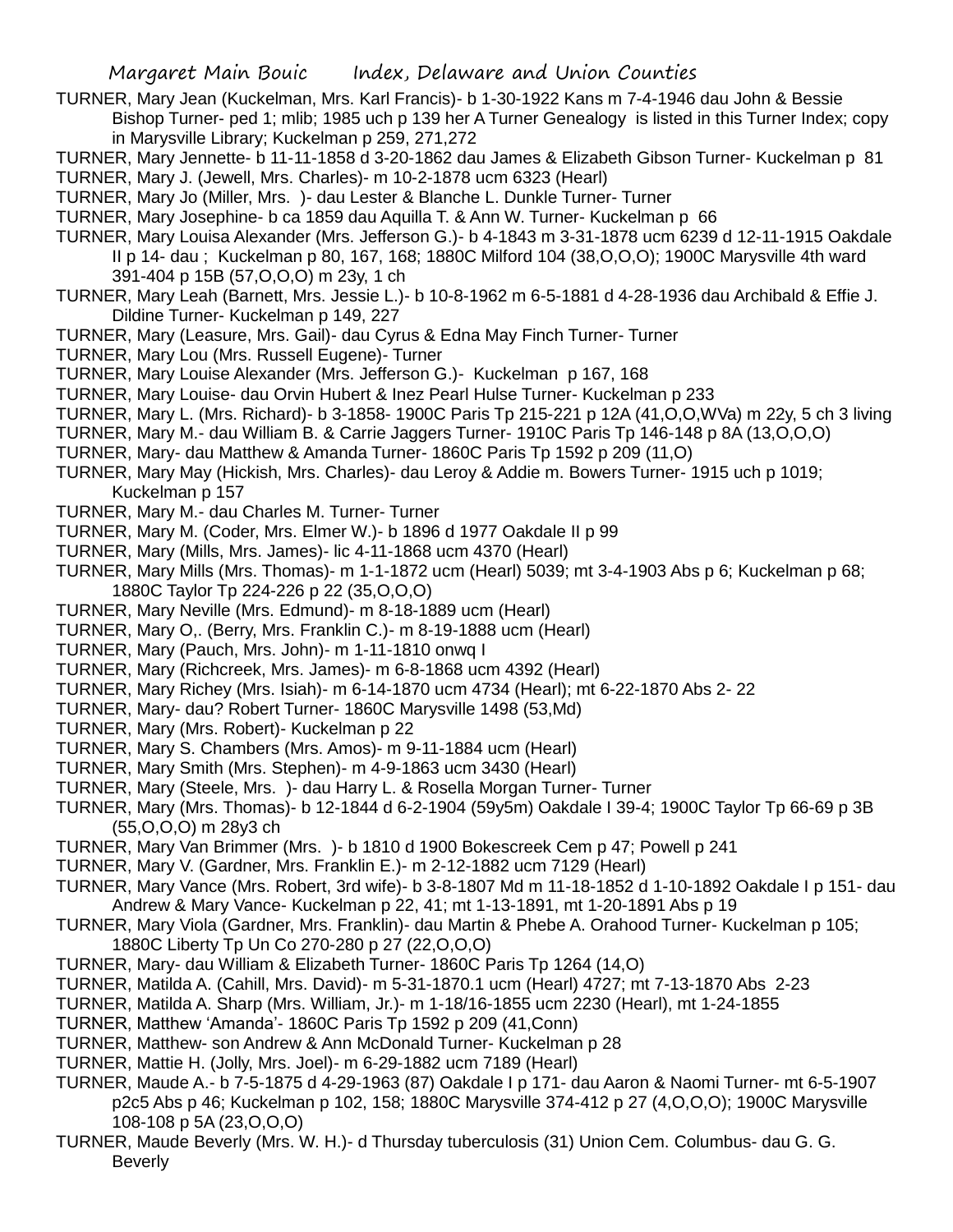TURNER, Mary Jean (Kuckelman, Mrs. Karl Francis)- b 1-30-1922 Kans m 7-4-1946 dau John & Bessie Bishop Turner- ped 1; mlib; 1985 uch p 139 her A Turner Genealogy is listed in this Turner Index; copy in Marysville Library; Kuckelman p 259, 271,272

TURNER, Mary Jennette- b 11-11-1858 d 3-20-1862 dau James & Elizabeth Gibson Turner- Kuckelman p 81

TURNER, Mary J. (Jewell, Mrs. Charles)- m 10-2-1878 ucm 6323 (Hearl)

TURNER, Mary Jo (Miller, Mrs. )- dau Lester & Blanche L. Dunkle Turner- Turner

TURNER, Mary Josephine- b ca 1859 dau Aquilla T. & Ann W. Turner- Kuckelman p 66

TURNER, Mary Louisa Alexander (Mrs. Jefferson G.)- b 4-1843 m 3-31-1878 ucm 6239 d 12-11-1915 Oakdale II p 14- dau ; Kuckelman p 80, 167, 168; 1880C Milford 104 (38,O,O,O); 1900C Marysville 4th ward 391-404 p 15B (57,O,O,O) m 23y, 1 ch

TURNER, Mary Leah (Barnett, Mrs. Jessie L.)- b 10-8-1962 m 6-5-1881 d 4-28-1936 dau Archibald & Effie J. Dildine Turner- Kuckelman p 149, 227

TURNER, Mary (Leasure, Mrs. Gail)- dau Cyrus & Edna May Finch Turner- Turner

TURNER, Mary Lou (Mrs. Russell Eugene)- Turner

TURNER, Mary Louise Alexander (Mrs. Jefferson G.)- Kuckelman p 167, 168

TURNER, Mary Louise- dau Orvin Hubert & Inez Pearl Hulse Turner- Kuckelman p 233

TURNER, Mary L. (Mrs. Richard)- b 3-1858- 1900C Paris Tp 215-221 p 12A (41,O,O,WVa) m 22y, 5 ch 3 living

TURNER, Mary M.- dau William B. & Carrie Jaggers Turner- 1910C Paris Tp 146-148 p 8A (13,O,O,O)

TURNER, Mary- dau Matthew & Amanda Turner- 1860C Paris Tp 1592 p 209 (11,O)

TURNER, Mary May (Hickish, Mrs. Charles)- dau Leroy & Addie m. Bowers Turner- 1915 uch p 1019; Kuckelman p 157

TURNER, Mary M.- dau Charles M. Turner- Turner

TURNER, Mary M. (Coder, Mrs. Elmer W.)- b 1896 d 1977 Oakdale II p 99

TURNER, Mary (Mills, Mrs. James)- lic 4-11-1868 ucm 4370 (Hearl)

TURNER, Mary Mills (Mrs. Thomas)- m 1-1-1872 ucm (Hearl) 5039; mt 3-4-1903 Abs p 6; Kuckelman p 68; 1880C Taylor Tp 224-226 p 22 (35,O,O,O)

TURNER, Mary Neville (Mrs. Edmund)- m 8-18-1889 ucm (Hearl)

TURNER, Mary O,. (Berry, Mrs. Franklin C.)- m 8-19-1888 ucm (Hearl)

TURNER, Mary (Pauch, Mrs. John)- m 1-11-1810 onwq I

TURNER, Mary (Richcreek, Mrs. James)- m 6-8-1868 ucm 4392 (Hearl)

TURNER, Mary Richey (Mrs. Isiah)- m 6-14-1870 ucm 4734 (Hearl); mt 6-22-1870 Abs 2- 22

TURNER, Mary- dau? Robert Turner- 1860C Marysville 1498 (53,Md)

TURNER, Mary (Mrs. Robert)- Kuckelman p 22

TURNER, Mary S. Chambers (Mrs. Amos)- m 9-11-1884 ucm (Hearl)

TURNER, Mary Smith (Mrs. Stephen)- m 4-9-1863 ucm 3430 (Hearl)

TURNER, Mary (Steele, Mrs. )- dau Harry L. & Rosella Morgan Turner- Turner

TURNER, Mary (Mrs. Thomas)- b 12-1844 d 6-2-1904 (59y5m) Oakdale I 39-4; 1900C Taylor Tp 66-69 p 3B (55,O,O,O) m 28y3 ch

TURNER, Mary Van Brimmer (Mrs. )- b 1810 d 1900 Bokescreek Cem p 47; Powell p 241

TURNER, Mary V. (Gardner, Mrs. Franklin E.)- m 2-12-1882 ucm 7129 (Hearl)

TURNER, Mary Vance (Mrs. Robert, 3rd wife)- b 3-8-1807 Md m 11-18-1852 d 1-10-1892 Oakdale I p 151- dau Andrew & Mary Vance- Kuckelman p 22, 41; mt 1-13-1891, mt 1-20-1891 Abs p 19

TURNER, Mary Viola (Gardner, Mrs. Franklin)- dau Martin & Phebe A. Orahood Turner- Kuckelman p 105; 1880C Liberty Tp Un Co 270-280 p 27 (22,O,O,O)

TURNER, Mary- dau William & Elizabeth Turner- 1860C Paris Tp 1264 (14,O)

TURNER, Matilda A. (Cahill, Mrs. David)- m 5-31-1870.1 ucm (Hearl) 4727; mt 7-13-1870 Abs 2-23

TURNER, Matilda A. Sharp (Mrs. William, Jr.)- m 1-18/16-1855 ucm 2230 (Hearl), mt 1-24-1855

TURNER, Matthew 'Amanda'- 1860C Paris Tp 1592 p 209 (41,Conn)

TURNER, Matthew- son Andrew & Ann McDonald Turner- Kuckelman p 28

TURNER, Mattie H. (Jolly, Mrs. Joel)- m 6-29-1882 ucm 7189 (Hearl)

TURNER, Maude A.- b 7-5-1875 d 4-29-1963 (87) Oakdale I p 171- dau Aaron & Naomi Turner- mt 6-5-1907 p2c5 Abs p 46; Kuckelman p 102, 158; 1880C Marysville 374-412 p 27 (4,O,O,O); 1900C Marysville 108-108 p 5A (23,O,O,O)

TURNER, Maude Beverly (Mrs. W. H.)- d Thursday tuberculosis (31) Union Cem. Columbus- dau G. G. Beverly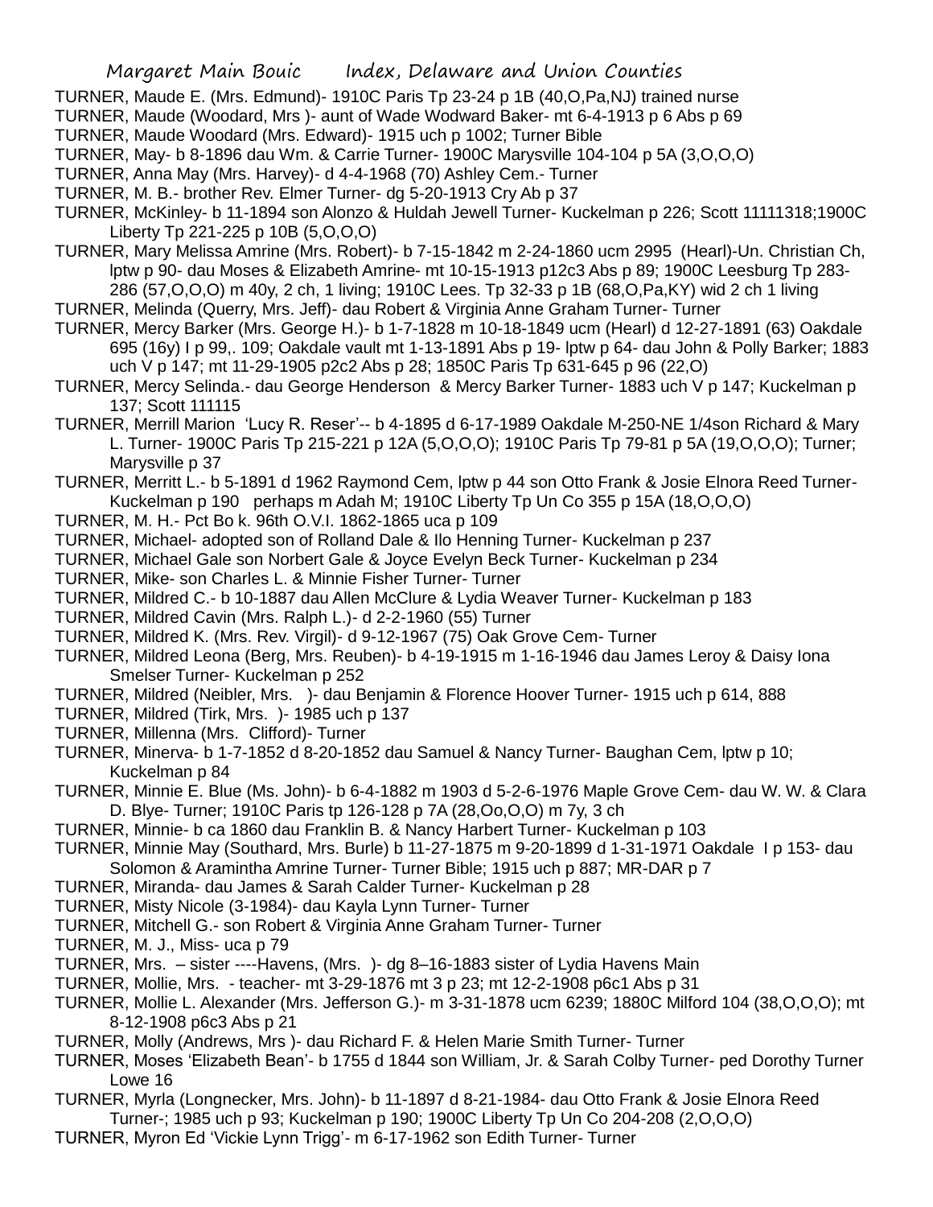TURNER, Maude E. (Mrs. Edmund)- 1910C Paris Tp 23-24 p 1B (40,O,Pa,NJ) trained nurse

TURNER, Maude (Woodard, Mrs )- aunt of Wade Wodward Baker- mt 6-4-1913 p 6 Abs p 69

TURNER, Maude Woodard (Mrs. Edward)- 1915 uch p 1002; Turner Bible

TURNER, May- b 8-1896 dau Wm. & Carrie Turner- 1900C Marysville 104-104 p 5A (3,O,O,O)

TURNER, Anna May (Mrs. Harvey)- d 4-4-1968 (70) Ashley Cem.- Turner

TURNER, M. B.- brother Rev. Elmer Turner- dg 5-20-1913 Cry Ab p 37

TURNER, McKinley- b 11-1894 son Alonzo & Huldah Jewell Turner- Kuckelman p 226; Scott 11111318;1900C Liberty Tp 221-225 p 10B (5,O,O,O)

TURNER, Mary Melissa Amrine (Mrs. Robert)- b 7-15-1842 m 2-24-1860 ucm 2995 (Hearl)-Un. Christian Ch, lptw p 90- dau Moses & Elizabeth Amrine- mt 10-15-1913 p12c3 Abs p 89; 1900C Leesburg Tp 283-286 (57,O,O,O) m 40y, 2 ch, 1 living; 1910C Lees. Tp 32-33 p 1B (68,O,Pa,KY) wid 2 ch 1 living

TURNER, Melinda (Querry, Mrs. Jeff)- dau Robert & Virginia Anne Graham Turner- Turner

TURNER, Mercy Barker (Mrs. George H.)- b 1-7-1828 m 10-18-1849 ucm (Hearl) d 12-27-1891 (63) Oakdale 695 (16y) I p 99,. 109; Oakdale vault mt 1-13-1891 Abs p 19- lptw p 64- dau John & Polly Barker; 1883 uch V p 147; mt 11-29-1905 p2c2 Abs p 28; 1850C Paris Tp 631-645 p 96 (22,O)

TURNER, Mercy Selinda.- dau George Henderson & Mercy Barker Turner- 1883 uch V p 147; Kuckelman p 137; Scott 111115

TURNER, Merrill Marion 'Lucy R. Reser'-- b 4-1895 d 6-17-1989 Oakdale M-250-NE 1/4son Richard & Mary L. Turner- 1900C Paris Tp 215-221 p 12A (5,O,O,O); 1910C Paris Tp 79-81 p 5A (19,O,O,O); Turner; Marysville p 37

TURNER, Merritt L.- b 5-1891 d 1962 Raymond Cem, lptw p 44 son Otto Frank & Josie Elnora Reed Turner- Kuckelman p 190 perhaps m Adah M; 1910C Liberty Tp Un Co 355 p 15A (18,O,O,O)

TURNER, M. H.- Pct Bo k. 96th O.V.I. 1862-1865 uca p 109

TURNER, Michael- adopted son of Rolland Dale & Ilo Henning Turner- Kuckelman p 237

TURNER, Michael Gale son Norbert Gale & Joyce Evelyn Beck Turner- Kuckelman p 234

TURNER, Mike- son Charles L. & Minnie Fisher Turner- Turner

TURNER, Mildred C.- b 10-1887 dau Allen McClure & Lydia Weaver Turner- Kuckelman p 183

TURNER, Mildred Cavin (Mrs. Ralph L.)- d 2-2-1960 (55) Turner

TURNER, Mildred K. (Mrs. Rev. Virgil)- d 9-12-1967 (75) Oak Grove Cem- Turner

TURNER, Mildred Leona (Berg, Mrs. Reuben)- b 4-19-1915 m 1-16-1946 dau James Leroy & Daisy Iona Smelser Turner- Kuckelman p 252

TURNER, Mildred (Neibler, Mrs. )- dau Benjamin & Florence Hoover Turner- 1915 uch p 614, 888

TURNER, Mildred (Tirk, Mrs. )- 1985 uch p 137

TURNER, Millenna (Mrs. Clifford)- Turner

TURNER, Minerva- b 1-7-1852 d 8-20-1852 dau Samuel & Nancy Turner- Baughan Cem, lptw p 10; Kuckelman p 84

TURNER, Minnie E. Blue (Ms. John)- b 6-4-1882 m 1903 d 5-2-6-1976 Maple Grove Cem- dau W. W. & Clara D. Blye- Turner; 1910C Paris tp 126-128 p 7A (28,Oo,O,O) m 7y, 3 ch

TURNER, Minnie- b ca 1860 dau Franklin B. & Nancy Harbert Turner- Kuckelman p 103

TURNER, Minnie May (Southard, Mrs. Burle) b 11-27-1875 m 9-20-1899 d 1-31-1971 Oakdale I p 153- dau Solomon & Aramintha Amrine Turner- Turner Bible; 1915 uch p 887; MR-DAR p 7

TURNER, Miranda- dau James & Sarah Calder Turner- Kuckelman p 28

TURNER, Misty Nicole (3-1984)- dau Kayla Lynn Turner- Turner

TURNER, Mitchell G.- son Robert & Virginia Anne Graham Turner- Turner

TURNER, M. J., Miss- uca p 79

TURNER, Mrs. – sister ----Havens, (Mrs. )- dg 8–16-1883 sister of Lydia Havens Main

TURNER, Mollie, Mrs. - teacher- mt 3-29-1876 mt 3 p 23; mt 12-2-1908 p6c1 Abs p 31

TURNER, Mollie L. Alexander (Mrs. Jefferson G.)- m 3-31-1878 ucm 6239; 1880C Milford 104 (38,O,O,O); mt 8-12-1908 p6c3 Abs p 21

TURNER, Molly (Andrews, Mrs )- dau Richard F. & Helen Marie Smith Turner- Turner

TURNER, Moses 'Elizabeth Bean'- b 1755 d 1844 son William, Jr. & Sarah Colby Turner- ped Dorothy Turner Lowe 16

TURNER, Myrla (Longnecker, Mrs. John)- b 11-1897 d 8-21-1984- dau Otto Frank & Josie Elnora Reed Turner-; 1985 uch p 93; Kuckelman p 190; 1900C Liberty Tp Un Co 204-208 (2,O,O,O)

TURNER, Myron Ed 'Vickie Lynn Trigg'- m 6-17-1962 son Edith Turner- Turner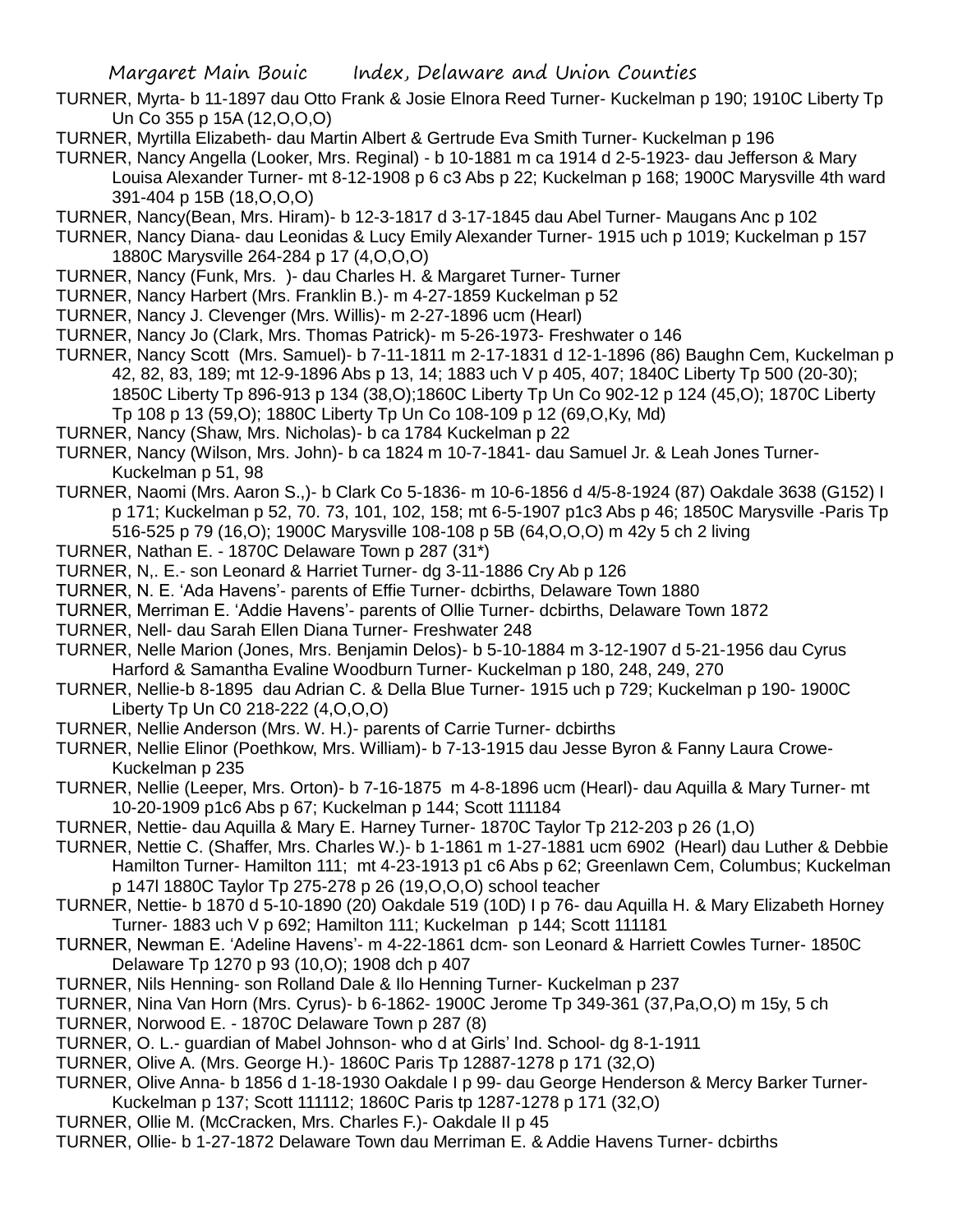TURNER, Myrta- b 11-1897 dau Otto Frank & Josie Elnora Reed Turner- Kuckelman p 190; 1910C Liberty Tp Un Co 355 p 15A (12,O,O,O)

TURNER, Myrtilla Elizabeth- dau Martin Albert & Gertrude Eva Smith Turner- Kuckelman p 196

TURNER, Nancy Angella (Looker, Mrs. Reginal) - b 10-1881 m ca 1914 d 2-5-1923- dau Jefferson & Mary Louisa Alexander Turner- mt 8-12-1908 p 6 c3 Abs p 22; Kuckelman p 168; 1900C Marysville 4th ward 391-404 p 15B (18,O,O,O)

TURNER, Nancy(Bean, Mrs. Hiram)- b 12-3-1817 d 3-17-1845 dau Abel Turner- Maugans Anc p 102

TURNER, Nancy Diana- dau Leonidas & Lucy Emily Alexander Turner- 1915 uch p 1019; Kuckelman p 157 1880C Marysville 264-284 p 17 (4,O,O,O)

TURNER, Nancy (Funk, Mrs. )- dau Charles H. & Margaret Turner- Turner

TURNER, Nancy Harbert (Mrs. Franklin B.)- m 4-27-1859 Kuckelman p 52

TURNER, Nancy J. Clevenger (Mrs. Willis)- m 2-27-1896 ucm (Hearl)

TURNER, Nancy Jo (Clark, Mrs. Thomas Patrick)- m 5-26-1973- Freshwater o 146

TURNER, Nancy Scott (Mrs. Samuel)- b 7-11-1811 m 2-17-1831 d 12-1-1896 (86) Baughn Cem, Kuckelman p 42, 82, 83, 189; mt 12-9-1896 Abs p 13, 14; 1883 uch V p 405, 407; 1840C Liberty Tp 500 (20-30); 1850C Liberty Tp 896-913 p 134 (38,O);1860C Liberty Tp Un Co 902-12 p 124 (45,O); 1870C Liberty Tp 108 p 13 (59,O); 1880C Liberty Tp Un Co 108-109 p 12 (69,O,Ky, Md)

TURNER, Nancy (Shaw, Mrs. Nicholas)- b ca 1784 Kuckelman p 22

TURNER, Nancy (Wilson, Mrs. John)- b ca 1824 m 10-7-1841- dau Samuel Jr. & Leah Jones Turner- Kuckelman p 51, 98

TURNER, Naomi (Mrs. Aaron S.,)- b Clark Co 5-1836- m 10-6-1856 d 4/5-8-1924 (87) Oakdale 3638 (G152) I p 171; Kuckelman p 52, 70. 73, 101, 102, 158; mt 6-5-1907 p1c3 Abs p 46; 1850C Marysville -Paris Tp 516-525 p 79 (16,O); 1900C Marysville 108-108 p 5B (64,O,O,O) m 42y 5 ch 2 living

TURNER, Nathan E. - 1870C Delaware Town p 287 (31*)

TURNER, N,. E.- son Leonard & Harriet Turner- dg 3-11-1886 Cry Ab p 126

TURNER, N. E. 'Ada Havens'- parents of Effie Turner- dcbirths, Delaware Town 1880

TURNER, Merriman E. 'Addie Havens'- parents of Ollie Turner- dcbirths, Delaware Town 1872

TURNER, Nell- dau Sarah Ellen Diana Turner- Freshwater 248

TURNER, Nelle Marion (Jones, Mrs. Benjamin Delos)- b 5-10-1884 m 3-12-1907 d 5-21-1956 dau Cyrus Harford & Samantha Evaline Woodburn Turner- Kuckelman p 180, 248, 249, 270

TURNER, Nellie-b 8-1895 dau Adrian C. & Della Blue Turner- 1915 uch p 729; Kuckelman p 190- 1900C Liberty Tp Un C0 218-222 (4,O,O,O)

TURNER, Nellie Anderson (Mrs. W. H.)- parents of Carrie Turner- dcbirths

TURNER, Nellie Elinor (Poethkow, Mrs. William)- b 7-13-1915 dau Jesse Byron & Fanny Laura Crowe- Kuckelman p 235

TURNER, Nellie (Leeper, Mrs. Orton)- b 7-16-1875 m 4-8-1896 ucm (Hearl)- dau Aquilla & Mary Turner- mt 10-20-1909 p1c6 Abs p 67; Kuckelman p 144; Scott 111184

TURNER, Nettie- dau Aquilla & Mary E. Harney Turner- 1870C Taylor Tp 212-203 p 26 (1,O)

TURNER, Nettie C. (Shaffer, Mrs. Charles W.)- b 1-1861 m 1-27-1881 ucm 6902 (Hearl) dau Luther & Debbie Hamilton Turner- Hamilton 111; mt 4-23-1913 p1 c6 Abs p 62; Greenlawn Cem, Columbus; Kuckelman p 147l 1880C Taylor Tp 275-278 p 26 (19,O,O,O) school teacher

TURNER, Nettie- b 1870 d 5-10-1890 (20) Oakdale 519 (10D) I p 76- dau Aquilla H. & Mary Elizabeth Horney Turner- 1883 uch V p 692; Hamilton 111; Kuckelman p 144; Scott 111181

TURNER, Newman E. 'Adeline Havens'- m 4-22-1861 dcm- son Leonard & Harriett Cowles Turner- 1850C Delaware Tp 1270 p 93 (10,O); 1908 dch p 407

TURNER, Nils Henning- son Rolland Dale & Ilo Henning Turner- Kuckelman p 237

TURNER, Nina Van Horn (Mrs. Cyrus)- b 6-1862- 1900C Jerome Tp 349-361 (37,Pa,O,O) m 15y, 5 ch

TURNER, Norwood E. - 1870C Delaware Town p 287 (8)

TURNER, O. L.- guardian of Mabel Johnson- who d at Girls' Ind. School- dg 8-1-1911

TURNER, Olive A. (Mrs. George H.)- 1860C Paris Tp 12887-1278 p 171 (32,O)

TURNER, Olive Anna- b 1856 d 1-18-1930 Oakdale I p 99- dau George Henderson & Mercy Barker Turner- Kuckelman p 137; Scott 111112; 1860C Paris tp 1287-1278 p 171 (32,O)

TURNER, Ollie M. (McCracken, Mrs. Charles F.)- Oakdale II p 45

TURNER, Ollie- b 1-27-1872 Delaware Town dau Merriman E. & Addie Havens Turner- dcbirths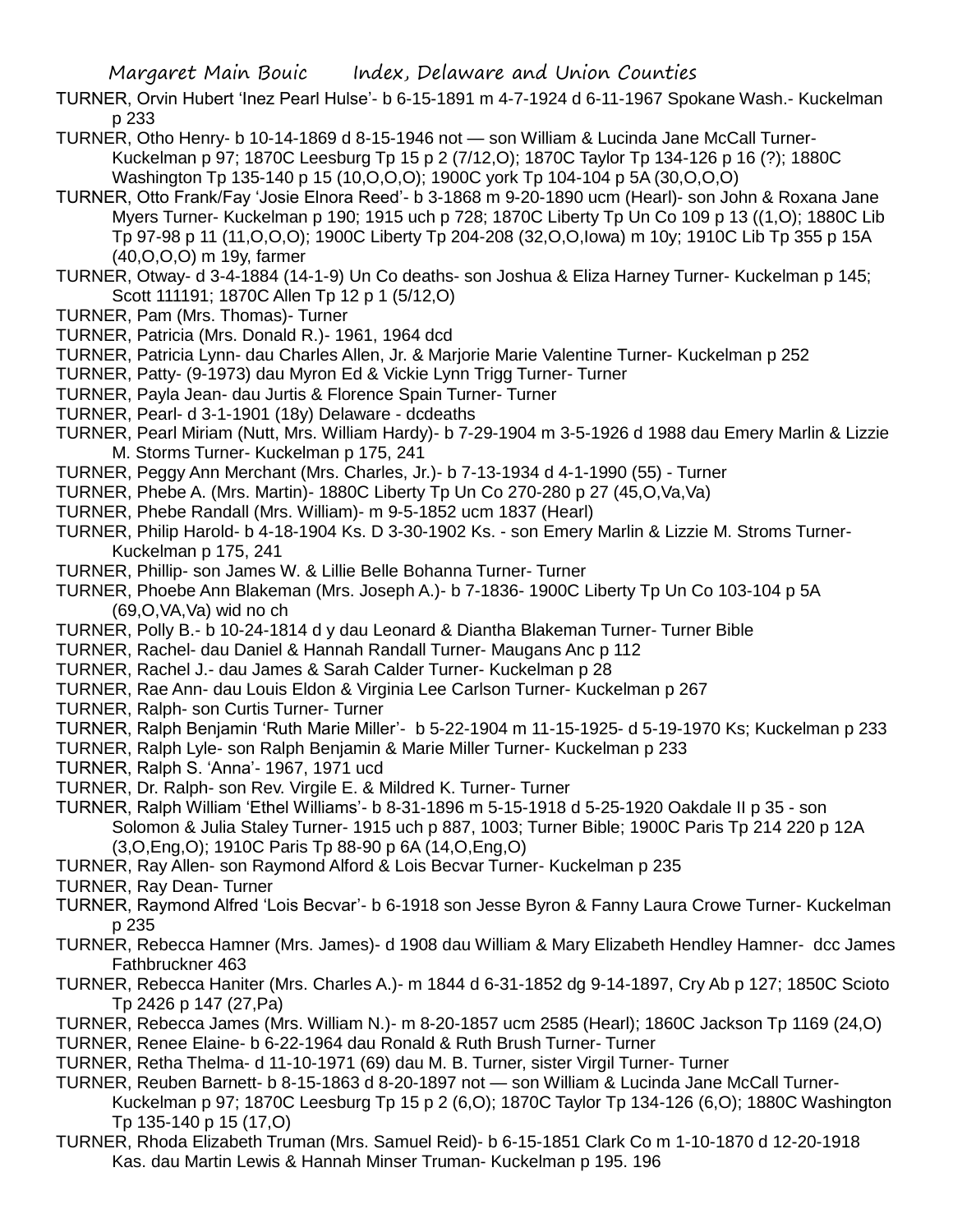TURNER, Orvin Hubert 'Inez Pearl Hulse'- b 6-15-1891 m 4-7-1924 d 6-11-1967 Spokane Wash.- Kuckelman p 233

TURNER, Otho Henry- b 10-14-1869 d 8-15-1946 not — son William & Lucinda Jane McCall Turner- Kuckelman p 97; 1870C Leesburg Tp 15 p 2 (7/12,O); 1870C Taylor Tp 134-126 p 16 (?); 1880C Washington Tp 135-140 p 15 (10,O,O,O); 1900C york Tp 104-104 p 5A (30,O,O,O)

TURNER, Otto Frank/Fay 'Josie Elnora Reed'- b 3-1868 m 9-20-1890 ucm (Hearl)- son John & Roxana Jane Myers Turner- Kuckelman p 190; 1915 uch p 728; 1870C Liberty Tp Un Co 109 p 13 ((1,O); 1880C Lib Tp 97-98 p 11 (11,O,O,O); 1900C Liberty Tp 204-208 (32,O,O,Iowa) m 10y; 1910C Lib Tp 355 p 15A (40,O,O,O) m 19y, farmer

TURNER, Otway- d 3-4-1884 (14-1-9) Un Co deaths- son Joshua & Eliza Harney Turner- Kuckelman p 145; Scott 111191; 1870C Allen Tp 12 p 1 (5/12,O)

TURNER, Pam (Mrs. Thomas)- Turner

TURNER, Patricia (Mrs. Donald R.)- 1961, 1964 dcd

TURNER, Patricia Lynn- dau Charles Allen, Jr. & Marjorie Marie Valentine Turner- Kuckelman p 252

TURNER, Patty- (9-1973) dau Myron Ed & Vickie Lynn Trigg Turner- Turner

TURNER, Payla Jean- dau Jurtis & Florence Spain Turner- Turner

TURNER, Pearl- d 3-1-1901 (18y) Delaware - dcdeaths

TURNER, Pearl Miriam (Nutt, Mrs. William Hardy)- b 7-29-1904 m 3-5-1926 d 1988 dau Emery Marlin & Lizzie M. Storms Turner- Kuckelman p 175, 241

TURNER, Peggy Ann Merchant (Mrs. Charles, Jr.)- b 7-13-1934 d 4-1-1990 (55) - Turner

TURNER, Phebe A. (Mrs. Martin)- 1880C Liberty Tp Un Co 270-280 p 27 (45,O,Va,Va)

TURNER, Phebe Randall (Mrs. William)- m 9-5-1852 ucm 1837 (Hearl)

TURNER, Philip Harold- b 4-18-1904 Ks. D 3-30-1902 Ks. - son Emery Marlin & Lizzie M. Stroms Turner- Kuckelman p 175, 241

TURNER, Phillip- son James W. & Lillie Belle Bohanna Turner- Turner

TURNER, Phoebe Ann Blakeman (Mrs. Joseph A.)- b 7-1836- 1900C Liberty Tp Un Co 103-104 p 5A (69,O,VA,Va) wid no ch

TURNER, Polly B.- b 10-24-1814 d y dau Leonard & Diantha Blakeman Turner- Turner Bible

TURNER, Rachel- dau Daniel & Hannah Randall Turner- Maugans Anc p 112

TURNER, Rachel J.- dau James & Sarah Calder Turner- Kuckelman p 28

TURNER, Rae Ann- dau Louis Eldon & Virginia Lee Carlson Turner- Kuckelman p 267

TURNER, Ralph- son Curtis Turner- Turner

TURNER, Ralph Benjamin 'Ruth Marie Miller'- b 5-22-1904 m 11-15-1925- d 5-19-1970 Ks; Kuckelman p 233

TURNER, Ralph Lyle- son Ralph Benjamin & Marie Miller Turner- Kuckelman p 233

TURNER, Ralph S. 'Anna'- 1967, 1971 ucd

TURNER, Dr. Ralph- son Rev. Virgile E. & Mildred K. Turner- Turner

TURNER, Ralph William 'Ethel Williams'- b 8-31-1896 m 5-15-1918 d 5-25-1920 Oakdale II p 35 - son Solomon & Julia Staley Turner- 1915 uch p 887, 1003; Turner Bible; 1900C Paris Tp 214 220 p 12A (3,O,Eng,O); 1910C Paris Tp 88-90 p 6A (14,O,Eng,O)

TURNER, Ray Allen- son Raymond Alford & Lois Becvar Turner- Kuckelman p 235

TURNER, Ray Dean- Turner

TURNER, Raymond Alfred 'Lois Becvar'- b 6-1918 son Jesse Byron & Fanny Laura Crowe Turner- Kuckelman p 235

TURNER, Rebecca Hamner (Mrs. James)- d 1908 dau William & Mary Elizabeth Hendley Hamner- dcc James Fathbruckner 463

TURNER, Rebecca Haniter (Mrs. Charles A.)- m 1844 d 6-31-1852 dg 9-14-1897, Cry Ab p 127; 1850C Scioto Tp 2426 p 147 (27,Pa)

TURNER, Rebecca James (Mrs. William N.)- m 8-20-1857 ucm 2585 (Hearl); 1860C Jackson Tp 1169 (24,O)

TURNER, Renee Elaine- b 6-22-1964 dau Ronald & Ruth Brush Turner- Turner

TURNER, Retha Thelma- d 11-10-1971 (69) dau M. B. Turner, sister Virgil Turner- Turner

TURNER, Reuben Barnett- b 8-15-1863 d 8-20-1897 not — son William & Lucinda Jane McCall Turner- Kuckelman p 97; 1870C Leesburg Tp 15 p 2 (6,O); 1870C Taylor Tp 134-126 (6,O); 1880C Washington Tp 135-140 p 15 (17,O)

TURNER, Rhoda Elizabeth Truman (Mrs. Samuel Reid)- b 6-15-1851 Clark Co m 1-10-1870 d 12-20-1918 Kas. dau Martin Lewis & Hannah Minser Truman- Kuckelman p 195. 196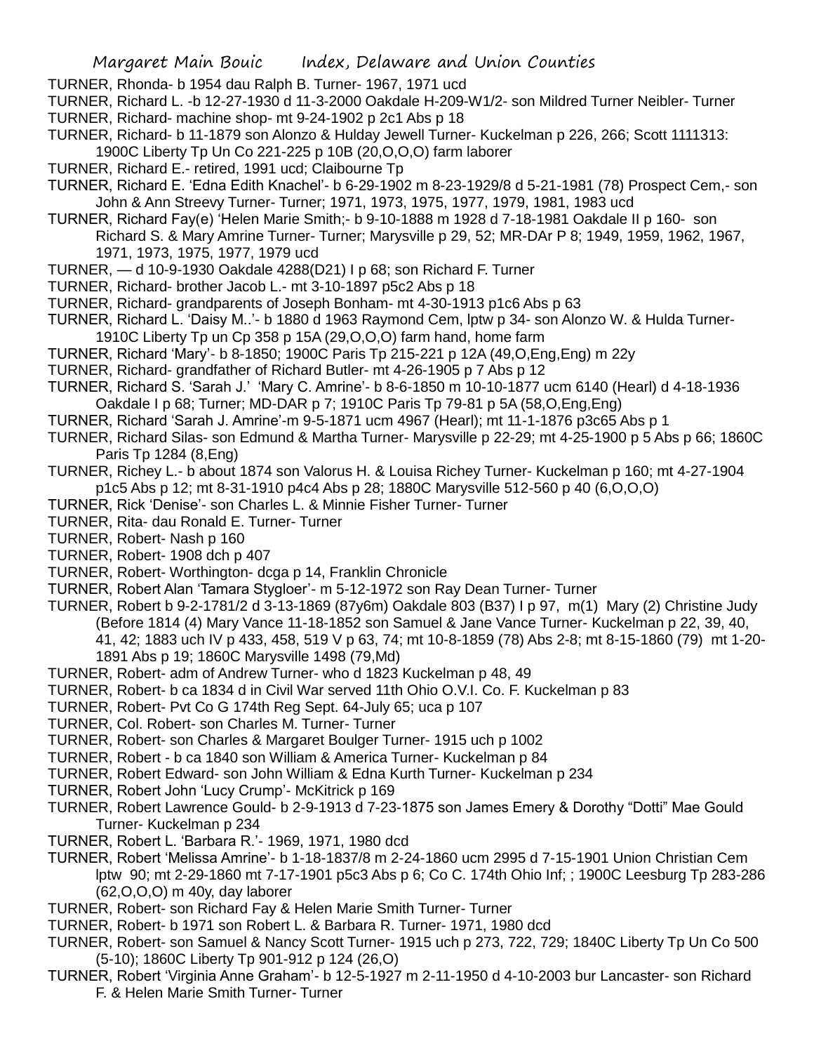TURNER, Rhonda- b 1954 dau Ralph B. Turner- 1967, 1971 ucd

TURNER, Richard L. -b 12-27-1930 d 11-3-2000 Oakdale H-209-W1/2- son Mildred Turner Neibler- Turner

TURNER, Richard- machine shop- mt 9-24-1902 p 2c1 Abs p 18

TURNER, Richard- b 11-1879 son Alonzo & Hulday Jewell Turner- Kuckelman p 226, 266; Scott 1111313: 1900C Liberty Tp Un Co 221-225 p 10B (20,O,O,O) farm laborer

TURNER, Richard E.- retired, 1991 ucd; Claibourne Tp

TURNER, Richard E. 'Edna Edith Knachel'- b 6-29-1902 m 8-23-1929/8 d 5-21-1981 (78) Prospect Cem,- son John & Ann Streevy Turner- Turner; 1971, 1973, 1975, 1977, 1979, 1981, 1983 ucd

TURNER, Richard Fay(e) 'Helen Marie Smith;- b 9-10-1888 m 1928 d 7-18-1981 Oakdale II p 160- son Richard S. & Mary Amrine Turner- Turner; Marysville p 29, 52; MR-DAr P 8; 1949, 1959, 1962, 1967, 1971, 1973, 1975, 1977, 1979 ucd

TURNER, — d 10-9-1930 Oakdale 4288(D21) I p 68; son Richard F. Turner

TURNER, Richard- brother Jacob L.- mt 3-10-1897 p5c2 Abs p 18

TURNER, Richard- grandparents of Joseph Bonham- mt 4-30-1913 p1c6 Abs p 63

TURNER, Richard L. 'Daisy M..'- b 1880 d 1963 Raymond Cem, lptw p 34- son Alonzo W. & Hulda Turner- 1910C Liberty Tp un Cp 358 p 15A (29,O,O,O) farm hand, home farm

TURNER, Richard 'Mary'- b 8-1850; 1900C Paris Tp 215-221 p 12A (49,O,Eng,Eng) m 22y

TURNER, Richard- grandfather of Richard Butler- mt 4-26-1905 p 7 Abs p 12

TURNER, Richard S. 'Sarah J.' 'Mary C. Amrine'- b 8-6-1850 m 10-10-1877 ucm 6140 (Hearl) d 4-18-1936 Oakdale I p 68; Turner; MD-DAR p 7; 1910C Paris Tp 79-81 p 5A (58,O,Eng,Eng)

TURNER, Richard 'Sarah J. Amrine'-m 9-5-1871 ucm 4967 (Hearl); mt 11-1-1876 p3c65 Abs p 1

TURNER, Richard Silas- son Edmund & Martha Turner- Marysville p 22-29; mt 4-25-1900 p 5 Abs p 66; 1860C Paris Tp 1284 (8,Eng)

TURNER, Richey L.- b about 1874 son Valorus H. & Louisa Richey Turner- Kuckelman p 160; mt 4-27-1904 p1c5 Abs p 12; mt 8-31-1910 p4c4 Abs p 28; 1880C Marysville 512-560 p 40 (6,O,O,O)

TURNER, Rick 'Denise'- son Charles L. & Minnie Fisher Turner- Turner

TURNER, Rita- dau Ronald E. Turner- Turner

TURNER, Robert- Nash p 160

TURNER, Robert- 1908 dch p 407

TURNER, Robert- Worthington- dcga p 14, Franklin Chronicle

TURNER, Robert Alan 'Tamara Stygloer'- m 5-12-1972 son Ray Dean Turner- Turner

TURNER, Robert b 9-2-1781/2 d 3-13-1869 (87y6m) Oakdale 803 (B37) I p 97, m(1) Mary (2) Christine Judy (Before 1814 (4) Mary Vance 11-18-1852 son Samuel & Jane Vance Turner- Kuckelman p 22, 39, 40, 41, 42; 1883 uch IV p 433, 458, 519 V p 63, 74; mt 10-8-1859 (78) Abs 2-8; mt 8-15-1860 (79) mt 1-20-1891 Abs p 19; 1860C Marysville 1498 (79,Md)

TURNER, Robert- adm of Andrew Turner- who d 1823 Kuckelman p 48, 49

TURNER, Robert- b ca 1834 d in Civil War served 11th Ohio O.V.I. Co. F. Kuckelman p 83

TURNER, Robert- Pvt Co G 174th Reg Sept. 64-July 65; uca p 107

TURNER, Col. Robert- son Charles M. Turner- Turner

TURNER, Robert- son Charles & Margaret Boulger Turner- 1915 uch p 1002

TURNER, Robert - b ca 1840 son William & America Turner- Kuckelman p 84

TURNER, Robert Edward- son John William & Edna Kurth Turner- Kuckelman p 234

TURNER, Robert John 'Lucy Crump'- McKitrick p 169

TURNER, Robert Lawrence Gould- b 2-9-1913 d 7-23-1875 son James Emery & Dorothy "Dotti" Mae Gould Turner- Kuckelman p 234

TURNER, Robert L. 'Barbara R.'- 1969, 1971, 1980 dcd

TURNER, Robert 'Melissa Amrine'- b 1-18-1837/8 m 2-24-1860 ucm 2995 d 7-15-1901 Union Christian Cem lptw 90; mt 2-29-1860 mt 7-17-1901 p5c3 Abs p 6; Co C. 174th Ohio Inf; ; 1900C Leesburg Tp 283-286 (62,O,O,O) m 40y, day laborer

TURNER, Robert- son Richard Fay & Helen Marie Smith Turner- Turner

TURNER, Robert- b 1971 son Robert L. & Barbara R. Turner- 1971, 1980 dcd

TURNER, Robert- son Samuel & Nancy Scott Turner- 1915 uch p 273, 722, 729; 1840C Liberty Tp Un Co 500 (5-10); 1860C Liberty Tp 901-912 p 124 (26,O)

TURNER, Robert 'Virginia Anne Graham'- b 12-5-1927 m 2-11-1950 d 4-10-2003 bur Lancaster- son Richard F. & Helen Marie Smith Turner- Turner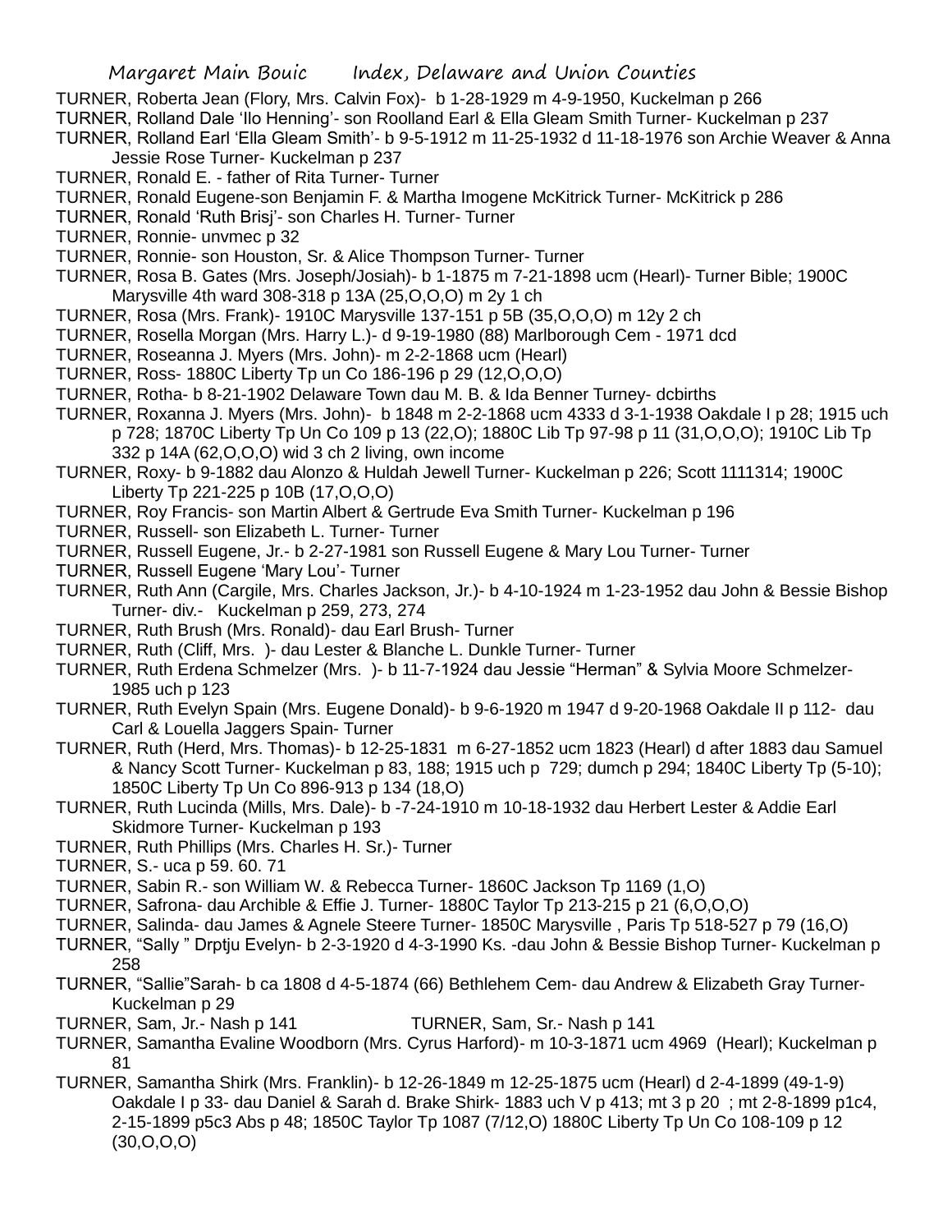TURNER, Roberta Jean (Flory, Mrs. Calvin Fox)- b 1-28-1929 m 4-9-1950, Kuckelman p 266

TURNER, Rolland Dale 'Ilo Henning'- son Roolland Earl & Ella Gleam Smith Turner- Kuckelman p 237

TURNER, Rolland Earl 'Ella Gleam Smith'- b 9-5-1912 m 11-25-1932 d 11-18-1976 son Archie Weaver & Anna Jessie Rose Turner- Kuckelman p 237

TURNER, Ronald E. - father of Rita Turner- Turner

TURNER, Ronald Eugene-son Benjamin F. & Martha Imogene McKitrick Turner- McKitrick p 286

TURNER, Ronald 'Ruth Brisj'- son Charles H. Turner- Turner

TURNER, Ronnie- unvmec p 32

TURNER, Ronnie- son Houston, Sr. & Alice Thompson Turner- Turner

TURNER, Rosa B. Gates (Mrs. Joseph/Josiah)- b 1-1875 m 7-21-1898 ucm (Hearl)- Turner Bible; 1900C Marysville 4th ward 308-318 p 13A (25,O,O,O) m 2y 1 ch

TURNER, Rosa (Mrs. Frank)- 1910C Marysville 137-151 p 5B (35,O,O,O) m 12y 2 ch

TURNER, Rosella Morgan (Mrs. Harry L.)- d 9-19-1980 (88) Marlborough Cem - 1971 dcd

TURNER, Roseanna J. Myers (Mrs. John)- m 2-2-1868 ucm (Hearl)

TURNER, Ross- 1880C Liberty Tp un Co 186-196 p 29 (12,O,O,O)

TURNER, Rotha- b 8-21-1902 Delaware Town dau M. B. & Ida Benner Turney- dcbirths

TURNER, Roxanna J. Myers (Mrs. John)- b 1848 m 2-2-1868 ucm 4333 d 3-1-1938 Oakdale I p 28; 1915 uch p 728; 1870C Liberty Tp Un Co 109 p 13 (22,O); 1880C Lib Tp 97-98 p 11 (31,O,O,O); 1910C Lib Tp 332 p 14A (62,O,O,O) wid 3 ch 2 living, own income

TURNER, Roxy- b 9-1882 dau Alonzo & Huldah Jewell Turner- Kuckelman p 226; Scott 1111314; 1900C Liberty Tp 221-225 p 10B (17,O,O,O)

TURNER, Roy Francis- son Martin Albert & Gertrude Eva Smith Turner- Kuckelman p 196

TURNER, Russell- son Elizabeth L. Turner- Turner

TURNER, Russell Eugene, Jr.- b 2-27-1981 son Russell Eugene & Mary Lou Turner- Turner

TURNER, Russell Eugene 'Mary Lou'- Turner

TURNER, Ruth Ann (Cargile, Mrs. Charles Jackson, Jr.)- b 4-10-1924 m 1-23-1952 dau John & Bessie Bishop Turner- div.- Kuckelman p 259, 273, 274

TURNER, Ruth Brush (Mrs. Ronald)- dau Earl Brush- Turner

TURNER, Ruth (Cliff, Mrs. )- dau Lester & Blanche L. Dunkle Turner- Turner

TURNER, Ruth Erdena Schmelzer (Mrs. )- b 11-7-1924 dau Jessie "Herman" & Sylvia Moore Schmelzer- 1985 uch p 123

TURNER, Ruth Evelyn Spain (Mrs. Eugene Donald)- b 9-6-1920 m 1947 d 9-20-1968 Oakdale II p 112- dau Carl & Louella Jaggers Spain- Turner

TURNER, Ruth (Herd, Mrs. Thomas)- b 12-25-1831 m 6-27-1852 ucm 1823 (Hearl) d after 1883 dau Samuel & Nancy Scott Turner- Kuckelman p 83, 188; 1915 uch p 729; dumch p 294; 1840C Liberty Tp (5-10); 1850C Liberty Tp Un Co 896-913 p 134 (18,O)

TURNER, Ruth Lucinda (Mills, Mrs. Dale)- b -7-24-1910 m 10-18-1932 dau Herbert Lester & Addie Earl Skidmore Turner- Kuckelman p 193

TURNER, Ruth Phillips (Mrs. Charles H. Sr.)- Turner

TURNER, S.- uca p 59. 60. 71

TURNER, Sabin R.- son William W. & Rebecca Turner- 1860C Jackson Tp 1169 (1,O)

TURNER, Safrona- dau Archible & Effie J. Turner- 1880C Taylor Tp 213-215 p 21 (6,O,O,O)

TURNER, Salinda- dau James & Agnele Steere Turner- 1850C Marysville , Paris Tp 518-527 p 79 (16,O)

TURNER, "Sally " Drptju Evelyn- b 2-3-1920 d 4-3-1990 Ks. -dau John & Bessie Bishop Turner- Kuckelman p 258

TURNER, "Sallie"Sarah- b ca 1808 d 4-5-1874 (66) Bethlehem Cem- dau Andrew & Elizabeth Gray Turner- Kuckelman p 29

TURNER, Sam, Jr.- Nash p 141

TURNER, Sam, Sr.- Nash p 141

TURNER, Samantha Evaline Woodborn (Mrs. Cyrus Harford)- m 10-3-1871 ucm 4969 (Hearl); Kuckelman p 81

TURNER, Samantha Shirk (Mrs. Franklin)- b 12-26-1849 m 12-25-1875 ucm (Hearl) d 2-4-1899 (49-1-9) Oakdale I p 33- dau Daniel & Sarah d. Brake Shirk- 1883 uch V p 413; mt 3 p 20 ; mt 2-8-1899 p1c4, 2-15-1899 p5c3 Abs p 48; 1850C Taylor Tp 1087 (7/12,O) 1880C Liberty Tp Un Co 108-109 p 12 (30,O,O,O)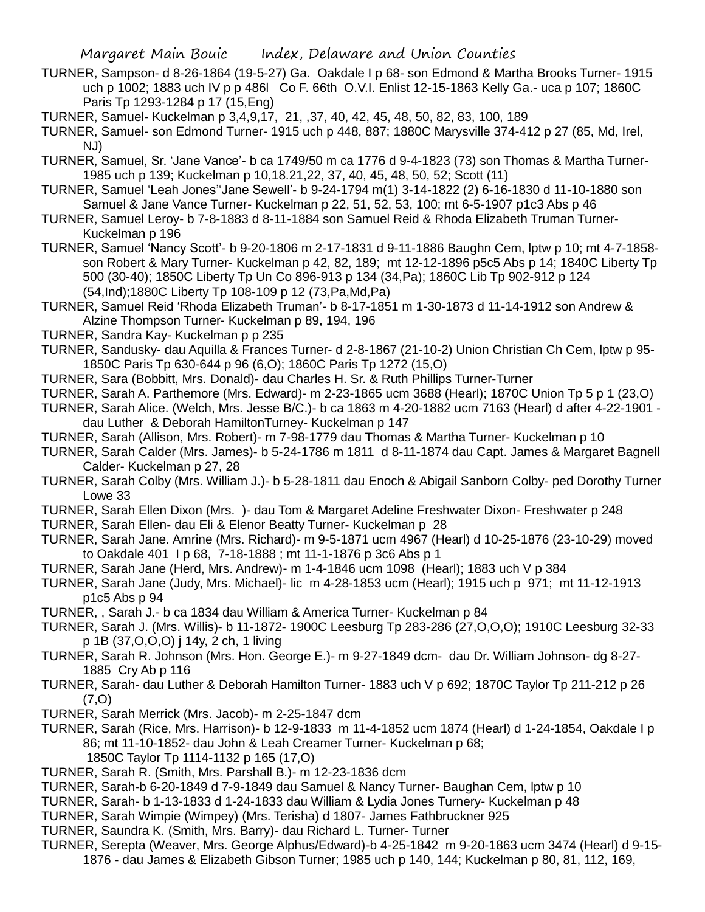TURNER, Sampson- d 8-26-1864 (19-5-27) Ga. Oakdale I p 68- son Edmond & Martha Brooks Turner- 1915 uch p 1002; 1883 uch IV p p 486l Co F. 66th O.V.I. Enlist 12-15-1863 Kelly Ga.- uca p 107; 1860C Paris Tp 1293-1284 p 17 (15,Eng)

TURNER, Samuel- Kuckelman p 3,4,9,17, 21, ,37, 40, 42, 45, 48, 50, 82, 83, 100, 189

TURNER, Samuel- son Edmond Turner- 1915 uch p 448, 887; 1880C Marysville 374-412 p 27 (85, Md, Irel, NJ)

TURNER, Samuel, Sr. 'Jane Vance'- b ca 1749/50 m ca 1776 d 9-4-1823 (73) son Thomas & Martha Turner- 1985 uch p 139; Kuckelman p 10,18.21,22, 37, 40, 45, 48, 50, 52; Scott (11)

TURNER, Samuel 'Leah Jones''Jane Sewell'- b 9-24-1794 m(1) 3-14-1822 (2) 6-16-1830 d 11-10-1880 son Samuel & Jane Vance Turner- Kuckelman p 22, 51, 52, 53, 100; mt 6-5-1907 p1c3 Abs p 46

TURNER, Samuel Leroy- b 7-8-1883 d 8-11-1884 son Samuel Reid & Rhoda Elizabeth Truman Turner- Kuckelman p 196

TURNER, Samuel 'Nancy Scott'- b 9-20-1806 m 2-17-1831 d 9-11-1886 Baughn Cem, lptw p 10; mt 4-7-1858- son Robert & Mary Turner- Kuckelman p 42, 82, 189; mt 12-12-1896 p5c5 Abs p 14; 1840C Liberty Tp 500 (30-40); 1850C Liberty Tp Un Co 896-913 p 134 (34,Pa); 1860C Lib Tp 902-912 p 124 (54,Ind);1880C Liberty Tp 108-109 p 12 (73,Pa,Md,Pa)

TURNER, Samuel Reid 'Rhoda Elizabeth Truman'- b 8-17-1851 m 1-30-1873 d 11-14-1912 son Andrew & Alzine Thompson Turner- Kuckelman p 89, 194, 196

TURNER, Sandra Kay- Kuckelman p p 235

TURNER, Sandusky- dau Aquilla & Frances Turner- d 2-8-1867 (21-10-2) Union Christian Ch Cem, lptw p 95- 1850C Paris Tp 630-644 p 96 (6,O); 1860C Paris Tp 1272 (15,O)

TURNER, Sara (Bobbitt, Mrs. Donald)- dau Charles H. Sr. & Ruth Phillips Turner-Turner

TURNER, Sarah A. Parthemore (Mrs. Edward)- m 2-23-1865 ucm 3688 (Hearl); 1870C Union Tp 5 p 1 (23,O)

TURNER, Sarah Alice. (Welch, Mrs. Jesse B/C.)- b ca 1863 m 4-20-1882 ucm 7163 (Hearl) d after 4-22-1901 - dau Luther & Deborah HamiltonTurney- Kuckelman p 147

TURNER, Sarah (Allison, Mrs. Robert)- m 7-98-1779 dau Thomas & Martha Turner- Kuckelman p 10

TURNER, Sarah Calder (Mrs. James)- b 5-24-1786 m 1811 d 8-11-1874 dau Capt. James & Margaret Bagnell Calder- Kuckelman p 27, 28

TURNER, Sarah Colby (Mrs. William J.)- b 5-28-1811 dau Enoch & Abigail Sanborn Colby- ped Dorothy Turner Lowe 33

TURNER, Sarah Ellen Dixon (Mrs. )- dau Tom & Margaret Adeline Freshwater Dixon- Freshwater p 248

TURNER, Sarah Ellen- dau Eli & Elenor Beatty Turner- Kuckelman p 28

TURNER, Sarah Jane. Amrine (Mrs. Richard)- m 9-5-1871 ucm 4967 (Hearl) d 10-25-1876 (23-10-29) moved to Oakdale 401 I p 68, 7-18-1888 ; mt 11-1-1876 p 3c6 Abs p 1

TURNER, Sarah Jane (Herd, Mrs. Andrew)- m 1-4-1846 ucm 1098 (Hearl); 1883 uch V p 384

TURNER, Sarah Jane (Judy, Mrs. Michael)- lic m 4-28-1853 ucm (Hearl); 1915 uch p 971; mt 11-12-1913 p1c5 Abs p 94

TURNER, , Sarah J.- b ca 1834 dau William & America Turner- Kuckelman p 84

TURNER, Sarah J. (Mrs. Willis)- b 11-1872- 1900C Leesburg Tp 283-286 (27,O,O,O); 1910C Leesburg 32-33 p 1B (37,O,O,O) j 14y, 2 ch, 1 living

TURNER, Sarah R. Johnson (Mrs. Hon. George E.)- m 9-27-1849 dcm- dau Dr. William Johnson- dg 8-27-1885 Cry Ab p 116

TURNER, Sarah- dau Luther & Deborah Hamilton Turner- 1883 uch V p 692; 1870C Taylor Tp 211-212 p 26 (7,O)

TURNER, Sarah Merrick (Mrs. Jacob)- m 2-25-1847 dcm

TURNER, Sarah (Rice, Mrs. Harrison)- b 12-9-1833 m 11-4-1852 ucm 1874 (Hearl) d 1-24-1854, Oakdale I p 86; mt 11-10-1852- dau John & Leah Creamer Turner- Kuckelman p 68; 1850C Taylor Tp 1114-1132 p 165 (17,O)

TURNER, Sarah R. (Smith, Mrs. Parshall B.)- m 12-23-1836 dcm

TURNER, Sarah-b 6-20-1849 d 7-9-1849 dau Samuel & Nancy Turner- Baughan Cem, lptw p 10

TURNER, Sarah- b 1-13-1833 d 1-24-1833 dau William & Lydia Jones Turnery- Kuckelman p 48

TURNER, Sarah Wimpie (Wimpey) (Mrs. Terisha) d 1807- James Fathbruckner 925

TURNER, Saundra K. (Smith, Mrs. Barry)- dau Richard L. Turner- Turner

TURNER, Serepta (Weaver, Mrs. George Alphus/Edward)-b 4-25-1842 m 9-20-1863 ucm 3474 (Hearl) d 9-15-1876 - dau James & Elizabeth Gibson Turner; 1985 uch p 140, 144; Kuckelman p 80, 81, 112, 169,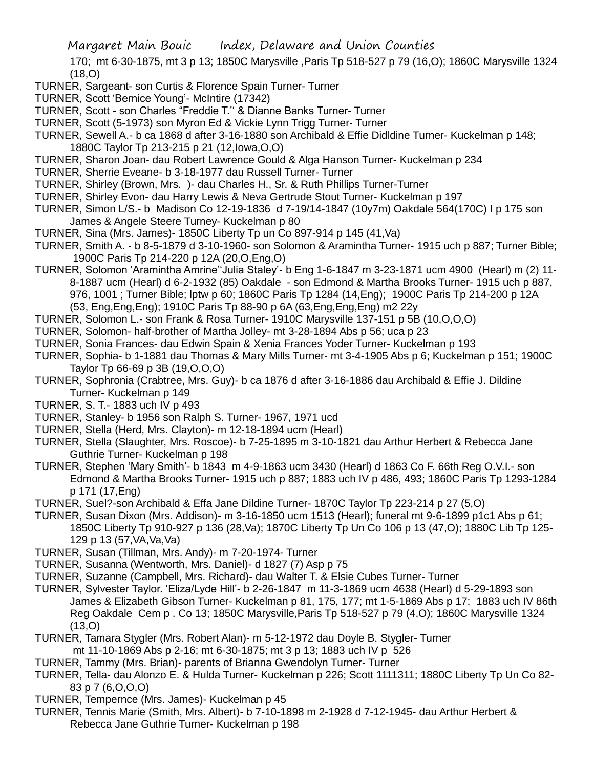170; mt 6-30-1875, mt 3 p 13; 1850C Marysville ,Paris Tp 518-527 p 79 (16,O); 1860C Marysville 1324 (18,O)

TURNER, Sargeant- son Curtis & Florence Spain Turner- Turner

TURNER, Scott 'Bernice Young'- McIntire (17342)

TURNER, Scott - son Charles "Freddie T."' & Dianne Banks Turner- Turner

TURNER, Scott (5-1973) son Myron Ed & Vickie Lynn Trigg Turner- Turner

TURNER, Sewell A.- b ca 1868 d after 3-16-1880 son Archibald & Effie Didldine Turner- Kuckelman p 148; 1880C Taylor Tp 213-215 p 21 (12,Iowa,O,O)

TURNER, Sharon Joan- dau Robert Lawrence Gould & Alga Hanson Turner- Kuckelman p 234

TURNER, Sherrie Eveane- b 3-18-1977 dau Russell Turner- Turner

TURNER, Shirley (Brown, Mrs. )- dau Charles H., Sr. & Ruth Phillips Turner-Turner

TURNER, Shirley Evon- dau Harry Lewis & Neva Gertrude Stout Turner- Kuckelman p 197

TURNER, Simon L/S.- b Madison Co 12-19-1836 d 7-19/14-1847 (10y7m) Oakdale 564(170C) I p 175 son James & Angele Steere Turney- Kuckelman p 80

TURNER, Sina (Mrs. James)- 1850C Liberty Tp un Co 897-914 p 145 (41,Va)

TURNER, Smith A. - b 8-5-1879 d 3-10-1960- son Solomon & Aramintha Turner- 1915 uch p 887; Turner Bible; 1900C Paris Tp 214-220 p 12A (20,O,Eng,O)

TURNER, Solomon 'Aramintha Amrine''Julia Staley'- b Eng 1-6-1847 m 3-23-1871 ucm 4900 (Hearl) m (2) 11-8-1887 ucm (Hearl) d 6-2-1932 (85) Oakdale - son Edmond & Martha Brooks Turner- 1915 uch p 887, 976, 1001 ; Turner Bible; lptw p 60; 1860C Paris Tp 1284 (14,Eng); 1900C Paris Tp 214-200 p 12A (53, Eng,Eng,Eng); 1910C Paris Tp 88-90 p 6A (63,Eng,Eng,Eng) m2 22y

TURNER, Solomon L.- son Frank & Rosa Turner- 1910C Marysville 137-151 p 5B (10,O,O,O)

TURNER, Solomon- half-brother of Martha Jolley- mt 3-28-1894 Abs p 56; uca p 23

TURNER, Sonia Frances- dau Edwin Spain & Xenia Frances Yoder Turner- Kuckelman p 193

TURNER, Sophia- b 1-1881 dau Thomas & Mary Mills Turner- mt 3-4-1905 Abs p 6; Kuckelman p 151; 1900C Taylor Tp 66-69 p 3B (19,O,O,O)

TURNER, Sophronia (Crabtree, Mrs. Guy)- b ca 1876 d after 3-16-1886 dau Archibald & Effie J. Dildine Turner- Kuckelman p 149

TURNER, S. T.- 1883 uch IV p 493

TURNER, Stanley- b 1956 son Ralph S. Turner- 1967, 1971 ucd

TURNER, Stella (Herd, Mrs. Clayton)- m 12-18-1894 ucm (Hearl)

TURNER, Stella (Slaughter, Mrs. Roscoe)- b 7-25-1895 m 3-10-1821 dau Arthur Herbert & Rebecca Jane Guthrie Turner- Kuckelman p 198

TURNER, Stephen 'Mary Smith'- b 1843 m 4-9-1863 ucm 3430 (Hearl) d 1863 Co F. 66th Reg O.V.I.- son Edmond & Martha Brooks Turner- 1915 uch p 887; 1883 uch IV p 486, 493; 1860C Paris Tp 1293-1284 p 171 (17,Eng)

TURNER, Suel?-son Archibald & Effa Jane Dildine Turner- 1870C Taylor Tp 223-214 p 27 (5,O)

TURNER, Susan Dixon (Mrs. Addison)- m 3-16-1850 ucm 1513 (Hearl); funeral mt 9-6-1899 p1c1 Abs p 61; 1850C Liberty Tp 910-927 p 136 (28,Va); 1870C Liberty Tp Un Co 106 p 13 (47,O); 1880C Lib Tp 125-129 p 13 (57,VA,Va,Va)

TURNER, Susan (Tillman, Mrs. Andy)- m 7-20-1974- Turner

TURNER, Susanna (Wentworth, Mrs. Daniel)- d 1827 (7) Asp p 75

TURNER, Suzanne (Campbell, Mrs. Richard)- dau Walter T. & Elsie Cubes Turner- Turner

TURNER, Sylvester Taylor. 'Eliza/Lyde Hill'- b 2-26-1847 m 11-3-1869 ucm 4638 (Hearl) d 5-29-1893 son James & Elizabeth Gibson Turner- Kuckelman p 81, 175, 177; mt 1-5-1869 Abs p 17; 1883 uch IV 86th Reg Oakdale Cem p . Co 13; 1850C Marysville,Paris Tp 518-527 p 79 (4,O); 1860C Marysville 1324 (13,O)

TURNER, Tamara Stygler (Mrs. Robert Alan)- m 5-12-1972 dau Doyle B. Stygler- Turner
mt 11-10-1869 Abs p 2-16; mt 6-30-1875; mt 3 p 13; 1883 uch IV p 526

TURNER, Tammy (Mrs. Brian)- parents of Brianna Gwendolyn Turner- Turner

TURNER, Tella- dau Alonzo E. & Hulda Turner- Kuckelman p 226; Scott 1111311; 1880C Liberty Tp Un Co 82-83 p 7 (6,O,O,O)

TURNER, Tempernce (Mrs. James)- Kuckelman p 45

TURNER, Tennis Marie (Smith, Mrs. Albert)- b 7-10-1898 m 2-1928 d 7-12-1945- dau Arthur Herbert & Rebecca Jane Guthrie Turner- Kuckelman p 198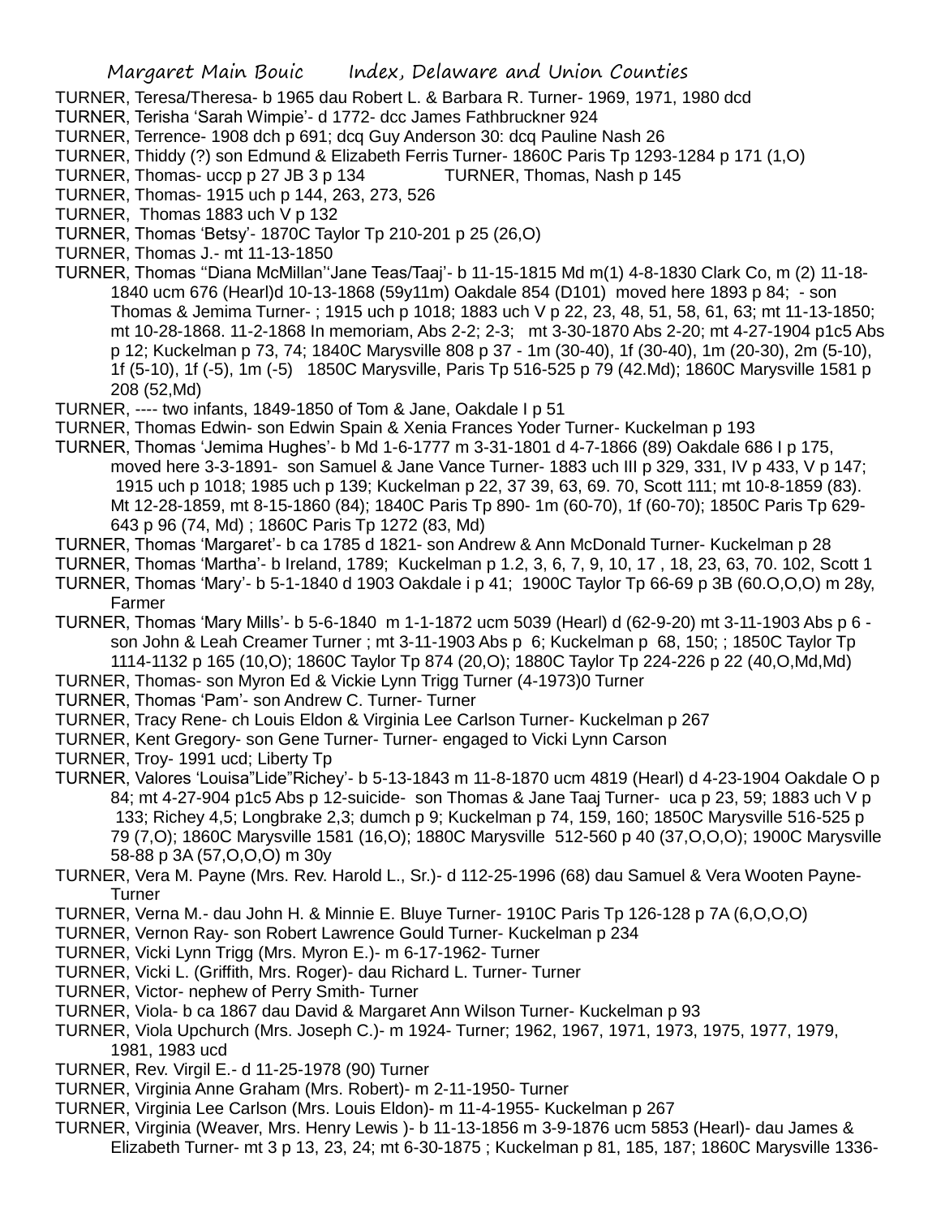TURNER, Teresa/Theresa- b 1965 dau Robert L. & Barbara R. Turner- 1969, 1971, 1980 dcd

TURNER, Terisha 'Sarah Wimpie'- d 1772- dcc James Fathbruckner 924

TURNER, Terrence- 1908 dch p 691; dcq Guy Anderson 30: dcq Pauline Nash 26

TURNER, Thiddy (?) son Edmund & Elizabeth Ferris Turner- 1860C Paris Tp 1293-1284 p 171 (1,O)

TURNER, Thomas- uccp p 27 JB 3 p 134 TURNER, Thomas, Nash p 145

TURNER, Thomas- 1915 uch p 144, 263, 273, 526

TURNER, Thomas 1883 uch V p 132

TURNER, Thomas 'Betsy'- 1870C Taylor Tp 210-201 p 25 (26,O)

TURNER, Thomas J.- mt 11-13-1850

TURNER, Thomas "Diana McMillan"Jane Teas/Taaj'- b 11-15-1815 Md m(1) 4-8-1830 Clark Co, m (2) 11-18-1840 ucm 676 (Hearl)d 10-13-1868 (59y11m) Oakdale 854 (D101) moved here 1893 p 84; - son Thomas & Jemima Turner- ; 1915 uch p 1018; 1883 uch V p 22, 23, 48, 51, 58, 61, 63; mt 11-13-1850; mt 10-28-1868. 11-2-1868 In memoriam, Abs 2-2; 2-3; mt 3-30-1870 Abs 2-20; mt 4-27-1904 p1c5 Abs p 12; Kuckelman p 73, 74; 1840C Marysville 808 p 37 - 1m (30-40), 1f (30-40), 1m (20-30), 2m (5-10), 1f (5-10), 1f (-5), 1m (-5) 1850C Marysville, Paris Tp 516-525 p 79 (42.Md); 1860C Marysville 1581 p 208 (52,Md)

TURNER, ---- two infants, 1849-1850 of Tom & Jane, Oakdale I p 51

TURNER, Thomas Edwin- son Edwin Spain & Xenia Frances Yoder Turner- Kuckelman p 193

TURNER, Thomas 'Jemima Hughes'- b Md 1-6-1777 m 3-31-1801 d 4-7-1866 (89) Oakdale 686 I p 175, moved here 3-3-1891- son Samuel & Jane Vance Turner- 1883 uch III p 329, 331, IV p 433, V p 147; 1915 uch p 1018; 1985 uch p 139; Kuckelman p 22, 37 39, 63, 69. 70, Scott 111; mt 10-8-1859 (83). Mt 12-28-1859, mt 8-15-1860 (84); 1840C Paris Tp 890- 1m (60-70), 1f (60-70); 1850C Paris Tp 629-643 p 96 (74, Md) ; 1860C Paris Tp 1272 (83, Md)

TURNER, Thomas 'Margaret'- b ca 1785 d 1821- son Andrew & Ann McDonald Turner- Kuckelman p 28

TURNER, Thomas 'Martha'- b Ireland, 1789; Kuckelman p 1.2, 3, 6, 7, 9, 10, 17 , 18, 23, 63, 70. 102, Scott 1

TURNER, Thomas 'Mary'- b 5-1-1840 d 1903 Oakdale i p 41; 1900C Taylor Tp 66-69 p 3B (60.O,O,O) m 28y, Farmer

TURNER, Thomas 'Mary Mills'- b 5-6-1840 m 1-1-1872 ucm 5039 (Hearl) d (62-9-20) mt 3-11-1903 Abs p 6 - son John & Leah Creamer Turner ; mt 3-11-1903 Abs p 6; Kuckelman p 68, 150; ; 1850C Taylor Tp 1114-1132 p 165 (10,O); 1860C Taylor Tp 874 (20,O); 1880C Taylor Tp 224-226 p 22 (40,O,Md,Md)

TURNER, Thomas- son Myron Ed & Vickie Lynn Trigg Turner (4-1973)0 Turner

TURNER, Thomas 'Pam'- son Andrew C. Turner- Turner

TURNER, Tracy Rene- ch Louis Eldon & Virginia Lee Carlson Turner- Kuckelman p 267

TURNER, Kent Gregory- son Gene Turner- Turner- engaged to Vicki Lynn Carson

TURNER, Troy- 1991 ucd; Liberty Tp

TURNER, Valores 'Louisa"Lide"Richey'- b 5-13-1843 m 11-8-1870 ucm 4819 (Hearl) d 4-23-1904 Oakdale O p 84; mt 4-27-904 p1c5 Abs p 12-suicide- son Thomas & Jane Taaj Turner- uca p 23, 59; 1883 uch V p 133; Richey 4,5; Longbrake 2,3; dumch p 9; Kuckelman p 74, 159, 160; 1850C Marysville 516-525 p 79 (7,O); 1860C Marysville 1581 (16,O); 1880C Marysville 512-560 p 40 (37,O,O,O); 1900C Marysville 58-88 p 3A (57,O,O,O) m 30y

TURNER, Vera M. Payne (Mrs. Rev. Harold L., Sr.)- d 112-25-1996 (68) dau Samuel & Vera Wooten Payne- Turner

TURNER, Verna M.- dau John H. & Minnie E. Bluye Turner- 1910C Paris Tp 126-128 p 7A (6,O,O,O)

TURNER, Vernon Ray- son Robert Lawrence Gould Turner- Kuckelman p 234

TURNER, Vicki Lynn Trigg (Mrs. Myron E.)- m 6-17-1962- Turner

TURNER, Vicki L. (Griffith, Mrs. Roger)- dau Richard L. Turner- Turner

TURNER, Victor- nephew of Perry Smith- Turner

TURNER, Viola- b ca 1867 dau David & Margaret Ann Wilson Turner- Kuckelman p 93

TURNER, Viola Upchurch (Mrs. Joseph C.)- m 1924- Turner; 1962, 1967, 1971, 1973, 1975, 1977, 1979, 1981, 1983 ucd

TURNER, Rev. Virgil E.- d 11-25-1978 (90) Turner

TURNER, Virginia Anne Graham (Mrs. Robert)- m 2-11-1950- Turner

TURNER, Virginia Lee Carlson (Mrs. Louis Eldon)- m 11-4-1955- Kuckelman p 267

TURNER, Virginia (Weaver, Mrs. Henry Lewis )- b 11-13-1856 m 3-9-1876 ucm 5853 (Hearl)- dau James & Elizabeth Turner- mt 3 p 13, 23, 24; mt 6-30-1875 ; Kuckelman p 81, 185, 187; 1860C Marysville 1336-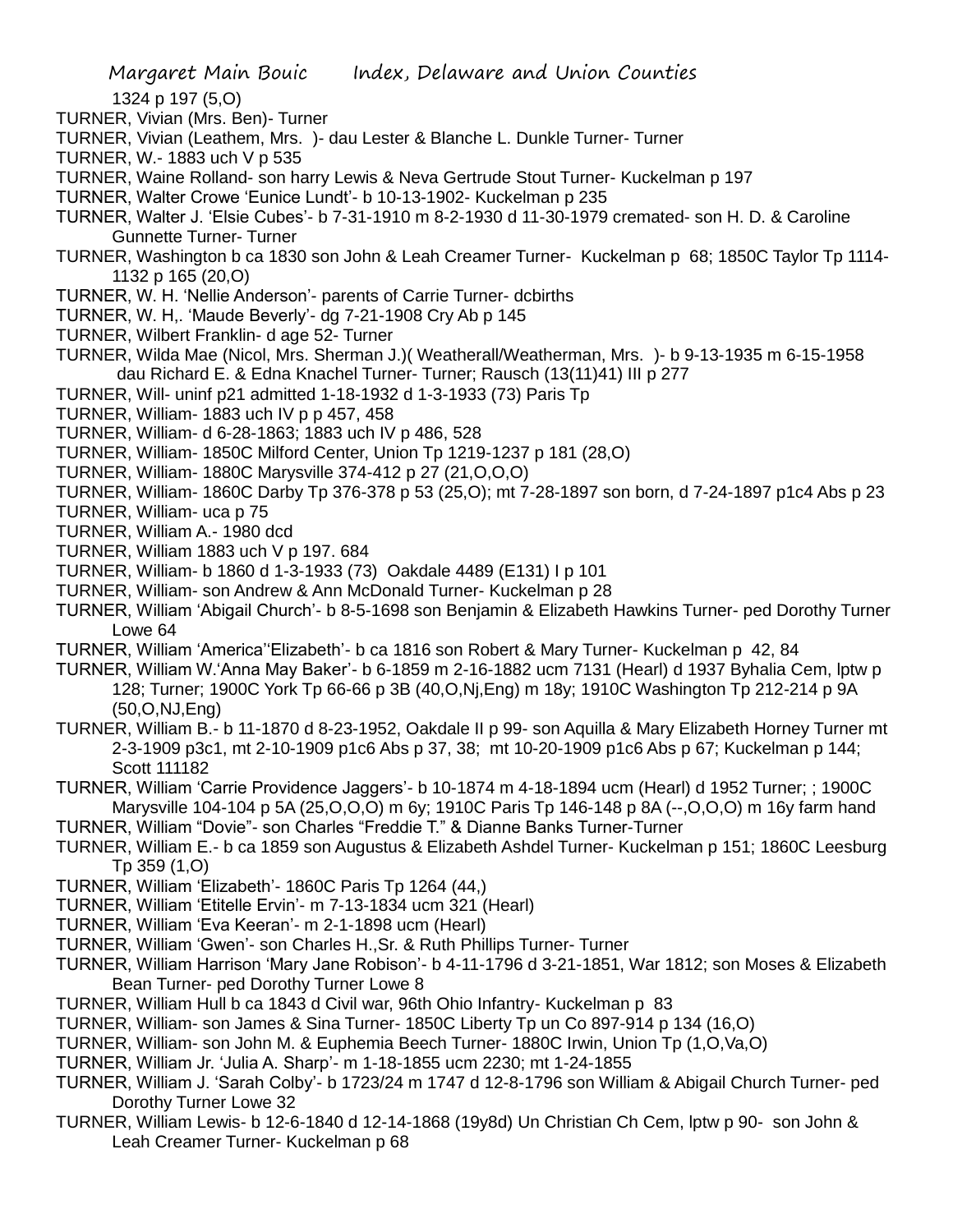1324 p 197 (5,O)

TURNER, Vivian (Mrs. Ben)- Turner

TURNER, Vivian (Leathem, Mrs. )- dau Lester & Blanche L. Dunkle Turner- Turner

TURNER, W.- 1883 uch V p 535

TURNER, Waine Rolland- son harry Lewis & Neva Gertrude Stout Turner- Kuckelman p 197

TURNER, Walter Crowe 'Eunice Lundt'- b 10-13-1902- Kuckelman p 235

TURNER, Walter J. 'Elsie Cubes'- b 7-31-1910 m 8-2-1930 d 11-30-1979 cremated- son H. D. & Caroline Gunnette Turner- Turner

TURNER, Washington b ca 1830 son John & Leah Creamer Turner- Kuckelman p 68; 1850C Taylor Tp 1114-1132 p 165 (20,O)

TURNER, W. H. 'Nellie Anderson'- parents of Carrie Turner- dcbirths

TURNER, W. H,. 'Maude Beverly'- dg 7-21-1908 Cry Ab p 145

TURNER, Wilbert Franklin- d age 52- Turner

TURNER, Wilda Mae (Nicol, Mrs. Sherman J.)( Weatherall/Weatherman, Mrs. )- b 9-13-1935 m 6-15-1958 dau Richard E. & Edna Knachel Turner- Turner; Rausch (13(11)41) III p 277

TURNER, Will- uninf p21 admitted 1-18-1932 d 1-3-1933 (73) Paris Tp

TURNER, William- 1883 uch IV p p 457, 458

TURNER, William- d 6-28-1863; 1883 uch IV p 486, 528

TURNER, William- 1850C Milford Center, Union Tp 1219-1237 p 181 (28,O)

TURNER, William- 1880C Marysville 374-412 p 27 (21,O,O,O)

TURNER, William- 1860C Darby Tp 376-378 p 53 (25,O); mt 7-28-1897 son born, d 7-24-1897 p1c4 Abs p 23

TURNER, William- uca p 75

TURNER, William A.- 1980 dcd

TURNER, William 1883 uch V p 197. 684

TURNER, William- b 1860 d 1-3-1933 (73) Oakdale 4489 (E131) I p 101

TURNER, William- son Andrew & Ann McDonald Turner- Kuckelman p 28

TURNER, William 'Abigail Church'- b 8-5-1698 son Benjamin & Elizabeth Hawkins Turner- ped Dorothy Turner Lowe 64

TURNER, William 'America''Elizabeth'- b ca 1816 son Robert & Mary Turner- Kuckelman p 42, 84

TURNER, William W.'Anna May Baker'- b 6-1859 m 2-16-1882 ucm 7131 (Hearl) d 1937 Byhalia Cem, lptw p 128; Turner; 1900C York Tp 66-66 p 3B (40,O,Nj,Eng) m 18y; 1910C Washington Tp 212-214 p 9A (50,O,NJ,Eng)

TURNER, William B.- b 11-1870 d 8-23-1952, Oakdale II p 99- son Aquilla & Mary Elizabeth Horney Turner mt 2-3-1909 p3c1, mt 2-10-1909 p1c6 Abs p 37, 38; mt 10-20-1909 p1c6 Abs p 67; Kuckelman p 144; Scott 111182

TURNER, William 'Carrie Providence Jaggers'- b 10-1874 m 4-18-1894 ucm (Hearl) d 1952 Turner; ; 1900C Marysville 104-104 p 5A (25,O,O,O) m 6y; 1910C Paris Tp 146-148 p 8A (--,O,O,O) m 16y farm hand

TURNER, William "Dovie"- son Charles "Freddie T." & Dianne Banks Turner-Turner

TURNER, William E.- b ca 1859 son Augustus & Elizabeth Ashdel Turner- Kuckelman p 151; 1860C Leesburg Tp 359 (1,O)

TURNER, William 'Elizabeth'- 1860C Paris Tp 1264 (44,)

TURNER, William 'Etitelle Ervin'- m 7-13-1834 ucm 321 (Hearl)

TURNER, William 'Eva Keeran'- m 2-1-1898 ucm (Hearl)

TURNER, William 'Gwen'- son Charles H.,Sr. & Ruth Phillips Turner- Turner

TURNER, William Harrison 'Mary Jane Robison'- b 4-11-1796 d 3-21-1851, War 1812; son Moses & Elizabeth Bean Turner- ped Dorothy Turner Lowe 8

TURNER, William Hull b ca 1843 d Civil war, 96th Ohio Infantry- Kuckelman p 83

TURNER, William- son James & Sina Turner- 1850C Liberty Tp un Co 897-914 p 134 (16,O)

TURNER, William- son John M. & Euphemia Beech Turner- 1880C Irwin, Union Tp (1,O,Va,O)

TURNER, William Jr. 'Julia A. Sharp'- m 1-18-1855 ucm 2230; mt 1-24-1855

TURNER, William J. 'Sarah Colby'- b 1723/24 m 1747 d 12-8-1796 son William & Abigail Church Turner- ped Dorothy Turner Lowe 32

TURNER, William Lewis- b 12-6-1840 d 12-14-1868 (19y8d) Un Christian Ch Cem, lptw p 90- son John & Leah Creamer Turner- Kuckelman p 68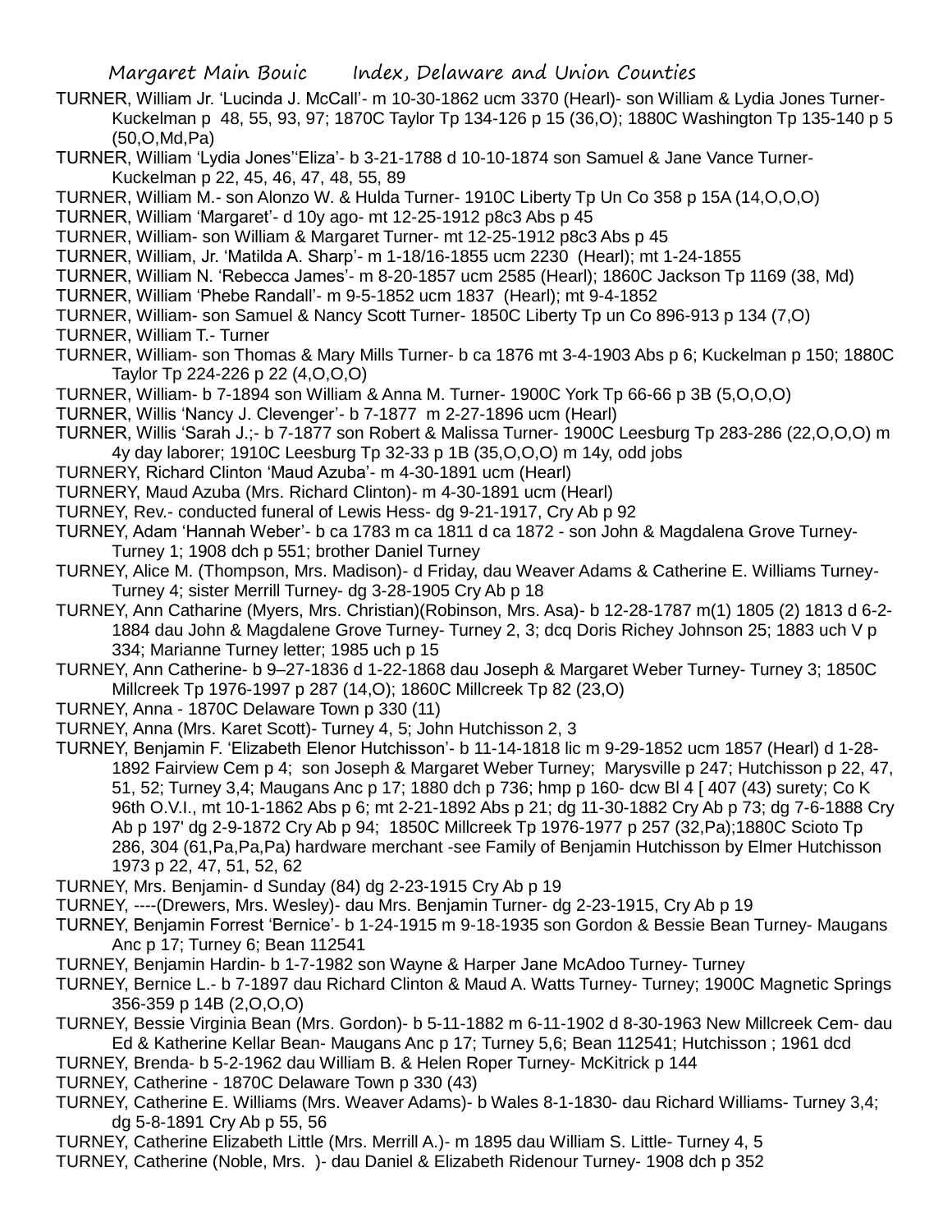TURNER, William Jr. 'Lucinda J. McCall'- m 10-30-1862 ucm 3370 (Hearl)- son William & Lydia Jones Turner- Kuckelman p 48, 55, 93, 97; 1870C Taylor Tp 134-126 p 15 (36,O); 1880C Washington Tp 135-140 p 5 (50,O,Md,Pa)

TURNER, William 'Lydia Jones''Eliza'- b 3-21-1788 d 10-10-1874 son Samuel & Jane Vance Turner- Kuckelman p 22, 45, 46, 47, 48, 55, 89

TURNER, William M.- son Alonzo W. & Hulda Turner- 1910C Liberty Tp Un Co 358 p 15A (14,O,O,O)

TURNER, William 'Margaret'- d 10y ago- mt 12-25-1912 p8c3 Abs p 45

TURNER, William- son William & Margaret Turner- mt 12-25-1912 p8c3 Abs p 45

TURNER, William, Jr. 'Matilda A. Sharp'- m 1-18/16-1855 ucm 2230 (Hearl); mt 1-24-1855

TURNER, William N. 'Rebecca James'- m 8-20-1857 ucm 2585 (Hearl); 1860C Jackson Tp 1169 (38, Md)

TURNER, William 'Phebe Randall'- m 9-5-1852 ucm 1837 (Hearl); mt 9-4-1852

TURNER, William- son Samuel & Nancy Scott Turner- 1850C Liberty Tp un Co 896-913 p 134 (7,O)

TURNER, William T.- Turner

TURNER, William- son Thomas & Mary Mills Turner- b ca 1876 mt 3-4-1903 Abs p 6; Kuckelman p 150; 1880C Taylor Tp 224-226 p 22 (4,O,O,O)

TURNER, William- b 7-1894 son William & Anna M. Turner- 1900C York Tp 66-66 p 3B (5,O,O,O)

TURNER, Willis 'Nancy J. Clevenger'- b 7-1877 m 2-27-1896 ucm (Hearl)

TURNER, Willis 'Sarah J.;- b 7-1877 son Robert & Malissa Turner- 1900C Leesburg Tp 283-286 (22,O,O,O) m 4y day laborer; 1910C Leesburg Tp 32-33 p 1B (35,O,O,O) m 14y, odd jobs

TURNERY, Richard Clinton 'Maud Azuba'- m 4-30-1891 ucm (Hearl)

TURNERY, Maud Azuba (Mrs. Richard Clinton)- m 4-30-1891 ucm (Hearl)

TURNEY, Rev.- conducted funeral of Lewis Hess- dg 9-21-1917, Cry Ab p 92

TURNEY, Adam 'Hannah Weber'- b ca 1783 m ca 1811 d ca 1872 - son John & Magdalena Grove Turney- Turney 1; 1908 dch p 551; brother Daniel Turney

TURNEY, Alice M. (Thompson, Mrs. Madison)- d Friday, dau Weaver Adams & Catherine E. Williams Turney- Turney 4; sister Merrill Turney- dg 3-28-1905 Cry Ab p 18

TURNEY, Ann Catharine (Myers, Mrs. Christian)(Robinson, Mrs. Asa)- b 12-28-1787 m(1) 1805 (2) 1813 d 6-2-1884 dau John & Magdalene Grove Turney- Turney 2, 3; dcq Doris Richey Johnson 25; 1883 uch V p 334; Marianne Turney letter; 1985 uch p 15

TURNEY, Ann Catherine- b 9–27-1836 d 1-22-1868 dau Joseph & Margaret Weber Turney- Turney 3; 1850C Millcreek Tp 1976-1997 p 287 (14,O); 1860C Millcreek Tp 82 (23,O)

TURNEY, Anna - 1870C Delaware Town p 330 (11)

TURNEY, Anna (Mrs. Karet Scott)- Turney 4, 5; John Hutchisson 2, 3

TURNEY, Benjamin F. 'Elizabeth Elenor Hutchisson'- b 11-14-1818 lic m 9-29-1852 ucm 1857 (Hearl) d 1-28-1892 Fairview Cem p 4; son Joseph & Margaret Weber Turney; Marysville p 247; Hutchisson p 22, 47, 51, 52; Turney 3,4; Maugans Anc p 17; 1880 dch p 736; hmp p 160- dcw Bl 4 [ 407 (43) surety; Co K 96th O.V.I., mt 10-1-1862 Abs p 6; mt 2-21-1892 Abs p 21; dg 11-30-1882 Cry Ab p 73; dg 7-6-1888 Cry Ab p 197' dg 2-9-1872 Cry Ab p 94; 1850C Millcreek Tp 1976-1977 p 257 (32,Pa);1880C Scioto Tp 286, 304 (61,Pa,Pa,Pa) hardware merchant -see Family of Benjamin Hutchisson by Elmer Hutchisson 1973 p 22, 47, 51, 52, 62

TURNEY, Mrs. Benjamin- d Sunday (84) dg 2-23-1915 Cry Ab p 19

TURNEY, ----(Drewers, Mrs. Wesley)- dau Mrs. Benjamin Turner- dg 2-23-1915, Cry Ab p 19

TURNEY, Benjamin Forrest 'Bernice'- b 1-24-1915 m 9-18-1935 son Gordon & Bessie Bean Turney- Maugans Anc p 17; Turney 6; Bean 112541

TURNEY, Benjamin Hardin- b 1-7-1982 son Wayne & Harper Jane McAdoo Turney- Turney

TURNEY, Bernice L.- b 7-1897 dau Richard Clinton & Maud A. Watts Turney- Turney; 1900C Magnetic Springs 356-359 p 14B (2,O,O,O)

TURNEY, Bessie Virginia Bean (Mrs. Gordon)- b 5-11-1882 m 6-11-1902 d 8-30-1963 New Millcreek Cem- dau Ed & Katherine Kellar Bean- Maugans Anc p 17; Turney 5,6; Bean 112541; Hutchisson ; 1961 dcd

TURNEY, Brenda- b 5-2-1962 dau William B. & Helen Roper Turney- McKitrick p 144

TURNEY, Catherine - 1870C Delaware Town p 330 (43)

TURNEY, Catherine E. Williams (Mrs. Weaver Adams)- b Wales 8-1-1830- dau Richard Williams- Turney 3,4; dg 5-8-1891 Cry Ab p 55, 56

TURNEY, Catherine Elizabeth Little (Mrs. Merrill A.)- m 1895 dau William S. Little- Turney 4, 5

TURNEY, Catherine (Noble, Mrs. )- dau Daniel & Elizabeth Ridenour Turney- 1908 dch p 352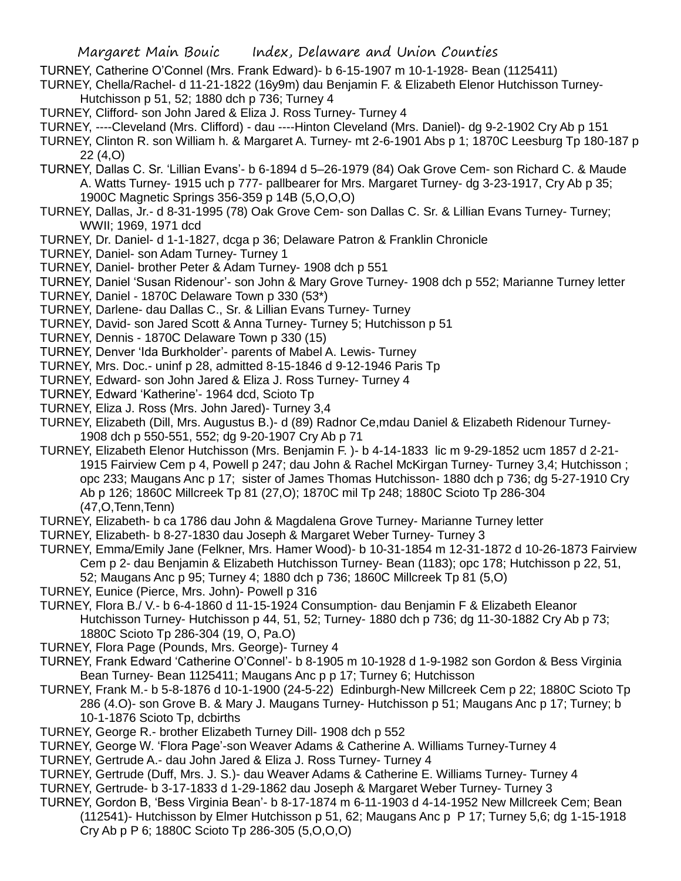TURNEY, Catherine O'Connel (Mrs. Frank Edward)- b 6-15-1907 m 10-1-1928- Bean (1125411)

TURNEY, Chella/Rachel- d 11-21-1822 (16y9m) dau Benjamin F. & Elizabeth Elenor Hutchisson Turney- Hutchisson p 51, 52; 1880 dch p 736; Turney 4

TURNEY, Clifford- son John Jared & Eliza J. Ross Turney- Turney 4

TURNEY, ----Cleveland (Mrs. Clifford) - dau ----Hinton Cleveland (Mrs. Daniel)- dg 9-2-1902 Cry Ab p 151

TURNEY, Clinton R. son William h. & Margaret A. Turney- mt 2-6-1901 Abs p 1; 1870C Leesburg Tp 180-187 p 22 (4,O)

TURNEY, Dallas C. Sr. 'Lillian Evans'- b 6-1894 d 5–26-1979 (84) Oak Grove Cem- son Richard C. & Maude A. Watts Turney- 1915 uch p 777- pallbearer for Mrs. Margaret Turney- dg 3-23-1917, Cry Ab p 35; 1900C Magnetic Springs 356-359 p 14B (5,O,O,O)

TURNEY, Dallas, Jr.- d 8-31-1995 (78) Oak Grove Cem- son Dallas C. Sr. & Lillian Evans Turney- Turney; WWII; 1969, 1971 dcd

TURNEY, Dr. Daniel- d 1-1-1827, dcga p 36; Delaware Patron & Franklin Chronicle

TURNEY, Daniel- son Adam Turney- Turney 1

TURNEY, Daniel- brother Peter & Adam Turney- 1908 dch p 551

TURNEY, Daniel 'Susan Ridenour'- son John & Mary Grove Turney- 1908 dch p 552; Marianne Turney letter

TURNEY, Daniel - 1870C Delaware Town p 330 (53*)

TURNEY, Darlene- dau Dallas C., Sr. & Lillian Evans Turney- Turney

TURNEY, David- son Jared Scott & Anna Turney- Turney 5; Hutchisson p 51

TURNEY, Dennis - 1870C Delaware Town p 330 (15)

TURNEY, Denver 'Ida Burkholder'- parents of Mabel A. Lewis- Turney

TURNEY, Mrs. Doc.- uninf p 28, admitted 8-15-1846 d 9-12-1946 Paris Tp

TURNEY, Edward- son John Jared & Eliza J. Ross Turney- Turney 4

TURNEY, Edward 'Katherine'- 1964 dcd, Scioto Tp

TURNEY, Eliza J. Ross (Mrs. John Jared)- Turney 3,4

TURNEY, Elizabeth (Dill, Mrs. Augustus B.)- d (89) Radnor Ce,mdau Daniel & Elizabeth Ridenour Turney- 1908 dch p 550-551, 552; dg 9-20-1907 Cry Ab p 71

TURNEY, Elizabeth Elenor Hutchisson (Mrs. Benjamin F. )- b 4-14-1833 lic m 9-29-1852 ucm 1857 d 2-21-1915 Fairview Cem p 4, Powell p 247; dau John & Rachel McKirgan Turney- Turney 3,4; Hutchisson ; opc 233; Maugans Anc p 17; sister of James Thomas Hutchisson- 1880 dch p 736; dg 5-27-1910 Cry Ab p 126; 1860C Millcreek Tp 81 (27,O); 1870C mil Tp 248; 1880C Scioto Tp 286-304 (47,O,Tenn,Tenn)

TURNEY, Elizabeth- b ca 1786 dau John & Magdalena Grove Turney- Marianne Turney letter

TURNEY, Elizabeth- b 8-27-1830 dau Joseph & Margaret Weber Turney- Turney 3

TURNEY, Emma/Emily Jane (Felkner, Mrs. Hamer Wood)- b 10-31-1854 m 12-31-1872 d 10-26-1873 Fairview Cem p 2- dau Benjamin & Elizabeth Hutchisson Turney- Bean (1183); opc 178; Hutchisson p 22, 51, 52; Maugans Anc p 95; Turney 4; 1880 dch p 736; 1860C Millcreek Tp 81 (5,O)

TURNEY, Eunice (Pierce, Mrs. John)- Powell p 316

TURNEY, Flora B./ V.- b 6-4-1860 d 11-15-1924 Consumption- dau Benjamin F & Elizabeth Eleanor Hutchisson Turney- Hutchisson p 44, 51, 52; Turney- 1880 dch p 736; dg 11-30-1882 Cry Ab p 73; 1880C Scioto Tp 286-304 (19, O, Pa.O)

TURNEY, Flora Page (Pounds, Mrs. George)- Turney 4

TURNEY, Frank Edward 'Catherine O'Connel'- b 8-1905 m 10-1928 d 1-9-1982 son Gordon & Bess Virginia Bean Turney- Bean 1125411; Maugans Anc p p 17; Turney 6; Hutchisson

TURNEY, Frank M.- b 5-8-1876 d 10-1-1900 (24-5-22) Edinburgh-New Millcreek Cem p 22; 1880C Scioto Tp 286 (4.O)- son Grove B. & Mary J. Maugans Turney- Hutchisson p 51; Maugans Anc p 17; Turney; b 10-1-1876 Scioto Tp, dcbirths

TURNEY, George R.- brother Elizabeth Turney Dill- 1908 dch p 552

TURNEY, George W. 'Flora Page'-son Weaver Adams & Catherine A. Williams Turney-Turney 4

TURNEY, Gertrude A.- dau John Jared & Eliza J. Ross Turney- Turney 4

TURNEY, Gertrude (Duff, Mrs. J. S.)- dau Weaver Adams & Catherine E. Williams Turney- Turney 4

TURNEY, Gertrude- b 3-17-1833 d 1-29-1862 dau Joseph & Margaret Weber Turney- Turney 3

TURNEY, Gordon B, 'Bess Virginia Bean'- b 8-17-1874 m 6-11-1903 d 4-14-1952 New Millcreek Cem; Bean (112541)- Hutchisson by Elmer Hutchisson p 51, 62; Maugans Anc p P 17; Turney 5,6; dg 1-15-1918 Cry Ab p P 6; 1880C Scioto Tp 286-305 (5,O,O,O)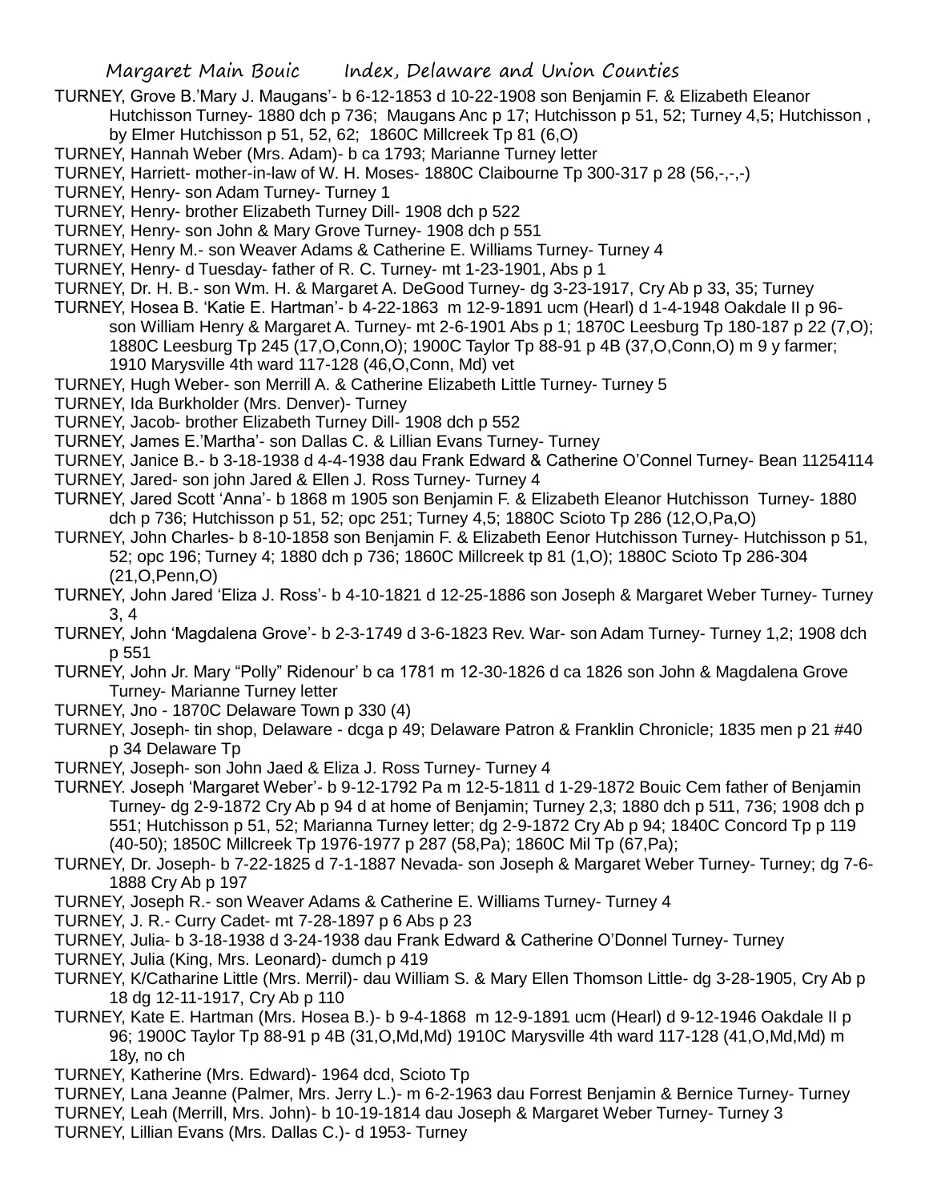TURNEY, Grove B.'Mary J. Maugans'- b 6-12-1853 d 10-22-1908 son Benjamin F. & Elizabeth Eleanor Hutchisson Turney- 1880 dch p 736; Maugans Anc p 17; Hutchisson p 51, 52; Turney 4,5; Hutchisson , by Elmer Hutchisson p 51, 52, 62; 1860C Millcreek Tp 81 (6,O)

TURNEY, Hannah Weber (Mrs. Adam)- b ca 1793; Marianne Turney letter

TURNEY, Harriett- mother-in-law of W. H. Moses- 1880C Claibourne Tp 300-317 p 28 (56,-,-,-)

TURNEY, Henry- son Adam Turney- Turney 1

TURNEY, Henry- brother Elizabeth Turney Dill- 1908 dch p 522

TURNEY, Henry- son John & Mary Grove Turney- 1908 dch p 551

TURNEY, Henry M.- son Weaver Adams & Catherine E. Williams Turney- Turney 4

TURNEY, Henry- d Tuesday- father of R. C. Turney- mt 1-23-1901, Abs p 1

TURNEY, Dr. H. B.- son Wm. H. & Margaret A. DeGood Turney- dg 3-23-1917, Cry Ab p 33, 35; Turney

TURNEY, Hosea B. 'Katie E. Hartman'- b 4-22-1863 m 12-9-1891 ucm (Hearl) d 1-4-1948 Oakdale II p 96- son William Henry & Margaret A. Turney- mt 2-6-1901 Abs p 1; 1870C Leesburg Tp 180-187 p 22 (7,O); 1880C Leesburg Tp 245 (17,O,Conn,O); 1900C Taylor Tp 88-91 p 4B (37,O,Conn,O) m 9 y farmer; 1910 Marysville 4th ward 117-128 (46,O,Conn, Md) vet

TURNEY, Hugh Weber- son Merrill A. & Catherine Elizabeth Little Turney- Turney 5

TURNEY, Ida Burkholder (Mrs. Denver)- Turney

TURNEY, Jacob- brother Elizabeth Turney Dill- 1908 dch p 552

TURNEY, James E.'Martha'- son Dallas C. & Lillian Evans Turney- Turney

TURNEY, Janice B.- b 3-18-1938 d 4-4-1938 dau Frank Edward & Catherine O'Connel Turney- Bean 11254114

TURNEY, Jared- son john Jared & Ellen J. Ross Turney- Turney 4

TURNEY, Jared Scott 'Anna'- b 1868 m 1905 son Benjamin F. & Elizabeth Eleanor Hutchisson Turney- 1880 dch p 736; Hutchisson p 51, 52; opc 251; Turney 4,5; 1880C Scioto Tp 286 (12,O,Pa,O)

TURNEY, John Charles- b 8-10-1858 son Benjamin F. & Elizabeth Eenor Hutchisson Turney- Hutchisson p 51, 52; opc 196; Turney 4; 1880 dch p 736; 1860C Millcreek tp 81 (1,O); 1880C Scioto Tp 286-304 (21,O,Penn,O)

TURNEY, John Jared 'Eliza J. Ross'- b 4-10-1821 d 12-25-1886 son Joseph & Margaret Weber Turney- Turney 3, 4

TURNEY, John 'Magdalena Grove'- b 2-3-1749 d 3-6-1823 Rev. War- son Adam Turney- Turney 1,2; 1908 dch p 551

TURNEY, John Jr. Mary "Polly" Ridenour' b ca 1781 m 12-30-1826 d ca 1826 son John & Magdalena Grove Turney- Marianne Turney letter

TURNEY, Jno - 1870C Delaware Town p 330 (4)

TURNEY, Joseph- tin shop, Delaware - dcga p 49; Delaware Patron & Franklin Chronicle; 1835 men p 21 #40 p 34 Delaware Tp

TURNEY, Joseph- son John Jaed & Eliza J. Ross Turney- Turney 4

TURNEY. Joseph 'Margaret Weber'- b 9-12-1792 Pa m 12-5-1811 d 1-29-1872 Bouic Cem father of Benjamin Turney- dg 2-9-1872 Cry Ab p 94 d at home of Benjamin; Turney 2,3; 1880 dch p 511, 736; 1908 dch p 551; Hutchisson p 51, 52; Marianna Turney letter; dg 2-9-1872 Cry Ab p 94; 1840C Concord Tp p 119 (40-50); 1850C Millcreek Tp 1976-1977 p 287 (58,Pa); 1860C Mil Tp (67,Pa);

TURNEY, Dr. Joseph- b 7-22-1825 d 7-1-1887 Nevada- son Joseph & Margaret Weber Turney- Turney; dg 7-6-1888 Cry Ab p 197

TURNEY, Joseph R.- son Weaver Adams & Catherine E. Williams Turney- Turney 4

TURNEY, J. R.- Curry Cadet- mt 7-28-1897 p 6 Abs p 23

TURNEY, Julia- b 3-18-1938 d 3-24-1938 dau Frank Edward & Catherine O'Donnel Turney- Turney

TURNEY, Julia (King, Mrs. Leonard)- dumch p 419

TURNEY, K/Catharine Little (Mrs. Merril)- dau William S. & Mary Ellen Thomson Little- dg 3-28-1905, Cry Ab p 18 dg 12-11-1917, Cry Ab p 110

TURNEY, Kate E. Hartman (Mrs. Hosea B.)- b 9-4-1868 m 12-9-1891 ucm (Hearl) d 9-12-1946 Oakdale II p 96; 1900C Taylor Tp 88-91 p 4B (31,O,Md,Md) 1910C Marysville 4th ward 117-128 (41,O,Md,Md) m 18y, no ch

TURNEY, Katherine (Mrs. Edward)- 1964 dcd, Scioto Tp

TURNEY, Lana Jeanne (Palmer, Mrs. Jerry L.)- m 6-2-1963 dau Forrest Benjamin & Bernice Turney- Turney

TURNEY, Leah (Merrill, Mrs. John)- b 10-19-1814 dau Joseph & Margaret Weber Turney- Turney 3

TURNEY, Lillian Evans (Mrs. Dallas C.)- d 1953- Turney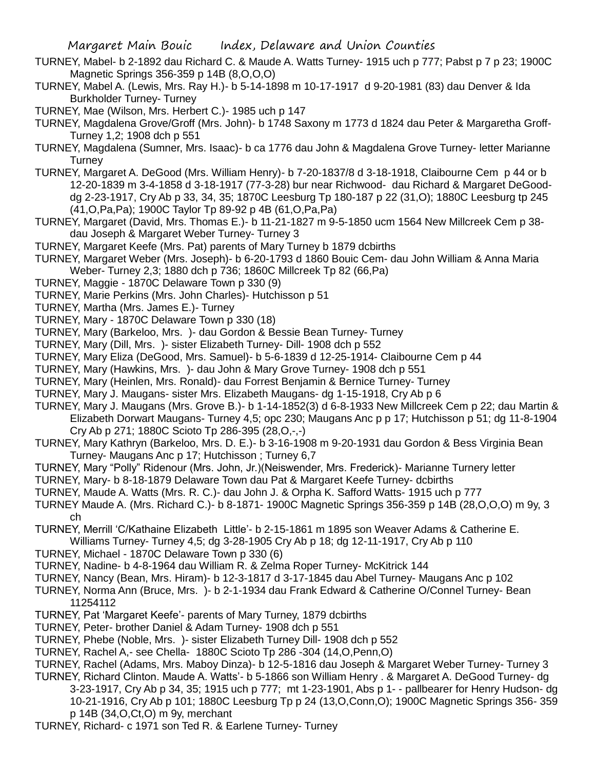TURNEY, Mabel- b 2-1892 dau Richard C. & Maude A. Watts Turney- 1915 uch p 777; Pabst p 7 p 23; 1900C Magnetic Springs 356-359 p 14B (8,O,O,O)

TURNEY, Mabel A. (Lewis, Mrs. Ray H.)- b 5-14-1898 m 10-17-1917 d 9-20-1981 (83) dau Denver & Ida Burkholder Turney- Turney

TURNEY, Mae (Wilson, Mrs. Herbert C.)- 1985 uch p 147

TURNEY, Magdalena Grove/Groff (Mrs. John)- b 1748 Saxony m 1773 d 1824 dau Peter & Margaretha Groff- Turney 1,2; 1908 dch p 551

TURNEY, Magdalena (Sumner, Mrs. Isaac)- b ca 1776 dau John & Magdalena Grove Turney- letter Marianne Turney

TURNEY, Margaret A. DeGood (Mrs. William Henry)- b 7-20-1837/8 d 3-18-1918, Claibourne Cem p 44 or b 12-20-1839 m 3-4-1858 d 3-18-1917 (77-3-28) bur near Richwood- dau Richard & Margaret DeGood- dg 2-23-1917, Cry Ab p 33, 34, 35; 1870C Leesburg Tp 180-187 p 22 (31,O); 1880C Leesburg tp 245 (41,O,Pa,Pa); 1900C Taylor Tp 89-92 p 4B (61,O,Pa,Pa)

TURNEY, Margaret (David, Mrs. Thomas E.)- b 11-21-1827 m 9-5-1850 ucm 1564 New Millcreek Cem p 38- dau Joseph & Margaret Weber Turney- Turney 3

TURNEY, Margaret Keefe (Mrs. Pat) parents of Mary Turney b 1879 dcbirths

TURNEY, Margaret Weber (Mrs. Joseph)- b 6-20-1793 d 1860 Bouic Cem- dau John William & Anna Maria Weber- Turney 2,3; 1880 dch p 736; 1860C Millcreek Tp 82 (66,Pa)

TURNEY, Maggie - 1870C Delaware Town p 330 (9)

TURNEY, Marie Perkins (Mrs. John Charles)- Hutchisson p 51

TURNEY, Martha (Mrs. James E.)- Turney

TURNEY, Mary - 1870C Delaware Town p 330 (18)

TURNEY, Mary (Barkeloo, Mrs. )- dau Gordon & Bessie Bean Turney- Turney

TURNEY, Mary (Dill, Mrs. )- sister Elizabeth Turney- Dill- 1908 dch p 552

TURNEY, Mary Eliza (DeGood, Mrs. Samuel)- b 5-6-1839 d 12-25-1914- Claibourne Cem p 44

TURNEY, Mary (Hawkins, Mrs. )- dau John & Mary Grove Turney- 1908 dch p 551

TURNEY, Mary (Heinlen, Mrs. Ronald)- dau Forrest Benjamin & Bernice Turney- Turney

TURNEY, Mary J. Maugans- sister Mrs. Elizabeth Maugans- dg 1-15-1918, Cry Ab p 6

TURNEY, Mary J. Maugans (Mrs. Grove B.)- b 1-14-1852(3) d 6-8-1933 New Millcreek Cem p 22; dau Martin & Elizabeth Dorwart Maugans- Turney 4,5; opc 230; Maugans Anc p p 17; Hutchisson p 51; dg 11-8-1904 Cry Ab p 271; 1880C Scioto Tp 286-395 (28,O,-,-)

TURNEY, Mary Kathryn (Barkeloo, Mrs. D. E.)- b 3-16-1908 m 9-20-1931 dau Gordon & Bess Virginia Bean Turney- Maugans Anc p 17; Hutchisson ; Turney 6,7

TURNEY, Mary "Polly" Ridenour (Mrs. John, Jr.)(Neiswender, Mrs. Frederick)- Marianne Turnery letter

TURNEY, Mary- b 8-18-1879 Delaware Town dau Pat & Margaret Keefe Turney- dcbirths

TURNEY, Maude A. Watts (Mrs. R. C.)- dau John J. & Orpha K. Safford Watts- 1915 uch p 777

TURNEY Maude A. (Mrs. Richard C.)- b 8-1871- 1900C Magnetic Springs 356-359 p 14B (28,O,O,O) m 9y, 3 ch

TURNEY, Merrill 'C/Kathaine Elizabeth Little'- b 2-15-1861 m 1895 son Weaver Adams & Catherine E. Williams Turney- Turney 4,5; dg 3-28-1905 Cry Ab p 18; dg 12-11-1917, Cry Ab p 110

TURNEY, Michael - 1870C Delaware Town p 330 (6)

TURNEY, Nadine- b 4-8-1964 dau William R. & Zelma Roper Turney- McKitrick 144

TURNEY, Nancy (Bean, Mrs. Hiram)- b 12-3-1817 d 3-17-1845 dau Abel Turney- Maugans Anc p 102

TURNEY, Norma Ann (Bruce, Mrs. )- b 2-1-1934 dau Frank Edward & Catherine O/Connel Turney- Bean 11254112

TURNEY, Pat 'Margaret Keefe'- parents of Mary Turney, 1879 dcbirths

TURNEY, Peter- brother Daniel & Adam Turney- 1908 dch p 551

TURNEY, Phebe (Noble, Mrs. )- sister Elizabeth Turney Dill- 1908 dch p 552

TURNEY, Rachel A,- see Chella- 1880C Scioto Tp 286 -304 (14,O,Penn,O)

TURNEY, Rachel (Adams, Mrs. Maboy Dinza)- b 12-5-1816 dau Joseph & Margaret Weber Turney- Turney 3

TURNEY, Richard Clinton. Maude A. Watts'- b 5-1866 son William Henry . & Margaret A. DeGood Turney- dg 3-23-1917, Cry Ab p 34, 35; 1915 uch p 777; mt 1-23-1901, Abs p 1- - pallbearer for Henry Hudson- dg 10-21-1916, Cry Ab p 101; 1880C Leesburg Tp p 24 (13,O,Conn,O); 1900C Magnetic Springs 356- 359 p 14B (34,O,Ct,O) m 9y, merchant

TURNEY, Richard- c 1971 son Ted R. & Earlene Turney- Turney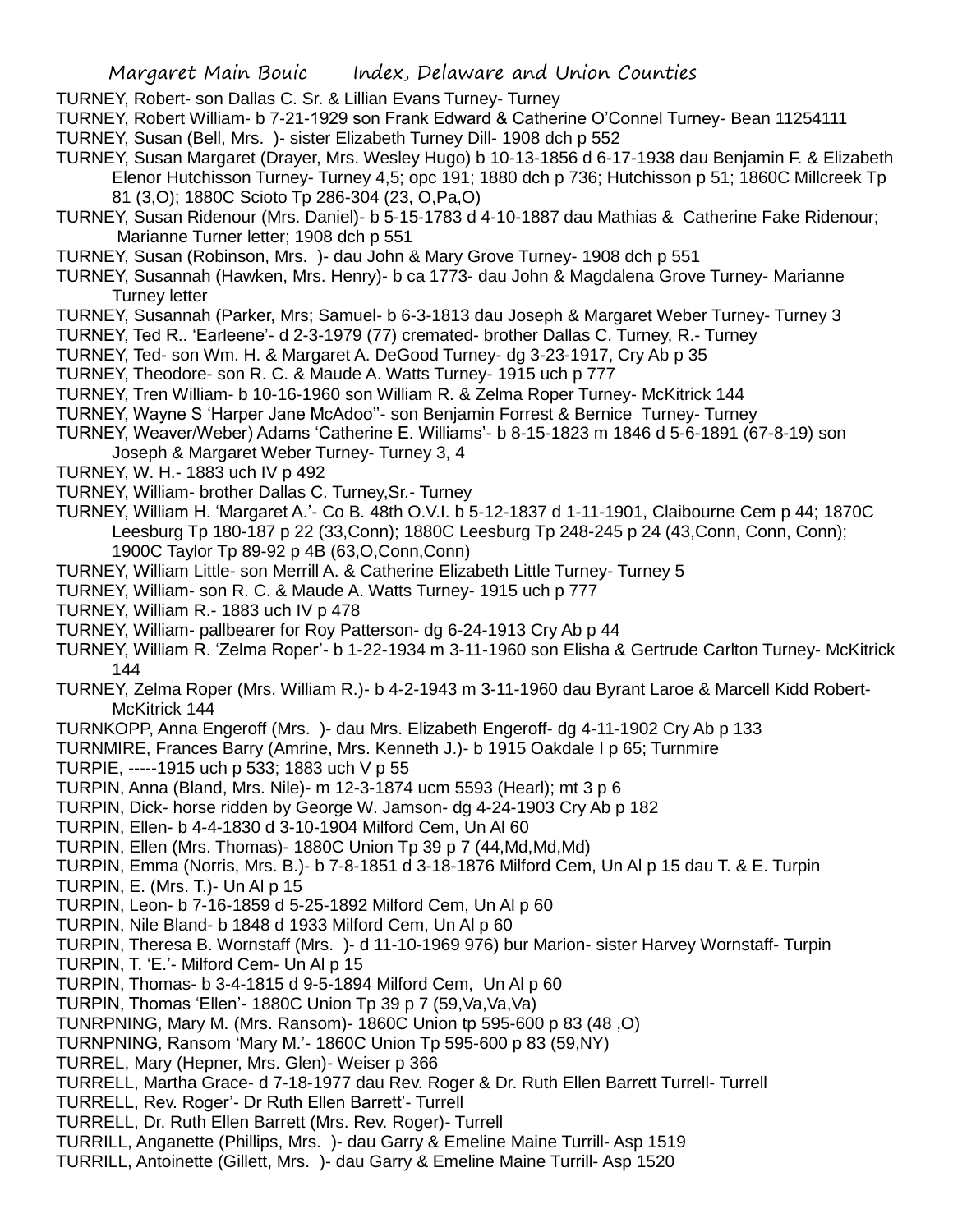TURNEY, Robert- son Dallas C. Sr. & Lillian Evans Turney- Turney

TURNEY, Robert William- b 7-21-1929 son Frank Edward & Catherine O'Connel Turney- Bean 11254111

TURNEY, Susan (Bell, Mrs. )- sister Elizabeth Turney Dill- 1908 dch p 552

TURNEY, Susan Margaret (Drayer, Mrs. Wesley Hugo) b 10-13-1856 d 6-17-1938 dau Benjamin F. & Elizabeth Elenor Hutchisson Turney- Turney 4,5; opc 191; 1880 dch p 736; Hutchisson p 51; 1860C Millcreek Tp 81 (3,O); 1880C Scioto Tp 286-304 (23, O,Pa,O)

TURNEY, Susan Ridenour (Mrs. Daniel)- b 5-15-1783 d 4-10-1887 dau Mathias & Catherine Fake Ridenour; Marianne Turner letter; 1908 dch p 551

TURNEY, Susan (Robinson, Mrs. )- dau John & Mary Grove Turney- 1908 dch p 551

TURNEY, Susannah (Hawken, Mrs. Henry)- b ca 1773- dau John & Magdalena Grove Turney- Marianne Turney letter

TURNEY, Susannah (Parker, Mrs; Samuel- b 6-3-1813 dau Joseph & Margaret Weber Turney- Turney 3

TURNEY, Ted R.. 'Earleene'- d 2-3-1979 (77) cremated- brother Dallas C. Turney, R.- Turney

TURNEY, Ted- son Wm. H. & Margaret A. DeGood Turney- dg 3-23-1917, Cry Ab p 35

TURNEY, Theodore- son R. C. & Maude A. Watts Turney- 1915 uch p 777

TURNEY, Tren William- b 10-16-1960 son William R. & Zelma Roper Turney- McKitrick 144

TURNEY, Wayne S 'Harper Jane McAdoo''- son Benjamin Forrest & Bernice Turney- Turney

TURNEY, Weaver/Weber) Adams 'Catherine E. Williams'- b 8-15-1823 m 1846 d 5-6-1891 (67-8-19) son Joseph & Margaret Weber Turney- Turney 3, 4

TURNEY, W. H.- 1883 uch IV p 492

TURNEY, William- brother Dallas C. Turney,Sr.- Turney

TURNEY, William H. 'Margaret A.'- Co B. 48th O.V.I. b 5-12-1837 d 1-11-1901, Claibourne Cem p 44; 1870C Leesburg Tp 180-187 p 22 (33,Conn); 1880C Leesburg Tp 248-245 p 24 (43,Conn, Conn, Conn); 1900C Taylor Tp 89-92 p 4B (63,O,Conn,Conn)

TURNEY, William Little- son Merrill A. & Catherine Elizabeth Little Turney- Turney 5

TURNEY, William- son R. C. & Maude A. Watts Turney- 1915 uch p 777

TURNEY, William R.- 1883 uch IV p 478

TURNEY, William- pallbearer for Roy Patterson- dg 6-24-1913 Cry Ab p 44

TURNEY, William R. 'Zelma Roper'- b 1-22-1934 m 3-11-1960 son Elisha & Gertrude Carlton Turney- McKitrick 144

TURNEY, Zelma Roper (Mrs. William R.)- b 4-2-1943 m 3-11-1960 dau Byrant Laroe & Marcell Kidd Robert- McKitrick 144

TURNKOPP, Anna Engeroff (Mrs. )- dau Mrs. Elizabeth Engeroff- dg 4-11-1902 Cry Ab p 133

TURNMIRE, Frances Barry (Amrine, Mrs. Kenneth J.)- b 1915 Oakdale I p 65; Turnmire

TURPIE, -----1915 uch p 533; 1883 uch V p 55

TURPIN, Anna (Bland, Mrs. Nile)- m 12-3-1874 ucm 5593 (Hearl); mt 3 p 6

TURPIN, Dick- horse ridden by George W. Jamson- dg 4-24-1903 Cry Ab p 182

TURPIN, Ellen- b 4-4-1830 d 3-10-1904 Milford Cem, Un Al 60

TURPIN, Ellen (Mrs. Thomas)- 1880C Union Tp 39 p 7 (44,Md,Md,Md)

TURPIN, Emma (Norris, Mrs. B.)- b 7-8-1851 d 3-18-1876 Milford Cem, Un Al p 15 dau T. & E. Turpin

TURPIN, E. (Mrs. T.)- Un Al p 15

TURPIN, Leon- b 7-16-1859 d 5-25-1892 Milford Cem, Un Al p 60

TURPIN, Nile Bland- b 1848 d 1933 Milford Cem, Un Al p 60

TURPIN, Theresa B. Wornstaff (Mrs. )- d 11-10-1969 976) bur Marion- sister Harvey Wornstaff- Turpin

TURPIN, T. 'E.'- Milford Cem- Un Al p 15

TURPIN, Thomas- b 3-4-1815 d 9-5-1894 Milford Cem, Un Al p 60

TURPIN, Thomas 'Ellen'- 1880C Union Tp 39 p 7 (59,Va,Va,Va)

TUNRPNING, Mary M. (Mrs. Ransom)- 1860C Union tp 595-600 p 83 (48 ,O)

TURNPNING, Ransom 'Mary M.'- 1860C Union Tp 595-600 p 83 (59,NY)

TURREL, Mary (Hepner, Mrs. Glen)- Weiser p 366

TURRELL, Martha Grace- d 7-18-1977 dau Rev. Roger & Dr. Ruth Ellen Barrett Turrell- Turrell

TURRELL, Rev. Roger'- Dr Ruth Ellen Barrett'- Turrell

TURRELL, Dr. Ruth Ellen Barrett (Mrs. Rev. Roger)- Turrell

TURRILL, Anganette (Phillips, Mrs. )- dau Garry & Emeline Maine Turrill- Asp 1519

TURRILL, Antoinette (Gillett, Mrs. )- dau Garry & Emeline Maine Turrill- Asp 1520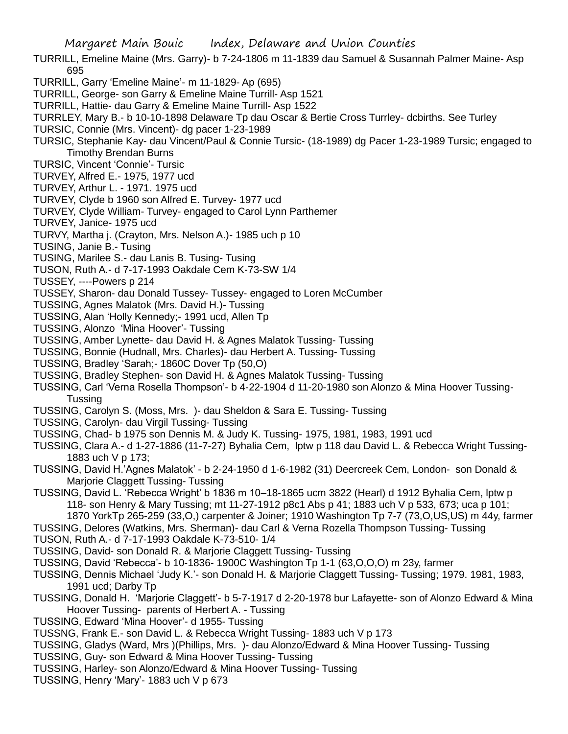TURRILL, Emeline Maine (Mrs. Garry)- b 7-24-1806 m 11-1839 dau Samuel & Susannah Palmer Maine- Asp 695

TURRILL, Garry 'Emeline Maine'- m 11-1829- Ap (695)

TURRILL, George- son Garry & Emeline Maine Turrill- Asp 1521

TURRILL, Hattie- dau Garry & Emeline Maine Turrill- Asp 1522

TURRLEY, Mary B.- b 10-10-1898 Delaware Tp dau Oscar & Bertie Cross Turrley- dcbirths. See Turley

TURSIC, Connie (Mrs. Vincent)- dg pacer 1-23-1989

TURSIC, Stephanie Kay- dau Vincent/Paul & Connie Tursic- (18-1989) dg Pacer 1-23-1989 Tursic; engaged to Timothy Brendan Burns

TURSIC, Vincent 'Connie'- Tursic

TURVEY, Alfred E.- 1975, 1977 ucd

TURVEY, Arthur L. - 1971. 1975 ucd

TURVEY, Clyde b 1960 son Alfred E. Turvey- 1977 ucd

TURVEY, Clyde William- Turvey- engaged to Carol Lynn Parthemer

TURVEY, Janice- 1975 ucd

TURVY, Martha j. (Crayton, Mrs. Nelson A.)- 1985 uch p 10

TUSING, Janie B.- Tusing

TUSING, Marilee S.- dau Lanis B. Tusing- Tusing

TUSON, Ruth A.- d 7-17-1993 Oakdale Cem K-73-SW 1/4

TUSSEY, ----Powers p 214

TUSSEY, Sharon- dau Donald Tussey- Tussey- engaged to Loren McCumber

TUSSING, Agnes Malatok (Mrs. David H.)- Tussing

TUSSING, Alan 'Holly Kennedy;- 1991 ucd, Allen Tp

TUSSING, Alonzo 'Mina Hoover'- Tussing

TUSSING, Amber Lynette- dau David H. & Agnes Malatok Tussing- Tussing

TUSSING, Bonnie (Hudnall, Mrs. Charles)- dau Herbert A. Tussing- Tussing

TUSSING, Bradley 'Sarah;- 1860C Dover Tp (50,O)

TUSSING, Bradley Stephen- son David H. & Agnes Malatok Tussing- Tussing

TUSSING, Carl 'Verna Rosella Thompson'- b 4-22-1904 d 11-20-1980 son Alonzo & Mina Hoover Tussing- Tussing

TUSSING, Carolyn S. (Moss, Mrs. )- dau Sheldon & Sara E. Tussing- Tussing

TUSSING, Carolyn- dau Virgil Tussing- Tussing

TUSSING, Chad- b 1975 son Dennis M. & Judy K. Tussing- 1975, 1981, 1983, 1991 ucd

TUSSING, Clara A.- d 1-27-1886 (11-7-27) Byhalia Cem, lptw p 118 dau David L. & Rebecca Wright Tussing- 1883 uch V p 173;

TUSSING, David H.'Agnes Malatok' - b 2-24-1950 d 1-6-1982 (31) Deercreek Cem, London- son Donald & Marjorie Claggett Tussing- Tussing

TUSSING, David L. 'Rebecca Wright' b 1836 m 10–18-1865 ucm 3822 (Hearl) d 1912 Byhalia Cem, lptw p 118- son Henry & Mary Tussing; mt 11-27-1912 p8c1 Abs p 41; 1883 uch V p 533, 673; uca p 101; 1870 YorkTp 265-259 (33,O,) carpenter & Joiner; 1910 Washington Tp 7-7 (73,O,US,US) m 44y, farmer

TUSSING, Delores (Watkins, Mrs. Sherman)- dau Carl & Verna Rozella Thompson Tussing- Tussing

TUSON, Ruth A.- d 7-17-1993 Oakdale K-73-510- 1/4

TUSSING, David- son Donald R. & Marjorie Claggett Tussing- Tussing

TUSSING, David 'Rebecca'- b 10-1836- 1900C Washington Tp 1-1 (63,O,O,O) m 23y, farmer

TUSSING, Dennis Michael 'Judy K.'- son Donald H. & Marjorie Claggett Tussing- Tussing; 1979. 1981, 1983, 1991 ucd; Darby Tp

TUSSING, Donald H. 'Marjorie Claggett'- b 5-7-1917 d 2-20-1978 bur Lafayette- son of Alonzo Edward & Mina Hoover Tussing- parents of Herbert A. - Tussing

TUSSING, Edward 'Mina Hoover'- d 1955- Tussing

TUSSNG, Frank E.- son David L. & Rebecca Wright Tussing- 1883 uch V p 173

TUSSING, Gladys (Ward, Mrs )(Phillips, Mrs. )- dau Alonzo/Edward & Mina Hoover Tussing- Tussing

TUSSING, Guy- son Edward & Mina Hoover Tussing- Tussing

TUSSING, Harley- son Alonzo/Edward & Mina Hoover Tussing- Tussing

TUSSING, Henry 'Mary'- 1883 uch V p 673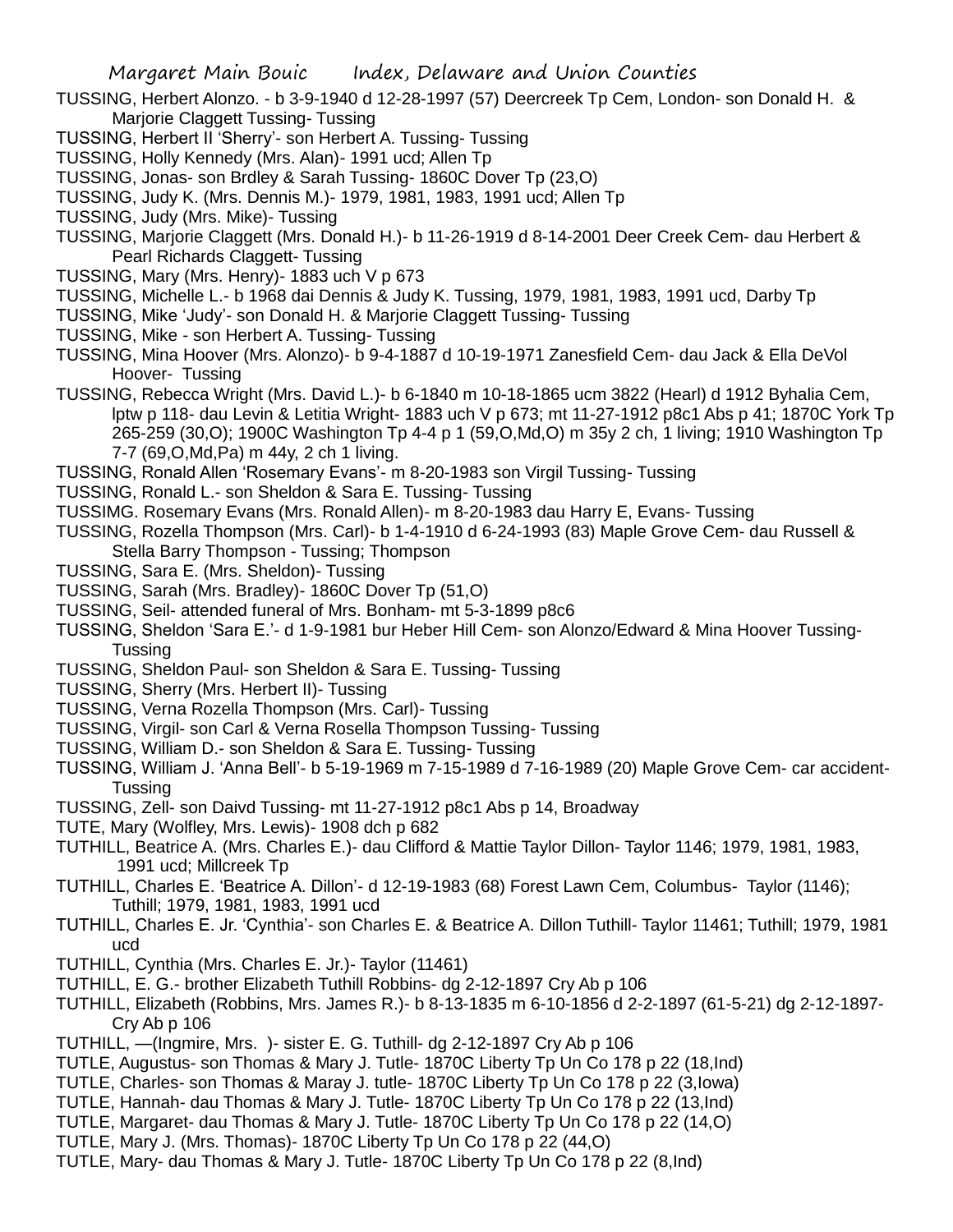TUSSING, Herbert Alonzo. - b 3-9-1940 d 12-28-1997 (57) Deercreek Tp Cem, London- son Donald H. & Marjorie Claggett Tussing- Tussing

TUSSING, Herbert II 'Sherry'- son Herbert A. Tussing- Tussing

TUSSING, Holly Kennedy (Mrs. Alan)- 1991 ucd; Allen Tp

TUSSING, Jonas- son Brdley & Sarah Tussing- 1860C Dover Tp (23,O)

TUSSING, Judy K. (Mrs. Dennis M.)- 1979, 1981, 1983, 1991 ucd; Allen Tp

TUSSING, Judy (Mrs. Mike)- Tussing

TUSSING, Marjorie Claggett (Mrs. Donald H.)- b 11-26-1919 d 8-14-2001 Deer Creek Cem- dau Herbert & Pearl Richards Claggett- Tussing

TUSSING, Mary (Mrs. Henry)- 1883 uch V p 673

TUSSING, Michelle L.- b 1968 dai Dennis & Judy K. Tussing, 1979, 1981, 1983, 1991 ucd, Darby Tp

TUSSING, Mike 'Judy'- son Donald H. & Marjorie Claggett Tussing- Tussing

TUSSING, Mike - son Herbert A. Tussing- Tussing

TUSSING, Mina Hoover (Mrs. Alonzo)- b 9-4-1887 d 10-19-1971 Zanesfield Cem- dau Jack & Ella DeVol Hoover- Tussing

TUSSING, Rebecca Wright (Mrs. David L.)- b 6-1840 m 10-18-1865 ucm 3822 (Hearl) d 1912 Byhalia Cem, lptw p 118- dau Levin & Letitia Wright- 1883 uch V p 673; mt 11-27-1912 p8c1 Abs p 41; 1870C York Tp 265-259 (30,O); 1900C Washington Tp 4-4 p 1 (59,O,Md,O) m 35y 2 ch, 1 living; 1910 Washington Tp 7-7 (69,O,Md,Pa) m 44y, 2 ch 1 living.

TUSSING, Ronald Allen 'Rosemary Evans'- m 8-20-1983 son Virgil Tussing- Tussing

TUSSING, Ronald L.- son Sheldon & Sara E. Tussing- Tussing

TUSSIMG. Rosemary Evans (Mrs. Ronald Allen)- m 8-20-1983 dau Harry E, Evans- Tussing

TUSSING, Rozella Thompson (Mrs. Carl)- b 1-4-1910 d 6-24-1993 (83) Maple Grove Cem- dau Russell & Stella Barry Thompson - Tussing; Thompson

TUSSING, Sara E. (Mrs. Sheldon)- Tussing

TUSSING, Sarah (Mrs. Bradley)- 1860C Dover Tp (51,O)

TUSSING, Seil- attended funeral of Mrs. Bonham- mt 5-3-1899 p8c6

TUSSING, Sheldon 'Sara E.'- d 1-9-1981 bur Heber Hill Cem- son Alonzo/Edward & Mina Hoover Tussing- Tussing

TUSSING, Sheldon Paul- son Sheldon & Sara E. Tussing- Tussing

TUSSING, Sherry (Mrs. Herbert II)- Tussing

TUSSING, Verna Rozella Thompson (Mrs. Carl)- Tussing

TUSSING, Virgil- son Carl & Verna Rosella Thompson Tussing- Tussing

TUSSING, William D.- son Sheldon & Sara E. Tussing- Tussing

TUSSING, William J. 'Anna Bell'- b 5-19-1969 m 7-15-1989 d 7-16-1989 (20) Maple Grove Cem- car accident- Tussing

TUSSING, Zell- son Daivd Tussing- mt 11-27-1912 p8c1 Abs p 14, Broadway

TUTE, Mary (Wolfley, Mrs. Lewis)- 1908 dch p 682

TUTHILL, Beatrice A. (Mrs. Charles E.)- dau Clifford & Mattie Taylor Dillon- Taylor 1146; 1979, 1981, 1983, 1991 ucd; Millcreek Tp

TUTHILL, Charles E. 'Beatrice A. Dillon'- d 12-19-1983 (68) Forest Lawn Cem, Columbus- Taylor (1146); Tuthill; 1979, 1981, 1983, 1991 ucd

TUTHILL, Charles E. Jr. 'Cynthia'- son Charles E. & Beatrice A. Dillon Tuthill- Taylor 11461; Tuthill; 1979, 1981 ucd

TUTHILL, Cynthia (Mrs. Charles E. Jr.)- Taylor (11461)

TUTHILL, E. G.- brother Elizabeth Tuthill Robbins- dg 2-12-1897 Cry Ab p 106

TUTHILL, Elizabeth (Robbins, Mrs. James R.)- b 8-13-1835 m 6-10-1856 d 2-2-1897 (61-5-21) dg 2-12-1897- Cry Ab p 106

TUTHILL, —(Ingmire, Mrs. )- sister E. G. Tuthill- dg 2-12-1897 Cry Ab p 106

TUTLE, Augustus- son Thomas & Mary J. Tutle- 1870C Liberty Tp Un Co 178 p 22 (18,Ind)

TUTLE, Charles- son Thomas & Maray J. tutle- 1870C Liberty Tp Un Co 178 p 22 (3,Iowa)

TUTLE, Hannah- dau Thomas & Mary J. Tutle- 1870C Liberty Tp Un Co 178 p 22 (13,Ind)

TUTLE, Margaret- dau Thomas & Mary J. Tutle- 1870C Liberty Tp Un Co 178 p 22 (14,O)

TUTLE, Mary J. (Mrs. Thomas)- 1870C Liberty Tp Un Co 178 p 22 (44,O)

TUTLE, Mary- dau Thomas & Mary J. Tutle- 1870C Liberty Tp Un Co 178 p 22 (8,Ind)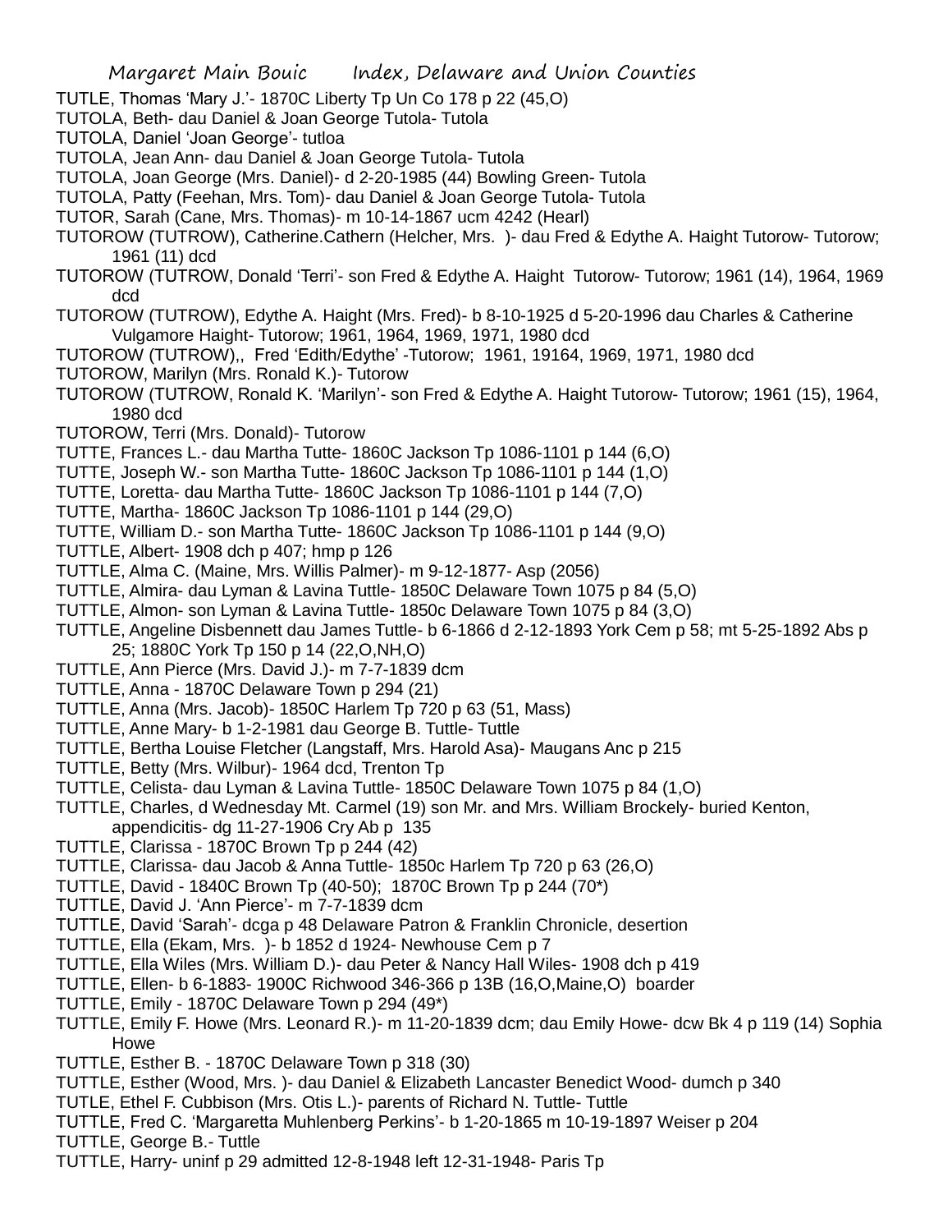TUTLE, Thomas 'Mary J.'- 1870C Liberty Tp Un Co 178 p 22 (45,O)
TUTOLA, Beth- dau Daniel & Joan George Tutola- Tutola
TUTOLA, Daniel 'Joan George'- tutloa
TUTOLA, Jean Ann- dau Daniel & Joan George Tutola- Tutola
TUTOLA, Joan George (Mrs. Daniel)- d 2-20-1985 (44) Bowling Green- Tutola
TUTOLA, Patty (Feehan, Mrs. Tom)- dau Daniel & Joan George Tutola- Tutola
TUTOR, Sarah (Cane, Mrs. Thomas)- m 10-14-1867 ucm 4242 (Hearl)
TUTOROW (TUTROW), Catherine.Cathern (Helcher, Mrs. )- dau Fred & Edythe A. Haight Tutorow- Tutorow; 1961 (11) dcd
TUTOROW (TUTROW, Donald 'Terri'- son Fred & Edythe A. Haight Tutorow- Tutorow; 1961 (14), 1964, 1969 dcd
TUTOROW (TUTROW), Edythe A. Haight (Mrs. Fred)- b 8-10-1925 d 5-20-1996 dau Charles & Catherine Vulgamore Haight- Tutorow; 1961, 1964, 1969, 1971, 1980 dcd
TUTOROW (TUTROW),, Fred 'Edith/Edythe' -Tutorow; 1961, 19164, 1969, 1971, 1980 dcd
TUTOROW, Marilyn (Mrs. Ronald K.)- Tutorow
TUTOROW (TUTROW, Ronald K. 'Marilyn'- son Fred & Edythe A. Haight Tutorow- Tutorow; 1961 (15), 1964, 1980 dcd
TUTOROW, Terri (Mrs. Donald)- Tutorow
TUTTE, Frances L.- dau Martha Tutte- 1860C Jackson Tp 1086-1101 p 144 (6,O)
TUTTE, Joseph W.- son Martha Tutte- 1860C Jackson Tp 1086-1101 p 144 (1,O)
TUTTE, Loretta- dau Martha Tutte- 1860C Jackson Tp 1086-1101 p 144 (7,O)
TUTTE, Martha- 1860C Jackson Tp 1086-1101 p 144 (29,O)
TUTTE, William D.- son Martha Tutte- 1860C Jackson Tp 1086-1101 p 144 (9,O)
TUTTLE, Albert- 1908 dch p 407; hmp p 126
TUTTLE, Alma C. (Maine, Mrs. Willis Palmer)- m 9-12-1877- Asp (2056)
TUTTLE, Almira- dau Lyman & Lavina Tuttle- 1850C Delaware Town 1075 p 84 (5,O)
TUTTLE, Almon- son Lyman & Lavina Tuttle- 1850c Delaware Town 1075 p 84 (3,O)
TUTTLE, Angeline Disbennett dau James Tuttle- b 6-1866 d 2-12-1893 York Cem p 58; mt 5-25-1892 Abs p 25; 1880C York Tp 150 p 14 (22,O,NH,O)
TUTTLE, Ann Pierce (Mrs. David J.)- m 7-7-1839 dcm
TUTTLE, Anna - 1870C Delaware Town p 294 (21)
TUTTLE, Anna (Mrs. Jacob)- 1850C Harlem Tp 720 p 63 (51, Mass)
TUTTLE, Anne Mary- b 1-2-1981 dau George B. Tuttle- Tuttle
TUTTLE, Bertha Louise Fletcher (Langstaff, Mrs. Harold Asa)- Maugans Anc p 215
TUTTLE, Betty (Mrs. Wilbur)- 1964 dcd, Trenton Tp
TUTTLE, Celista- dau Lyman & Lavina Tuttle- 1850C Delaware Town 1075 p 84 (1,O)
TUTTLE, Charles, d Wednesday Mt. Carmel (19) son Mr. and Mrs. William Brockely- buried Kenton, appendicitis- dg 11-27-1906 Cry Ab p 135
TUTTLE, Clarissa - 1870C Brown Tp p 244 (42)
TUTTLE, Clarissa- dau Jacob & Anna Tuttle- 1850c Harlem Tp 720 p 63 (26,O)
TUTTLE, David - 1840C Brown Tp (40-50); 1870C Brown Tp p 244 (70*)
TUTTLE, David J. 'Ann Pierce'- m 7-7-1839 dcm
TUTTLE, David 'Sarah'- dcga p 48 Delaware Patron & Franklin Chronicle, desertion
TUTTLE, Ella (Ekam, Mrs. )- b 1852 d 1924- Newhouse Cem p 7
TUTTLE, Ella Wiles (Mrs. William D.)- dau Peter & Nancy Hall Wiles- 1908 dch p 419
TUTTLE, Ellen- b 6-1883- 1900C Richwood 346-366 p 13B (16,O,Maine,O) boarder
TUTTLE, Emily - 1870C Delaware Town p 294 (49*)
TUTTLE, Emily F. Howe (Mrs. Leonard R.)- m 11-20-1839 dcm; dau Emily Howe- dcw Bk 4 p 119 (14) Sophia Howe
TUTTLE, Esther B. - 1870C Delaware Town p 318 (30)
TUTTLE, Esther (Wood, Mrs. )- dau Daniel & Elizabeth Lancaster Benedict Wood- dumch p 340
TUTLE, Ethel F. Cubbison (Mrs. Otis L.)- parents of Richard N. Tuttle- Tuttle
TUTTLE, Fred C. 'Margaretta Muhlenberg Perkins'- b 1-20-1865 m 10-19-1897 Weiser p 204
TUTTLE, George B.- Tuttle
TUTTLE, Harry- uninf p 29 admitted 12-8-1948 left 12-31-1948- Paris Tp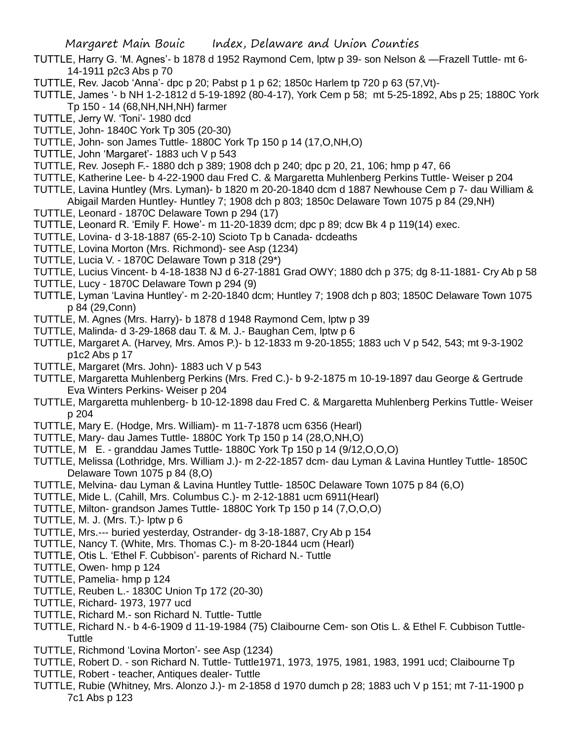TUTTLE, Harry G. 'M. Agnes'- b 1878 d 1952 Raymond Cem, lptw p 39- son Nelson & —Frazell Tuttle- mt 6-14-1911 p2c3 Abs p 70

TUTTLE, Rev. Jacob 'Anna'- dpc p 20; Pabst p 1 p 62; 1850c Harlem tp 720 p 63 (57,Vt)-

TUTTLE, James '- b NH 1-2-1812 d 5-19-1892 (80-4-17), York Cem p 58; mt 5-25-1892, Abs p 25; 1880C York Tp 150 - 14 (68,NH,NH,NH) farmer

TUTTLE, Jerry W. 'Toni'- 1980 dcd

TUTTLE, John- 1840C York Tp 305 (20-30)

TUTTLE, John- son James Tuttle- 1880C York Tp 150 p 14 (17,O,NH,O)

TUTTLE, John 'Margaret'- 1883 uch V p 543

TUTTLE, Rev. Joseph F.- 1880 dch p 389; 1908 dch p 240; dpc p 20, 21, 106; hmp p 47, 66

TUTTLE, Katherine Lee- b 4-22-1900 dau Fred C. & Margaretta Muhlenberg Perkins Tuttle- Weiser p 204

TUTTLE, Lavina Huntley (Mrs. Lyman)- b 1820 m 20-20-1840 dcm d 1887 Newhouse Cem p 7- dau William & Abigail Marden Huntley- Huntley 7; 1908 dch p 803; 1850c Delaware Town 1075 p 84 (29,NH)

TUTTLE, Leonard - 1870C Delaware Town p 294 (17)

TUTTLE, Leonard R. 'Emily F. Howe'- m 11-20-1839 dcm; dpc p 89; dcw Bk 4 p 119(14) exec.

TUTTLE, Lovina- d 3-18-1887 (65-2-10) Scioto Tp b Canada- dcdeaths

TUTTLE, Lovina Morton (Mrs. Richmond)- see Asp (1234)

TUTTLE, Lucia V. - 1870C Delaware Town p 318 (29*)

TUTTLE, Lucius Vincent- b 4-18-1838 NJ d 6-27-1881 Grad OWY; 1880 dch p 375; dg 8-11-1881- Cry Ab p 58

TUTTLE, Lucy - 1870C Delaware Town p 294 (9)

TUTTLE, Lyman 'Lavina Huntley'- m 2-20-1840 dcm; Huntley 7; 1908 dch p 803; 1850C Delaware Town 1075 p 84 (29,Conn)

TUTTLE, M. Agnes (Mrs. Harry)- b 1878 d 1948 Raymond Cem, lptw p 39

TUTTLE, Malinda- d 3-29-1868 dau T. & M. J.- Baughan Cem, lptw p 6

TUTTLE, Margaret A. (Harvey, Mrs. Amos P.)- b 12-1833 m 9-20-1855; 1883 uch V p 542, 543; mt 9-3-1902 p1c2 Abs p 17

TUTTLE, Margaret (Mrs. John)- 1883 uch V p 543

TUTTLE, Margaretta Muhlenberg Perkins (Mrs. Fred C.)- b 9-2-1875 m 10-19-1897 dau George & Gertrude Eva Winters Perkins- Weiser p 204

TUTTLE, Margaretta muhlenberg- b 10-12-1898 dau Fred C. & Margaretta Muhlenberg Perkins Tuttle- Weiser p 204

TUTTLE, Mary E. (Hodge, Mrs. William)- m 11-7-1878 ucm 6356 (Hearl)

TUTTLE, Mary- dau James Tuttle- 1880C York Tp 150 p 14 (28,O,NH,O)

TUTTLE, M E. - granddau James Tuttle- 1880C York Tp 150 p 14 (9/12,O,O,O)

TUTTLE, Melissa (Lothridge, Mrs. William J.)- m 2-22-1857 dcm- dau Lyman & Lavina Huntley Tuttle- 1850C Delaware Town 1075 p 84 (8,O)

TUTTLE, Melvina- dau Lyman & Lavina Huntley Tuttle- 1850C Delaware Town 1075 p 84 (6,O)

TUTTLE, Mide L. (Cahill, Mrs. Columbus C.)- m 2-12-1881 ucm 6911(Hearl)

TUTTLE, Milton- grandson James Tuttle- 1880C York Tp 150 p 14 (7,O,O,O)

TUTTLE, M. J. (Mrs. T.)- lptw p 6

TUTTLE, Mrs.--- buried yesterday, Ostrander- dg 3-18-1887, Cry Ab p 154

TUTTLE, Nancy T. (White, Mrs. Thomas C.)- m 8-20-1844 ucm (Hearl)

TUTTLE, Otis L. 'Ethel F. Cubbison'- parents of Richard N.- Tuttle

TUTTLE, Owen- hmp p 124

TUTTLE, Pamelia- hmp p 124

TUTTLE, Reuben L.- 1830C Union Tp 172 (20-30)

TUTTLE, Richard- 1973, 1977 ucd

TUTTLE, Richard M.- son Richard N. Tuttle- Tuttle

TUTTLE, Richard N.- b 4-6-1909 d 11-19-1984 (75) Claibourne Cem- son Otis L. & Ethel F. Cubbison Tuttle- Tuttle

TUTTLE, Richmond 'Lovina Morton'- see Asp (1234)

TUTTLE, Robert D. - son Richard N. Tuttle- Tuttle1971, 1973, 1975, 1981, 1983, 1991 ucd; Claibourne Tp

TUTTLE, Robert - teacher, Antiques dealer- Tuttle

TUTTLE, Rubie (Whitney, Mrs. Alonzo J.)- m 2-1858 d 1970 dumch p 28; 1883 uch V p 151; mt 7-11-1900 p 7c1 Abs p 123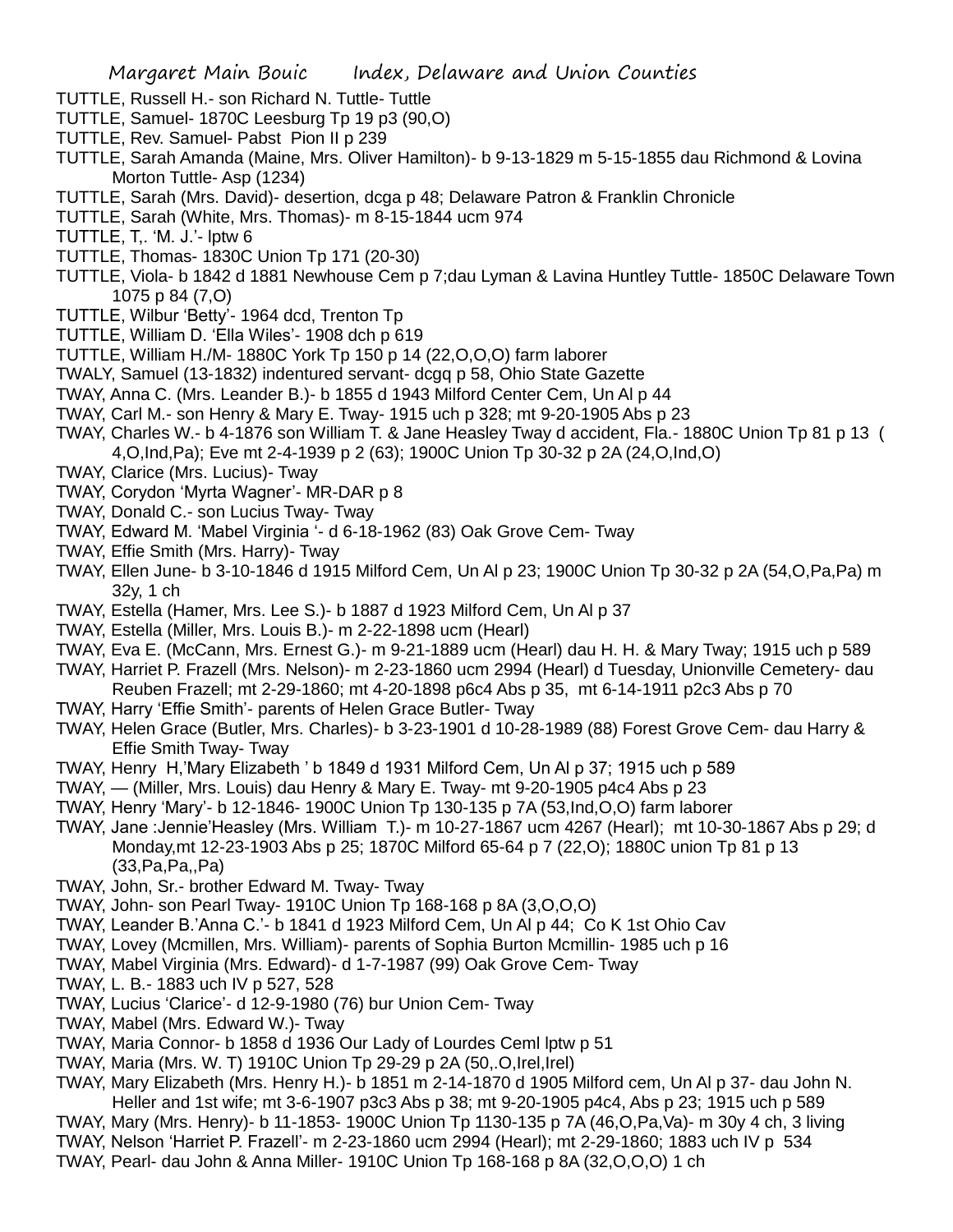TUTTLE, Russell H.- son Richard N. Tuttle- Tuttle

TUTTLE, Samuel- 1870C Leesburg Tp 19 p3 (90,O)

TUTTLE, Rev. Samuel- Pabst Pion II p 239

TUTTLE, Sarah Amanda (Maine, Mrs. Oliver Hamilton)- b 9-13-1829 m 5-15-1855 dau Richmond & Lovina Morton Tuttle- Asp (1234)

TUTTLE, Sarah (Mrs. David)- desertion, dcga p 48; Delaware Patron & Franklin Chronicle

TUTTLE, Sarah (White, Mrs. Thomas)- m 8-15-1844 ucm 974

TUTTLE, T,. 'M. J.'- lptw 6

TUTTLE, Thomas- 1830C Union Tp 171 (20-30)

TUTTLE, Viola- b 1842 d 1881 Newhouse Cem p 7;dau Lyman & Lavina Huntley Tuttle- 1850C Delaware Town 1075 p 84 (7,O)

TUTTLE, Wilbur 'Betty'- 1964 dcd, Trenton Tp

TUTTLE, William D. 'Ella Wiles'- 1908 dch p 619

TUTTLE, William H./M- 1880C York Tp 150 p 14 (22,O,O,O) farm laborer

TWALY, Samuel (13-1832) indentured servant- dcgq p 58, Ohio State Gazette

TWAY, Anna C. (Mrs. Leander B.)- b 1855 d 1943 Milford Center Cem, Un Al p 44

TWAY, Carl M.- son Henry & Mary E. Tway- 1915 uch p 328; mt 9-20-1905 Abs p 23

TWAY, Charles W.- b 4-1876 son William T. & Jane Heasley Tway d accident, Fla.- 1880C Union Tp 81 p 13 ( 4,O,Ind,Pa); Eve mt 2-4-1939 p 2 (63); 1900C Union Tp 30-32 p 2A (24,O,Ind,O)

TWAY, Clarice (Mrs. Lucius)- Tway

TWAY, Corydon 'Myrta Wagner'- MR-DAR p 8

TWAY, Donald C.- son Lucius Tway- Tway

TWAY, Edward M. 'Mabel Virginia '- d 6-18-1962 (83) Oak Grove Cem- Tway

TWAY, Effie Smith (Mrs. Harry)- Tway

TWAY, Ellen June- b 3-10-1846 d 1915 Milford Cem, Un Al p 23; 1900C Union Tp 30-32 p 2A (54,O,Pa,Pa) m 32y, 1 ch

TWAY, Estella (Hamer, Mrs. Lee S.)- b 1887 d 1923 Milford Cem, Un Al p 37

TWAY, Estella (Miller, Mrs. Louis B.)- m 2-22-1898 ucm (Hearl)

TWAY, Eva E. (McCann, Mrs. Ernest G.)- m 9-21-1889 ucm (Hearl) dau H. H. & Mary Tway; 1915 uch p 589

TWAY, Harriet P. Frazell (Mrs. Nelson)- m 2-23-1860 ucm 2994 (Hearl) d Tuesday, Unionville Cemetery- dau Reuben Frazell; mt 2-29-1860; mt 4-20-1898 p6c4 Abs p 35, mt 6-14-1911 p2c3 Abs p 70

TWAY, Harry 'Effie Smith'- parents of Helen Grace Butler- Tway

TWAY, Helen Grace (Butler, Mrs. Charles)- b 3-23-1901 d 10-28-1989 (88) Forest Grove Cem- dau Harry & Effie Smith Tway- Tway

TWAY, Henry H,'Mary Elizabeth ' b 1849 d 1931 Milford Cem, Un Al p 37; 1915 uch p 589

TWAY, — (Miller, Mrs. Louis) dau Henry & Mary E. Tway- mt 9-20-1905 p4c4 Abs p 23

TWAY, Henry 'Mary'- b 12-1846- 1900C Union Tp 130-135 p 7A (53,Ind,O,O) farm laborer

TWAY, Jane :Jennie'Heasley (Mrs. William T.)- m 10-27-1867 ucm 4267 (Hearl); mt 10-30-1867 Abs p 29; d Monday,mt 12-23-1903 Abs p 25; 1870C Milford 65-64 p 7 (22,O); 1880C union Tp 81 p 13 (33,Pa,Pa,,Pa)

TWAY, John, Sr.- brother Edward M. Tway- Tway

TWAY, John- son Pearl Tway- 1910C Union Tp 168-168 p 8A (3,O,O,O)

TWAY, Leander B.'Anna C.'- b 1841 d 1923 Milford Cem, Un Al p 44; Co K 1st Ohio Cav

TWAY, Lovey (Mcmillen, Mrs. William)- parents of Sophia Burton Mcmillin- 1985 uch p 16

TWAY, Mabel Virginia (Mrs. Edward)- d 1-7-1987 (99) Oak Grove Cem- Tway

TWAY, L. B.- 1883 uch IV p 527, 528

TWAY, Lucius 'Clarice'- d 12-9-1980 (76) bur Union Cem- Tway

TWAY, Mabel (Mrs. Edward W.)- Tway

TWAY, Maria Connor- b 1858 d 1936 Our Lady of Lourdes Ceml lptw p 51

TWAY, Maria (Mrs. W. T) 1910C Union Tp 29-29 p 2A (50,.O,Irel,Irel)

TWAY, Mary Elizabeth (Mrs. Henry H.)- b 1851 m 2-14-1870 d 1905 Milford cem, Un Al p 37- dau John N. Heller and 1st wife; mt 3-6-1907 p3c3 Abs p 38; mt 9-20-1905 p4c4, Abs p 23; 1915 uch p 589

TWAY, Mary (Mrs. Henry)- b 11-1853- 1900C Union Tp 1130-135 p 7A (46,O,Pa,Va)- m 30y 4 ch, 3 living

TWAY, Nelson 'Harriet P. Frazell'- m 2-23-1860 ucm 2994 (Hearl); mt 2-29-1860; 1883 uch IV p 534

TWAY, Pearl- dau John & Anna Miller- 1910C Union Tp 168-168 p 8A (32,O,O,O) 1 ch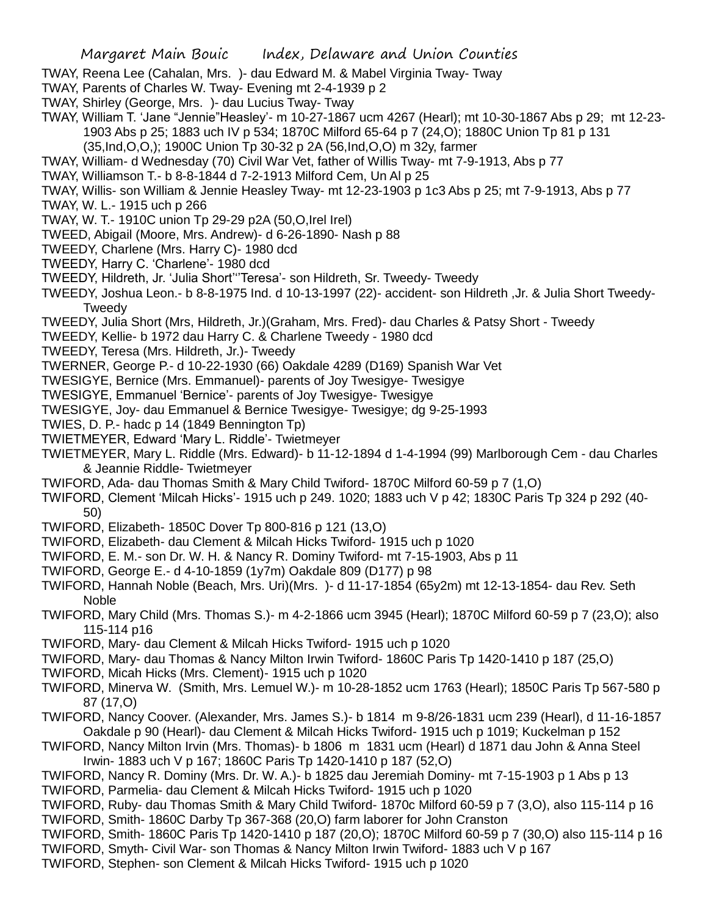TWAY, Reena Lee (Cahalan, Mrs. )- dau Edward M. & Mabel Virginia Tway- Tway

TWAY, Parents of Charles W. Tway- Evening mt 2-4-1939 p 2

TWAY, Shirley (George, Mrs. )- dau Lucius Tway- Tway

TWAY, William T. 'Jane "Jennie"Heasley'- m 10-27-1867 ucm 4267 (Hearl); mt 10-30-1867 Abs p 29; mt 12-23-1903 Abs p 25; 1883 uch IV p 534; 1870C Milford 65-64 p 7 (24,O); 1880C Union Tp 81 p 131 (35,Ind,O,O,); 1900C Union Tp 30-32 p 2A (56,Ind,O,O) m 32y, farmer

TWAY, William- d Wednesday (70) Civil War Vet, father of Willis Tway- mt 7-9-1913, Abs p 77

TWAY, Williamson T.- b 8-8-1844 d 7-2-1913 Milford Cem, Un Al p 25

TWAY, Willis- son William & Jennie Heasley Tway- mt 12-23-1903 p 1c3 Abs p 25; mt 7-9-1913, Abs p 77

TWAY, W. L.- 1915 uch p 266

TWAY, W. T.- 1910C union Tp 29-29 p2A (50,O,Irel Irel)

TWEED, Abigail (Moore, Mrs. Andrew)- d 6-26-1890- Nash p 88

TWEEDY, Charlene (Mrs. Harry C)- 1980 dcd

TWEEDY, Harry C. 'Charlene'- 1980 dcd

TWEEDY, Hildreth, Jr. 'Julia Short''Teresa'- son Hildreth, Sr. Tweedy- Tweedy

TWEEDY, Joshua Leon.- b 8-8-1975 Ind. d 10-13-1997 (22)- accident- son Hildreth ,Jr. & Julia Short Tweedy- Tweedy

TWEEDY, Julia Short (Mrs, Hildreth, Jr.)(Graham, Mrs. Fred)- dau Charles & Patsy Short - Tweedy

TWEEDY, Kellie- b 1972 dau Harry C. & Charlene Tweedy - 1980 dcd

TWEEDY, Teresa (Mrs. Hildreth, Jr.)- Tweedy

TWERNER, George P.- d 10-22-1930 (66) Oakdale 4289 (D169) Spanish War Vet

TWESIGYE, Bernice (Mrs. Emmanuel)- parents of Joy Twesigye- Twesigye

TWESIGYE, Emmanuel 'Bernice'- parents of Joy Twesigye- Twesigye

TWESIGYE, Joy- dau Emmanuel & Bernice Twesigye- Twesigye; dg 9-25-1993

TWIES, D. P.- hadc p 14 (1849 Bennington Tp)

TWIETMEYER, Edward 'Mary L. Riddle'- Twietmeyer

TWIETMEYER, Mary L. Riddle (Mrs. Edward)- b 11-12-1894 d 1-4-1994 (99) Marlborough Cem - dau Charles & Jeannie Riddle- Twietmeyer

TWIFORD, Ada- dau Thomas Smith & Mary Child Twiford- 1870C Milford 60-59 p 7 (1,O)

TWIFORD, Clement 'Milcah Hicks'- 1915 uch p 249. 1020; 1883 uch V p 42; 1830C Paris Tp 324 p 292 (40-50)

TWIFORD, Elizabeth- 1850C Dover Tp 800-816 p 121 (13,O)

TWIFORD, Elizabeth- dau Clement & Milcah Hicks Twiford- 1915 uch p 1020

TWIFORD, E. M.- son Dr. W. H. & Nancy R. Dominy Twiford- mt 7-15-1903, Abs p 11

TWIFORD, George E.- d 4-10-1859 (1y7m) Oakdale 809 (D177) p 98

TWIFORD, Hannah Noble (Beach, Mrs. Uri)(Mrs. )- d 11-17-1854 (65y2m) mt 12-13-1854- dau Rev. Seth Noble

TWIFORD, Mary Child (Mrs. Thomas S.)- m 4-2-1866 ucm 3945 (Hearl); 1870C Milford 60-59 p 7 (23,O); also 115-114 p16

TWIFORD, Mary- dau Clement & Milcah Hicks Twiford- 1915 uch p 1020

TWIFORD, Mary- dau Thomas & Nancy Milton Irwin Twiford- 1860C Paris Tp 1420-1410 p 187 (25,O)

TWIFORD, Micah Hicks (Mrs. Clement)- 1915 uch p 1020

TWIFORD, Minerva W. (Smith, Mrs. Lemuel W.)- m 10-28-1852 ucm 1763 (Hearl); 1850C Paris Tp 567-580 p 87 (17,O)

TWIFORD, Nancy Coover. (Alexander, Mrs. James S.)- b 1814 m 9-8/26-1831 ucm 239 (Hearl), d 11-16-1857 Oakdale p 90 (Hearl)- dau Clement & Milcah Hicks Twiford- 1915 uch p 1019; Kuckelman p 152

TWIFORD, Nancy Milton Irvin (Mrs. Thomas)- b 1806 m 1831 ucm (Hearl) d 1871 dau John & Anna Steel Irwin- 1883 uch V p 167; 1860C Paris Tp 1420-1410 p 187 (52,O)

TWIFORD, Nancy R. Dominy (Mrs. Dr. W. A.)- b 1825 dau Jeremiah Dominy- mt 7-15-1903 p 1 Abs p 13

TWIFORD, Parmelia- dau Clement & Milcah Hicks Twiford- 1915 uch p 1020

TWIFORD, Ruby- dau Thomas Smith & Mary Child Twiford- 1870c Milford 60-59 p 7 (3,O), also 115-114 p 16

TWIFORD, Smith- 1860C Darby Tp 367-368 (20,O) farm laborer for John Cranston

TWIFORD, Smith- 1860C Paris Tp 1420-1410 p 187 (20,O); 1870C Milford 60-59 p 7 (30,O) also 115-114 p 16

TWIFORD, Smyth- Civil War- son Thomas & Nancy Milton Irwin Twiford- 1883 uch V p 167

TWIFORD, Stephen- son Clement & Milcah Hicks Twiford- 1915 uch p 1020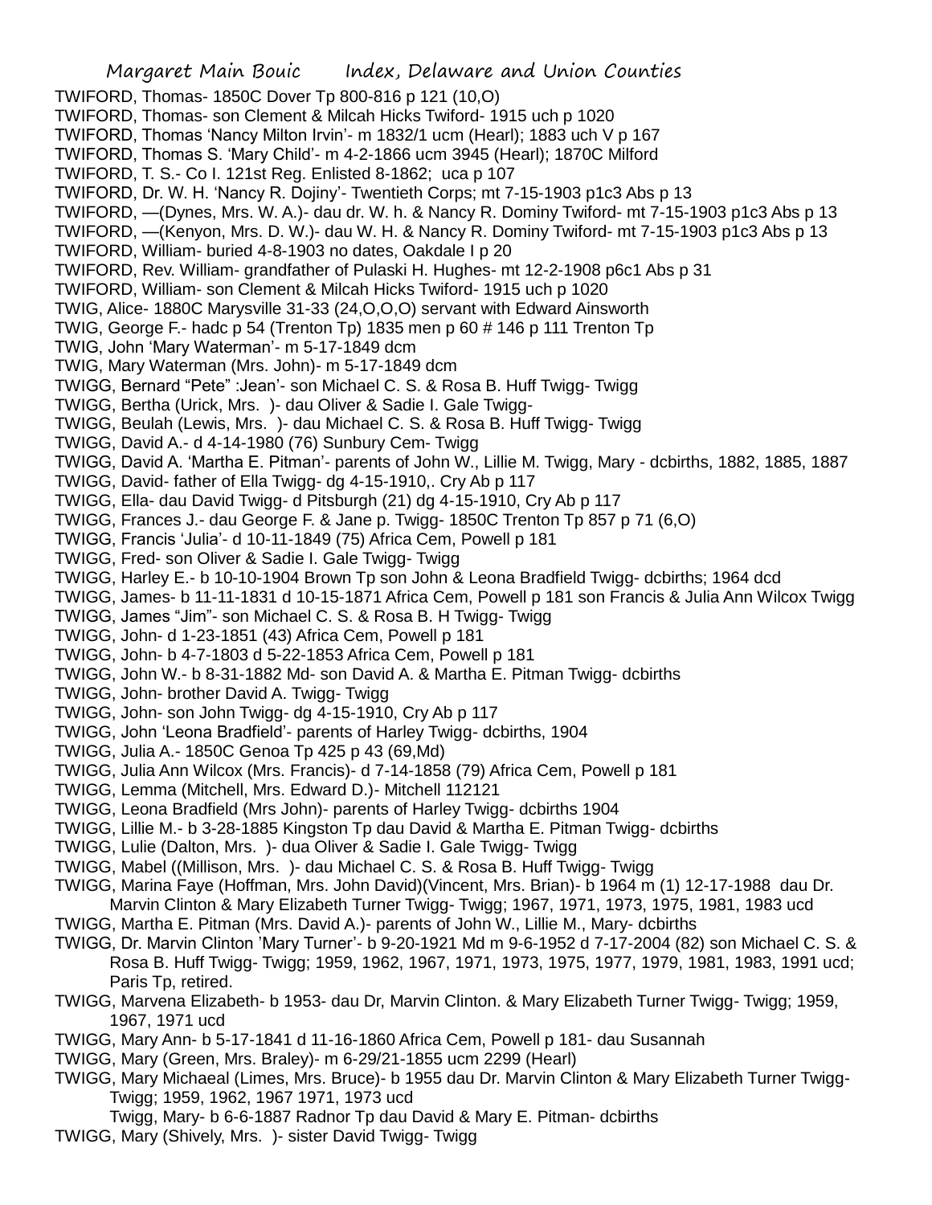TWIFORD, Thomas- 1850C Dover Tp 800-816 p 121 (10,O)

TWIFORD, Thomas- son Clement & Milcah Hicks Twiford- 1915 uch p 1020

TWIFORD, Thomas 'Nancy Milton Irvin'- m 1832/1 ucm (Hearl); 1883 uch V p 167

TWIFORD, Thomas S. 'Mary Child'- m 4-2-1866 ucm 3945 (Hearl); 1870C Milford

TWIFORD, T. S.- Co I. 121st Reg. Enlisted 8-1862; uca p 107

TWIFORD, Dr. W. H. 'Nancy R. Dojiny'- Twentieth Corps; mt 7-15-1903 p1c3 Abs p 13

TWIFORD, —(Dynes, Mrs. W. A.)- dau dr. W. h. & Nancy R. Dominy Twiford- mt 7-15-1903 p1c3 Abs p 13

TWIFORD, —(Kenyon, Mrs. D. W.)- dau W. H. & Nancy R. Dominy Twiford- mt 7-15-1903 p1c3 Abs p 13

TWIFORD, William- buried 4-8-1903 no dates, Oakdale I p 20

TWIFORD, Rev. William- grandfather of Pulaski H. Hughes- mt 12-2-1908 p6c1 Abs p 31

TWIFORD, William- son Clement & Milcah Hicks Twiford- 1915 uch p 1020

TWIG, Alice- 1880C Marysville 31-33 (24,O,O,O) servant with Edward Ainsworth

TWIG, George F.- hadc p 54 (Trenton Tp) 1835 men p 60 # 146 p 111 Trenton Tp

TWIG, John 'Mary Waterman'- m 5-17-1849 dcm

TWIG, Mary Waterman (Mrs. John)- m 5-17-1849 dcm

TWIGG, Bernard "Pete" :Jean'- son Michael C. S. & Rosa B. Huff Twigg- Twigg

TWIGG, Bertha (Urick, Mrs. )- dau Oliver & Sadie I. Gale Twigg-

TWIGG, Beulah (Lewis, Mrs. )- dau Michael C. S. & Rosa B. Huff Twigg- Twigg

TWIGG, David A.- d 4-14-1980 (76) Sunbury Cem- Twigg

TWIGG, David A. 'Martha E. Pitman'- parents of John W., Lillie M. Twigg, Mary - dcbirths, 1882, 1885, 1887

TWIGG, David- father of Ella Twigg- dg 4-15-1910,. Cry Ab p 117

TWIGG, Ella- dau David Twigg- d Pitsburgh (21) dg 4-15-1910, Cry Ab p 117

TWIGG, Frances J.- dau George F. & Jane p. Twigg- 1850C Trenton Tp 857 p 71 (6,O)

TWIGG, Francis 'Julia'- d 10-11-1849 (75) Africa Cem, Powell p 181

TWIGG, Fred- son Oliver & Sadie I. Gale Twigg- Twigg

TWIGG, Harley E.- b 10-10-1904 Brown Tp son John & Leona Bradfield Twigg- dcbirths; 1964 dcd

TWIGG, James- b 11-11-1831 d 10-15-1871 Africa Cem, Powell p 181 son Francis & Julia Ann Wilcox Twigg

TWIGG, James "Jim"- son Michael C. S. & Rosa B. H Twigg- Twigg

TWIGG, John- d 1-23-1851 (43) Africa Cem, Powell p 181

TWIGG, John- b 4-7-1803 d 5-22-1853 Africa Cem, Powell p 181

TWIGG, John W.- b 8-31-1882 Md- son David A. & Martha E. Pitman Twigg- dcbirths

TWIGG, John- brother David A. Twigg- Twigg

TWIGG, John- son John Twigg- dg 4-15-1910, Cry Ab p 117

TWIGG, John 'Leona Bradfield'- parents of Harley Twigg- dcbirths, 1904

TWIGG, Julia A.- 1850C Genoa Tp 425 p 43 (69,Md)

TWIGG, Julia Ann Wilcox (Mrs. Francis)- d 7-14-1858 (79) Africa Cem, Powell p 181

TWIGG, Lemma (Mitchell, Mrs. Edward D.)- Mitchell 112121

TWIGG, Leona Bradfield (Mrs John)- parents of Harley Twigg- dcbirths 1904

TWIGG, Lillie M.- b 3-28-1885 Kingston Tp dau David & Martha E. Pitman Twigg- dcbirths

TWIGG, Lulie (Dalton, Mrs. )- dua Oliver & Sadie I. Gale Twigg- Twigg

TWIGG, Mabel ((Millison, Mrs. )- dau Michael C. S. & Rosa B. Huff Twigg- Twigg

TWIGG, Marina Faye (Hoffman, Mrs. John David)(Vincent, Mrs. Brian)- b 1964 m (1) 12-17-1988 dau Dr. Marvin Clinton & Mary Elizabeth Turner Twigg- Twigg; 1967, 1971, 1973, 1975, 1981, 1983 ucd

TWIGG, Martha E. Pitman (Mrs. David A.)- parents of John W., Lillie M., Mary- dcbirths

TWIGG, Dr. Marvin Clinton 'Mary Turner'- b 9-20-1921 Md m 9-6-1952 d 7-17-2004 (82) son Michael C. S. & Rosa B. Huff Twigg- Twigg; 1959, 1962, 1967, 1971, 1973, 1975, 1977, 1979, 1981, 1983, 1991 ucd; Paris Tp, retired.

TWIGG, Marvena Elizabeth- b 1953- dau Dr, Marvin Clinton. & Mary Elizabeth Turner Twigg- Twigg; 1959, 1967, 1971 ucd

TWIGG, Mary Ann- b 5-17-1841 d 11-16-1860 Africa Cem, Powell p 181- dau Susannah

TWIGG, Mary (Green, Mrs. Braley)- m 6-29/21-1855 ucm 2299 (Hearl)

TWIGG, Mary Michaeal (Limes, Mrs. Bruce)- b 1955 dau Dr. Marvin Clinton & Mary Elizabeth Turner Twigg- Twigg; 1959, 1962, 1967 1971, 1973 ucd

Twigg, Mary- b 6-6-1887 Radnor Tp dau David & Mary E. Pitman- dcbirths

TWIGG, Mary (Shively, Mrs. )- sister David Twigg- Twigg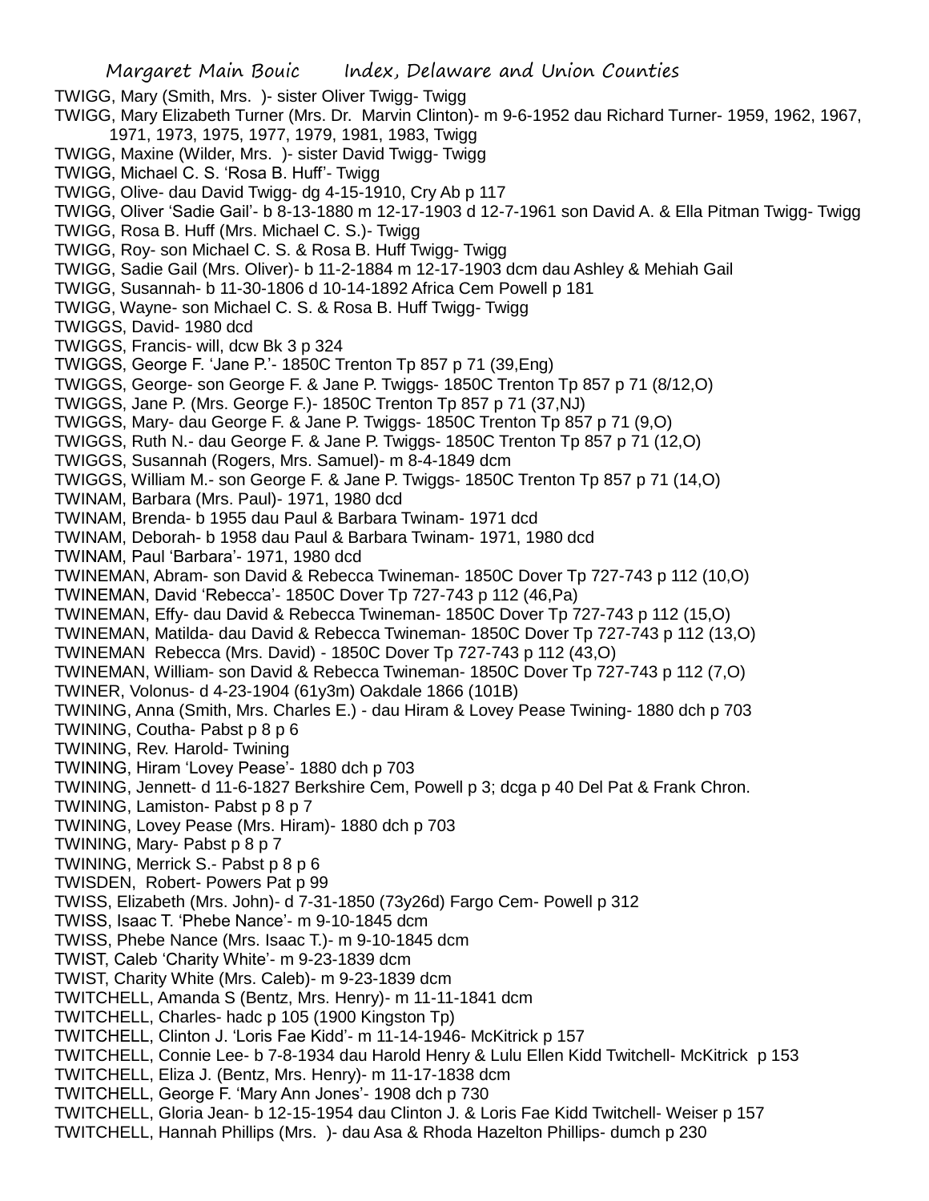TWIGG, Mary (Smith, Mrs. )- sister Oliver Twigg- Twigg

TWIGG, Mary Elizabeth Turner (Mrs. Dr. Marvin Clinton)- m 9-6-1952 dau Richard Turner- 1959, 1962, 1967, 1971, 1973, 1975, 1977, 1979, 1981, 1983, Twigg

TWIGG, Maxine (Wilder, Mrs. )- sister David Twigg- Twigg

TWIGG, Michael C. S. 'Rosa B. Huff'- Twigg

TWIGG, Olive- dau David Twigg- dg 4-15-1910, Cry Ab p 117

TWIGG, Oliver 'Sadie Gail'- b 8-13-1880 m 12-17-1903 d 12-7-1961 son David A. & Ella Pitman Twigg- Twigg

TWIGG, Rosa B. Huff (Mrs. Michael C. S.)- Twigg

TWIGG, Roy- son Michael C. S. & Rosa B. Huff Twigg- Twigg

TWIGG, Sadie Gail (Mrs. Oliver)- b 11-2-1884 m 12-17-1903 dcm dau Ashley & Mehiah Gail

TWIGG, Susannah- b 11-30-1806 d 10-14-1892 Africa Cem Powell p 181

TWIGG, Wayne- son Michael C. S. & Rosa B. Huff Twigg- Twigg

TWIGGS, David- 1980 dcd

TWIGGS, Francis- will, dcw Bk 3 p 324

TWIGGS, George F. 'Jane P.'- 1850C Trenton Tp 857 p 71 (39,Eng)

TWIGGS, George- son George F. & Jane P. Twiggs- 1850C Trenton Tp 857 p 71 (8/12,O)

TWIGGS, Jane P. (Mrs. George F.)- 1850C Trenton Tp 857 p 71 (37,NJ)

TWIGGS, Mary- dau George F. & Jane P. Twiggs- 1850C Trenton Tp 857 p 71 (9,O)

TWIGGS, Ruth N.- dau George F. & Jane P. Twiggs- 1850C Trenton Tp 857 p 71 (12,O)

TWIGGS, Susannah (Rogers, Mrs. Samuel)- m 8-4-1849 dcm

TWIGGS, William M.- son George F. & Jane P. Twiggs- 1850C Trenton Tp 857 p 71 (14,O)

TWINAM, Barbara (Mrs. Paul)- 1971, 1980 dcd

TWINAM, Brenda- b 1955 dau Paul & Barbara Twinam- 1971 dcd

TWINAM, Deborah- b 1958 dau Paul & Barbara Twinam- 1971, 1980 dcd

TWINAM, Paul 'Barbara'- 1971, 1980 dcd

TWINEMAN, Abram- son David & Rebecca Twineman- 1850C Dover Tp 727-743 p 112 (10,O)

TWINEMAN, David 'Rebecca'- 1850C Dover Tp 727-743 p 112 (46,Pa)

TWINEMAN, Effy- dau David & Rebecca Twineman- 1850C Dover Tp 727-743 p 112 (15,O)

TWINEMAN, Matilda- dau David & Rebecca Twineman- 1850C Dover Tp 727-743 p 112 (13,O)

TWINEMAN Rebecca (Mrs. David) - 1850C Dover Tp 727-743 p 112 (43,O)

TWINEMAN, William- son David & Rebecca Twineman- 1850C Dover Tp 727-743 p 112 (7,O)

TWINER, Volonus- d 4-23-1904 (61y3m) Oakdale 1866 (101B)

TWINING, Anna (Smith, Mrs. Charles E.) - dau Hiram & Lovey Pease Twining- 1880 dch p 703

TWINING, Coutha- Pabst p 8 p 6

TWINING, Rev. Harold- Twining

TWINING, Hiram 'Lovey Pease'- 1880 dch p 703

TWINING, Jennett- d 11-6-1827 Berkshire Cem, Powell p 3; dcga p 40 Del Pat & Frank Chron.

TWINING, Lamiston- Pabst p 8 p 7

TWINING, Lovey Pease (Mrs. Hiram)- 1880 dch p 703

TWINING, Mary- Pabst p 8 p 7

TWINING, Merrick S.- Pabst p 8 p 6

TWISDEN, Robert- Powers Pat p 99

TWISS, Elizabeth (Mrs. John)- d 7-31-1850 (73y26d) Fargo Cem- Powell p 312

TWISS, Isaac T. 'Phebe Nance'- m 9-10-1845 dcm

TWISS, Phebe Nance (Mrs. Isaac T.)- m 9-10-1845 dcm

TWIST, Caleb 'Charity White'- m 9-23-1839 dcm

TWIST, Charity White (Mrs. Caleb)- m 9-23-1839 dcm

TWITCHELL, Amanda S (Bentz, Mrs. Henry)- m 11-11-1841 dcm

TWITCHELL, Charles- hadc p 105 (1900 Kingston Tp)

TWITCHELL, Clinton J. 'Loris Fae Kidd'- m 11-14-1946- McKitrick p 157

TWITCHELL, Connie Lee- b 7-8-1934 dau Harold Henry & Lulu Ellen Kidd Twitchell- McKitrick p 153

TWITCHELL, Eliza J. (Bentz, Mrs. Henry)- m 11-17-1838 dcm

TWITCHELL, George F. 'Mary Ann Jones'- 1908 dch p 730

TWITCHELL, Gloria Jean- b 12-15-1954 dau Clinton J. & Loris Fae Kidd Twitchell- Weiser p 157

TWITCHELL, Hannah Phillips (Mrs. )- dau Asa & Rhoda Hazelton Phillips- dumch p 230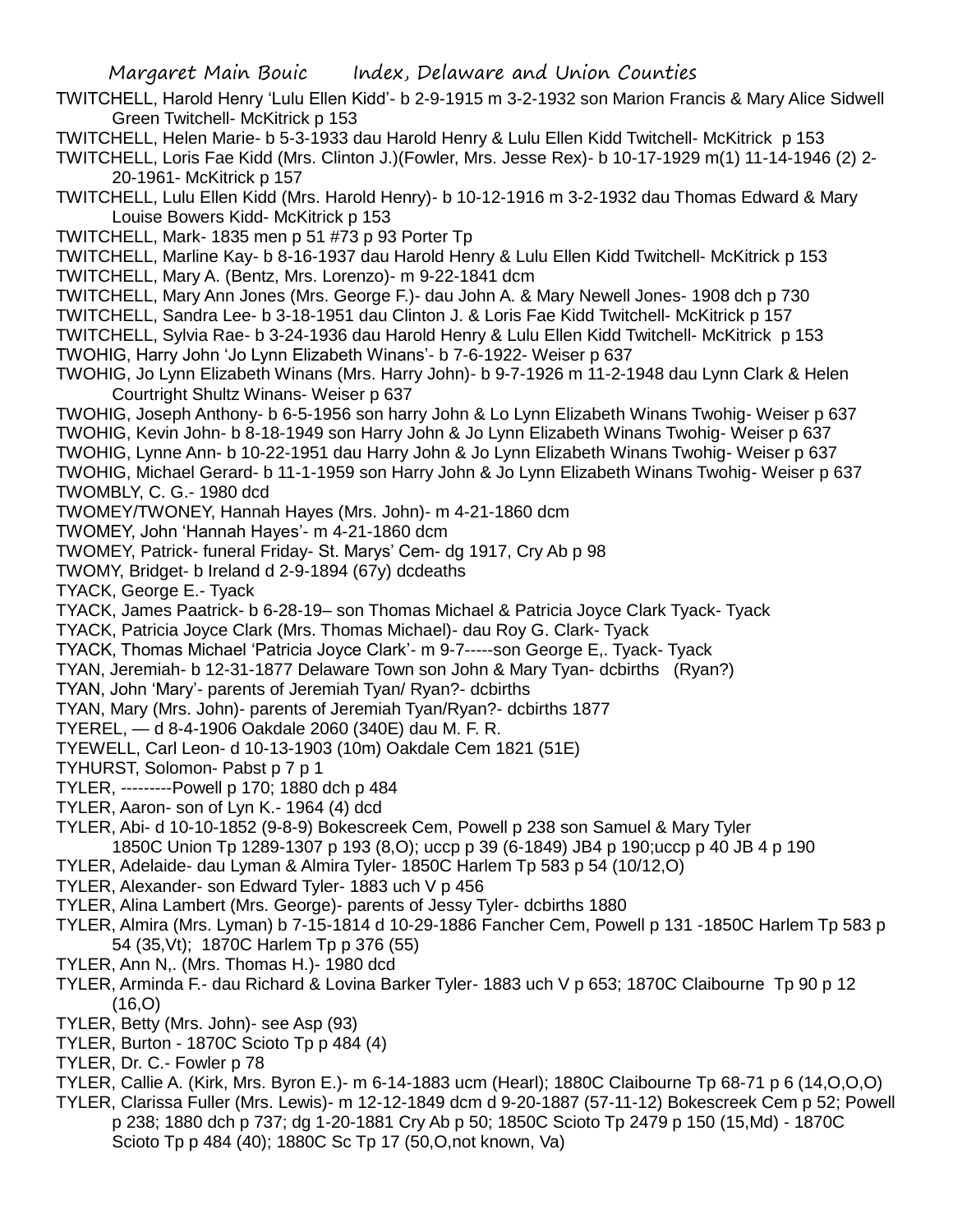TWITCHELL, Harold Henry 'Lulu Ellen Kidd'- b 2-9-1915 m 3-2-1932 son Marion Francis & Mary Alice Sidwell Green Twitchell- McKitrick p 153

TWITCHELL, Helen Marie- b 5-3-1933 dau Harold Henry & Lulu Ellen Kidd Twitchell- McKitrick p 153

TWITCHELL, Loris Fae Kidd (Mrs. Clinton J.)(Fowler, Mrs. Jesse Rex)- b 10-17-1929 m(1) 11-14-1946 (2) 2-20-1961- McKitrick p 157

TWITCHELL, Lulu Ellen Kidd (Mrs. Harold Henry)- b 10-12-1916 m 3-2-1932 dau Thomas Edward & Mary Louise Bowers Kidd- McKitrick p 153

TWITCHELL, Mark- 1835 men p 51 #73 p 93 Porter Tp

TWITCHELL, Marline Kay- b 8-16-1937 dau Harold Henry & Lulu Ellen Kidd Twitchell- McKitrick p 153

TWITCHELL, Mary A. (Bentz, Mrs. Lorenzo)- m 9-22-1841 dcm

TWITCHELL, Mary Ann Jones (Mrs. George F.)- dau John A. & Mary Newell Jones- 1908 dch p 730

TWITCHELL, Sandra Lee- b 3-18-1951 dau Clinton J. & Loris Fae Kidd Twitchell- McKitrick p 157

TWITCHELL, Sylvia Rae- b 3-24-1936 dau Harold Henry & Lulu Ellen Kidd Twitchell- McKitrick p 153

TWOHIG, Harry John 'Jo Lynn Elizabeth Winans'- b 7-6-1922- Weiser p 637

TWOHIG, Jo Lynn Elizabeth Winans (Mrs. Harry John)- b 9-7-1926 m 11-2-1948 dau Lynn Clark & Helen Courtright Shultz Winans- Weiser p 637

TWOHIG, Joseph Anthony- b 6-5-1956 son harry John & Lo Lynn Elizabeth Winans Twohig- Weiser p 637

TWOHIG, Kevin John- b 8-18-1949 son Harry John & Jo Lynn Elizabeth Winans Twohig- Weiser p 637

TWOHIG, Lynne Ann- b 10-22-1951 dau Harry John & Jo Lynn Elizabeth Winans Twohig- Weiser p 637

TWOHIG, Michael Gerard- b 11-1-1959 son Harry John & Jo Lynn Elizabeth Winans Twohig- Weiser p 637

TWOMBLY, C. G.- 1980 dcd

TWOMEY/TWONEY, Hannah Hayes (Mrs. John)- m 4-21-1860 dcm

TWOMEY, John 'Hannah Hayes'- m 4-21-1860 dcm

TWOMEY, Patrick- funeral Friday- St. Marys' Cem- dg 1917, Cry Ab p 98

TWOMY, Bridget- b Ireland d 2-9-1894 (67y) dcdeaths

TYACK, George E.- Tyack

TYACK, James Paatrick- b 6-28-19– son Thomas Michael & Patricia Joyce Clark Tyack- Tyack

TYACK, Patricia Joyce Clark (Mrs. Thomas Michael)- dau Roy G. Clark- Tyack

TYACK, Thomas Michael 'Patricia Joyce Clark'- m 9-7-----son George E,. Tyack- Tyack

TYAN, Jeremiah- b 12-31-1877 Delaware Town son John & Mary Tyan- dcbirths (Ryan?)

TYAN, John 'Mary'- parents of Jeremiah Tyan/ Ryan?- dcbirths

TYAN, Mary (Mrs. John)- parents of Jeremiah Tyan/Ryan?- dcbirths 1877

TYEREL, — d 8-4-1906 Oakdale 2060 (340E) dau M. F. R.

TYEWELL, Carl Leon- d 10-13-1903 (10m) Oakdale Cem 1821 (51E)

TYHURST, Solomon- Pabst p 7 p 1

TYLER, ---------Powell p 170; 1880 dch p 484

TYLER, Aaron- son of Lyn K.- 1964 (4) dcd

TYLER, Abi- d 10-10-1852 (9-8-9) Bokescreek Cem, Powell p 238 son Samuel & Mary Tyler 1850C Union Tp 1289-1307 p 193 (8,O); uccp p 39 (6-1849) JB4 p 190;uccp p 40 JB 4 p 190

TYLER, Adelaide- dau Lyman & Almira Tyler- 1850C Harlem Tp 583 p 54 (10/12,O)

TYLER, Alexander- son Edward Tyler- 1883 uch V p 456

TYLER, Alina Lambert (Mrs. George)- parents of Jessy Tyler- dcbirths 1880

TYLER, Almira (Mrs. Lyman) b 7-15-1814 d 10-29-1886 Fancher Cem, Powell p 131 -1850C Harlem Tp 583 p 54 (35,Vt); 1870C Harlem Tp p 376 (55)

TYLER, Ann N,. (Mrs. Thomas H.)- 1980 dcd

TYLER, Arminda F.- dau Richard & Lovina Barker Tyler- 1883 uch V p 653; 1870C Claibourne Tp 90 p 12 (16,O)

TYLER, Betty (Mrs. John)- see Asp (93)

TYLER, Burton - 1870C Scioto Tp p 484 (4)

TYLER, Dr. C.- Fowler p 78

TYLER, Callie A. (Kirk, Mrs. Byron E.)- m 6-14-1883 ucm (Hearl); 1880C Claibourne Tp 68-71 p 6 (14,O,O,O)

TYLER, Clarissa Fuller (Mrs. Lewis)- m 12-12-1849 dcm d 9-20-1887 (57-11-12) Bokescreek Cem p 52; Powell p 238; 1880 dch p 737; dg 1-20-1881 Cry Ab p 50; 1850C Scioto Tp 2479 p 150 (15,Md) - 1870C Scioto Tp p 484 (40); 1880C Sc Tp 17 (50,O,not known, Va)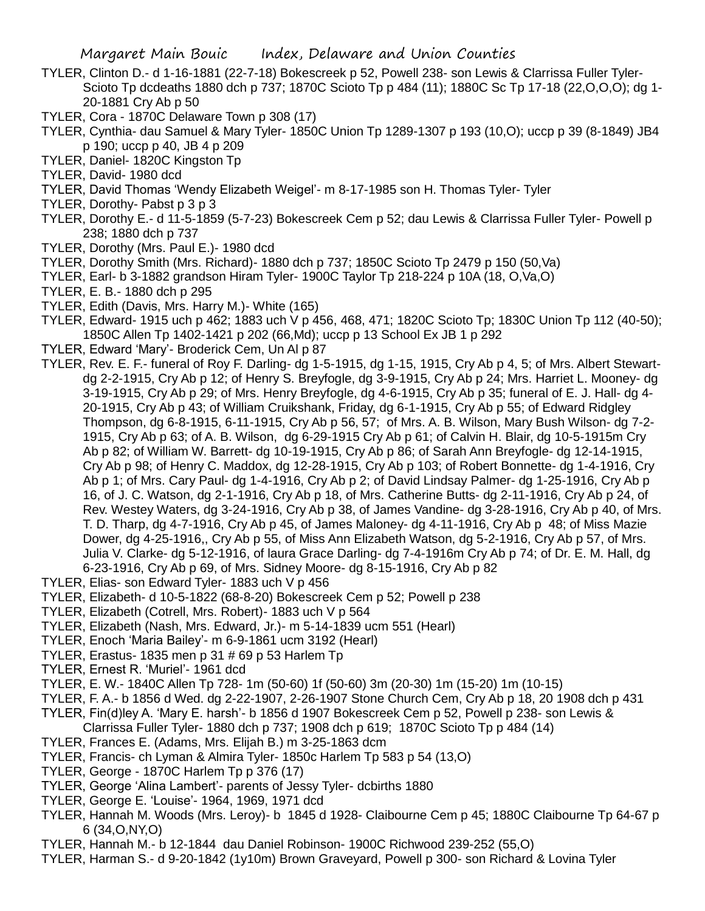TYLER, Clinton D.- d 1-16-1881 (22-7-18) Bokescreek p 52, Powell 238- son Lewis & Clarrissa Fuller Tyler- Scioto Tp dcdeaths 1880 dch p 737; 1870C Scioto Tp p 484 (11); 1880C Sc Tp 17-18 (22,O,O,O); dg 1-20-1881 Cry Ab p 50

TYLER, Cora - 1870C Delaware Town p 308 (17)

TYLER, Cynthia- dau Samuel & Mary Tyler- 1850C Union Tp 1289-1307 p 193 (10,O); uccp p 39 (8-1849) JB4 p 190; uccp p 40, JB 4 p 209

TYLER, Daniel- 1820C Kingston Tp

TYLER, David- 1980 dcd

TYLER, David Thomas 'Wendy Elizabeth Weigel'- m 8-17-1985 son H. Thomas Tyler- Tyler

TYLER, Dorothy- Pabst p 3 p 3

TYLER, Dorothy E.- d 11-5-1859 (5-7-23) Bokescreek Cem p 52; dau Lewis & Clarrissa Fuller Tyler- Powell p 238; 1880 dch p 737

TYLER, Dorothy (Mrs. Paul E.)- 1980 dcd

TYLER, Dorothy Smith (Mrs. Richard)- 1880 dch p 737; 1850C Scioto Tp 2479 p 150 (50,Va)

TYLER, Earl- b 3-1882 grandson Hiram Tyler- 1900C Taylor Tp 218-224 p 10A (18, O,Va,O)

TYLER, E. B.- 1880 dch p 295

TYLER, Edith (Davis, Mrs. Harry M.)- White (165)

TYLER, Edward- 1915 uch p 462; 1883 uch V p 456, 468, 471; 1820C Scioto Tp; 1830C Union Tp 112 (40-50); 1850C Allen Tp 1402-1421 p 202 (66,Md); uccp p 13 School Ex JB 1 p 292

TYLER, Edward 'Mary'- Broderick Cem, Un Al p 87

TYLER, Rev. E. F.- funeral of Roy F. Darling- dg 1-5-1915, dg 1-15, 1915, Cry Ab p 4, 5; of Mrs. Albert Stewart- dg 2-2-1915, Cry Ab p 12; of Henry S. Breyfogle, dg 3-9-1915, Cry Ab p 24; Mrs. Harriet L. Mooney- dg 3-19-1915, Cry Ab p 29; of Mrs. Henry Breyfogle, dg 4-6-1915, Cry Ab p 35; funeral of E. J. Hall- dg 4-20-1915, Cry Ab p 43; of William Cruikshank, Friday, dg 6-1-1915, Cry Ab p 55; of Edward Ridgley Thompson, dg 6-8-1915, 6-11-1915, Cry Ab p 56, 57; of Mrs. A. B. Wilson, Mary Bush Wilson- dg 7-2-1915, Cry Ab p 63; of A. B. Wilson, dg 6-29-1915 Cry Ab p 61; of Calvin H. Blair, dg 10-5-1915m Cry Ab p 82; of William W. Barrett- dg 10-19-1915, Cry Ab p 86; of Sarah Ann Breyfogle- dg 12-14-1915, Cry Ab p 98; of Henry C. Maddox, dg 12-28-1915, Cry Ab p 103; of Robert Bonnette- dg 1-4-1916, Cry Ab p 1; of Mrs. Cary Paul- dg 1-4-1916, Cry Ab p 2; of David Lindsay Palmer- dg 1-25-1916, Cry Ab p 16, of J. C. Watson, dg 2-1-1916, Cry Ab p 18, of Mrs. Catherine Butts- dg 2-11-1916, Cry Ab p 24, of Rev. Westey Waters, dg 3-24-1916, Cry Ab p 38, of James Vandine- dg 3-28-1916, Cry Ab p 40, of Mrs. T. D. Tharp, dg 4-7-1916, Cry Ab p 45, of James Maloney- dg 4-11-1916, Cry Ab p 48; of Miss Mazie Dower, dg 4-25-1916,, Cry Ab p 55, of Miss Ann Elizabeth Watson, dg 5-2-1916, Cry Ab p 57, of Mrs. Julia V. Clarke- dg 5-12-1916, of laura Grace Darling- dg 7-4-1916m Cry Ab p 74; of Dr. E. M. Hall, dg 6-23-1916, Cry Ab p 69, of Mrs. Sidney Moore- dg 8-15-1916, Cry Ab p 82

TYLER, Elias- son Edward Tyler- 1883 uch V p 456

TYLER, Elizabeth- d 10-5-1822 (68-8-20) Bokescreek Cem p 52; Powell p 238

TYLER, Elizabeth (Cotrell, Mrs. Robert)- 1883 uch V p 564

TYLER, Elizabeth (Nash, Mrs. Edward, Jr.)- m 5-14-1839 ucm 551 (Hearl)

TYLER, Enoch 'Maria Bailey'- m 6-9-1861 ucm 3192 (Hearl)

TYLER, Erastus- 1835 men p 31 # 69 p 53 Harlem Tp

TYLER, Ernest R. 'Muriel'- 1961 dcd

TYLER, E. W.- 1840C Allen Tp 728- 1m (50-60) 1f (50-60) 3m (20-30) 1m (15-20) 1m (10-15)

TYLER, F. A.- b 1856 d Wed. dg 2-22-1907, 2-26-1907 Stone Church Cem, Cry Ab p 18, 20 1908 dch p 431

TYLER, Fin(d)ley A. 'Mary E. harsh'- b 1856 d 1907 Bokescreek Cem p 52, Powell p 238- son Lewis & Clarrissa Fuller Tyler- 1880 dch p 737; 1908 dch p 619; 1870C Scioto Tp p 484 (14)

TYLER, Frances E. (Adams, Mrs. Elijah B.) m 3-25-1863 dcm

TYLER, Francis- ch Lyman & Almira Tyler- 1850c Harlem Tp 583 p 54 (13,O)

TYLER, George - 1870C Harlem Tp p 376 (17)

TYLER, George 'Alina Lambert'- parents of Jessy Tyler- dcbirths 1880

TYLER, George E. 'Louise'- 1964, 1969, 1971 dcd

TYLER, Hannah M. Woods (Mrs. Leroy)- b 1845 d 1928- Claibourne Cem p 45; 1880C Claibourne Tp 64-67 p 6 (34,O,NY,O)

TYLER, Hannah M.- b 12-1844 dau Daniel Robinson- 1900C Richwood 239-252 (55,O)

TYLER, Harman S.- d 9-20-1842 (1y10m) Brown Graveyard, Powell p 300- son Richard & Lovina Tyler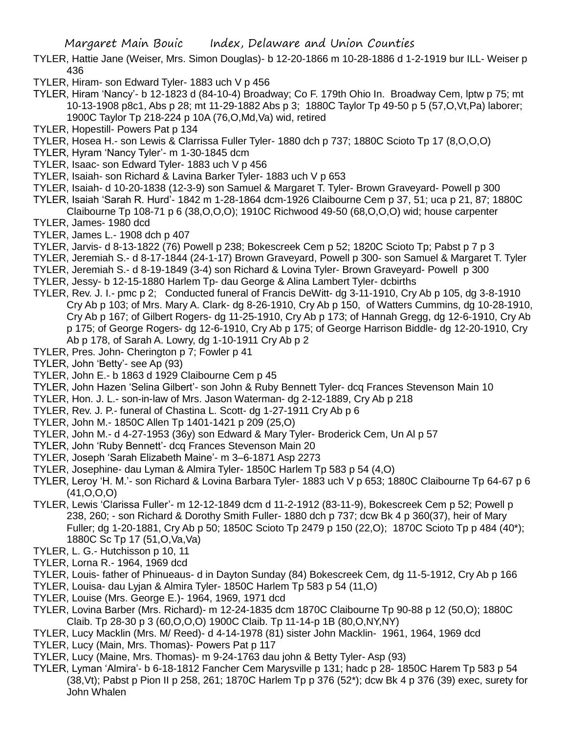TYLER, Hattie Jane (Weiser, Mrs. Simon Douglas)- b 12-20-1866 m 10-28-1886 d 1-2-1919 bur ILL- Weiser p 436

TYLER, Hiram- son Edward Tyler- 1883 uch V p 456

TYLER, Hiram 'Nancy'- b 12-1823 d (84-10-4) Broadway; Co F. 179th Ohio In. Broadway Cem, lptw p 75; mt 10-13-1908 p8c1, Abs p 28; mt 11-29-1882 Abs p 3; 1880C Taylor Tp 49-50 p 5 (57,O,Vt,Pa) laborer; 1900C Taylor Tp 218-224 p 10A (76,O,Md,Va) wid, retired

TYLER, Hopestill- Powers Pat p 134

TYLER, Hosea H.- son Lewis & Clarrissa Fuller Tyler- 1880 dch p 737; 1880C Scioto Tp 17 (8,O,O,O)

TYLER, Hyram 'Nancy Tyler'- m 1-30-1845 dcm

TYLER, Isaac- son Edward Tyler- 1883 uch V p 456

TYLER, Isaiah- son Richard & Lavina Barker Tyler- 1883 uch V p 653

TYLER, Isaiah- d 10-20-1838 (12-3-9) son Samuel & Margaret T. Tyler- Brown Graveyard- Powell p 300

TYLER, Isaiah 'Sarah R. Hurd'- 1842 m 1-28-1864 dcm-1926 Claibourne Cem p 37, 51; uca p 21, 87; 1880C Claibourne Tp 108-71 p 6 (38,O,O,O); 1910C Richwood 49-50 (68,O,O,O) wid; house carpenter

TYLER, James- 1980 dcd

TYLER, James L.- 1908 dch p 407

TYLER, Jarvis- d 8-13-1822 (76) Powell p 238; Bokescreek Cem p 52; 1820C Scioto Tp; Pabst p 7 p 3

TYLER, Jeremiah S.- d 8-17-1844 (24-1-17) Brown Graveyard, Powell p 300- son Samuel & Margaret T. Tyler

TYLER, Jeremiah S.- d 8-19-1849 (3-4) son Richard & Lovina Tyler- Brown Graveyard- Powell p 300

TYLER, Jessy- b 12-15-1880 Harlem Tp- dau George & Alina Lambert Tyler- dcbirths

TYLER, Rev. J. I.- pmc p 2; Conducted funeral of Francis DeWitt- dg 3-11-1910, Cry Ab p 105, dg 3-8-1910 Cry Ab p 103; of Mrs. Mary A. Clark- dg 8-26-1910, Cry Ab p 150, of Watters Cummins, dg 10-28-1910, Cry Ab p 167; of Gilbert Rogers- dg 11-25-1910, Cry Ab p 173; of Hannah Gregg, dg 12-6-1910, Cry Ab p 175; of George Rogers- dg 12-6-1910, Cry Ab p 175; of George Harrison Biddle- dg 12-20-1910, Cry Ab p 178, of Sarah A. Lowry, dg 1-10-1911 Cry Ab p 2

TYLER, Pres. John- Cherington p 7; Fowler p 41

TYLER, John 'Betty'- see Ap (93)

TYLER, John E.- b 1863 d 1929 Claibourne Cem p 45

TYLER, John Hazen 'Selina Gilbert'- son John & Ruby Bennett Tyler- dcq Frances Stevenson Main 10

TYLER, Hon. J. L.- son-in-law of Mrs. Jason Waterman- dg 2-12-1889, Cry Ab p 218

TYLER, Rev. J. P.- funeral of Chastina L. Scott- dg 1-27-1911 Cry Ab p 6

TYLER, John M.- 1850C Allen Tp 1401-1421 p 209 (25,O)

TYLER, John M.- d 4-27-1953 (36y) son Edward & Mary Tyler- Broderick Cem, Un Al p 57

TYLER, John 'Ruby Bennett'- dcq Frances Stevenson Main 20

TYLER, Joseph 'Sarah Elizabeth Maine'- m 3–6-1871 Asp 2273

TYLER, Josephine- dau Lyman & Almira Tyler- 1850C Harlem Tp 583 p 54 (4,O)

TYLER, Leroy 'H. M.'- son Richard & Lovina Barbara Tyler- 1883 uch V p 653; 1880C Claibourne Tp 64-67 p 6 (41,O,O,O)

TYLER, Lewis 'Clarissa Fuller'- m 12-12-1849 dcm d 11-2-1912 (83-11-9), Bokescreek Cem p 52; Powell p 238, 260; - son Richard & Dorothy Smith Fuller- 1880 dch p 737; dcw Bk 4 p 360(37), heir of Mary Fuller; dg 1-20-1881, Cry Ab p 50; 1850C Scioto Tp 2479 p 150 (22,O); 1870C Scioto Tp p 484 (40*); 1880C Sc Tp 17 (51,O,Va,Va)

TYLER, L. G.- Hutchisson p 10, 11

TYLER, Lorna R.- 1964, 1969 dcd

TYLER, Louis- father of Phinueaus- d in Dayton Sunday (84) Bokescreek Cem, dg 11-5-1912, Cry Ab p 166

TYLER, Louisa- dau Lyjan & Almira Tyler- 1850C Harlem Tp 583 p 54 (11,O)

TYLER, Louise (Mrs. George E.)- 1964, 1969, 1971 dcd

TYLER, Lovina Barber (Mrs. Richard)- m 12-24-1835 dcm 1870C Claibourne Tp 90-88 p 12 (50,O); 1880C Claib. Tp 28-30 p 3 (60,O,O,O) 1900C Claib. Tp 11-14-p 1B (80,O,NY,NY)

TYLER, Lucy Macklin (Mrs. M/ Reed)- d 4-14-1978 (81) sister John Macklin- 1961, 1964, 1969 dcd

TYLER, Lucy (Main, Mrs. Thomas)- Powers Pat p 117

TYLER, Lucy (Maine, Mrs. Thomas)- m 9-24-1763 dau john & Betty Tyler- Asp (93)

TYLER, Lyman 'Almira'- b 6-18-1812 Fancher Cem Marysville p 131; hadc p 28- 1850C Harem Tp 583 p 54 (38,Vt); Pabst p Pion II p 258, 261; 1870C Harlem Tp p 376 (52*); dcw Bk 4 p 376 (39) exec, surety for John Whalen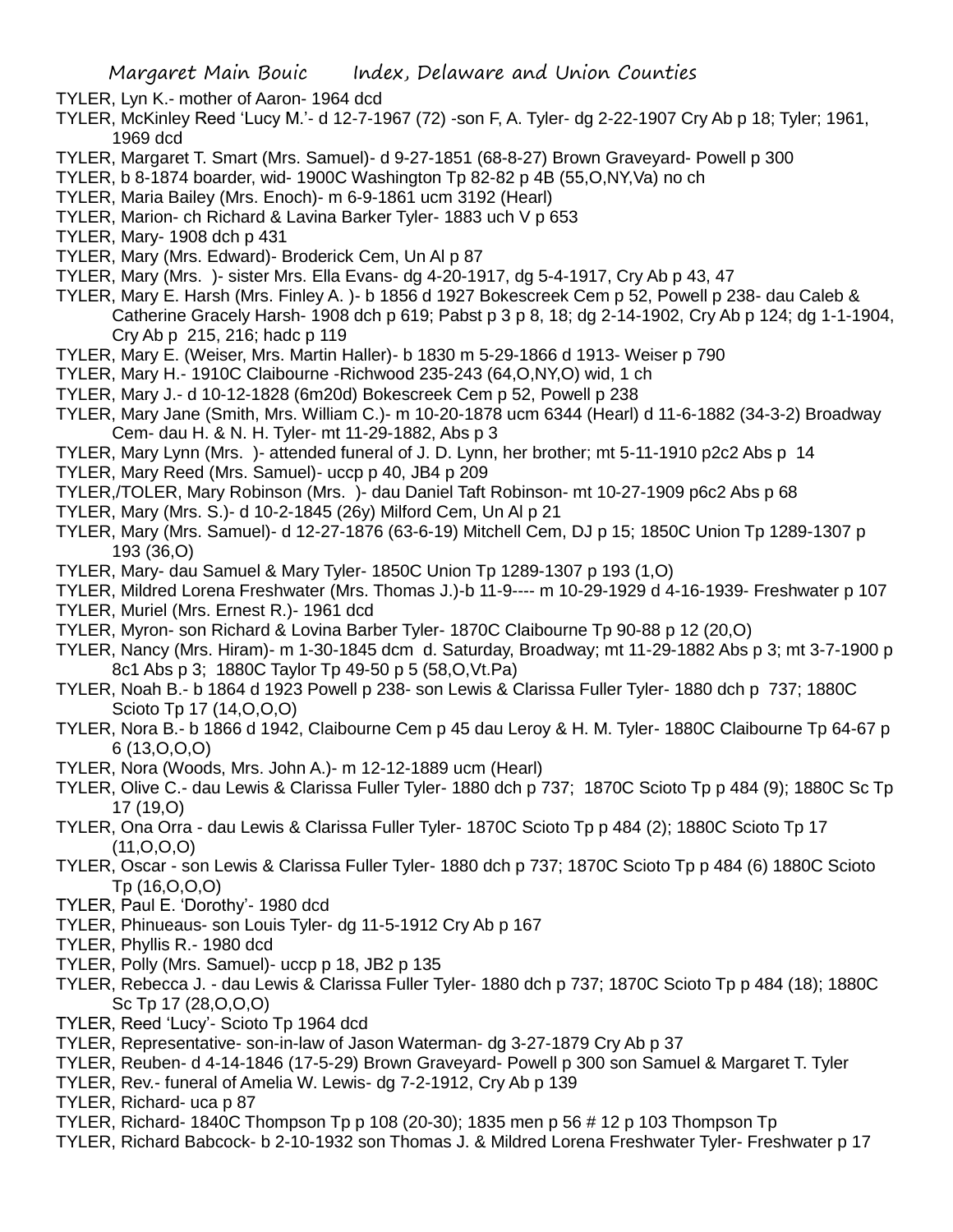TYLER, Lyn K.- mother of Aaron- 1964 dcd

TYLER, McKinley Reed 'Lucy M.'- d 12-7-1967 (72) -son F, A. Tyler- dg 2-22-1907 Cry Ab p 18; Tyler; 1961, 1969 dcd

TYLER, Margaret T. Smart (Mrs. Samuel)- d 9-27-1851 (68-8-27) Brown Graveyard- Powell p 300

TYLER, b 8-1874 boarder, wid- 1900C Washington Tp 82-82 p 4B (55,O,NY,Va) no ch

TYLER, Maria Bailey (Mrs. Enoch)- m 6-9-1861 ucm 3192 (Hearl)

TYLER, Marion- ch Richard & Lavina Barker Tyler- 1883 uch V p 653

TYLER, Mary- 1908 dch p 431

TYLER, Mary (Mrs. Edward)- Broderick Cem, Un Al p 87

TYLER, Mary (Mrs. )- sister Mrs. Ella Evans- dg 4-20-1917, dg 5-4-1917, Cry Ab p 43, 47

TYLER, Mary E. Harsh (Mrs. Finley A. )- b 1856 d 1927 Bokescreek Cem p 52, Powell p 238- dau Caleb & Catherine Gracely Harsh- 1908 dch p 619; Pabst p 3 p 8, 18; dg 2-14-1902, Cry Ab p 124; dg 1-1-1904, Cry Ab p 215, 216; hadc p 119

TYLER, Mary E. (Weiser, Mrs. Martin Haller)- b 1830 m 5-29-1866 d 1913- Weiser p 790

TYLER, Mary H.- 1910C Claibourne -Richwood 235-243 (64,O,NY,O) wid, 1 ch

TYLER, Mary J.- d 10-12-1828 (6m20d) Bokescreek Cem p 52, Powell p 238

TYLER, Mary Jane (Smith, Mrs. William C.)- m 10-20-1878 ucm 6344 (Hearl) d 11-6-1882 (34-3-2) Broadway Cem- dau H. & N. H. Tyler- mt 11-29-1882, Abs p 3

TYLER, Mary Lynn (Mrs. )- attended funeral of J. D. Lynn, her brother; mt 5-11-1910 p2c2 Abs p 14

TYLER, Mary Reed (Mrs. Samuel)- uccp p 40, JB4 p 209

TYLER,/TOLER, Mary Robinson (Mrs. )- dau Daniel Taft Robinson- mt 10-27-1909 p6c2 Abs p 68

TYLER, Mary (Mrs. S.)- d 10-2-1845 (26y) Milford Cem, Un Al p 21

TYLER, Mary (Mrs. Samuel)- d 12-27-1876 (63-6-19) Mitchell Cem, DJ p 15; 1850C Union Tp 1289-1307 p 193 (36,O)

TYLER, Mary- dau Samuel & Mary Tyler- 1850C Union Tp 1289-1307 p 193 (1,O)

TYLER, Mildred Lorena Freshwater (Mrs. Thomas J.)-b 11-9---- m 10-29-1929 d 4-16-1939- Freshwater p 107

TYLER, Muriel (Mrs. Ernest R.)- 1961 dcd

TYLER, Myron- son Richard & Lovina Barber Tyler- 1870C Claibourne Tp 90-88 p 12 (20,O)

TYLER, Nancy (Mrs. Hiram)- m 1-30-1845 dcm d. Saturday, Broadway; mt 11-29-1882 Abs p 3; mt 3-7-1900 p 8c1 Abs p 3; 1880C Taylor Tp 49-50 p 5 (58,O,Vt.Pa)

TYLER, Noah B.- b 1864 d 1923 Powell p 238- son Lewis & Clarissa Fuller Tyler- 1880 dch p 737; 1880C Scioto Tp 17 (14,O,O,O)

TYLER, Nora B.- b 1866 d 1942, Claibourne Cem p 45 dau Leroy & H. M. Tyler- 1880C Claibourne Tp 64-67 p 6 (13,O,O,O)

TYLER, Nora (Woods, Mrs. John A.)- m 12-12-1889 ucm (Hearl)

TYLER, Olive C.- dau Lewis & Clarissa Fuller Tyler- 1880 dch p 737; 1870C Scioto Tp p 484 (9); 1880C Sc Tp 17 (19,O)

TYLER, Ona Orra - dau Lewis & Clarissa Fuller Tyler- 1870C Scioto Tp p 484 (2); 1880C Scioto Tp 17 (11,O,O,O)

TYLER, Oscar - son Lewis & Clarissa Fuller Tyler- 1880 dch p 737; 1870C Scioto Tp p 484 (6) 1880C Scioto Tp (16,O,O,O)

TYLER, Paul E. 'Dorothy'- 1980 dcd

TYLER, Phinueaus- son Louis Tyler- dg 11-5-1912 Cry Ab p 167

TYLER, Phyllis R.- 1980 dcd

TYLER, Polly (Mrs. Samuel)- uccp p 18, JB2 p 135

TYLER, Rebecca J. - dau Lewis & Clarissa Fuller Tyler- 1880 dch p 737; 1870C Scioto Tp p 484 (18); 1880C Sc Tp 17 (28,O,O,O)

TYLER, Reed 'Lucy'- Scioto Tp 1964 dcd

TYLER, Representative- son-in-law of Jason Waterman- dg 3-27-1879 Cry Ab p 37

TYLER, Reuben- d 4-14-1846 (17-5-29) Brown Graveyard- Powell p 300 son Samuel & Margaret T. Tyler

TYLER, Rev.- funeral of Amelia W. Lewis- dg 7-2-1912, Cry Ab p 139

TYLER, Richard- uca p 87

TYLER, Richard- 1840C Thompson Tp p 108 (20-30); 1835 men p 56 # 12 p 103 Thompson Tp

TYLER, Richard Babcock- b 2-10-1932 son Thomas J. & Mildred Lorena Freshwater Tyler- Freshwater p 17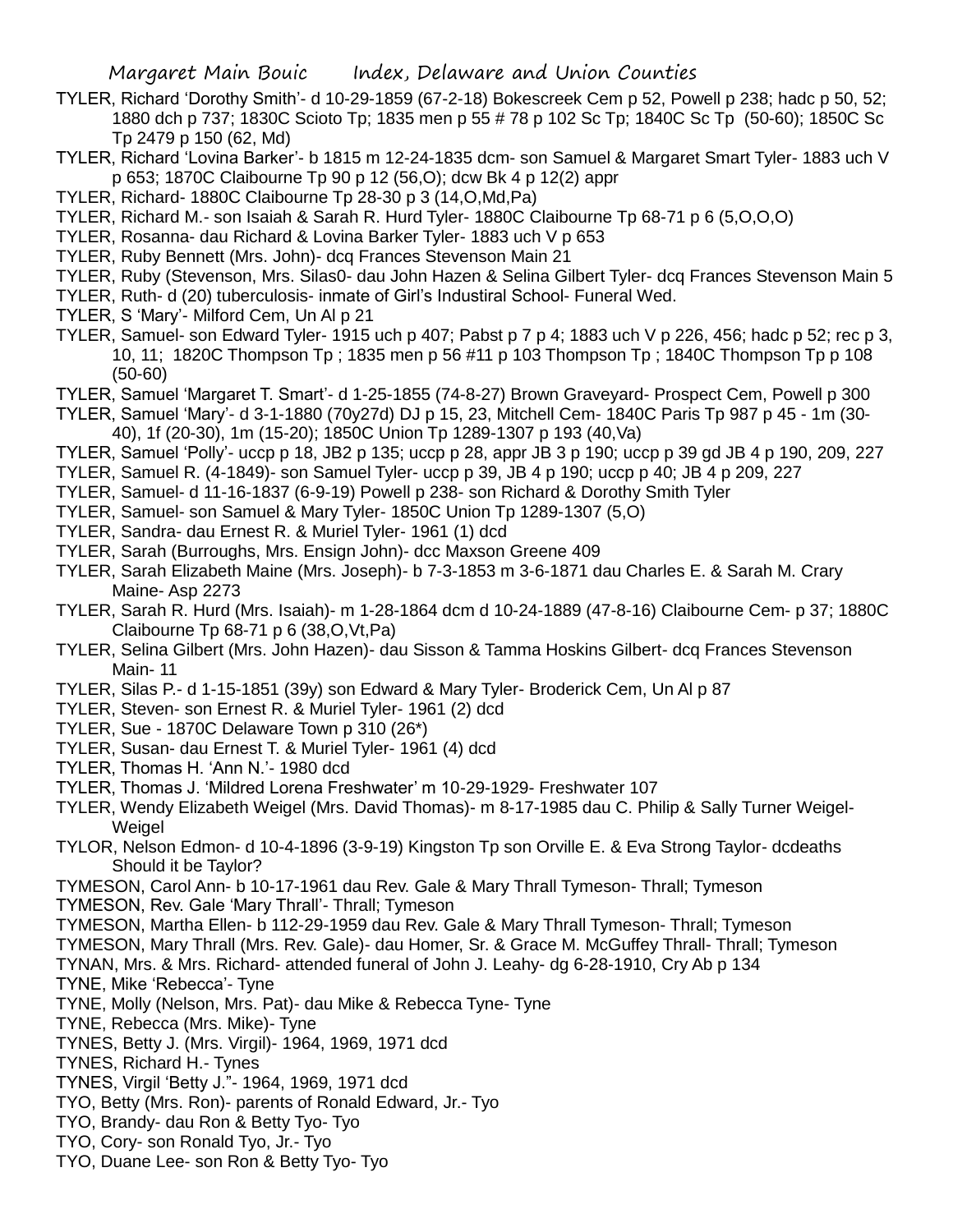TYLER, Richard 'Dorothy Smith'- d 10-29-1859 (67-2-18) Bokescreek Cem p 52, Powell p 238; hadc p 50, 52; 1880 dch p 737; 1830C Scioto Tp; 1835 men p 55 # 78 p 102 Sc Tp; 1840C Sc Tp (50-60); 1850C Sc Tp 2479 p 150 (62, Md)

TYLER, Richard 'Lovina Barker'- b 1815 m 12-24-1835 dcm- son Samuel & Margaret Smart Tyler- 1883 uch V p 653; 1870C Claibourne Tp 90 p 12 (56,O); dcw Bk 4 p 12(2) appr

TYLER, Richard- 1880C Claibourne Tp 28-30 p 3 (14,O,Md,Pa)

TYLER, Richard M.- son Isaiah & Sarah R. Hurd Tyler- 1880C Claibourne Tp 68-71 p 6 (5,O,O,O)

TYLER, Rosanna- dau Richard & Lovina Barker Tyler- 1883 uch V p 653

TYLER, Ruby Bennett (Mrs. John)- dcq Frances Stevenson Main 21

TYLER, Ruby (Stevenson, Mrs. Silas0- dau John Hazen & Selina Gilbert Tyler- dcq Frances Stevenson Main 5

TYLER, Ruth- d (20) tuberculosis- inmate of Girl's Industiral School- Funeral Wed.

TYLER, S 'Mary'- Milford Cem, Un Al p 21

TYLER, Samuel- son Edward Tyler- 1915 uch p 407; Pabst p 7 p 4; 1883 uch V p 226, 456; hadc p 52; rec p 3, 10, 11; 1820C Thompson Tp ; 1835 men p 56 #11 p 103 Thompson Tp ; 1840C Thompson Tp p 108 (50-60)

TYLER, Samuel 'Margaret T. Smart'- d 1-25-1855 (74-8-27) Brown Graveyard- Prospect Cem, Powell p 300

TYLER, Samuel 'Mary'- d 3-1-1880 (70y27d) DJ p 15, 23, Mitchell Cem- 1840C Paris Tp 987 p 45 - 1m (30-40), 1f (20-30), 1m (15-20); 1850C Union Tp 1289-1307 p 193 (40,Va)

TYLER, Samuel 'Polly'- uccp p 18, JB2 p 135; uccp p 28, appr JB 3 p 190; uccp p 39 gd JB 4 p 190, 209, 227

TYLER, Samuel R. (4-1849)- son Samuel Tyler- uccp p 39, JB 4 p 190; uccp p 40; JB 4 p 209, 227

TYLER, Samuel- d 11-16-1837 (6-9-19) Powell p 238- son Richard & Dorothy Smith Tyler

TYLER, Samuel- son Samuel & Mary Tyler- 1850C Union Tp 1289-1307 (5,O)

TYLER, Sandra- dau Ernest R. & Muriel Tyler- 1961 (1) dcd

TYLER, Sarah (Burroughs, Mrs. Ensign John)- dcc Maxson Greene 409

TYLER, Sarah Elizabeth Maine (Mrs. Joseph)- b 7-3-1853 m 3-6-1871 dau Charles E. & Sarah M. Crary Maine- Asp 2273

TYLER, Sarah R. Hurd (Mrs. Isaiah)- m 1-28-1864 dcm d 10-24-1889 (47-8-16) Claibourne Cem- p 37; 1880C Claibourne Tp 68-71 p 6 (38,O,Vt,Pa)

TYLER, Selina Gilbert (Mrs. John Hazen)- dau Sisson & Tamma Hoskins Gilbert- dcq Frances Stevenson Main- 11

TYLER, Silas P.- d 1-15-1851 (39y) son Edward & Mary Tyler- Broderick Cem, Un Al p 87

TYLER, Steven- son Ernest R. & Muriel Tyler- 1961 (2) dcd

TYLER, Sue - 1870C Delaware Town p 310 (26*)

TYLER, Susan- dau Ernest T. & Muriel Tyler- 1961 (4) dcd

TYLER, Thomas H. 'Ann N.'- 1980 dcd

TYLER, Thomas J. 'Mildred Lorena Freshwater' m 10-29-1929- Freshwater 107

TYLER, Wendy Elizabeth Weigel (Mrs. David Thomas)- m 8-17-1985 dau C. Philip & Sally Turner Weigel- Weigel

TYLOR, Nelson Edmon- d 10-4-1896 (3-9-19) Kingston Tp son Orville E. & Eva Strong Taylor- dcdeaths Should it be Taylor?

TYMESON, Carol Ann- b 10-17-1961 dau Rev. Gale & Mary Thrall Tymeson- Thrall; Tymeson

TYMESON, Rev. Gale 'Mary Thrall'- Thrall; Tymeson

TYMESON, Martha Ellen- b 112-29-1959 dau Rev. Gale & Mary Thrall Tymeson- Thrall; Tymeson

TYMESON, Mary Thrall (Mrs. Rev. Gale)- dau Homer, Sr. & Grace M. McGuffey Thrall- Thrall; Tymeson

TYNAN, Mrs. & Mrs. Richard- attended funeral of John J. Leahy- dg 6-28-1910, Cry Ab p 134

TYNE, Mike 'Rebecca'- Tyne

TYNE, Molly (Nelson, Mrs. Pat)- dau Mike & Rebecca Tyne- Tyne

TYNE, Rebecca (Mrs. Mike)- Tyne

TYNES, Betty J. (Mrs. Virgil)- 1964, 1969, 1971 dcd

TYNES, Richard H.- Tynes

TYNES, Virgil 'Betty J."- 1964, 1969, 1971 dcd

TYO, Betty (Mrs. Ron)- parents of Ronald Edward, Jr.- Tyo

TYO, Brandy- dau Ron & Betty Tyo- Tyo

TYO, Cory- son Ronald Tyo, Jr.- Tyo

TYO, Duane Lee- son Ron & Betty Tyo- Tyo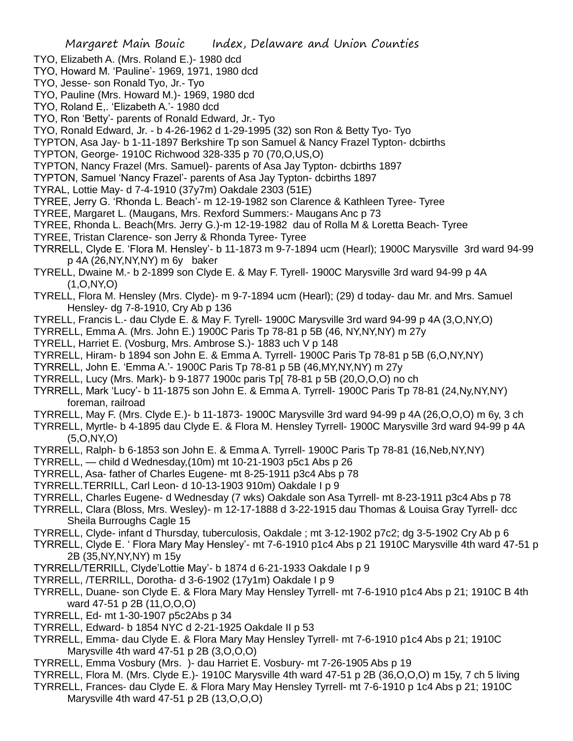TYO, Elizabeth A. (Mrs. Roland E.)- 1980 dcd

TYO, Howard M. 'Pauline'- 1969, 1971, 1980 dcd

TYO, Jesse- son Ronald Tyo, Jr.- Tyo

TYO, Pauline (Mrs. Howard M.)- 1969, 1980 dcd

TYO, Roland E,. 'Elizabeth A.'- 1980 dcd

TYO, Ron 'Betty'- parents of Ronald Edward, Jr.- Tyo

TYO, Ronald Edward, Jr. - b 4-26-1962 d 1-29-1995 (32) son Ron & Betty Tyo- Tyo

TYPTON, Asa Jay- b 1-11-1897 Berkshire Tp son Samuel & Nancy Frazel Typton- dcbirths

TYPTON, George- 1910C Richwood 328-335 p 70 (70,O,US,O)

TYPTON, Nancy Frazel (Mrs. Samuel)- parents of Asa Jay Typton- dcbirths 1897

TYPTON, Samuel 'Nancy Frazel'- parents of Asa Jay Typton- dcbirths 1897

TYRAL, Lottie May- d 7-4-1910 (37y7m) Oakdale 2303 (51E)

TYREE, Jerry G. 'Rhonda L. Beach'- m 12-19-1982 son Clarence & Kathleen Tyree- Tyree

TYREE, Margaret L. (Maugans, Mrs. Rexford Summers:- Maugans Anc p 73

TYREE, Rhonda L. Beach(Mrs. Jerry G.)-m 12-19-1982 dau of Rolla M & Loretta Beach- Tyree

TYREE, Tristan Clarence- son Jerry & Rhonda Tyree- Tyree

TYRRELL, Clyde E. 'Flora M. Hensley'- b 11-1873 m 9-7-1894 ucm (Hearl); 1900C Marysville 3rd ward 94-99 p 4A (26,NY,NY,NY) m 6y baker

TYRELL, Dwaine M.- b 2-1899 son Clyde E. & May F. Tyrell- 1900C Marysville 3rd ward 94-99 p 4A (1,O,NY,O)

TYRELL, Flora M. Hensley (Mrs. Clyde)- m 9-7-1894 ucm (Hearl); (29) d today- dau Mr. and Mrs. Samuel Hensley- dg 7-8-1910, Cry Ab p 136

TYRELL, Francis L.- dau Clyde E. & May F. Tyrell- 1900C Marysville 3rd ward 94-99 p 4A (3,O,NY,O)

TYRRELL, Emma A. (Mrs. John E.) 1900C Paris Tp 78-81 p 5B (46, NY,NY,NY) m 27y

TYRELL, Harriet E. (Vosburg, Mrs. Ambrose S.)- 1883 uch V p 148

TYRRELL, Hiram- b 1894 son John E. & Emma A. Tyrrell- 1900C Paris Tp 78-81 p 5B (6,O,NY,NY)

TYRRELL, John E. 'Emma A.'- 1900C Paris Tp 78-81 p 5B (46,MY,NY,NY) m 27y

TYRRELL, Lucy (Mrs. Mark)- b 9-1877 1900c paris Tp[ 78-81 p 5B (20,O,O,O) no ch

TYRRELL, Mark 'Lucy'- b 11-1875 son John E. & Emma A. Tyrrell- 1900C Paris Tp 78-81 (24,Ny,NY,NY) foreman, railroad

TYRRELL, May F. (Mrs. Clyde E.)- b 11-1873- 1900C Marysville 3rd ward 94-99 p 4A (26,O,O,O) m 6y, 3 ch

TYRRELL, Myrtle- b 4-1895 dau Clyde E. & Flora M. Hensley Tyrrell- 1900C Marysville 3rd ward 94-99 p 4A (5,O,NY,O)

TYRRELL, Ralph- b 6-1853 son John E. & Emma A. Tyrrell- 1900C Paris Tp 78-81 (16,Neb,NY,NY)

TYRRELL, — child d Wednesday,(10m) mt 10-21-1903 p5c1 Abs p 26

TYRRELL, Asa- father of Charles Eugene- mt 8-25-1911 p3c4 Abs p 78

TYRRELL.TERRILL, Carl Leon- d 10-13-1903 910m) Oakdale I p 9

TYRRELL, Charles Eugene- d Wednesday (7 wks) Oakdale son Asa Tyrrell- mt 8-23-1911 p3c4 Abs p 78

TYRRELL, Clara (Bloss, Mrs. Wesley)- m 12-17-1888 d 3-22-1915 dau Thomas & Louisa Gray Tyrrell- dcc Sheila Burroughs Cagle 15

TYRRELL, Clyde- infant d Thursday, tuberculosis, Oakdale ; mt 3-12-1902 p7c2; dg 3-5-1902 Cry Ab p 6

TYRRELL, Clyde E. ' Flora Mary May Hensley'- mt 7-6-1910 p1c4 Abs p 21 1910C Marysville 4th ward 47-51 p 2B (35,NY,NY,NY) m 15y

TYRRELL/TERRILL, Clyde'Lottie May'- b 1874 d 6-21-1933 Oakdale I p 9

TYRRELL, /TERRILL, Dorotha- d 3-6-1902 (17y1m) Oakdale I p 9

TYRRELL, Duane- son Clyde E. & Flora Mary May Hensley Tyrrell- mt 7-6-1910 p1c4 Abs p 21; 1910C B 4th ward 47-51 p 2B (11,O,O,O)

TYRRELL, Ed- mt 1-30-1907 p5c2Abs p 34

TYRRELL, Edward- b 1854 NYC d 2-21-1925 Oakdale II p 53

TYRRELL, Emma- dau Clyde E. & Flora Mary May Hensley Tyrrell- mt 7-6-1910 p1c4 Abs p 21; 1910C Marysville 4th ward 47-51 p 2B (3,O,O,O)

TYRRELL, Emma Vosbury (Mrs. )- dau Harriet E. Vosbury- mt 7-26-1905 Abs p 19

TYRRELL, Flora M. (Mrs. Clyde E.)- 1910C Marysville 4th ward 47-51 p 2B (36,O,O,O) m 15y, 7 ch 5 living

TYRRELL, Frances- dau Clyde E. & Flora Mary May Hensley Tyrrell- mt 7-6-1910 p 1c4 Abs p 21; 1910C Marysville 4th ward 47-51 p 2B (13,O,O,O)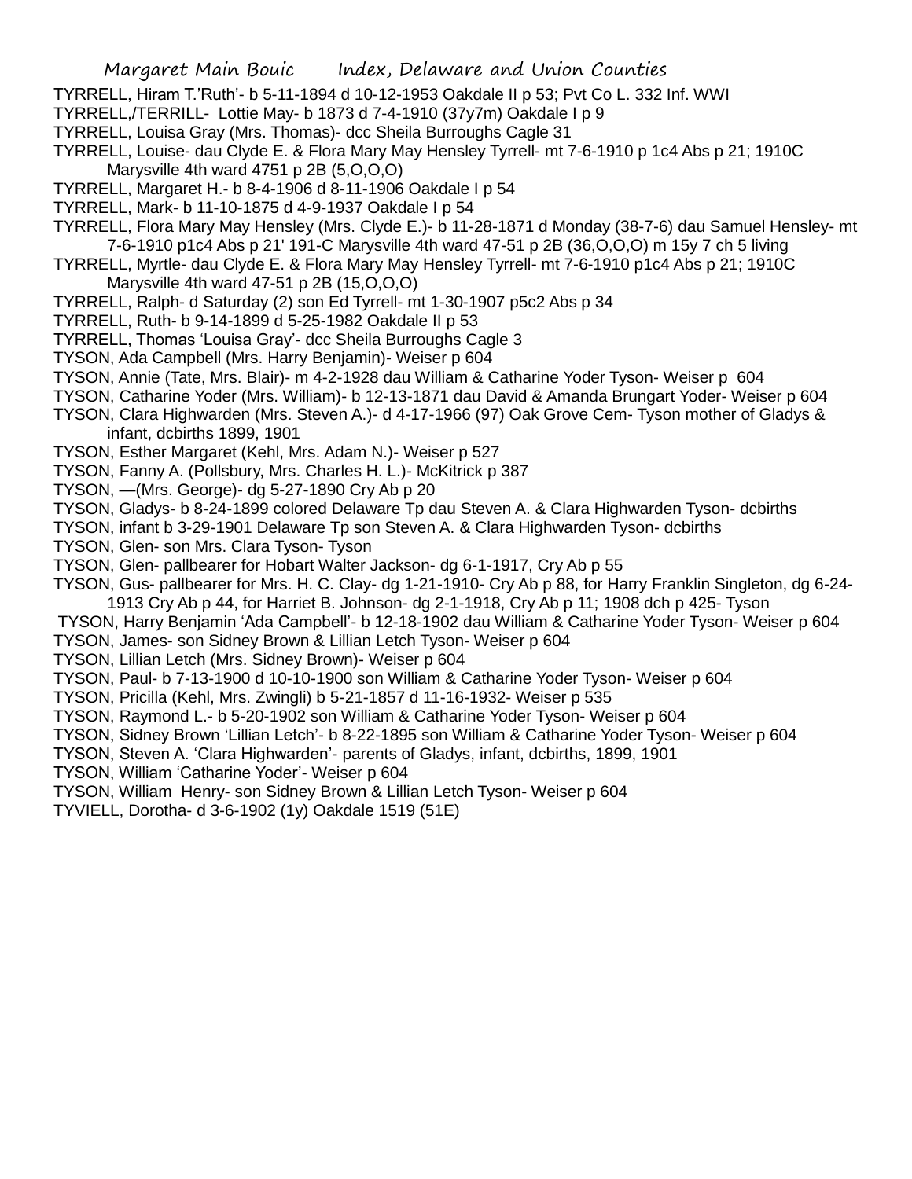TYRRELL, Hiram T.'Ruth'- b 5-11-1894 d 10-12-1953 Oakdale II p 53; Pvt Co L. 332 Inf. WWI
TYRRELL,/TERRILL- Lottie May- b 1873 d 7-4-1910 (37y7m) Oakdale I p 9
TYRRELL, Louisa Gray (Mrs. Thomas)- dcc Sheila Burroughs Cagle 31
TYRRELL, Louise- dau Clyde E. & Flora Mary May Hensley Tyrrell- mt 7-6-1910 p 1c4 Abs p 21; 1910C Marysville 4th ward 4751 p 2B (5,O,O,O)
TYRRELL, Margaret H.- b 8-4-1906 d 8-11-1906 Oakdale I p 54
TYRRELL, Mark- b 11-10-1875 d 4-9-1937 Oakdale I p 54
TYRRELL, Flora Mary May Hensley (Mrs. Clyde E.)- b 11-28-1871 d Monday (38-7-6) dau Samuel Hensley- mt 7-6-1910 p1c4 Abs p 21' 191-C Marysville 4th ward 47-51 p 2B (36,O,O,O) m 15y 7 ch 5 living
TYRRELL, Myrtle- dau Clyde E. & Flora Mary May Hensley Tyrrell- mt 7-6-1910 p1c4 Abs p 21; 1910C Marysville 4th ward 47-51 p 2B (15,O,O,O)
TYRRELL, Ralph- d Saturday (2) son Ed Tyrrell- mt 1-30-1907 p5c2 Abs p 34
TYRRELL, Ruth- b 9-14-1899 d 5-25-1982 Oakdale II p 53
TYRRELL, Thomas 'Louisa Gray'- dcc Sheila Burroughs Cagle 3
TYSON, Ada Campbell (Mrs. Harry Benjamin)- Weiser p 604
TYSON, Annie (Tate, Mrs. Blair)- m 4-2-1928 dau William & Catharine Yoder Tyson- Weiser p 604
TYSON, Catharine Yoder (Mrs. William)- b 12-13-1871 dau David & Amanda Brungart Yoder- Weiser p 604
TYSON, Clara Highwarden (Mrs. Steven A.)- d 4-17-1966 (97) Oak Grove Cem- Tyson mother of Gladys & infant, dcbirths 1899, 1901
TYSON, Esther Margaret (Kehl, Mrs. Adam N.)- Weiser p 527
TYSON, Fanny A. (Pollsbury, Mrs. Charles H. L.)- McKitrick p 387
TYSON, —(Mrs. George)- dg 5-27-1890 Cry Ab p 20
TYSON, Gladys- b 8-24-1899 colored Delaware Tp dau Steven A. & Clara Highwarden Tyson- dcbirths
TYSON, infant b 3-29-1901 Delaware Tp son Steven A. & Clara Highwarden Tyson- dcbirths
TYSON, Glen- son Mrs. Clara Tyson- Tyson
TYSON, Glen- pallbearer for Hobart Walter Jackson- dg 6-1-1917, Cry Ab p 55
TYSON, Gus- pallbearer for Mrs. H. C. Clay- dg 1-21-1910- Cry Ab p 88, for Harry Franklin Singleton, dg 6-24-1913 Cry Ab p 44, for Harriet B. Johnson- dg 2-1-1918, Cry Ab p 11; 1908 dch p 425- Tyson
TYSON, Harry Benjamin 'Ada Campbell'- b 12-18-1902 dau William & Catharine Yoder Tyson- Weiser p 604
TYSON, James- son Sidney Brown & Lillian Letch Tyson- Weiser p 604
TYSON, Lillian Letch (Mrs. Sidney Brown)- Weiser p 604
TYSON, Paul- b 7-13-1900 d 10-10-1900 son William & Catharine Yoder Tyson- Weiser p 604
TYSON, Pricilla (Kehl, Mrs. Zwingli) b 5-21-1857 d 11-16-1932- Weiser p 535
TYSON, Raymond L.- b 5-20-1902 son William & Catharine Yoder Tyson- Weiser p 604
TYSON, Sidney Brown 'Lillian Letch'- b 8-22-1895 son William & Catharine Yoder Tyson- Weiser p 604
TYSON, Steven A. 'Clara Highwarden'- parents of Gladys, infant, dcbirths, 1899, 1901
TYSON, William 'Catharine Yoder'- Weiser p 604
TYSON, William Henry- son Sidney Brown & Lillian Letch Tyson- Weiser p 604
TYVIELL, Dorotha- d 3-6-1902 (1y) Oakdale 1519 (51E)